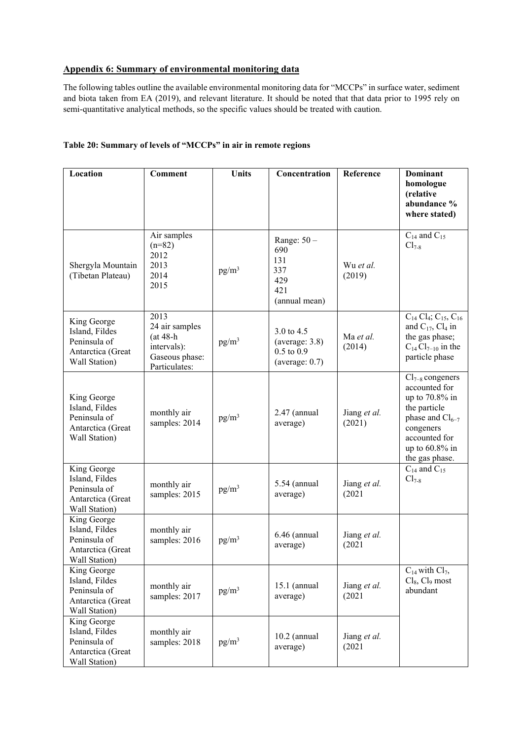## Appendix 6: Summary of environmental monitoring data

The following tables outline the available environmental monitoring data for "MCCPs" in surface water, sediment and biota taken from EA (2019), and relevant literature. It should be noted that that data prior to 1995 rely on semi-quantitative analytical methods, so the specific values should be treated with caution.

**Table 20: Summary of levels of "MCCPs" in air in remote regions**

| Location | Comment | Units | Concentration | Reference | Dominant homologue (relative abundance % where stated) |
|---|---|---|---|---|---|
| Shergyla Mountain (Tibetan Plateau) | Air samples (n=82) 2012 2013 2014 2015 | pg/m$^3$ | Range: 50 – 690 131 337 429 421 (annual mean) | Wu *et al.* (2019) | $C_{14}$ and $C_{15}$ $Cl_{7\text{-}8}$ |
| King George Island, Fildes Peninsula of Antarctica (Great Wall Station) | 2013 24 air samples (at 48-h intervals): Gaseous phase: Particulates: | pg/m$^3$ | 3.0 to 4.5 (average: 3.8) 0.5 to 0.9 (average: 0.7) | Ma *et al.* (2014) | $C_{14}$ $Cl_4$; $C_{15}$, $C_{16}$ and $C_{17}$, $Cl_4$ in the gas phase; $C_{14}$ $Cl_{7\text{–}10}$ in the particle phase |
| King George Island, Fildes Peninsula of Antarctica (Great Wall Station) | monthly air samples: 2014 | pg/m$^3$ | 2.47 (annual average) | Jiang *et al.* (2021) | $Cl_{7\text{–}8}$ congeners accounted for up to 70.8% in the particle phase and $Cl_{6\text{–}7}$ congeners accounted for up to 60.8% in the gas phase. |
| King George Island, Fildes Peninsula of Antarctica (Great Wall Station) | monthly air samples: 2015 | pg/m$^3$ | 5.54 (annual average) | Jiang *et al.* (2021 | $C_{14}$ and $C_{15}$ $Cl_{7\text{-}8}$ |
| King George Island, Fildes Peninsula of Antarctica (Great Wall Station) | monthly air samples: 2016 | pg/m$^3$ | 6.46 (annual average) | Jiang *et al.* (2021 | |
| King George Island, Fildes Peninsula of Antarctica (Great Wall Station) | monthly air samples: 2017 | pg/m$^3$ | 15.1 (annual average) | Jiang *et al.* (2021 | $C_{14}$ with $Cl_7$, $Cl_8$, $Cl_9$ most abundant |
| King George Island, Fildes Peninsula of Antarctica (Great Wall Station) | monthly air samples: 2018 | pg/m$^3$ | 10.2 (annual average) | Jiang *et al.* (2021 | |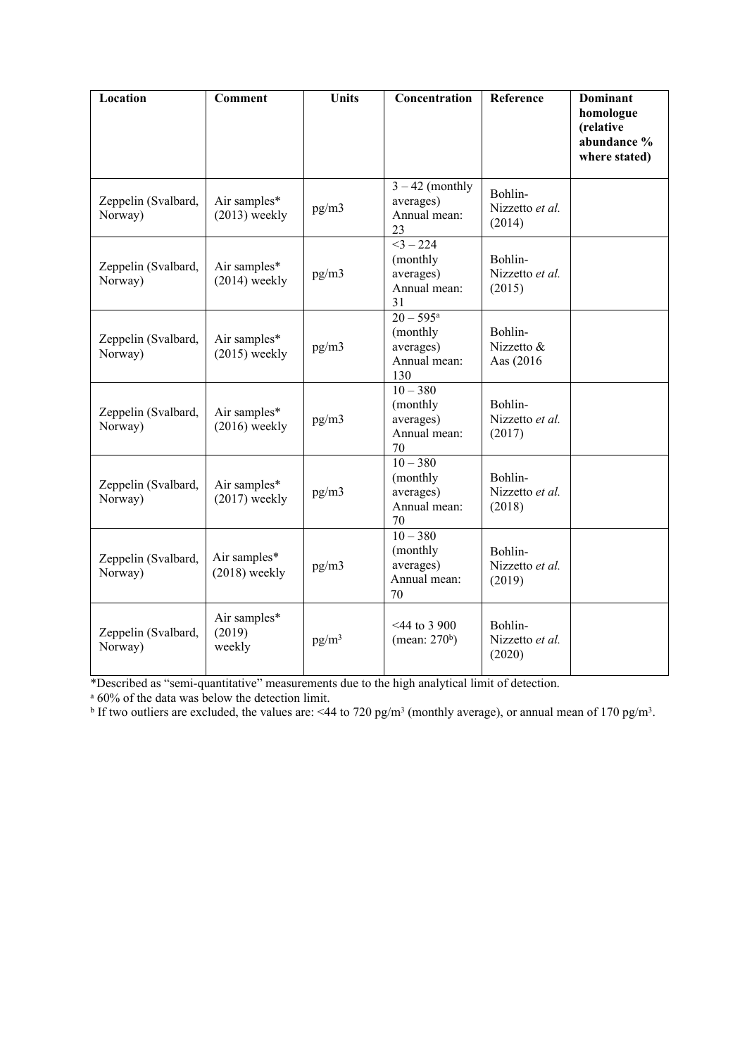| Location | Comment | Units | Concentration | Reference | Dominant homologue (relative abundance % where stated) |
|---|---|---|---|---|---|
| Zeppelin (Svalbard, Norway) | Air samples* (2013) weekly | pg/m3 | 3 – 42 (monthly averages) Annual mean: 23 | Bohlin-Nizzetto *et al.* (2014) | |
| Zeppelin (Svalbard, Norway) | Air samples* (2014) weekly | pg/m3 | <3 – 224 (monthly averages) Annual mean: 31 | Bohlin-Nizzetto *et al.* (2015) | |
| Zeppelin (Svalbard, Norway) | Air samples* (2015) weekly | pg/m3 | 20 – 595[a] (monthly averages) Annual mean: 130 | Bohlin-Nizzetto & Aas (2016 | |
| Zeppelin (Svalbard, Norway) | Air samples* (2016) weekly | pg/m3 | 10 – 380 (monthly averages) Annual mean: 70 | Bohlin-Nizzetto *et al.* (2017) | |
| Zeppelin (Svalbard, Norway) | Air samples* (2017) weekly | pg/m3 | 10 – 380 (monthly averages) Annual mean: 70 | Bohlin-Nizzetto *et al.* (2018) | |
| Zeppelin (Svalbard, Norway) | Air samples* (2018) weekly | pg/m3 | 10 – 380 (monthly averages) Annual mean: 70 | Bohlin-Nizzetto *et al.* (2019) | |
| Zeppelin (Svalbard, Norway) | Air samples* (2019) weekly | pg/m$^3$ | <44 to 3 900 (mean: 270[b]) | Bohlin-Nizzetto *et al.* (2020) | |

*Described as "semi-quantitative" measurements due to the high analytical limit of detection.

[a] 60% of the data was below the detection limit.

[b] If two outliers are excluded, the values are: <44 to 720 pg/m$^3$ (monthly average), or annual mean of 170 pg/m$^3$.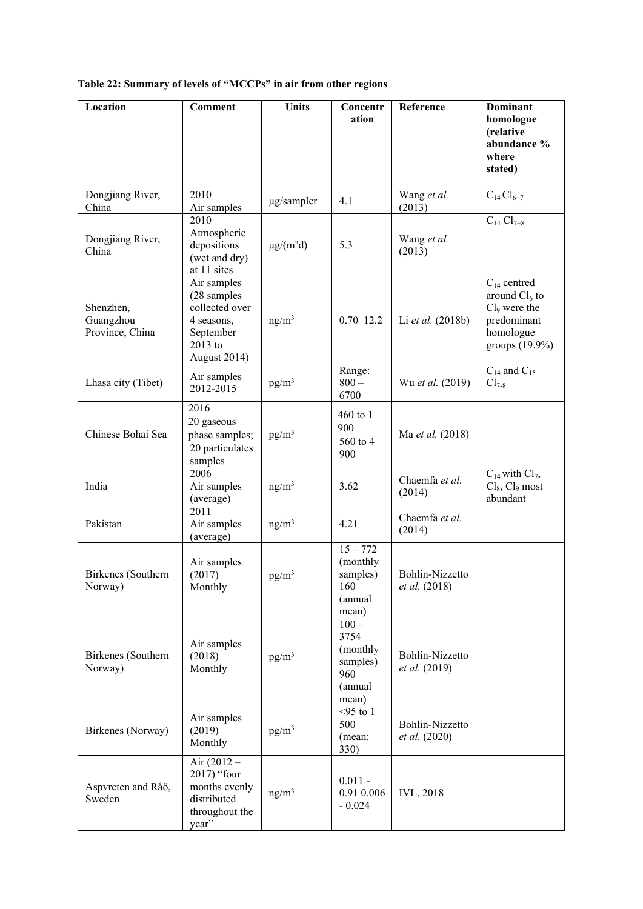**Table 22: Summary of levels of "MCCPs" in air from other regions**

| Location | Comment | Units | Concentration | Reference | Dominant homologue (relative abundance % where stated) |
|---|---|---|---|---|---|
| Dongjiang River, China | 2010 Air samples | µg/sampler | 4.1 | Wang *et al.* (2013) | $C_{14}$ $Cl_{6–7}$ |
| Dongjiang River, China | 2010 Atmospheric depositions (wet and dry) at 11 sites | µg/($m^2$d) | 5.3 | Wang *et al.* (2013) | $C_{14}$ $Cl_{7–8}$ |
| Shenzhen, Guangzhou Province, China | Air samples (28 samples collected over 4 seasons, September 2013 to August 2014) | ng/$m^3$ | 0.70–12.2 | Li *et al.* (2018b) | $C_{14}$ centred around $Cl_6$ to $Cl_9$ were the predominant homologue groups (19.9%) |
| Lhasa city (Tibet) | Air samples 2012-2015 | pg/$m^3$ | Range: 800 – 6700 | Wu *et al.* (2019) | $C_{14}$ and $C_{15}$ $Cl_{7-8}$ |
| Chinese Bohai Sea | 2016 20 gaseous phase samples; 20 particulates samples | pg/$m^3$ | 460 to 1 900 560 to 4 900 | Ma *et al.* (2018) | |
| India | 2006 Air samples (average) | ng/$m^3$ | 3.62 | Chaemfa *et al.* (2014) | $C_{14}$ with $Cl_7$, $Cl_8$, $Cl_9$ most abundant |
| Pakistan | 2011 Air samples (average) | ng/$m^3$ | 4.21 | Chaemfa *et al.* (2014) | |
| Birkenes (Southern Norway) | Air samples (2017) Monthly | pg/$m^3$ | 15 – 772 (monthly samples) 160 (annual mean) | Bohlin-Nizzetto *et al.* (2018) | |
| Birkenes (Southern Norway) | Air samples (2018) Monthly | pg/$m^3$ | 100 – 3754 (monthly samples) 960 (annual mean) | Bohlin-Nizzetto *et al.* (2019) | |
| Birkenes (Norway) | Air samples (2019) Monthly | pg/$m^3$ | <95 to 1 500 (mean: 330) | Bohlin-Nizzetto *et al.* (2020) | |
| Aspvreten and Råö, Sweden | Air (2012 – 2017) "four months evenly distributed throughout the year" | ng/$m^3$ | 0.011 - 0.91 0.006 - 0.024 | IVL, 2018 | |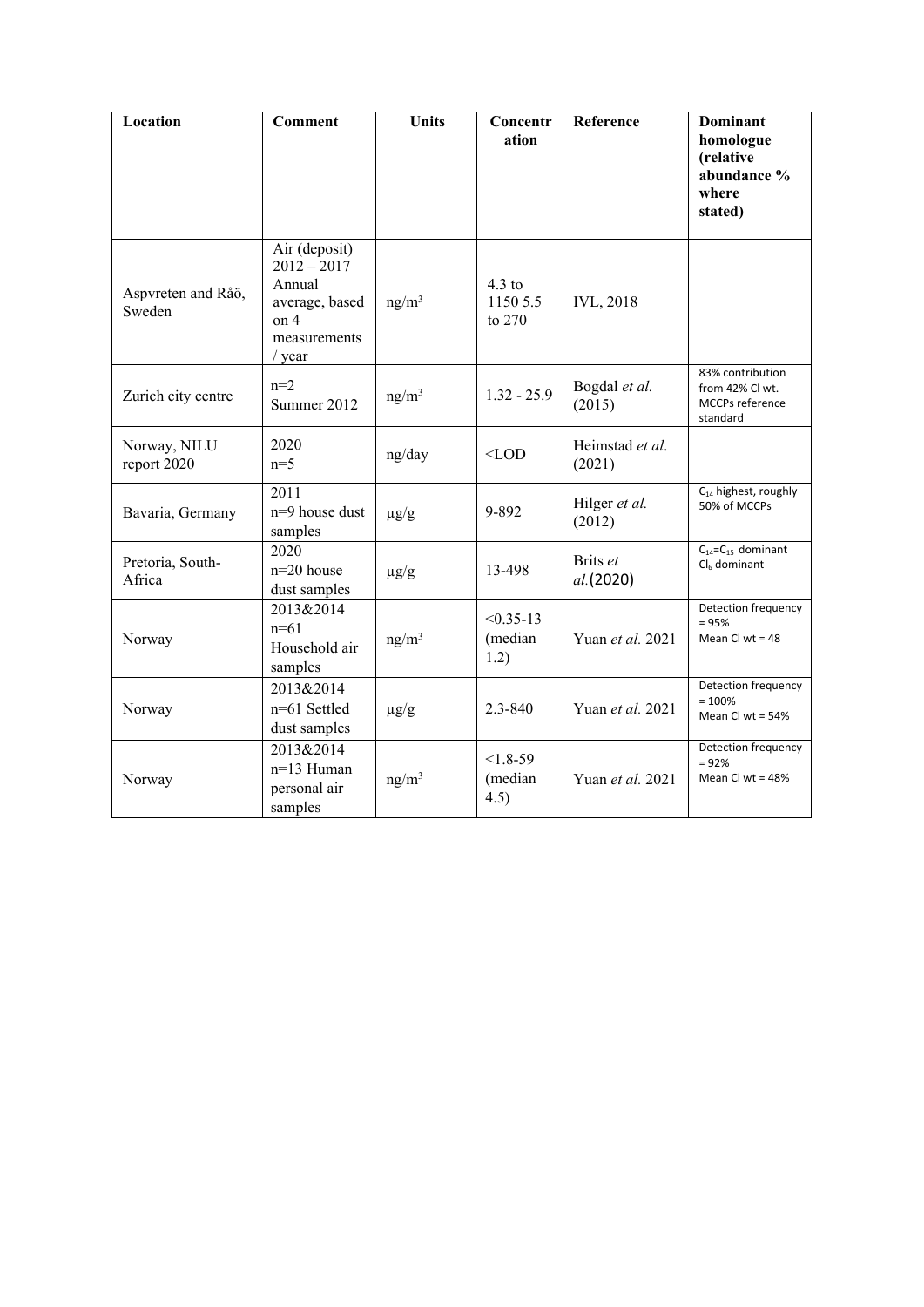| Location | Comment | Units | Concentration | Reference | Dominant homologue (relative abundance % where stated) |
|---|---|---|---|---|---|
| Aspvreten and Råö, Sweden | Air (deposit) 2012 – 2017 Annual average, based on 4 measurements / year | ng/m$^3$ | 4.3 to 1150 5.5 to 270 | IVL, 2018 | |
| Zurich city centre | n=2 Summer 2012 | ng/m$^3$ | 1.32 - 25.9 | Bogdal *et al.* (2015) | 83% contribution from 42% Cl wt. MCCPs reference standard |
| Norway, NILU report 2020 | 2020 n=5 | ng/day | <LOD | Heimstad *et al.* (2021) | |
| Bavaria, Germany | 2011 n=9 house dust samples | µg/g | 9-892 | Hilger *et al.* (2012) | $C_{14}$ highest, roughly 50% of MCCPs |
| Pretoria, South-Africa | 2020 n=20 house dust samples | µg/g | 13-498 | Brits *et al.*(2020) | $C_{14}$=$C_{15}$ dominant $Cl_6$ dominant |
| Norway | 2013&2014 n=61 Household air samples | ng/m$^3$ | <0.35-13 (median 1.2) | Yuan *et al.* 2021 | Detection frequency = 95% Mean Cl wt = 48 |
| Norway | 2013&2014 n=61 Settled dust samples | µg/g | 2.3-840 | Yuan *et al.* 2021 | Detection frequency = 100% Mean Cl wt = 54% |
| Norway | 2013&2014 n=13 Human personal air samples | ng/m$^3$ | <1.8-59 (median 4.5) | Yuan *et al.* 2021 | Detection frequency = 92% Mean Cl wt = 48% |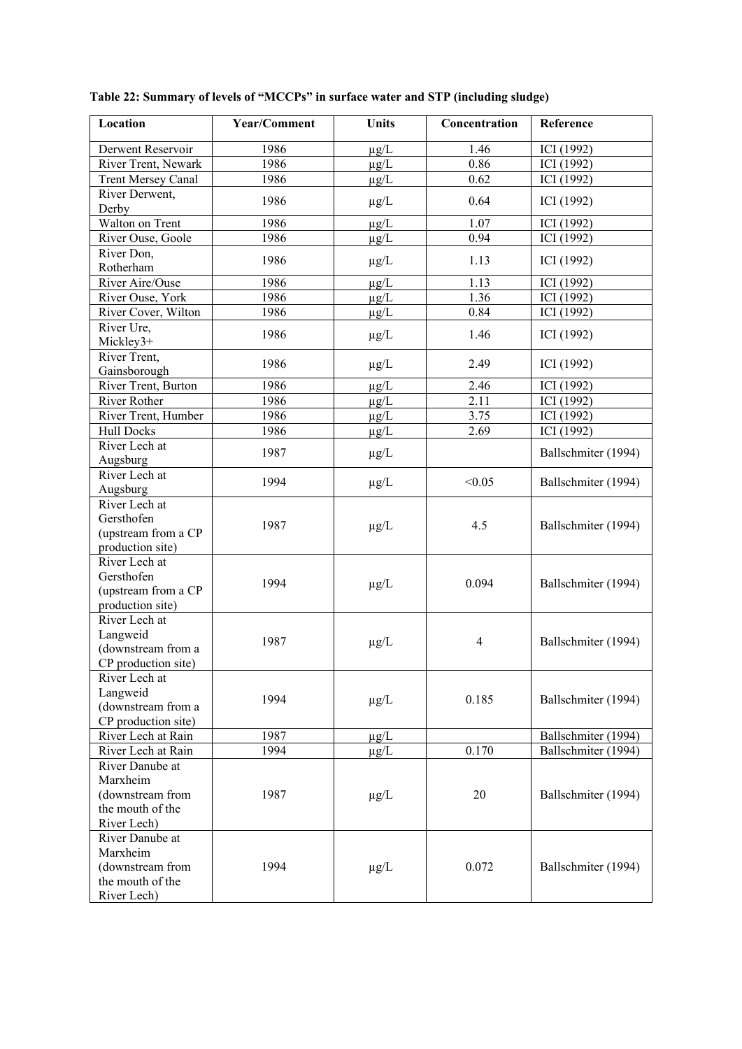**Table 22: Summary of levels of "MCCPs" in surface water and STP (including sludge)**

| Location | Year/Comment | Units | Concentration | Reference |
|---|---|---|---|---|
| Derwent Reservoir | 1986 | μg/L | 1.46 | ICI (1992) |
| River Trent, Newark | 1986 | μg/L | 0.86 | ICI (1992) |
| Trent Mersey Canal | 1986 | μg/L | 0.62 | ICI (1992) |
| River Derwent, Derby | 1986 | μg/L | 0.64 | ICI (1992) |
| Walton on Trent | 1986 | μg/L | 1.07 | ICI (1992) |
| River Ouse, Goole | 1986 | μg/L | 0.94 | ICI (1992) |
| River Don, Rotherham | 1986 | μg/L | 1.13 | ICI (1992) |
| River Aire/Ouse | 1986 | μg/L | 1.13 | ICI (1992) |
| River Ouse, York | 1986 | μg/L | 1.36 | ICI (1992) |
| River Cover, Wilton | 1986 | μg/L | 0.84 | ICI (1992) |
| River Ure, Mickley3+ | 1986 | μg/L | 1.46 | ICI (1992) |
| River Trent, Gainsborough | 1986 | μg/L | 2.49 | ICI (1992) |
| River Trent, Burton | 1986 | μg/L | 2.46 | ICI (1992) |
| River Rother | 1986 | μg/L | 2.11 | ICI (1992) |
| River Trent, Humber | 1986 | μg/L | 3.75 | ICI (1992) |
| Hull Docks | 1986 | μg/L | 2.69 | ICI (1992) |
| River Lech at Augsburg | 1987 | μg/L | | Ballschmiter (1994) |
| River Lech at Augsburg | 1994 | μg/L | <0.05 | Ballschmiter (1994) |
| River Lech at Gersthofen (upstream from a CP production site) | 1987 | μg/L | 4.5 | Ballschmiter (1994) |
| River Lech at Gersthofen (upstream from a CP production site) | 1994 | μg/L | 0.094 | Ballschmiter (1994) |
| River Lech at Langweid (downstream from a CP production site) | 1987 | μg/L | 4 | Ballschmiter (1994) |
| River Lech at Langweid (downstream from a CP production site) | 1994 | μg/L | 0.185 | Ballschmiter (1994) |
| River Lech at Rain | 1987 | μg/L | | Ballschmiter (1994) |
| River Lech at Rain | 1994 | μg/L | 0.170 | Ballschmiter (1994) |
| River Danube at Marxheim (downstream from the mouth of the River Lech) | 1987 | μg/L | 20 | Ballschmiter (1994) |
| River Danube at Marxheim (downstream from the mouth of the River Lech) | 1994 | μg/L | 0.072 | Ballschmiter (1994) |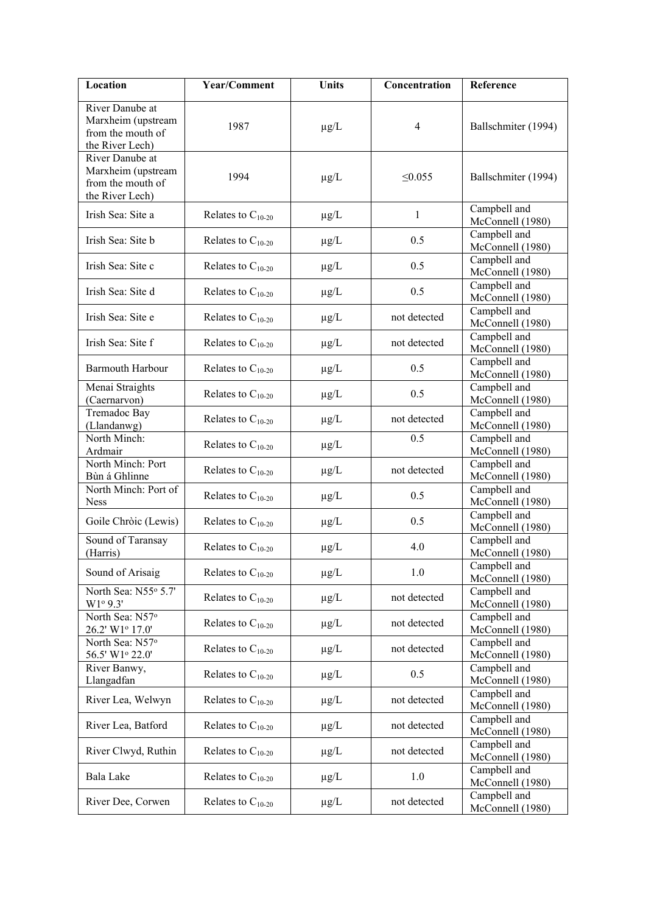| Location | Year/Comment | Units | Concentration | Reference |
|---|---|---|---|---|
| River Danube at Marxheim (upstream from the mouth of the River Lech) | 1987 | μg/L | 4 | Ballschmiter (1994) |
| River Danube at Marxheim (upstream from the mouth of the River Lech) | 1994 | μg/L | ≤0.055 | Ballschmiter (1994) |
| Irish Sea: Site a | Relates to $C_{10-20}$ | μg/L | 1 | Campbell and McConnell (1980) |
| Irish Sea: Site b | Relates to $C_{10-20}$ | μg/L | 0.5 | Campbell and McConnell (1980) |
| Irish Sea: Site c | Relates to $C_{10-20}$ | μg/L | 0.5 | Campbell and McConnell (1980) |
| Irish Sea: Site d | Relates to $C_{10-20}$ | μg/L | 0.5 | Campbell and McConnell (1980) |
| Irish Sea: Site e | Relates to $C_{10-20}$ | μg/L | not detected | Campbell and McConnell (1980) |
| Irish Sea: Site f | Relates to $C_{10-20}$ | μg/L | not detected | Campbell and McConnell (1980) |
| Barmouth Harbour | Relates to $C_{10-20}$ | μg/L | 0.5 | Campbell and McConnell (1980) |
| Menai Straights (Caernarvon) | Relates to $C_{10-20}$ | μg/L | 0.5 | Campbell and McConnell (1980) |
| Tremadoc Bay (Llandanwg) | Relates to $C_{10-20}$ | μg/L | not detected | Campbell and McConnell (1980) |
| North Minch: Ardmair | Relates to $C_{10-20}$ | μg/L | 0.5 | Campbell and McConnell (1980) |
| North Minch: Port Bùn á Ghlinne | Relates to $C_{10-20}$ | μg/L | not detected | Campbell and McConnell (1980) |
| North Minch: Port of Ness | Relates to $C_{10-20}$ | μg/L | 0.5 | Campbell and McConnell (1980) |
| Goile Chròic (Lewis) | Relates to $C_{10-20}$ | μg/L | 0.5 | Campbell and McConnell (1980) |
| Sound of Taransay (Harris) | Relates to $C_{10-20}$ | μg/L | 4.0 | Campbell and McConnell (1980) |
| Sound of Arisaig | Relates to $C_{10-20}$ | μg/L | 1.0 | Campbell and McConnell (1980) |
| North Sea: N55° 5.7' W1° 9.3' | Relates to $C_{10-20}$ | μg/L | not detected | Campbell and McConnell (1980) |
| North Sea: N57° 26.2' W1° 17.0' | Relates to $C_{10-20}$ | μg/L | not detected | Campbell and McConnell (1980) |
| North Sea: N57° 56.5' W1° 22.0' | Relates to $C_{10-20}$ | μg/L | not detected | Campbell and McConnell (1980) |
| River Banwy, Llangadfan | Relates to $C_{10-20}$ | μg/L | 0.5 | Campbell and McConnell (1980) |
| River Lea, Welwyn | Relates to $C_{10-20}$ | μg/L | not detected | Campbell and McConnell (1980) |
| River Lea, Batford | Relates to $C_{10-20}$ | μg/L | not detected | Campbell and McConnell (1980) |
| River Clwyd, Ruthin | Relates to $C_{10-20}$ | μg/L | not detected | Campbell and McConnell (1980) |
| Bala Lake | Relates to $C_{10-20}$ | μg/L | 1.0 | Campbell and McConnell (1980) |
| River Dee, Corwen | Relates to $C_{10-20}$ | μg/L | not detected | Campbell and McConnell (1980) |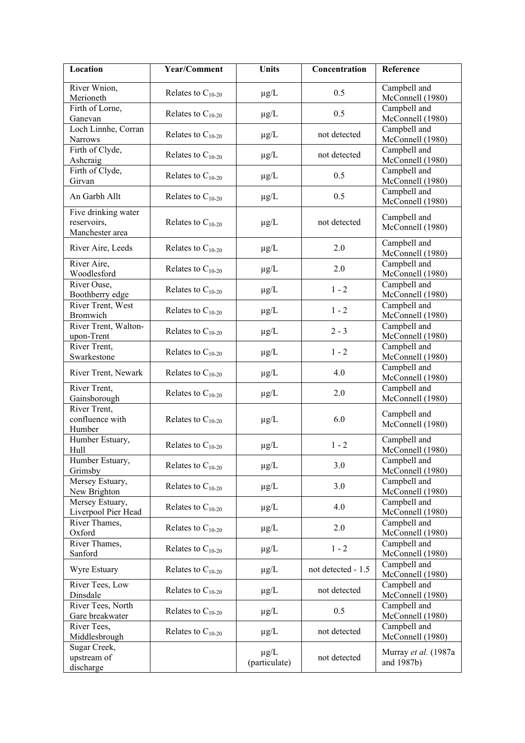| Location | Year/Comment | Units | Concentration | Reference |
| --- | --- | --- | --- | --- |
| River Wnion, Merioneth | Relates to $C_{10-20}$ | μg/L | 0.5 | Campbell and McConnell (1980) |
| Firth of Lorne, Ganevan | Relates to $C_{10-20}$ | μg/L | 0.5 | Campbell and McConnell (1980) |
| Loch Linnhe, Corran Narrows | Relates to $C_{10-20}$ | μg/L | not detected | Campbell and McConnell (1980) |
| Firth of Clyde, Ashcraig | Relates to $C_{10-20}$ | μg/L | not detected | Campbell and McConnell (1980) |
| Firth of Clyde, Girvan | Relates to $C_{10-20}$ | μg/L | 0.5 | Campbell and McConnell (1980) |
| An Garbh Allt | Relates to $C_{10-20}$ | μg/L | 0.5 | Campbell and McConnell (1980) |
| Five drinking water reservoirs, Manchester area | Relates to $C_{10-20}$ | μg/L | not detected | Campbell and McConnell (1980) |
| River Aire, Leeds | Relates to $C_{10-20}$ | μg/L | 2.0 | Campbell and McConnell (1980) |
| River Aire, Woodlesford | Relates to $C_{10-20}$ | μg/L | 2.0 | Campbell and McConnell (1980) |
| River Ouse, Boothberry edge | Relates to $C_{10-20}$ | μg/L | 1 - 2 | Campbell and McConnell (1980) |
| River Trent, West Bromwich | Relates to $C_{10-20}$ | μg/L | 1 - 2 | Campbell and McConnell (1980) |
| River Trent, Walton-upon-Trent | Relates to $C_{10-20}$ | μg/L | 2 - 3 | Campbell and McConnell (1980) |
| River Trent, Swarkestone | Relates to $C_{10-20}$ | μg/L | 1 - 2 | Campbell and McConnell (1980) |
| River Trent, Newark | Relates to $C_{10-20}$ | μg/L | 4.0 | Campbell and McConnell (1980) |
| River Trent, Gainsborough | Relates to $C_{10-20}$ | μg/L | 2.0 | Campbell and McConnell (1980) |
| River Trent, confluence with Humber | Relates to $C_{10-20}$ | μg/L | 6.0 | Campbell and McConnell (1980) |
| Humber Estuary, Hull | Relates to $C_{10-20}$ | μg/L | 1 - 2 | Campbell and McConnell (1980) |
| Humber Estuary, Grimsby | Relates to $C_{10-20}$ | μg/L | 3.0 | Campbell and McConnell (1980) |
| Mersey Estuary, New Brighton | Relates to $C_{10-20}$ | μg/L | 3.0 | Campbell and McConnell (1980) |
| Mersey Estuary, Liverpool Pier Head | Relates to $C_{10-20}$ | μg/L | 4.0 | Campbell and McConnell (1980) |
| River Thames, Oxford | Relates to $C_{10-20}$ | μg/L | 2.0 | Campbell and McConnell (1980) |
| River Thames, Sanford | Relates to $C_{10-20}$ | μg/L | 1 - 2 | Campbell and McConnell (1980) |
| Wyre Estuary | Relates to $C_{10-20}$ | μg/L | not detected - 1.5 | Campbell and McConnell (1980) |
| River Tees, Low Dinsdale | Relates to $C_{10-20}$ | μg/L | not detected | Campbell and McConnell (1980) |
| River Tees, North Gare breakwater | Relates to $C_{10-20}$ | μg/L | 0.5 | Campbell and McConnell (1980) |
| River Tees, Middlesbrough | Relates to $C_{10-20}$ | μg/L | not detected | Campbell and McConnell (1980) |
| Sugar Creek, upstream of discharge | | μg/L (particulate) | not detected | Murray *et al.* (1987a and 1987b) |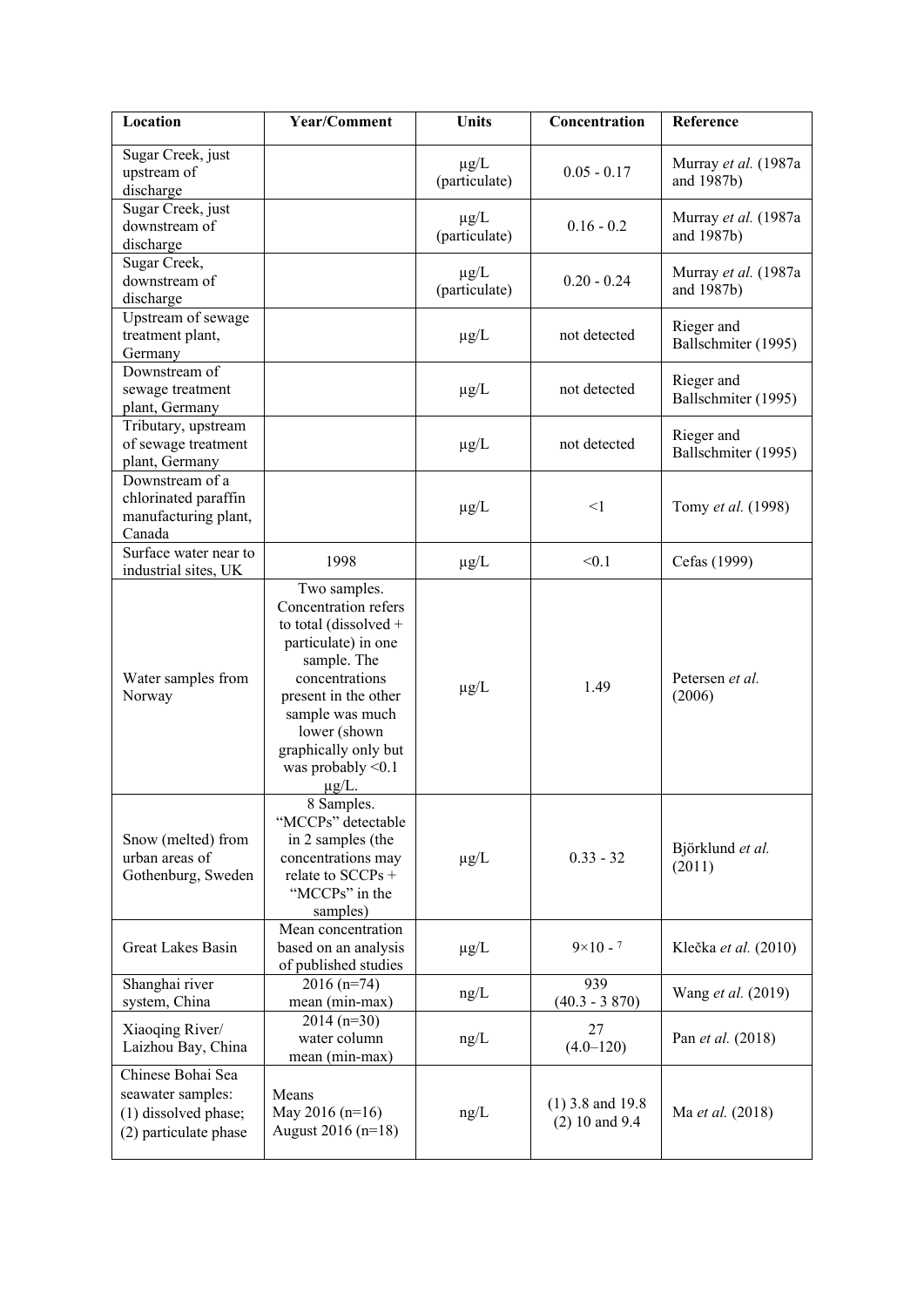| Location | Year/Comment | Units | Concentration | Reference |
|---|---|---|---|---|
| Sugar Creek, just upstream of discharge | | μg/L (particulate) | 0.05 - 0.17 | Murray *et al.* (1987a and 1987b) |
| Sugar Creek, just downstream of discharge | | μg/L (particulate) | 0.16 - 0.2 | Murray *et al.* (1987a and 1987b) |
| Sugar Creek, downstream of discharge | | μg/L (particulate) | 0.20 - 0.24 | Murray *et al.* (1987a and 1987b) |
| Upstream of sewage treatment plant, Germany | | μg/L | not detected | Rieger and Ballschmiter (1995) |
| Downstream of sewage treatment plant, Germany | | μg/L | not detected | Rieger and Ballschmiter (1995) |
| Tributary, upstream of sewage treatment plant, Germany | | μg/L | not detected | Rieger and Ballschmiter (1995) |
| Downstream of a chlorinated paraffin manufacturing plant, Canada | | μg/L | <1 | Tomy *et al.* (1998) |
| Surface water near to industrial sites, UK | 1998 | μg/L | <0.1 | Cefas (1999) |
| Water samples from Norway | Two samples. Concentration refers to total (dissolved + particulate) in one sample. The concentrations present in the other sample was much lower (shown graphically only but was probably <0.1 μg/L. | μg/L | 1.49 | Petersen *et al.* (2006) |
| Snow (melted) from urban areas of Gothenburg, Sweden | 8 Samples. "MCCPs" detectable in 2 samples (the concentrations may relate to SCCPs + "MCCPs" in the samples) | μg/L | 0.33 - 32 | Björklund *et al.* (2011) |
| Great Lakes Basin | Mean concentration based on an analysis of published studies | μg/L | $9\times10^{-7}$ | Klečka *et al.* (2010) |
| Shanghai river system, China | 2016 (n=74) mean (min-max) | ng/L | 939 (40.3 - 3 870) | Wang *et al.* (2019) |
| Xiaoqing River/ Laizhou Bay, China | 2014 (n=30) water column mean (min-max) | ng/L | 27 (4.0–120) | Pan *et al.* (2018) |
| Chinese Bohai Sea seawater samples: (1) dissolved phase; (2) particulate phase | Means May 2016 (n=16) August 2016 (n=18) | ng/L | (1) 3.8 and 19.8 (2) 10 and 9.4 | Ma *et al.* (2018) |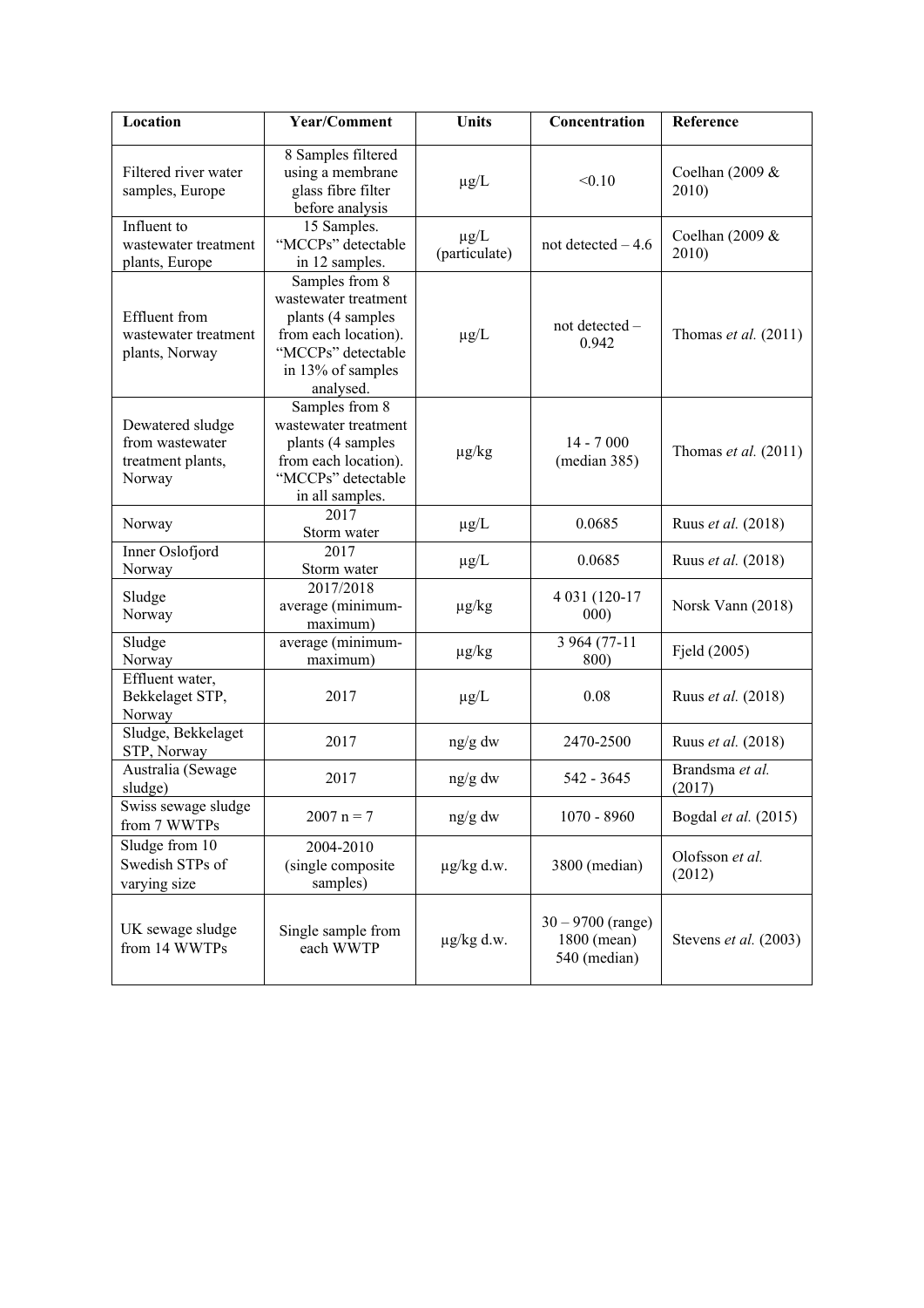| Location | Year/Comment | Units | Concentration | Reference |
|---|---|---|---|---|
| Filtered river water samples, Europe | 8 Samples filtered using a membrane glass fibre filter before analysis | µg/L | <0.10 | Coelhan (2009 & 2010) |
| Influent to wastewater treatment plants, Europe | 15 Samples. "MCCPs" detectable in 12 samples. | µg/L (particulate) | not detected – 4.6 | Coelhan (2009 & 2010) |
| Effluent from wastewater treatment plants, Norway | Samples from 8 wastewater treatment plants (4 samples from each location). "MCCPs" detectable in 13% of samples analysed. | µg/L | not detected – 0.942 | Thomas *et al.* (2011) |
| Dewatered sludge from wastewater treatment plants, Norway | Samples from 8 wastewater treatment plants (4 samples from each location). "MCCPs" detectable in all samples. | µg/kg | 14 - 7 000 (median 385) | Thomas *et al.* (2011) |
| Norway | 2017 Storm water | µg/L | 0.0685 | Ruus *et al.* (2018) |
| Inner Oslofjord Norway | 2017 Storm water | µg/L | 0.0685 | Ruus *et al.* (2018) |
| Sludge Norway | 2017/2018 average (minimum-maximum) | µg/kg | 4 031 (120-17 000) | Norsk Vann (2018) |
| Sludge Norway | average (minimum-maximum) | µg/kg | 3 964 (77-11 800) | Fjeld (2005) |
| Effluent water, Bekkelaget STP, Norway | 2017 | µg/L | 0.08 | Ruus *et al.* (2018) |
| Sludge, Bekkelaget STP, Norway | 2017 | ng/g dw | 2470-2500 | Ruus *et al.* (2018) |
| Australia (Sewage sludge) | 2017 | ng/g dw | 542 - 3645 | Brandsma *et al.* (2017) |
| Swiss sewage sludge from 7 WWTPs | 2007 n = 7 | ng/g dw | 1070 - 8960 | Bogdal *et al.* (2015) |
| Sludge from 10 Swedish STPs of varying size | 2004-2010 (single composite samples) | µg/kg d.w. | 3800 (median) | Olofsson *et al.* (2012) |
| UK sewage sludge from 14 WWTPs | Single sample from each WWTP | µg/kg d.w. | 30 – 9700 (range) 1800 (mean) 540 (median) | Stevens *et al.* (2003) |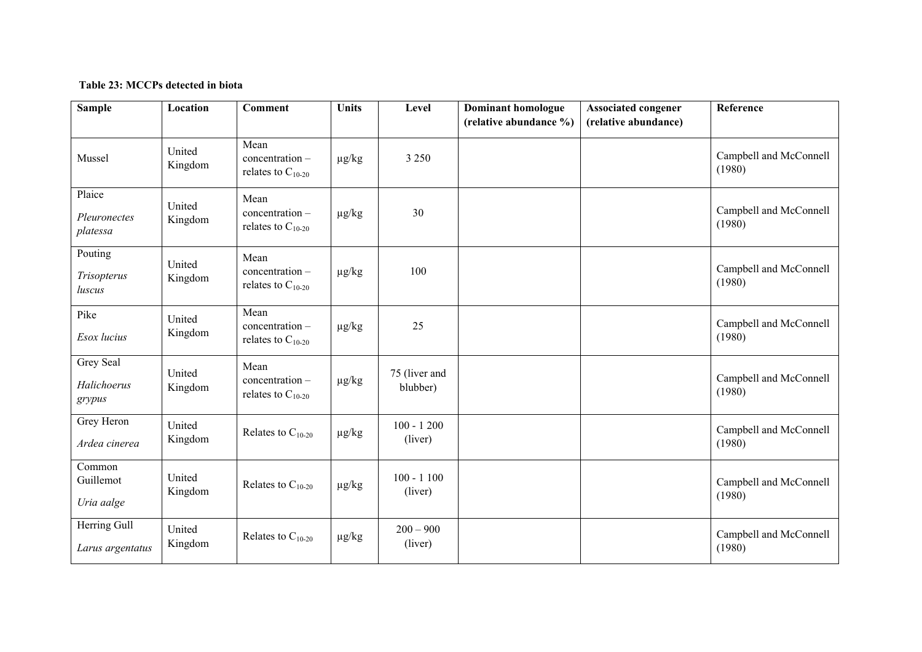**Table 23: MCCPs detected in biota**

| Sample | Location | Comment | Units | Level | Dominant homologue (relative abundance %) | Associated congener (relative abundance) | Reference |
|---|---|---|---|---|---|---|---|
| Mussel | United Kingdom | Mean concentration – relates to $C_{10-20}$ | µg/kg | 3 250 | | | Campbell and McConnell (1980) |
| Plaice *Pleuronectes platessa* | United Kingdom | Mean concentration – relates to $C_{10-20}$ | µg/kg | 30 | | | Campbell and McConnell (1980) |
| Pouting *Trisopterus luscus* | United Kingdom | Mean concentration – relates to $C_{10-20}$ | µg/kg | 100 | | | Campbell and McConnell (1980) |
| Pike *Esox lucius* | United Kingdom | Mean concentration – relates to $C_{10-20}$ | µg/kg | 25 | | | Campbell and McConnell (1980) |
| Grey Seal *Halichoerus grypus* | United Kingdom | Mean concentration – relates to $C_{10-20}$ | µg/kg | 75 (liver and blubber) | | | Campbell and McConnell (1980) |
| Grey Heron *Ardea cinerea* | United Kingdom | Relates to $C_{10-20}$ | µg/kg | 100 - 1 200 (liver) | | | Campbell and McConnell (1980) |
| Common Guillemot *Uria aalge* | United Kingdom | Relates to $C_{10-20}$ | µg/kg | 100 - 1 100 (liver) | | | Campbell and McConnell (1980) |
| Herring Gull *Larus argentatus* | United Kingdom | Relates to $C_{10-20}$ | µg/kg | 200 – 900 (liver) | | | Campbell and McConnell (1980) |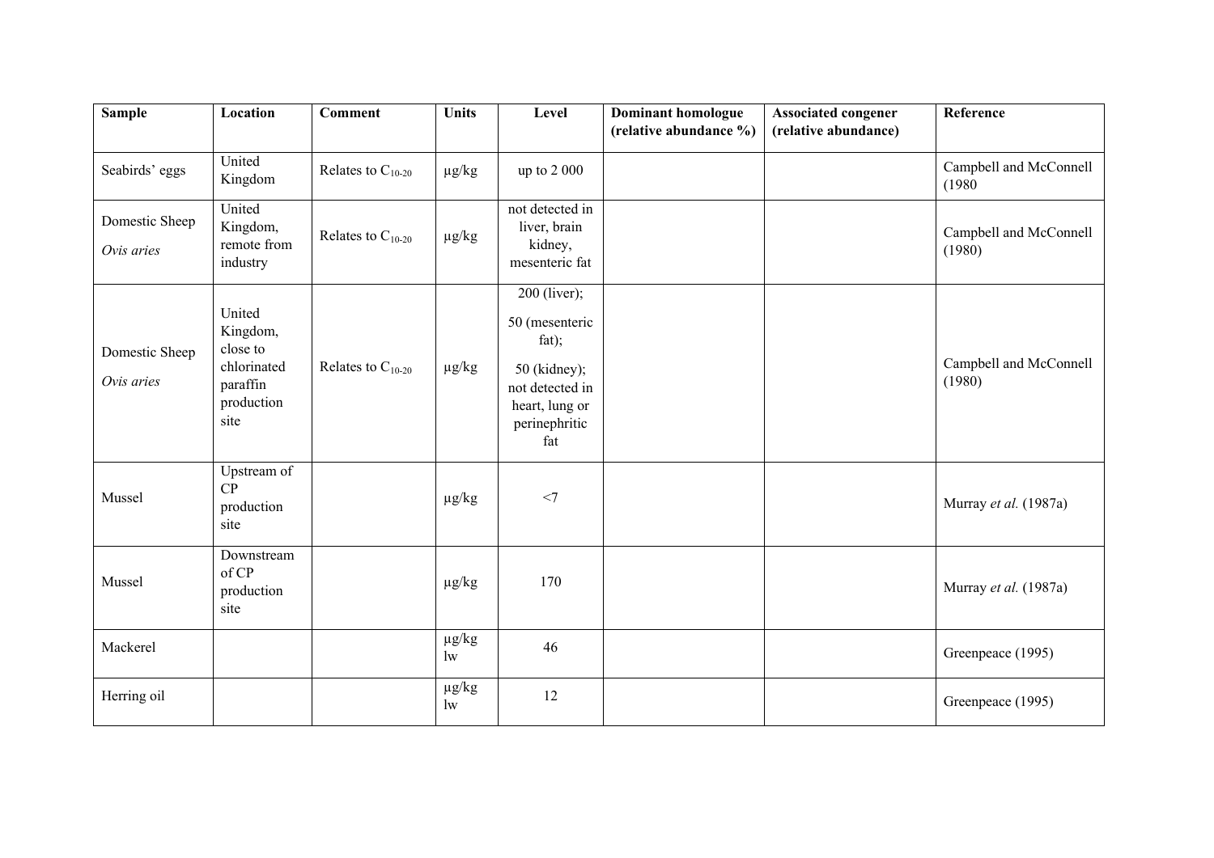| Sample | Location | Comment | Units | Level | Dominant homologue (relative abundance %) | Associated congener (relative abundance) | Reference |
|---|---|---|---|---|---|---|---|
| Seabirds' eggs | United Kingdom | Relates to $C_{10-20}$ | µg/kg | up to 2 000 | | | Campbell and McConnell (1980 |
| Domestic Sheep *Ovis aries* | United Kingdom, remote from industry | Relates to $C_{10-20}$ | µg/kg | not detected in liver, brain kidney, mesenteric fat | | | Campbell and McConnell (1980) |
| Domestic Sheep *Ovis aries* | United Kingdom, close to chlorinated paraffin production site | Relates to $C_{10-20}$ | µg/kg | 200 (liver); 50 (mesenteric fat); 50 (kidney); not detected in heart, lung or perinephritic fat | | | Campbell and McConnell (1980) |
| Mussel | Upstream of CP production site | | µg/kg | <7 | | | Murray *et al.* (1987a) |
| Mussel | Downstream of CP production site | | µg/kg | 170 | | | Murray *et al.* (1987a) |
| Mackerel | | | µg/kg lw | 46 | | | Greenpeace (1995) |
| Herring oil | | | µg/kg lw | 12 | | | Greenpeace (1995) |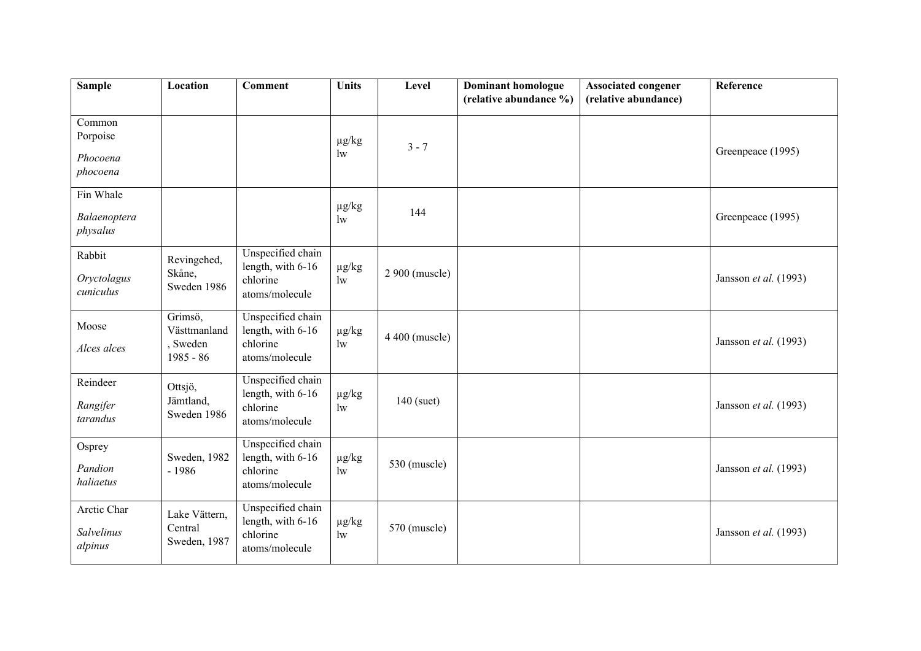| Sample | Location | Comment | Units | Level | Dominant homologue (relative abundance %) | Associated congener (relative abundance) | Reference |
|---|---|---|---|---|---|---|---|
| Common Porpoise *Phocoena phocoena* | | | µg/kg lw | 3 - 7 | | | Greenpeace (1995) |
| Fin Whale *Balaenoptera physalus* | | | µg/kg lw | 144 | | | Greenpeace (1995) |
| Rabbit *Oryctolagus cuniculus* | Revingehed, Skåne, Sweden 1986 | Unspecified chain length, with 6-16 chlorine atoms/molecule | µg/kg lw | 2 900 (muscle) | | | Jansson *et al.* (1993) |
| Moose *Alces alces* | Grimsö, Västtmanland, Sweden 1985 - 86 | Unspecified chain length, with 6-16 chlorine atoms/molecule | µg/kg lw | 4 400 (muscle) | | | Jansson *et al.* (1993) |
| Reindeer *Rangifer tarandus* | Ottsjö, Jämtland, Sweden 1986 | Unspecified chain length, with 6-16 chlorine atoms/molecule | µg/kg lw | 140 (suet) | | | Jansson *et al.* (1993) |
| Osprey *Pandion haliaetus* | Sweden, 1982 - 1986 | Unspecified chain length, with 6-16 chlorine atoms/molecule | µg/kg lw | 530 (muscle) | | | Jansson *et al.* (1993) |
| Arctic Char *Salvelinus alpinus* | Lake Vättern, Central Sweden, 1987 | Unspecified chain length, with 6-16 chlorine atoms/molecule | µg/kg lw | 570 (muscle) | | | Jansson *et al.* (1993) |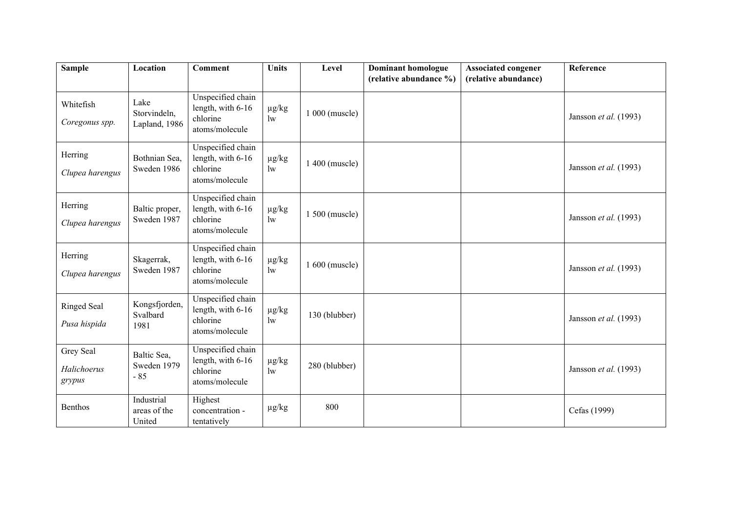| Sample | Location | Comment | Units | Level | Dominant homologue (relative abundance %) | Associated congener (relative abundance) | Reference |
|---|---|---|---|---|---|---|---|
| Whitefish *Coregonus spp.* | Lake Storvindeln, Lapland, 1986 | Unspecified chain length, with 6-16 chlorine atoms/molecule | µg/kg lw | 1 000 (muscle) | | | Jansson *et al.* (1993) |
| Herring *Clupea harengus* | Bothnian Sea, Sweden 1986 | Unspecified chain length, with 6-16 chlorine atoms/molecule | µg/kg lw | 1 400 (muscle) | | | Jansson *et al.* (1993) |
| Herring *Clupea harengus* | Baltic proper, Sweden 1987 | Unspecified chain length, with 6-16 chlorine atoms/molecule | µg/kg lw | 1 500 (muscle) | | | Jansson *et al.* (1993) |
| Herring *Clupea harengus* | Skagerrak, Sweden 1987 | Unspecified chain length, with 6-16 chlorine atoms/molecule | µg/kg lw | 1 600 (muscle) | | | Jansson *et al.* (1993) |
| Ringed Seal *Pusa hispida* | Kongsfjorden, Svalbard 1981 | Unspecified chain length, with 6-16 chlorine atoms/molecule | µg/kg lw | 130 (blubber) | | | Jansson *et al.* (1993) |
| Grey Seal *Halichoerus grypus* | Baltic Sea, Sweden 1979 - 85 | Unspecified chain length, with 6-16 chlorine atoms/molecule | µg/kg lw | 280 (blubber) | | | Jansson *et al.* (1993) |
| Benthos | Industrial areas of the United | Highest concentration - tentatively | µg/kg | 800 | | | Cefas (1999) |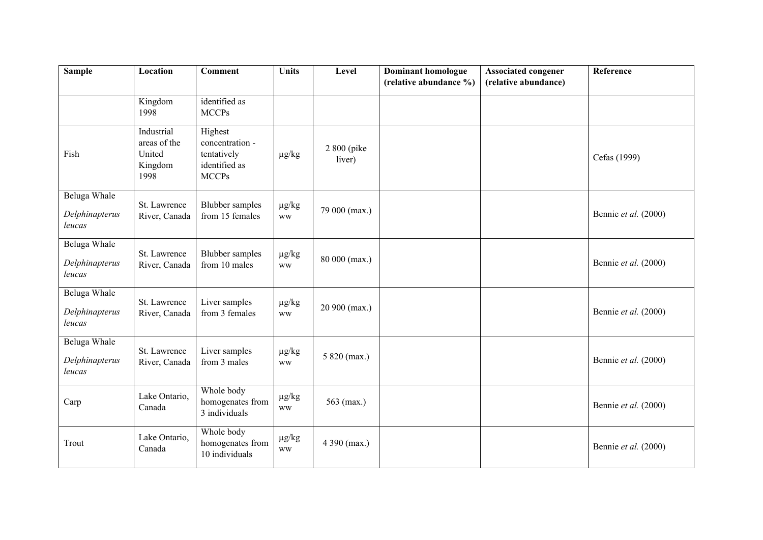| Sample | Location | Comment | Units | Level | Dominant homologue (relative abundance %) | Associated congener (relative abundance) | Reference |
|---|---|---|---|---|---|---|---|
| | Kingdom 1998 | identified as MCCPs | | | | | |
| Fish | Industrial areas of the United Kingdom 1998 | Highest concentration - tentatively identified as MCCPs | µg/kg | 2 800 (pike liver) | | | Cefas (1999) |
| Beluga Whale *Delphinapterus leucas* | St. Lawrence River, Canada | Blubber samples from 15 females | µg/kg ww | 79 000 (max.) | | | Bennie *et al.* (2000) |
| Beluga Whale *Delphinapterus leucas* | St. Lawrence River, Canada | Blubber samples from 10 males | µg/kg ww | 80 000 (max.) | | | Bennie *et al.* (2000) |
| Beluga Whale *Delphinapterus leucas* | St. Lawrence River, Canada | Liver samples from 3 females | µg/kg ww | 20 900 (max.) | | | Bennie *et al.* (2000) |
| Beluga Whale *Delphinapterus leucas* | St. Lawrence River, Canada | Liver samples from 3 males | µg/kg ww | 5 820 (max.) | | | Bennie *et al.* (2000) |
| Carp | Lake Ontario, Canada | Whole body homogenates from 3 individuals | µg/kg ww | 563 (max.) | | | Bennie *et al.* (2000) |
| Trout | Lake Ontario, Canada | Whole body homogenates from 10 individuals | µg/kg ww | 4 390 (max.) | | | Bennie *et al.* (2000) |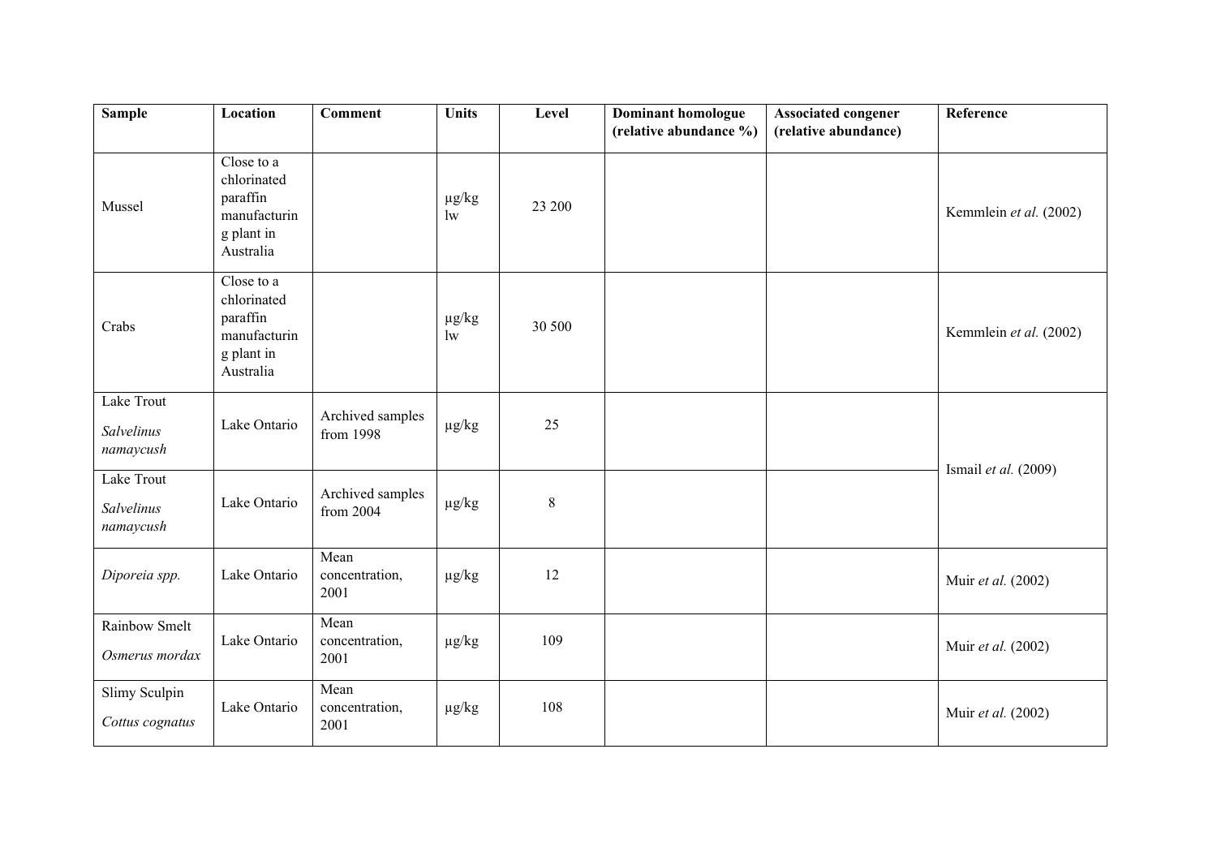| Sample | Location | Comment | Units | Level | Dominant homologue (relative abundance %) | Associated congener (relative abundance) | Reference |
|---|---|---|---|---|---|---|---|
| Mussel | Close to a chlorinated paraffin manufacturing plant in Australia | | µg/kg lw | 23 200 | | | Kemmlein *et al.* (2002) |
| Crabs | Close to a chlorinated paraffin manufacturing plant in Australia | | µg/kg lw | 30 500 | | | Kemmlein *et al.* (2002) |
| Lake Trout *Salvelinus namaycush* | Lake Ontario | Archived samples from 1998 | µg/kg | 25 | | | Ismail *et al.* (2009) |
| Lake Trout *Salvelinus namaycush* | Lake Ontario | Archived samples from 2004 | µg/kg | 8 | | | |
| *Diporeia spp.* | Lake Ontario | Mean concentration, 2001 | µg/kg | 12 | | | Muir *et al.* (2002) |
| Rainbow Smelt *Osmerus mordax* | Lake Ontario | Mean concentration, 2001 | µg/kg | 109 | | | Muir *et al.* (2002) |
| Slimy Sculpin *Cottus cognatus* | Lake Ontario | Mean concentration, 2001 | µg/kg | 108 | | | Muir *et al.* (2002) |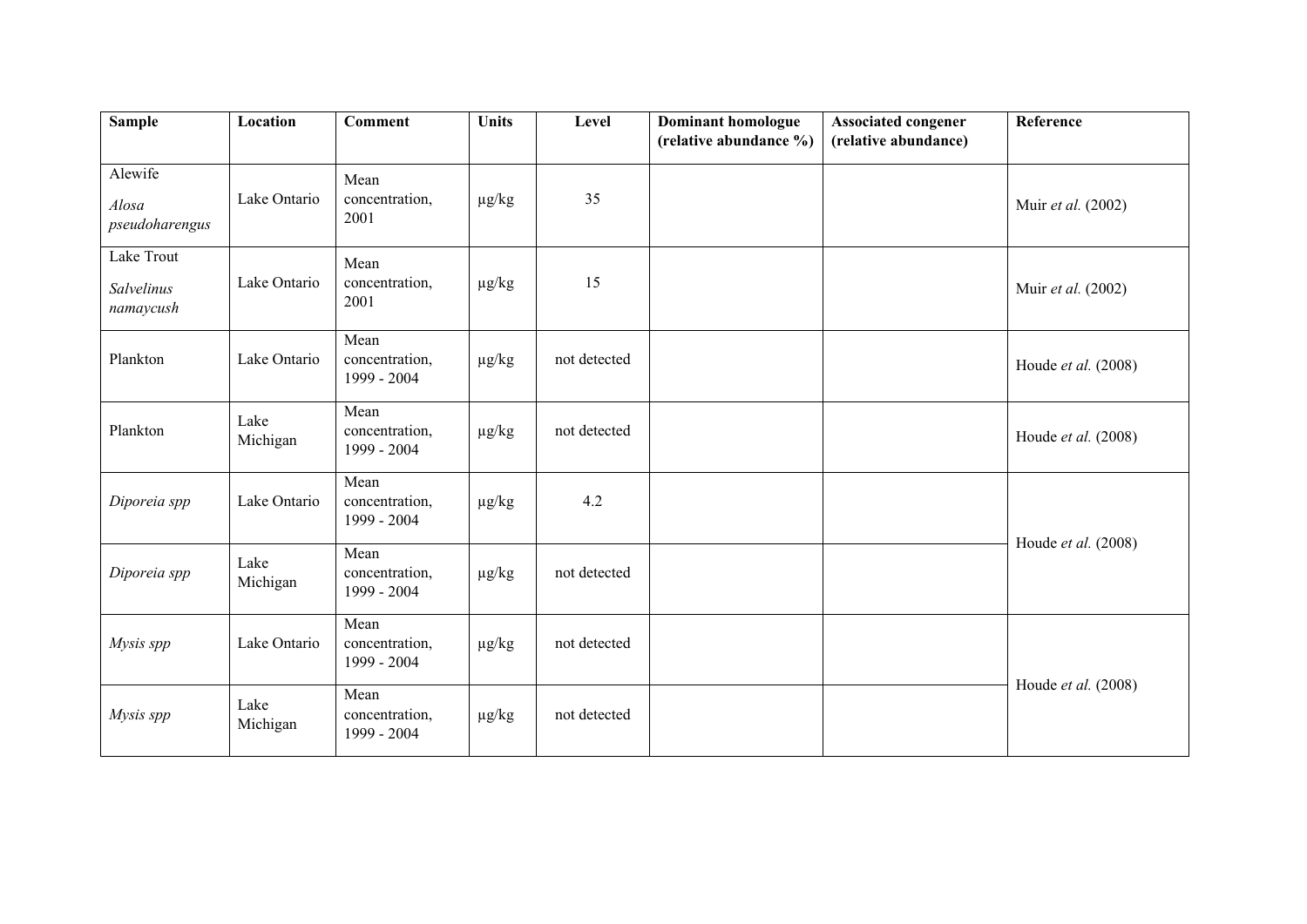| Sample | Location | Comment | Units | Level | Dominant homologue (relative abundance %) | Associated congener (relative abundance) | Reference |
|---|---|---|---|---|---|---|---|
| Alewife *Alosa pseudoharengus* | Lake Ontario | Mean concentration, 2001 | µg/kg | 35 | | | Muir *et al.* (2002) |
| Lake Trout *Salvelinus namaycush* | Lake Ontario | Mean concentration, 2001 | µg/kg | 15 | | | Muir *et al.* (2002) |
| Plankton | Lake Ontario | Mean concentration, 1999 - 2004 | µg/kg | not detected | | | Houde *et al.* (2008) |
| Plankton | Lake Michigan | Mean concentration, 1999 - 2004 | µg/kg | not detected | | | Houde *et al.* (2008) |
| *Diporeia spp* | Lake Ontario | Mean concentration, 1999 - 2004 | µg/kg | 4.2 | | | Houde *et al.* (2008) |
| *Diporeia spp* | Lake Michigan | Mean concentration, 1999 - 2004 | µg/kg | not detected | | | |
| *Mysis spp* | Lake Ontario | Mean concentration, 1999 - 2004 | µg/kg | not detected | | | Houde *et al.* (2008) |
| *Mysis spp* | Lake Michigan | Mean concentration, 1999 - 2004 | µg/kg | not detected | | | |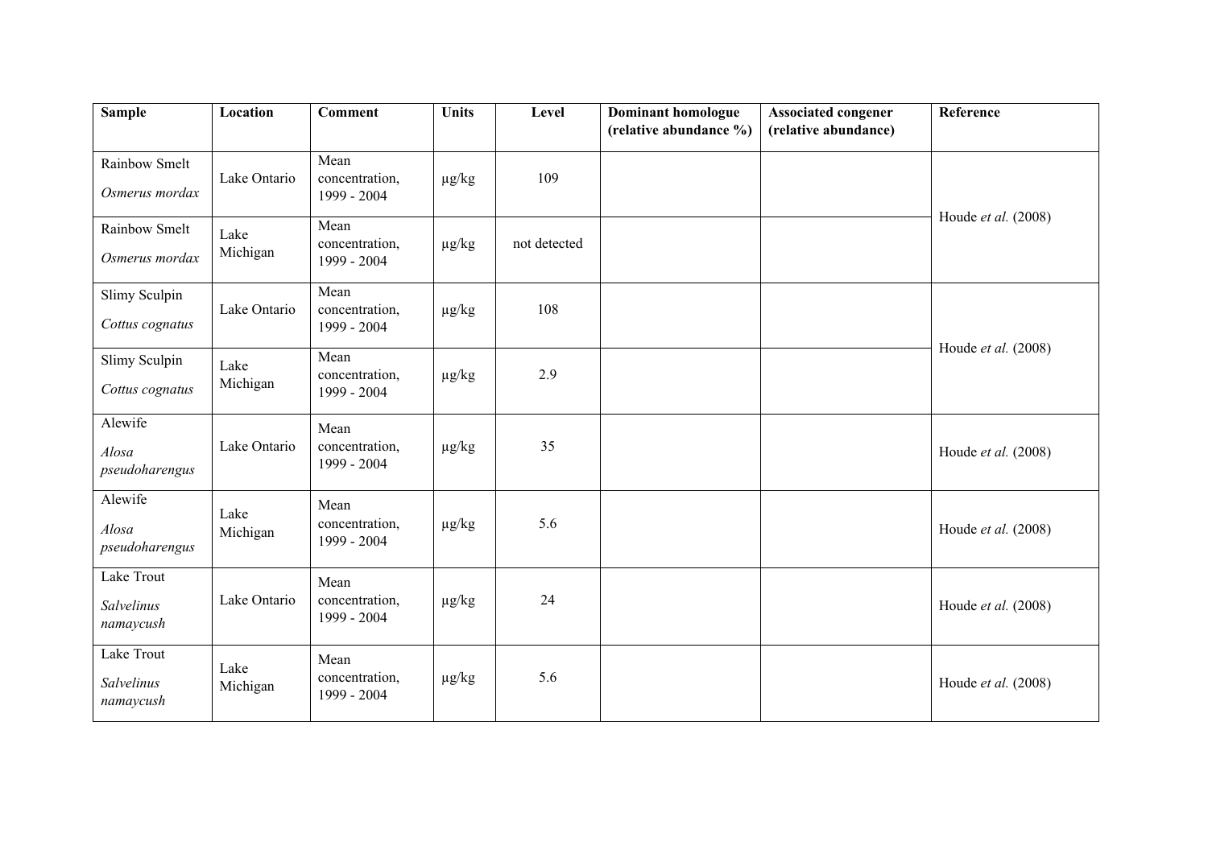| Sample | Location | Comment | Units | Level | Dominant homologue (relative abundance %) | Associated congener (relative abundance) | Reference |
|---|---|---|---|---|---|---|---|
| Rainbow Smelt *Osmerus mordax* | Lake Ontario | Mean concentration, 1999 - 2004 | µg/kg | 109 | | | Houde *et al.* (2008) |
| Rainbow Smelt *Osmerus mordax* | Lake Michigan | Mean concentration, 1999 - 2004 | µg/kg | not detected | | | |
| Slimy Sculpin *Cottus cognatus* | Lake Ontario | Mean concentration, 1999 - 2004 | µg/kg | 108 | | | Houde *et al.* (2008) |
| Slimy Sculpin *Cottus cognatus* | Lake Michigan | Mean concentration, 1999 - 2004 | µg/kg | 2.9 | | | |
| Alewife *Alosa pseudoharengus* | Lake Ontario | Mean concentration, 1999 - 2004 | µg/kg | 35 | | | Houde *et al.* (2008) |
| Alewife *Alosa pseudoharengus* | Lake Michigan | Mean concentration, 1999 - 2004 | µg/kg | 5.6 | | | Houde *et al.* (2008) |
| Lake Trout *Salvelinus namaycush* | Lake Ontario | Mean concentration, 1999 - 2004 | µg/kg | 24 | | | Houde *et al.* (2008) |
| Lake Trout *Salvelinus namaycush* | Lake Michigan | Mean concentration, 1999 - 2004 | µg/kg | 5.6 | | | Houde *et al.* (2008) |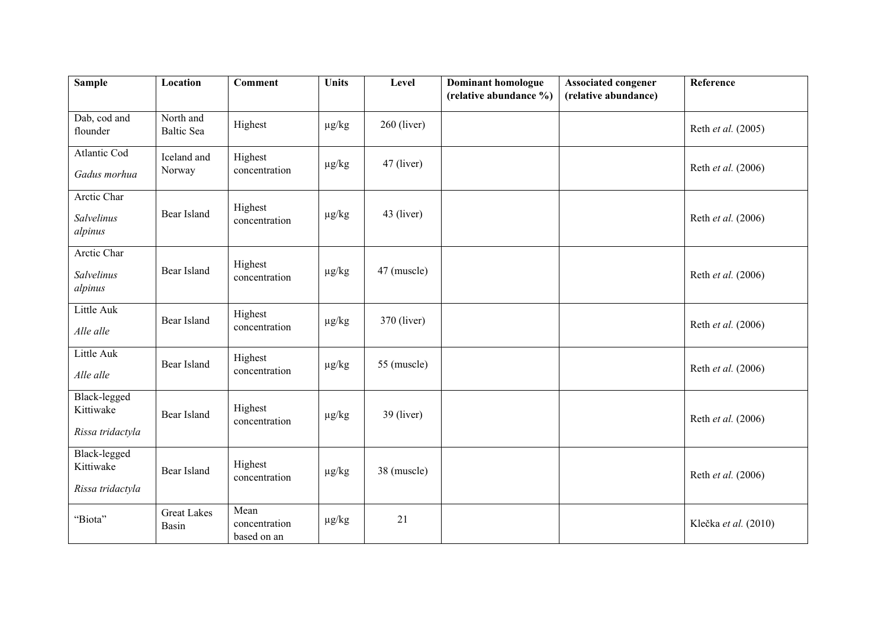| Sample | Location | Comment | Units | Level | Dominant homologue (relative abundance %) | Associated congener (relative abundance) | Reference |
|---|---|---|---|---|---|---|---|
| Dab, cod and flounder | North and Baltic Sea | Highest | µg/kg | 260 (liver) | | | Reth *et al.* (2005) |
| Atlantic Cod *Gadus morhua* | Iceland and Norway | Highest concentration | µg/kg | 47 (liver) | | | Reth *et al.* (2006) |
| Arctic Char *Salvelinus alpinus* | Bear Island | Highest concentration | µg/kg | 43 (liver) | | | Reth *et al.* (2006) |
| Arctic Char *Salvelinus alpinus* | Bear Island | Highest concentration | µg/kg | 47 (muscle) | | | Reth *et al.* (2006) |
| Little Auk *Alle alle* | Bear Island | Highest concentration | µg/kg | 370 (liver) | | | Reth *et al.* (2006) |
| Little Auk *Alle alle* | Bear Island | Highest concentration | µg/kg | 55 (muscle) | | | Reth *et al.* (2006) |
| Black-legged Kittiwake *Rissa tridactyla* | Bear Island | Highest concentration | µg/kg | 39 (liver) | | | Reth *et al.* (2006) |
| Black-legged Kittiwake *Rissa tridactyla* | Bear Island | Highest concentration | µg/kg | 38 (muscle) | | | Reth *et al.* (2006) |
| "Biota" | Great Lakes Basin | Mean concentration based on an | µg/kg | 21 | | | Klečka *et al.* (2010) |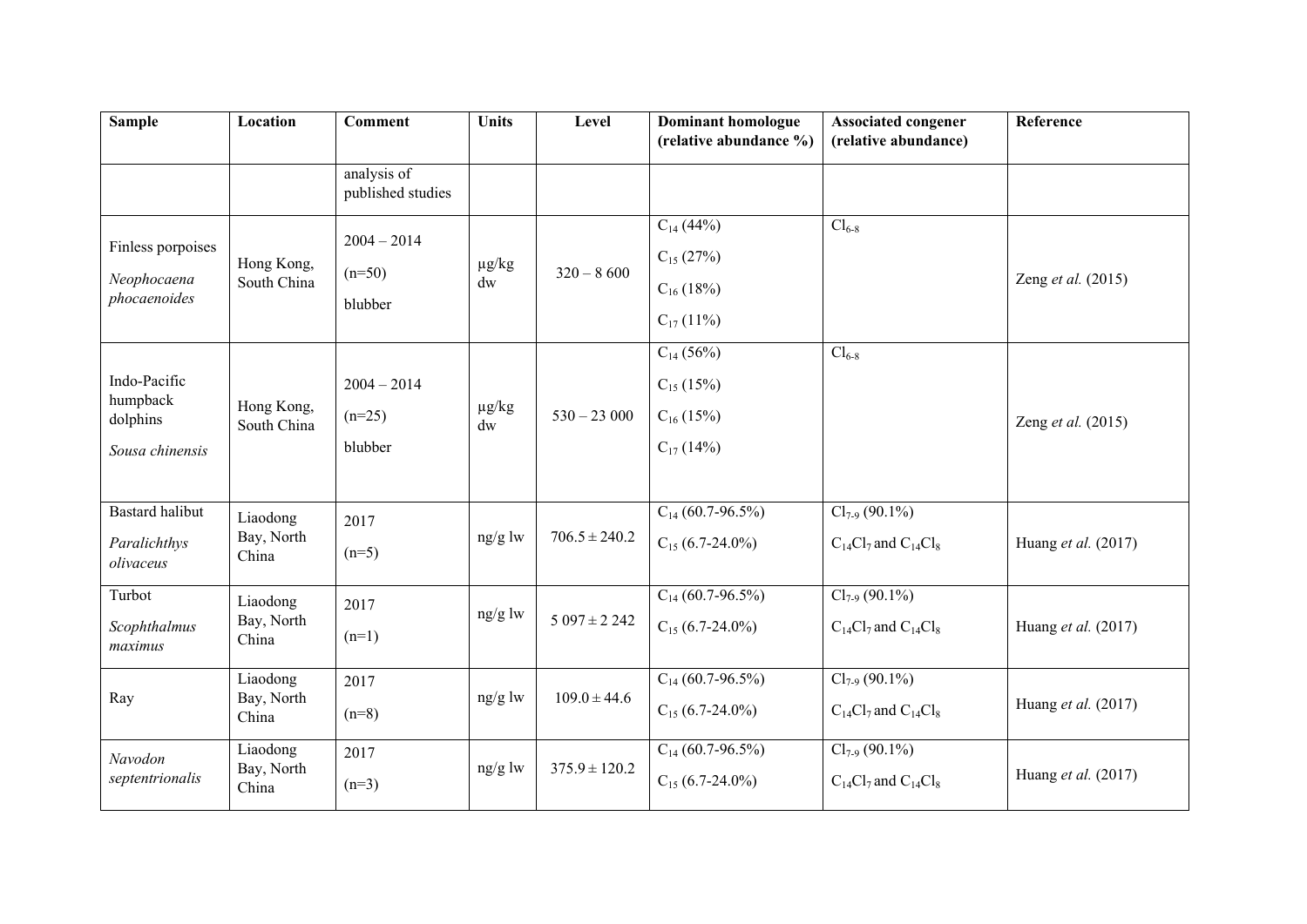| Sample | Location | Comment | Units | Level | Dominant homologue (relative abundance %) | Associated congener (relative abundance) | Reference |
|---|---|---|---|---|---|---|---|
| | | analysis of published studies | | | | | |
| Finless porpoises *Neophocaena phocaenoides* | Hong Kong, South China | 2004 – 2014 (n=50) blubber | µg/kg dw | 320 – 8 600 | $C_{14}$ (44%) $C_{15}$ (27%) $C_{16}$ (18%) $C_{17}$ (11%) | $Cl_{6\text{-}8}$ | Zeng *et al.* (2015) |
| Indo-Pacific humpback dolphins *Sousa chinensis* | Hong Kong, South China | 2004 – 2014 (n=25) blubber | µg/kg dw | 530 – 23 000 | $C_{14}$ (56%) $C_{15}$ (15%) $C_{16}$ (15%) $C_{17}$ (14%) | $Cl_{6\text{-}8}$ | Zeng *et al.* (2015) |
| Bastard halibut *Paralichthys olivaceus* | Liaodong Bay, North China | 2017 (n=5) | ng/g lw | 706.5 ± 240.2 | $C_{14}$ (60.7-96.5%) $C_{15}$ (6.7-24.0%) | $Cl_{7\text{-}9}$ (90.1%) $C_{14}Cl_7$ and $C_{14}Cl_8$ | Huang *et al.* (2017) |
| Turbot *Scophthalmus maximus* | Liaodong Bay, North China | 2017 (n=1) | ng/g lw | 5 097 ± 2 242 | $C_{14}$ (60.7-96.5%) $C_{15}$ (6.7-24.0%) | $Cl_{7\text{-}9}$ (90.1%) $C_{14}Cl_7$ and $C_{14}Cl_8$ | Huang *et al.* (2017) |
| Ray | Liaodong Bay, North China | 2017 (n=8) | ng/g lw | 109.0 ± 44.6 | $C_{14}$ (60.7-96.5%) $C_{15}$ (6.7-24.0%) | $Cl_{7\text{-}9}$ (90.1%) $C_{14}Cl_7$ and $C_{14}Cl_8$ | Huang *et al.* (2017) |
| *Navodon septentrionalis* | Liaodong Bay, North China | 2017 (n=3) | ng/g lw | 375.9 ± 120.2 | $C_{14}$ (60.7-96.5%) $C_{15}$ (6.7-24.0%) | $Cl_{7\text{-}9}$ (90.1%) $C_{14}Cl_7$ and $C_{14}Cl_8$ | Huang *et al.* (2017) |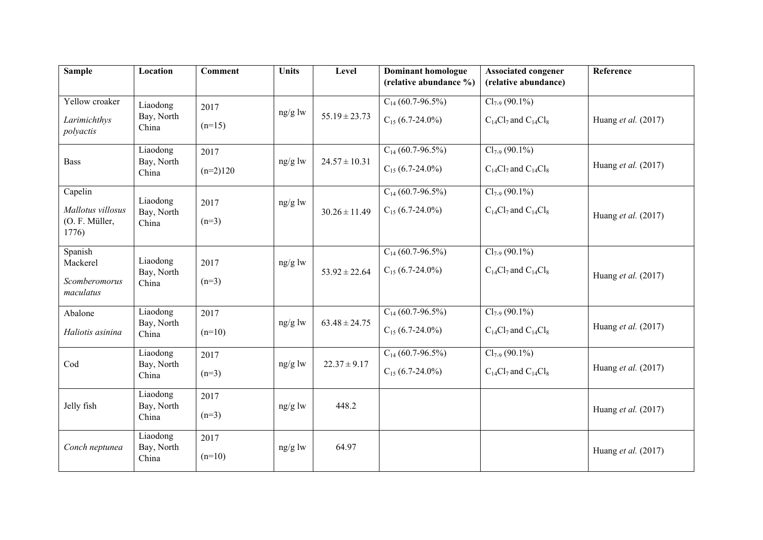| Sample | Location | Comment | Units | Level | Dominant homologue (relative abundance %) | Associated congener (relative abundance) | Reference |
|---|---|---|---|---|---|---|---|
| Yellow croaker *Larimichthys polyactis* | Liaodong Bay, North China | 2017 (n=15) | ng/g lw | $55.19 \pm 23.73$ | $C_{14}$ (60.7-96.5%) $C_{15}$ (6.7-24.0%) | $Cl_{7-9}$ (90.1%) $C_{14}Cl_7$ and $C_{14}Cl_8$ | Huang *et al.* (2017) |
| Bass | Liaodong Bay, North China | 2017 (n=2)120 | ng/g lw | $24.57 \pm 10.31$ | $C_{14}$ (60.7-96.5%) $C_{15}$ (6.7-24.0%) | $Cl_{7-9}$ (90.1%) $C_{14}Cl_7$ and $C_{14}Cl_8$ | Huang *et al.* (2017) |
| Capelin *Mallotus villosus* (O. F. Müller, 1776) | Liaodong Bay, North China | 2017 (n=3) | ng/g lw | $30.26 \pm 11.49$ | $C_{14}$ (60.7-96.5%) $C_{15}$ (6.7-24.0%) | $Cl_{7-9}$ (90.1%) $C_{14}Cl_7$ and $C_{14}Cl_8$ | Huang *et al.* (2017) |
| Spanish Mackerel *Scomberomorus maculatus* | Liaodong Bay, North China | 2017 (n=3) | ng/g lw | $53.92 \pm 22.64$ | $C_{14}$ (60.7-96.5%) $C_{15}$ (6.7-24.0%) | $Cl_{7-9}$ (90.1%) $C_{14}Cl_7$ and $C_{14}Cl_8$ | Huang *et al.* (2017) |
| Abalone *Haliotis asinina* | Liaodong Bay, North China | 2017 (n=10) | ng/g lw | $63.48 \pm 24.75$ | $C_{14}$ (60.7-96.5%) $C_{15}$ (6.7-24.0%) | $Cl_{7-9}$ (90.1%) $C_{14}Cl_7$ and $C_{14}Cl_8$ | Huang *et al.* (2017) |
| Cod | Liaodong Bay, North China | 2017 (n=3) | ng/g lw | $22.37 \pm 9.17$ | $C_{14}$ (60.7-96.5%) $C_{15}$ (6.7-24.0%) | $Cl_{7-9}$ (90.1%) $C_{14}Cl_7$ and $C_{14}Cl_8$ | Huang *et al.* (2017) |
| Jelly fish | Liaodong Bay, North China | 2017 (n=3) | ng/g lw | 448.2 | | | Huang *et al.* (2017) |
| *Conch neptunea* | Liaodong Bay, North China | 2017 (n=10) | ng/g lw | 64.97 | | | Huang *et al.* (2017) |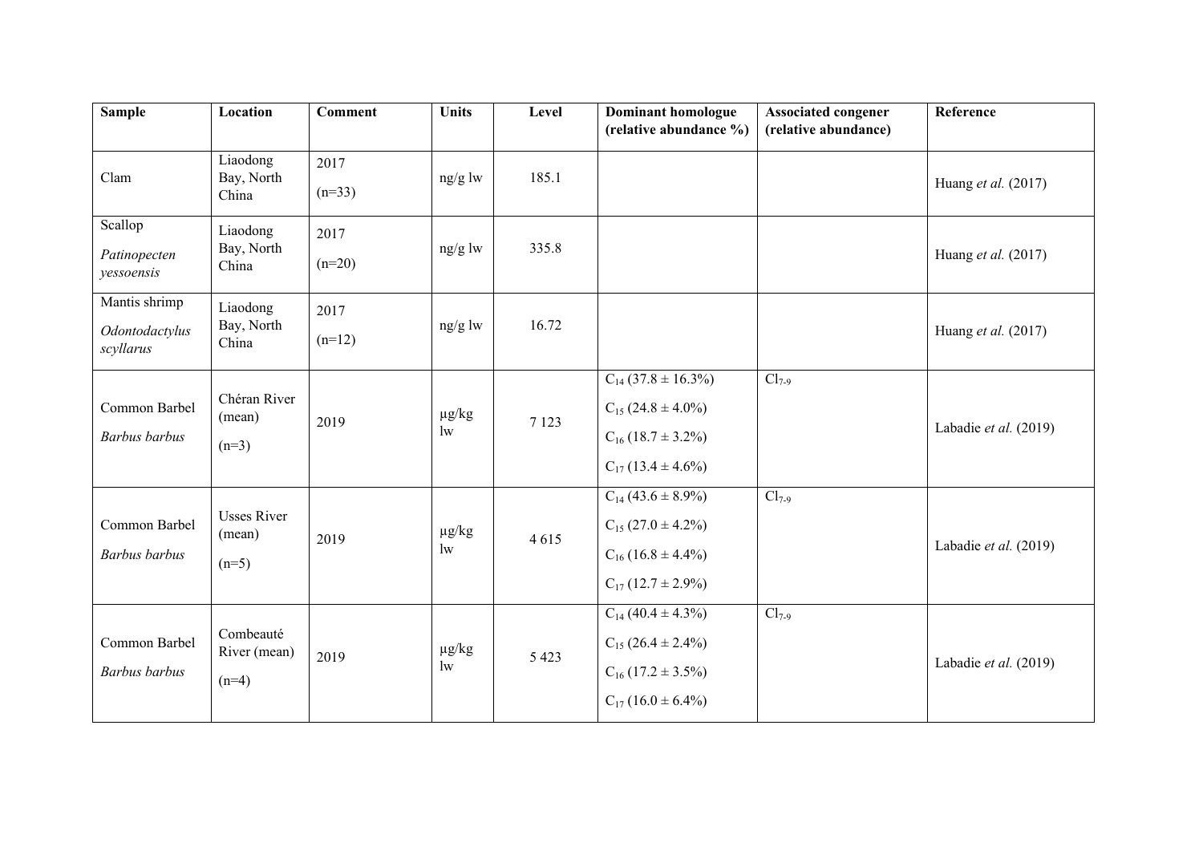| Sample | Location | Comment | Units | Level | Dominant homologue (relative abundance %) | Associated congener (relative abundance) | Reference |
|---|---|---|---|---|---|---|---|
| Clam | Liaodong Bay, North China | 2017 (n=33) | ng/g lw | 185.1 | | | Huang *et al.* (2017) |
| Scallop *Patinopecten yessoensis* | Liaodong Bay, North China | 2017 (n=20) | ng/g lw | 335.8 | | | Huang *et al.* (2017) |
| Mantis shrimp *Odontodactylus scyllarus* | Liaodong Bay, North China | 2017 (n=12) | ng/g lw | 16.72 | | | Huang *et al.* (2017) |
| Common Barbel *Barbus barbus* | Chéran River (mean) (n=3) | 2019 | µg/kg lw | 7 123 | $C_{14}$ (37.8 ± 16.3%) $C_{15}$ (24.8 ± 4.0%) $C_{16}$ (18.7 ± 3.2%) $C_{17}$ (13.4 ± 4.6%) | $Cl_{7\text{-}9}$ | Labadie *et al.* (2019) |
| Common Barbel *Barbus barbus* | Usses River (mean) (n=5) | 2019 | µg/kg lw | 4 615 | $C_{14}$ (43.6 ± 8.9%) $C_{15}$ (27.0 ± 4.2%) $C_{16}$ (16.8 ± 4.4%) $C_{17}$ (12.7 ± 2.9%) | $Cl_{7\text{-}9}$ | Labadie *et al.* (2019) |
| Common Barbel *Barbus barbus* | Combeauté River (mean) (n=4) | 2019 | µg/kg lw | 5 423 | $C_{14}$ (40.4 ± 4.3%) $C_{15}$ (26.4 ± 2.4%) $C_{16}$ (17.2 ± 3.5%) $C_{17}$ (16.0 ± 6.4%) | $Cl_{7\text{-}9}$ | Labadie *et al.* (2019) |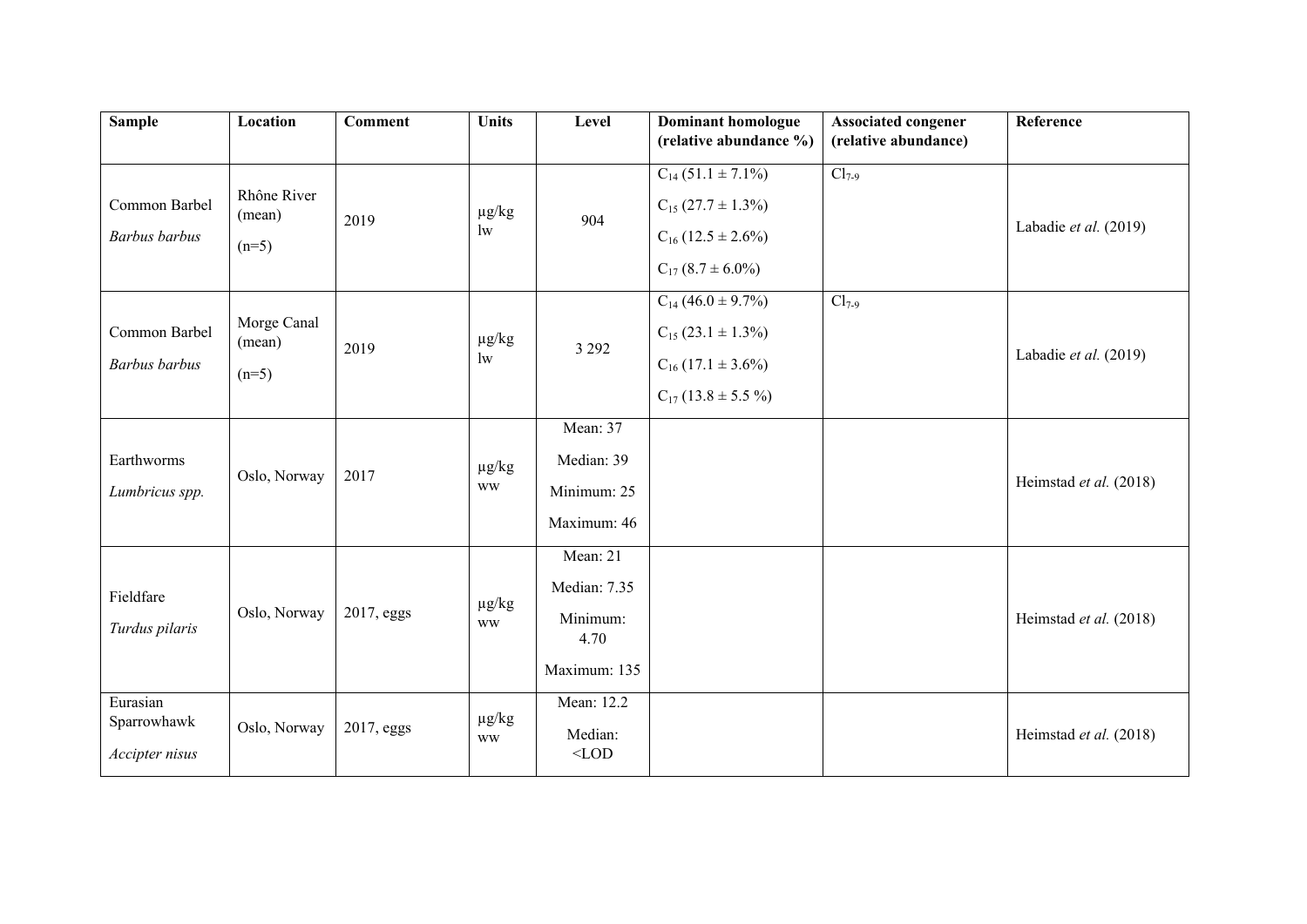| Sample | Location | Comment | Units | Level | Dominant homologue (relative abundance %) | Associated congener (relative abundance) | Reference |
|---|---|---|---|---|---|---|---|
| Common Barbel *Barbus barbus* | Rhône River (mean) (n=5) | 2019 | µg/kg lw | 904 | $C_{14}$ (51.1 ± 7.1%) $C_{15}$ (27.7 ± 1.3%) $C_{16}$ (12.5 ± 2.6%) $C_{17}$ (8.7 ± 6.0%) | $Cl_{7\text{-}9}$ | Labadie *et al.* (2019) |
| Common Barbel *Barbus barbus* | Morge Canal (mean) (n=5) | 2019 | µg/kg lw | 3 292 | $C_{14}$ (46.0 ± 9.7%) $C_{15}$ (23.1 ± 1.3%) $C_{16}$ (17.1 ± 3.6%) $C_{17}$ (13.8 ± 5.5 %) | $Cl_{7\text{-}9}$ | Labadie *et al.* (2019) |
| Earthworms *Lumbricus spp.* | Oslo, Norway | 2017 | µg/kg ww | Mean: 37 Median: 39 Minimum: 25 Maximum: 46 | | | Heimstad *et al.* (2018) |
| Fieldfare *Turdus pilaris* | Oslo, Norway | 2017, eggs | µg/kg ww | Mean: 21 Median: 7.35 Minimum: 4.70 Maximum: 135 | | | Heimstad *et al.* (2018) |
| Eurasian Sparrowhawk *Accipter nisus* | Oslo, Norway | 2017, eggs | µg/kg ww | Mean: 12.2 Median: <LOD | | | Heimstad *et al.* (2018) |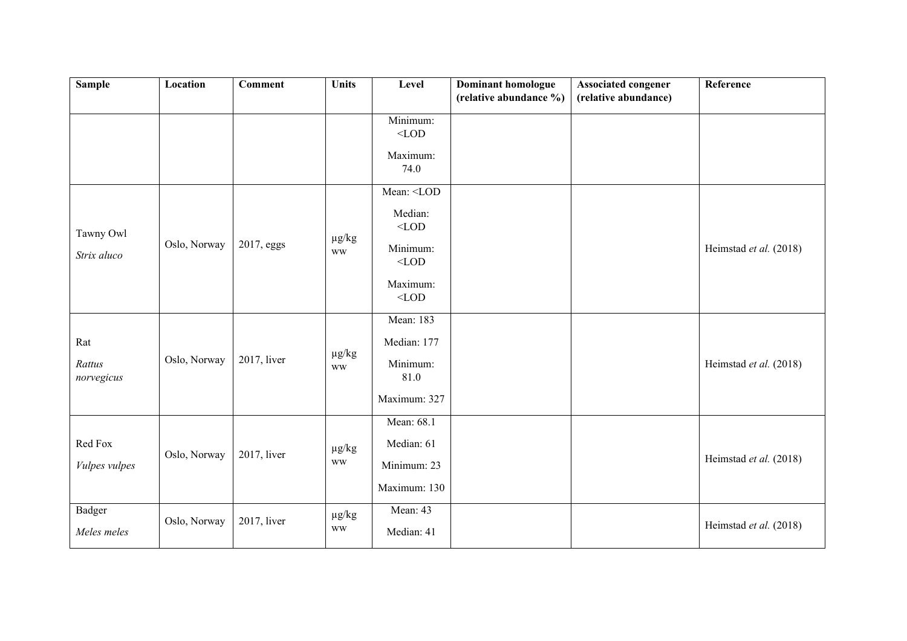| Sample | Location | Comment | Units | Level | Dominant homologue (relative abundance %) | Associated congener (relative abundance) | Reference |
|---|---|---|---|---|---|---|---|
| | | | | Minimum: <LOD<br>Maximum: 74.0 | | | |
| Tawny Owl<br>*Strix aluco* | Oslo, Norway | 2017, eggs | µg/kg ww | Mean: <LOD<br>Median: <LOD<br>Minimum: <LOD<br>Maximum: <LOD | | | Heimstad *et al.* (2018) |
| Rat<br>*Rattus norvegicus* | Oslo, Norway | 2017, liver | µg/kg ww | Mean: 183<br>Median: 177<br>Minimum: 81.0<br>Maximum: 327 | | | Heimstad *et al.* (2018) |
| Red Fox<br>*Vulpes vulpes* | Oslo, Norway | 2017, liver | µg/kg ww | Mean: 68.1<br>Median: 61<br>Minimum: 23<br>Maximum: 130 | | | Heimstad *et al.* (2018) |
| Badger<br>*Meles meles* | Oslo, Norway | 2017, liver | µg/kg ww | Mean: 43<br>Median: 41 | | | Heimstad *et al.* (2018) |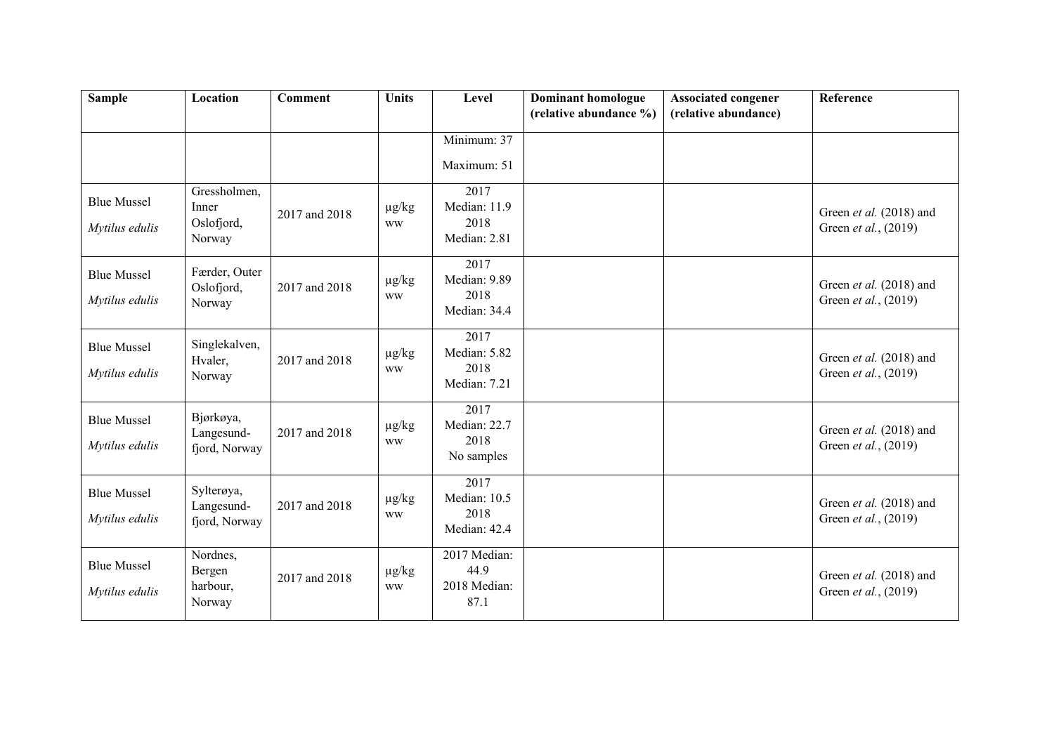| Sample | Location | Comment | Units | Level | Dominant homologue (relative abundance %) | Associated congener (relative abundance) | Reference |
|---|---|---|---|---|---|---|---|
| | | | | Minimum: 37<br>Maximum: 51 | | | |
| Blue Mussel<br>*Mytilus edulis* | Gressholmen, Inner Oslofjord, Norway | 2017 and 2018 | µg/kg ww | 2017<br>Median: 11.9<br>2018<br>Median: 2.81 | | | Green *et al.* (2018) and Green *et al.*, (2019) |
| Blue Mussel<br>*Mytilus edulis* | Færder, Outer Oslofjord, Norway | 2017 and 2018 | µg/kg ww | 2017<br>Median: 9.89<br>2018<br>Median: 34.4 | | | Green *et al.* (2018) and Green *et al.*, (2019) |
| Blue Mussel<br>*Mytilus edulis* | Singlekalven, Hvaler, Norway | 2017 and 2018 | µg/kg ww | 2017<br>Median: 5.82<br>2018<br>Median: 7.21 | | | Green *et al.* (2018) and Green *et al.*, (2019) |
| Blue Mussel<br>*Mytilus edulis* | Bjørkøya, Langesund-fjord, Norway | 2017 and 2018 | µg/kg ww | 2017<br>Median: 22.7<br>2018<br>No samples | | | Green *et al.* (2018) and Green *et al.*, (2019) |
| Blue Mussel<br>*Mytilus edulis* | Sylterøya, Langesund-fjord, Norway | 2017 and 2018 | µg/kg ww | 2017<br>Median: 10.5<br>2018<br>Median: 42.4 | | | Green *et al.* (2018) and Green *et al.*, (2019) |
| Blue Mussel<br>*Mytilus edulis* | Nordnes, Bergen harbour, Norway | 2017 and 2018 | µg/kg ww | 2017 Median: 44.9<br>2018 Median: 87.1 | | | Green *et al.* (2018) and Green *et al.*, (2019) |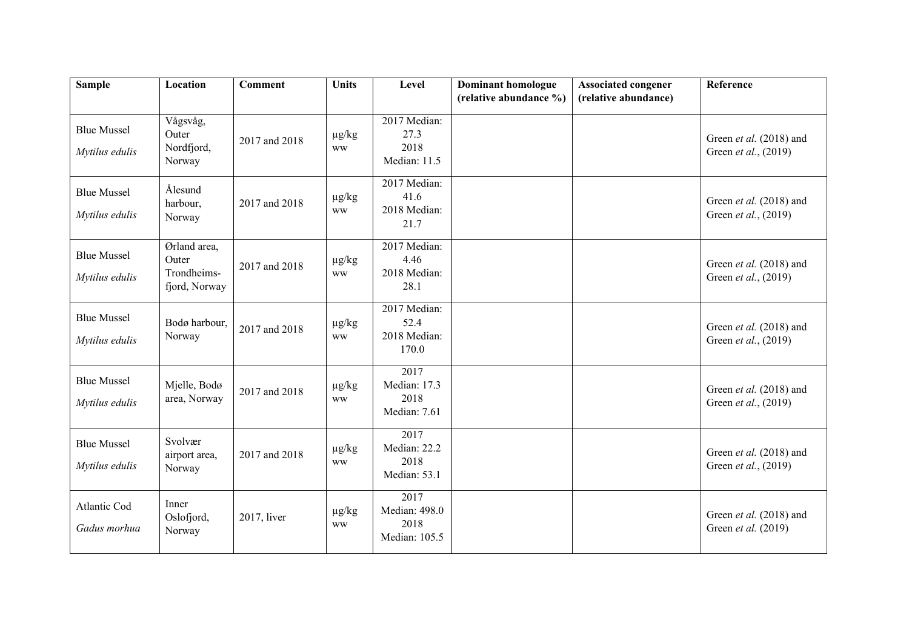| Sample | Location | Comment | Units | Level | Dominant homologue (relative abundance %) | Associated congener (relative abundance) | Reference |
|---|---|---|---|---|---|---|---|
| Blue Mussel *Mytilus edulis* | Vågsvåg, Outer Nordfjord, Norway | 2017 and 2018 | µg/kg ww | 2017 Median: 27.3 2018 Median: 11.5 | | | Green *et al.* (2018) and Green *et al.*, (2019) |
| Blue Mussel *Mytilus edulis* | Ålesund harbour, Norway | 2017 and 2018 | µg/kg ww | 2017 Median: 41.6 2018 Median: 21.7 | | | Green *et al.* (2018) and Green *et al.*, (2019) |
| Blue Mussel *Mytilus edulis* | Ørland area, Outer Trondheims-fjord, Norway | 2017 and 2018 | µg/kg ww | 2017 Median: 4.46 2018 Median: 28.1 | | | Green *et al.* (2018) and Green *et al.*, (2019) |
| Blue Mussel *Mytilus edulis* | Bodø harbour, Norway | 2017 and 2018 | µg/kg ww | 2017 Median: 52.4 2018 Median: 170.0 | | | Green *et al.* (2018) and Green *et al.*, (2019) |
| Blue Mussel *Mytilus edulis* | Mjelle, Bodø area, Norway | 2017 and 2018 | µg/kg ww | 2017 Median: 17.3 2018 Median: 7.61 | | | Green *et al.* (2018) and Green *et al.*, (2019) |
| Blue Mussel *Mytilus edulis* | Svolvær airport area, Norway | 2017 and 2018 | µg/kg ww | 2017 Median: 22.2 2018 Median: 53.1 | | | Green *et al.* (2018) and Green *et al.*, (2019) |
| Atlantic Cod *Gadus morhua* | Inner Oslofjord, Norway | 2017, liver | µg/kg ww | 2017 Median: 498.0 2018 Median: 105.5 | | | Green *et al.* (2018) and Green *et al.* (2019) |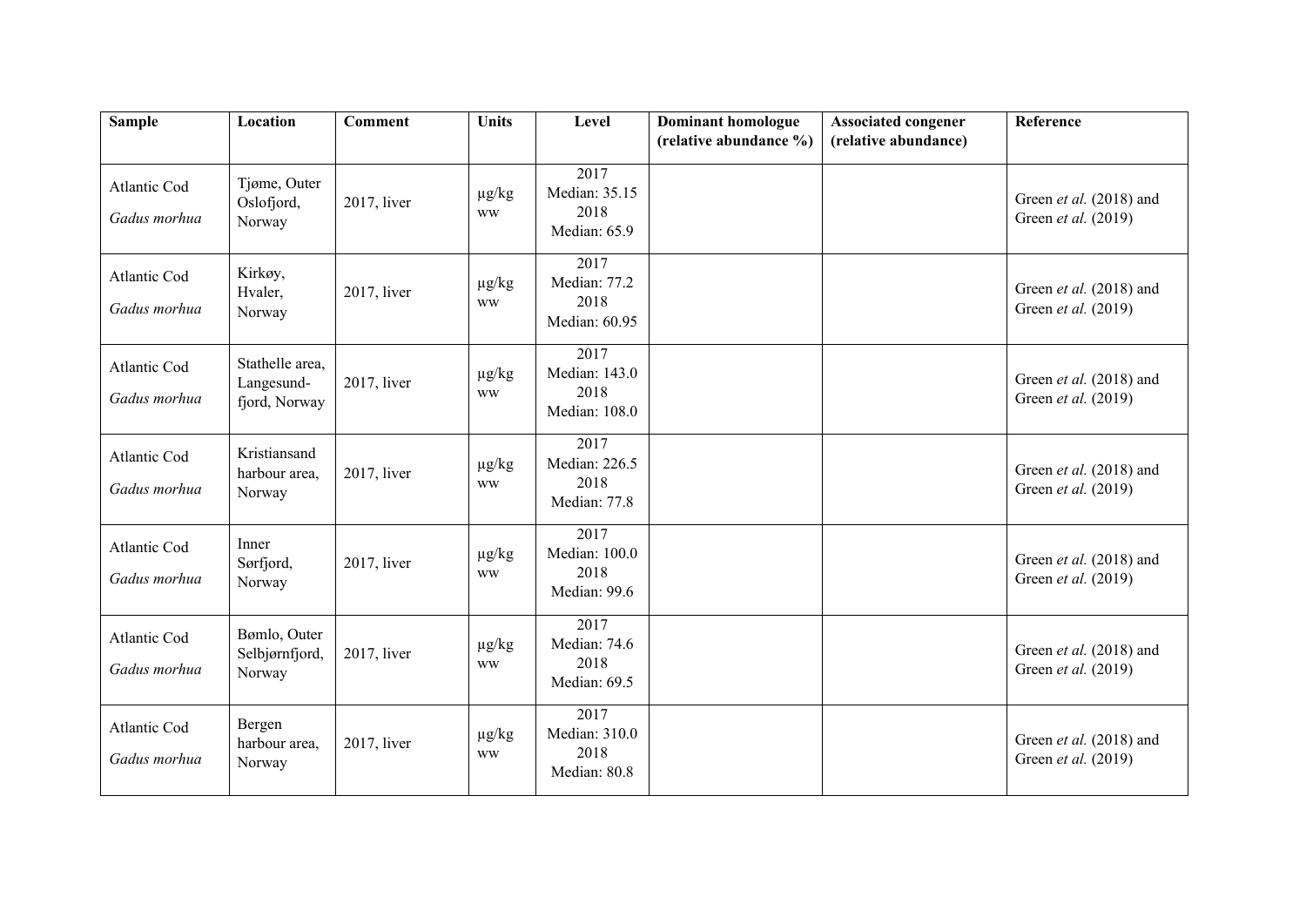| Sample | Location | Comment | Units | Level | Dominant homologue (relative abundance %) | Associated congener (relative abundance) | Reference |
|---|---|---|---|---|---|---|---|
| Atlantic Cod *Gadus morhua* | Tjøme, Outer Oslofjord, Norway | 2017, liver | µg/kg ww | 2017 Median: 35.15 2018 Median: 65.9 | | | Green *et al.* (2018) and Green *et al.* (2019) |
| Atlantic Cod *Gadus morhua* | Kirkøy, Hvaler, Norway | 2017, liver | µg/kg ww | 2017 Median: 77.2 2018 Median: 60.95 | | | Green *et al.* (2018) and Green *et al.* (2019) |
| Atlantic Cod *Gadus morhua* | Stathelle area, Langesund-fjord, Norway | 2017, liver | µg/kg ww | 2017 Median: 143.0 2018 Median: 108.0 | | | Green *et al.* (2018) and Green *et al.* (2019) |
| Atlantic Cod *Gadus morhua* | Kristiansand harbour area, Norway | 2017, liver | µg/kg ww | 2017 Median: 226.5 2018 Median: 77.8 | | | Green *et al.* (2018) and Green *et al.* (2019) |
| Atlantic Cod *Gadus morhua* | Inner Sørfjord, Norway | 2017, liver | µg/kg ww | 2017 Median: 100.0 2018 Median: 99.6 | | | Green *et al.* (2018) and Green *et al.* (2019) |
| Atlantic Cod *Gadus morhua* | Bømlo, Outer Selbjørnfjord, Norway | 2017, liver | µg/kg ww | 2017 Median: 74.6 2018 Median: 69.5 | | | Green *et al.* (2018) and Green *et al.* (2019) |
| Atlantic Cod *Gadus morhua* | Bergen harbour area, Norway | 2017, liver | µg/kg ww | 2017 Median: 310.0 2018 Median: 80.8 | | | Green *et al.* (2018) and Green *et al.* (2019) |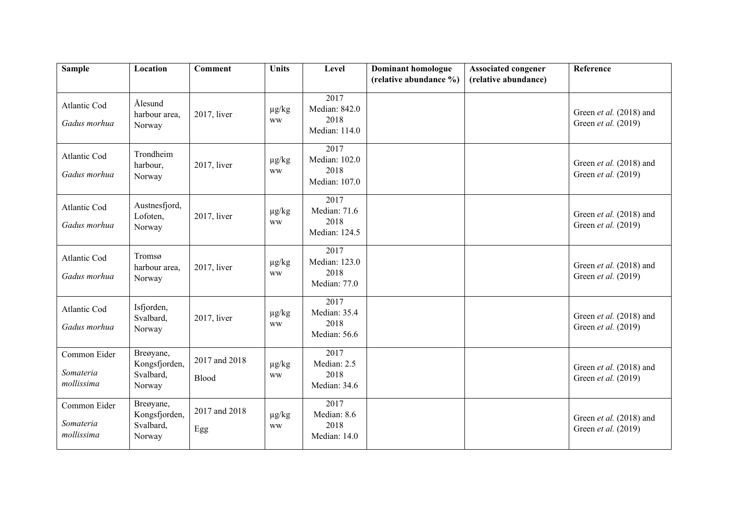| Sample | Location | Comment | Units | Level | Dominant homologue (relative abundance %) | Associated congener (relative abundance) | Reference |
|---|---|---|---|---|---|---|---|
| Atlantic Cod *Gadus morhua* | Ålesund harbour area, Norway | 2017, liver | µg/kg ww | 2017 Median: 842.0 2018 Median: 114.0 | | | Green *et al.* (2018) and Green *et al.* (2019) |
| Atlantic Cod *Gadus morhua* | Trondheim harbour, Norway | 2017, liver | µg/kg ww | 2017 Median: 102.0 2018 Median: 107.0 | | | Green *et al.* (2018) and Green *et al.* (2019) |
| Atlantic Cod *Gadus morhua* | Austnesfjord, Lofoten, Norway | 2017, liver | µg/kg ww | 2017 Median: 71.6 2018 Median: 124.5 | | | Green *et al.* (2018) and Green *et al.* (2019) |
| Atlantic Cod *Gadus morhua* | Tromsø harbour area, Norway | 2017, liver | µg/kg ww | 2017 Median: 123.0 2018 Median: 77.0 | | | Green *et al.* (2018) and Green *et al.* (2019) |
| Atlantic Cod *Gadus morhua* | Isfjorden, Svalbard, Norway | 2017, liver | µg/kg ww | 2017 Median: 35.4 2018 Median: 56.6 | | | Green *et al.* (2018) and Green *et al.* (2019) |
| Common Eider *Somateria mollissima* | Breøyane, Kongsfjorden, Svalbard, Norway | 2017 and 2018 Blood | µg/kg ww | 2017 Median: 2.5 2018 Median: 34.6 | | | Green *et al.* (2018) and Green *et al.* (2019) |
| Common Eider *Somateria mollissima* | Breøyane, Kongsfjorden, Svalbard, Norway | 2017 and 2018 Egg | µg/kg ww | 2017 Median: 8.6 2018 Median: 14.0 | | | Green *et al.* (2018) and Green *et al.* (2019) |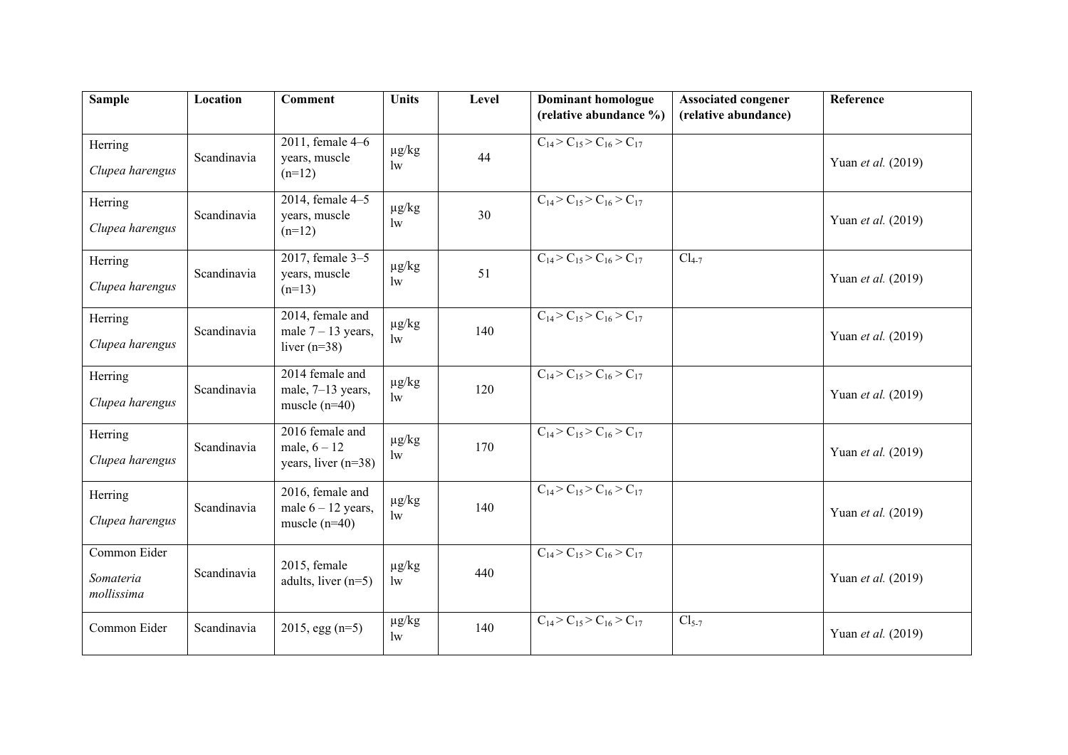| Sample | Location | Comment | Units | Level | Dominant homologue (relative abundance %) | Associated congener (relative abundance) | Reference |
|---|---|---|---|---|---|---|---|
| Herring *Clupea harengus* | Scandinavia | 2011, female 4–6 years, muscle (n=12) | µg/kg lw | 44 | $C_{14} > C_{15} > C_{16} > C_{17}$ | | Yuan *et al.* (2019) |
| Herring *Clupea harengus* | Scandinavia | 2014, female 4–5 years, muscle (n=12) | µg/kg lw | 30 | $C_{14} > C_{15} > C_{16} > C_{17}$ | | Yuan *et al.* (2019) |
| Herring *Clupea harengus* | Scandinavia | 2017, female 3–5 years, muscle (n=13) | µg/kg lw | 51 | $C_{14} > C_{15} > C_{16} > C_{17}$ | $Cl_{4\text{-}7}$ | Yuan *et al.* (2019) |
| Herring *Clupea harengus* | Scandinavia | 2014, female and male 7 – 13 years, liver (n=38) | µg/kg lw | 140 | $C_{14} > C_{15} > C_{16} > C_{17}$ | | Yuan *et al.* (2019) |
| Herring *Clupea harengus* | Scandinavia | 2014 female and male, 7–13 years, muscle (n=40) | µg/kg lw | 120 | $C_{14} > C_{15} > C_{16} > C_{17}$ | | Yuan *et al.* (2019) |
| Herring *Clupea harengus* | Scandinavia | 2016 female and male, 6 – 12 years, liver (n=38) | µg/kg lw | 170 | $C_{14} > C_{15} > C_{16} > C_{17}$ | | Yuan *et al.* (2019) |
| Herring *Clupea harengus* | Scandinavia | 2016, female and male 6 – 12 years, muscle (n=40) | µg/kg lw | 140 | $C_{14} > C_{15} > C_{16} > C_{17}$ | | Yuan *et al.* (2019) |
| Common Eider *Somateria mollissima* | Scandinavia | 2015, female adults, liver (n=5) | µg/kg lw | 440 | $C_{14} > C_{15} > C_{16} > C_{17}$ | | Yuan *et al.* (2019) |
| Common Eider | Scandinavia | 2015, egg (n=5) | µg/kg lw | 140 | $C_{14} > C_{15} > C_{16} > C_{17}$ | $Cl_{5\text{-}7}$ | Yuan *et al.* (2019) |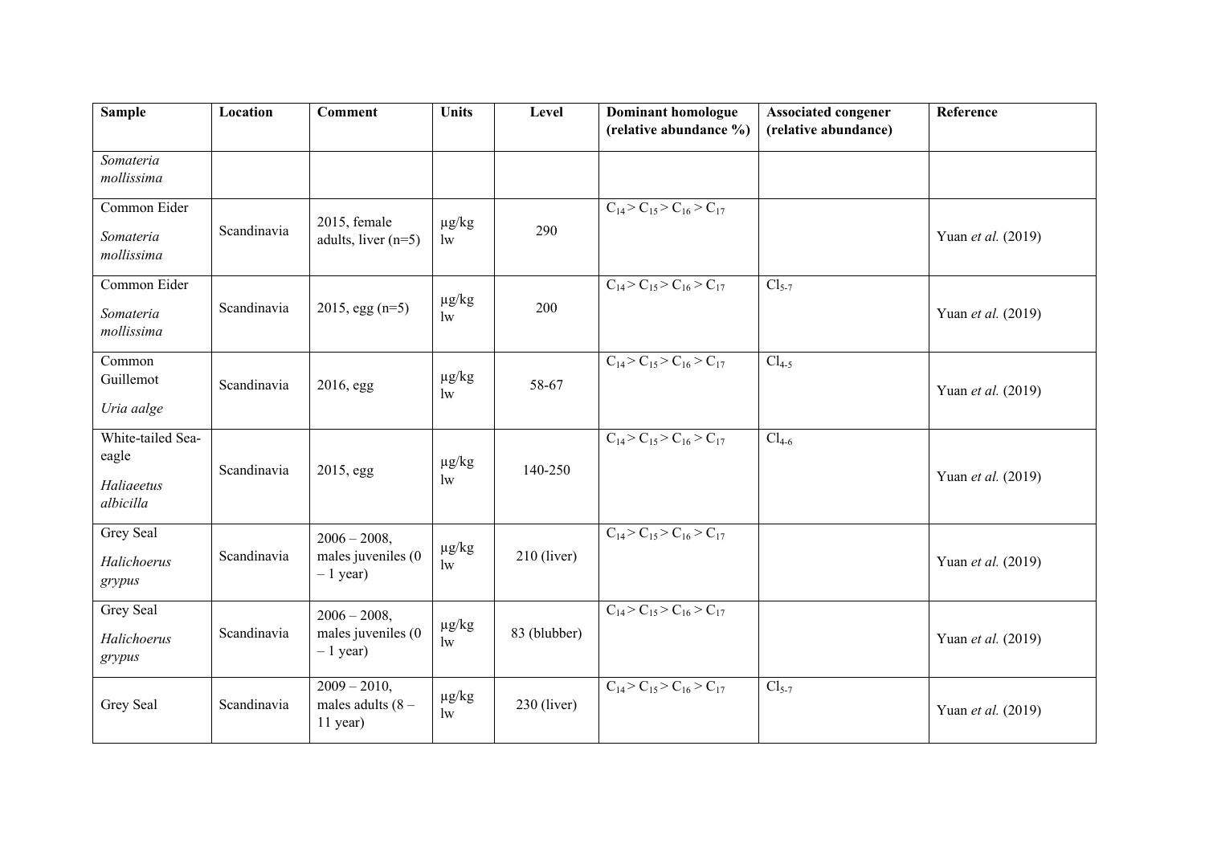| Sample | Location | Comment | Units | Level | Dominant homologue (relative abundance %) | Associated congener (relative abundance) | Reference |
|---|---|---|---|---|---|---|---|
| *Somateria mollissima* | | | | | | | |
| Common Eider *Somateria mollissima* | Scandinavia | 2015, female adults, liver (n=5) | µg/kg lw | 290 | $C_{14} > C_{15} > C_{16} > C_{17}$ | | Yuan *et al.* (2019) |
| Common Eider *Somateria mollissima* | Scandinavia | 2015, egg (n=5) | µg/kg lw | 200 | $C_{14} > C_{15} > C_{16} > C_{17}$ | $Cl_{5-7}$ | Yuan *et al.* (2019) |
| Common Guillemot *Uria aalge* | Scandinavia | 2016, egg | µg/kg lw | 58-67 | $C_{14} > C_{15} > C_{16} > C_{17}$ | $Cl_{4-5}$ | Yuan *et al.* (2019) |
| White-tailed Sea-eagle *Haliaeetus albicilla* | Scandinavia | 2015, egg | µg/kg lw | 140-250 | $C_{14} > C_{15} > C_{16} > C_{17}$ | $Cl_{4-6}$ | Yuan *et al.* (2019) |
| Grey Seal *Halichoerus grypus* | Scandinavia | 2006 – 2008, males juveniles (0 – 1 year) | µg/kg lw | 210 (liver) | $C_{14} > C_{15} > C_{16} > C_{17}$ | | Yuan *et al.* (2019) |
| Grey Seal *Halichoerus grypus* | Scandinavia | 2006 – 2008, males juveniles (0 – 1 year) | µg/kg lw | 83 (blubber) | $C_{14} > C_{15} > C_{16} > C_{17}$ | | Yuan *et al.* (2019) |
| Grey Seal | Scandinavia | 2009 – 2010, males adults (8 – 11 year) | µg/kg lw | 230 (liver) | $C_{14} > C_{15} > C_{16} > C_{17}$ | $Cl_{5-7}$ | Yuan *et al.* (2019) |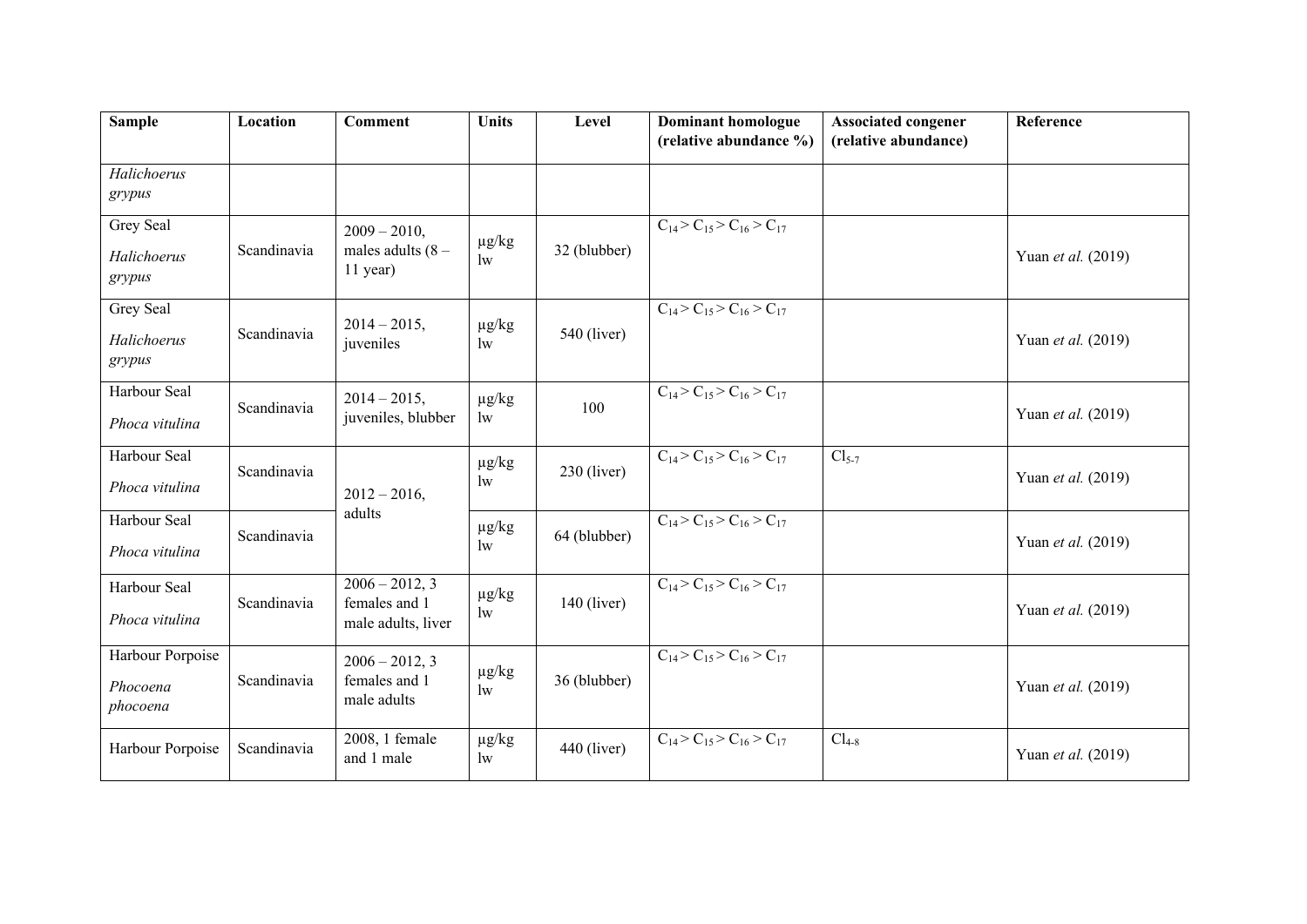| Sample | Location | Comment | Units | Level | Dominant homologue (relative abundance %) | Associated congener (relative abundance) | Reference |
|---|---|---|---|---|---|---|---|
| *Halichoerus grypus* | | | | | | | |
| Grey Seal *Halichoerus grypus* | Scandinavia | 2009 – 2010, males adults (8 – 11 year) | µg/kg lw | 32 (blubber) | $C_{14} > C_{15} > C_{16} > C_{17}$ | | Yuan *et al.* (2019) |
| Grey Seal *Halichoerus grypus* | Scandinavia | 2014 – 2015, juveniles | µg/kg lw | 540 (liver) | $C_{14} > C_{15} > C_{16} > C_{17}$ | | Yuan *et al.* (2019) |
| Harbour Seal *Phoca vitulina* | Scandinavia | 2014 – 2015, juveniles, blubber | µg/kg lw | 100 | $C_{14} > C_{15} > C_{16} > C_{17}$ | | Yuan *et al.* (2019) |
| Harbour Seal *Phoca vitulina* | Scandinavia | 2012 – 2016, adults | µg/kg lw | 230 (liver) | $C_{14} > C_{15} > C_{16} > C_{17}$ | $Cl_{5-7}$ | Yuan *et al.* (2019) |
| Harbour Seal *Phoca vitulina* | Scandinavia | | µg/kg lw | 64 (blubber) | $C_{14} > C_{15} > C_{16} > C_{17}$ | | Yuan *et al.* (2019) |
| Harbour Seal *Phoca vitulina* | Scandinavia | 2006 – 2012, 3 females and 1 male adults, liver | µg/kg lw | 140 (liver) | $C_{14} > C_{15} > C_{16} > C_{17}$ | | Yuan *et al.* (2019) |
| Harbour Poirpoise *Phocoena phocoena* | Scandinavia | 2006 – 2012, 3 females and 1 male adults | µg/kg lw | 36 (blubber) | $C_{14} > C_{15} > C_{16} > C_{17}$ | | Yuan *et al.* (2019) |
| Harbour Porpoise | Scandinavia | 2008, 1 female and 1 male | µg/kg lw | 440 (liver) | $C_{14} > C_{15} > C_{16} > C_{17}$ | $Cl_{4-8}$ | Yuan *et al.* (2019) |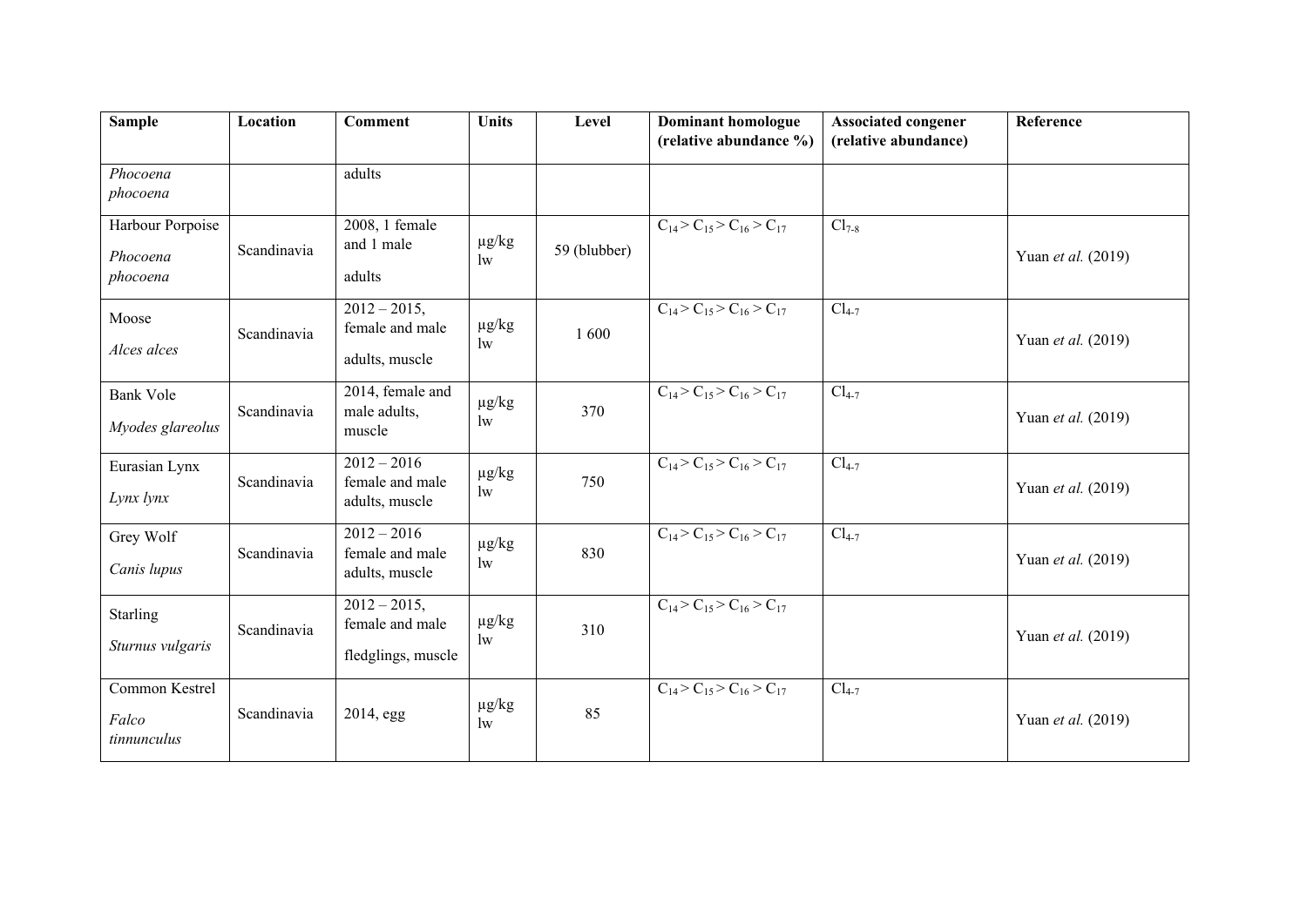| Sample | Location | Comment | Units | Level | Dominant homologue (relative abundance %) | Associated congener (relative abundance) | Reference |
| --- | --- | --- | --- | --- | --- | --- | --- |
| *Phocoena phocoena* | | adults | | | | | |
| Harbour Porpoise *Phocoena phocoena* | Scandinavia | 2008, 1 female and 1 male adults | µg/kg lw | 59 (blubber) | $C_{14} > C_{15} > C_{16} > C_{17}$ | $Cl_{7\text{-}8}$ | Yuan *et al.* (2019) |
| Moose *Alces alces* | Scandinavia | 2012 – 2015, female and male adults, muscle | µg/kg lw | 1 600 | $C_{14} > C_{15} > C_{16} > C_{17}$ | $Cl_{4\text{-}7}$ | Yuan *et al.* (2019) |
| Bank Vole *Myodes glareolus* | Scandinavia | 2014, female and male adults, muscle | µg/kg lw | 370 | $C_{14} > C_{15} > C_{16} > C_{17}$ | $Cl_{4\text{-}7}$ | Yuan *et al.* (2019) |
| Eurasian Lynx *Lynx lynx* | Scandinavia | 2012 – 2016 female and male adults, muscle | µg/kg lw | 750 | $C_{14} > C_{15} > C_{16} > C_{17}$ | $Cl_{4\text{-}7}$ | Yuan *et al.* (2019) |
| Grey Wolf *Canis lupus* | Scandinavia | 2012 – 2016 female and male adults, muscle | µg/kg lw | 830 | $C_{14} > C_{15} > C_{16} > C_{17}$ | $Cl_{4\text{-}7}$ | Yuan *et al.* (2019) |
| Starling *Sturnus vulgaris* | Scandinavia | 2012 – 2015, female and male fledglings, muscle | µg/kg lw | 310 | $C_{14} > C_{15} > C_{16} > C_{17}$ | | Yuan *et al.* (2019) |
| Common Kestrel *Falco tinnunculus* | Scandinavia | 2014, egg | µg/kg lw | 85 | $C_{14} > C_{15} > C_{16} > C_{17}$ | $Cl_{4\text{-}7}$ | Yuan *et al.* (2019) |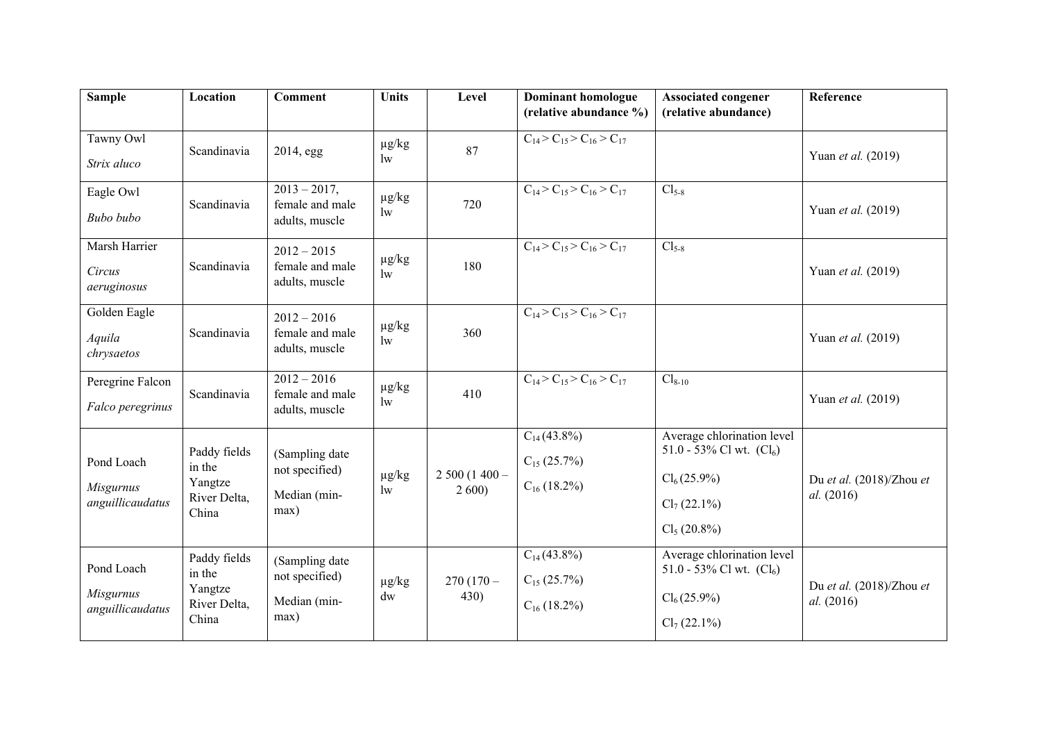| Sample | Location | Comment | Units | Level | Dominant homologue (relative abundance %) | Associated congener (relative abundance) | Reference |
|---|---|---|---|---|---|---|---|
| Tawny Owl *Strix aluco* | Scandinavia | 2014, egg | µg/kg lw | 87 | $C_{14} > C_{15} > C_{16} > C_{17}$ | | Yuan *et al.* (2019) |
| Eagle Owl *Bubo bubo* | Scandinavia | 2013 – 2017, female and male adults, muscle | µg/kg lw | 720 | $C_{14} > C_{15} > C_{16} > C_{17}$ | $Cl_{5-8}$ | Yuan *et al.* (2019) |
| Marsh Harrier *Circus aeruginosus* | Scandinavia | 2012 – 2015 female and male adults, muscle | µg/kg lw | 180 | $C_{14} > C_{15} > C_{16} > C_{17}$ | $Cl_{5-8}$ | Yuan *et al.* (2019) |
| Golden Eagle *Aquila chrysaetos* | Scandinavia | 2012 – 2016 female and male adults, muscle | µg/kg lw | 360 | $C_{14} > C_{15} > C_{16} > C_{17}$ | | Yuan *et al.* (2019) |
| Peregrine Falcon *Falco peregrinus* | Scandinavia | 2012 – 2016 female and male adults, muscle | µg/kg lw | 410 | $C_{14} > C_{15} > C_{16} > C_{17}$ | $Cl_{8-10}$ | Yuan *et al.* (2019) |
| Pond Loach *Misgurnus anguillicaudatus* | Paddy fields in the Yangtze River Delta, China | (Sampling date not specified) Median (min-max) | µg/kg lw | 2 500 (1 400 – 2 600) | $C_{14}$ (43.8%) $C_{15}$ (25.7%) $C_{16}$ (18.2%) | Average chlorination level 51.0 - 53% Cl wt. ($Cl_6$) $Cl_6$ (25.9%) $Cl_7$ (22.1%) $Cl_5$ (20.8%) | Du *et al.* (2018)/Zhou *et al.* (2016) |
| Pond Loach *Misgurnus anguillicaudatus* | Paddy fields in the Yangtze River Delta, China | (Sampling date not specified) Median (min-max) | µg/kg dw | 270 (170 – 430) | $C_{14}$ (43.8%) $C_{15}$ (25.7%) $C_{16}$ (18.2%) | Average chlorination level 51.0 - 53% Cl wt. ($Cl_6$) $Cl_6$ (25.9%) $Cl_7$ (22.1%) | Du *et al.* (2018)/Zhou *et al.* (2016) |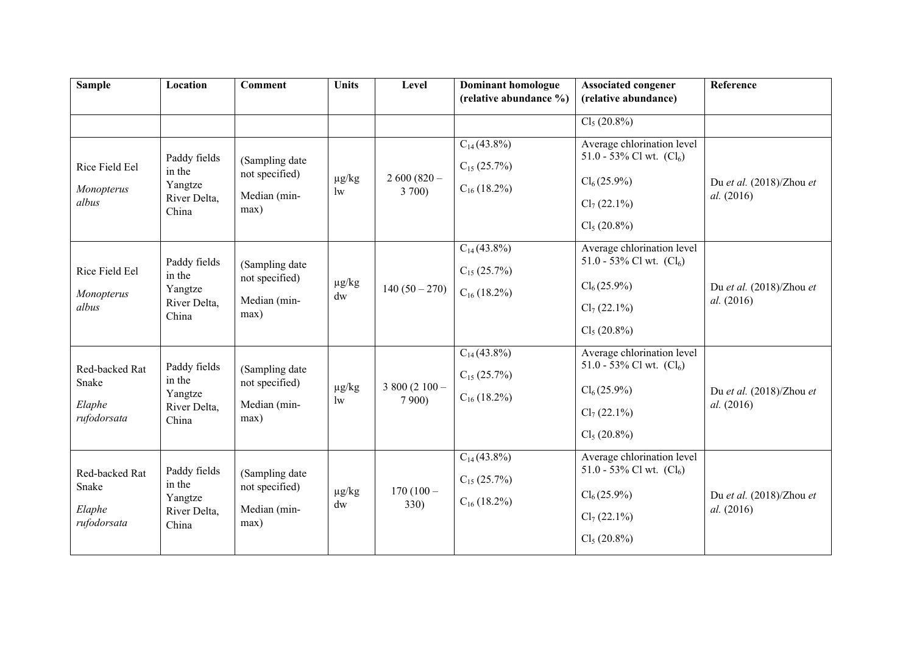| Sample | Location | Comment | Units | Level | Dominant homologue (relative abundance %) | Associated congener (relative abundance) | Reference |
|---|---|---|---|---|---|---|---|
| | | | | | | $Cl_5$ (20.8%) | |
| Rice Field Eel *Monopterus albus* | Paddy fields in the Yangtze River Delta, China | (Sampling date not specified) Median (min-max) | µg/kg lw | 2 600 (820 – 3 700) | $C_{14}$ (43.8%) $C_{15}$ (25.7%) $C_{16}$ (18.2%) | Average chlorination level 51.0 - 53% Cl wt. ($Cl_6$) $Cl_6$ (25.9%) $Cl_7$ (22.1%) $Cl_5$ (20.8%) | Du *et al.* (2018)/Zhou *et al.* (2016) |
| Rice Field Eel *Monopterus albus* | Paddy fields in the Yangtze River Delta, China | (Sampling date not specified) Median (min-max) | µg/kg dw | 140 (50 – 270) | $C_{14}$ (43.8%) $C_{15}$ (25.7%) $C_{16}$ (18.2%) | Average chlorination level 51.0 - 53% Cl wt. ($Cl_6$) $Cl_6$ (25.9%) $Cl_7$ (22.1%) $Cl_5$ (20.8%) | Du *et al.* (2018)/Zhou *et al.* (2016) |
| Red-backed Rat Snake *Elaphe rufodorsata* | Paddy fields in the Yangtze River Delta, China | (Sampling date not specified) Median (min-max) | µg/kg lw | 3 800 (2 100 – 7 900) | $C_{14}$ (43.8%) $C_{15}$ (25.7%) $C_{16}$ (18.2%) | Average chlorination level 51.0 - 53% Cl wt. ($Cl_6$) $Cl_6$ (25.9%) $Cl_7$ (22.1%) $Cl_5$ (20.8%) | Du *et al.* (2018)/Zhou *et al.* (2016) |
| Red-backed Rat Snake *Elaphe rufodorsata* | Paddy fields in the Yangtze River Delta, China | (Sampling date not specified) Median (min-max) | µg/kg dw | 170 (100 – 330) | $C_{14}$ (43.8%) $C_{15}$ (25.7%) $C_{16}$ (18.2%) | Average chlorination level 51.0 - 53% Cl wt. ($Cl_6$) $Cl_6$ (25.9%) $Cl_7$ (22.1%) $Cl_5$ (20.8%) | Du *et al.* (2018)/Zhou *et al.* (2016) |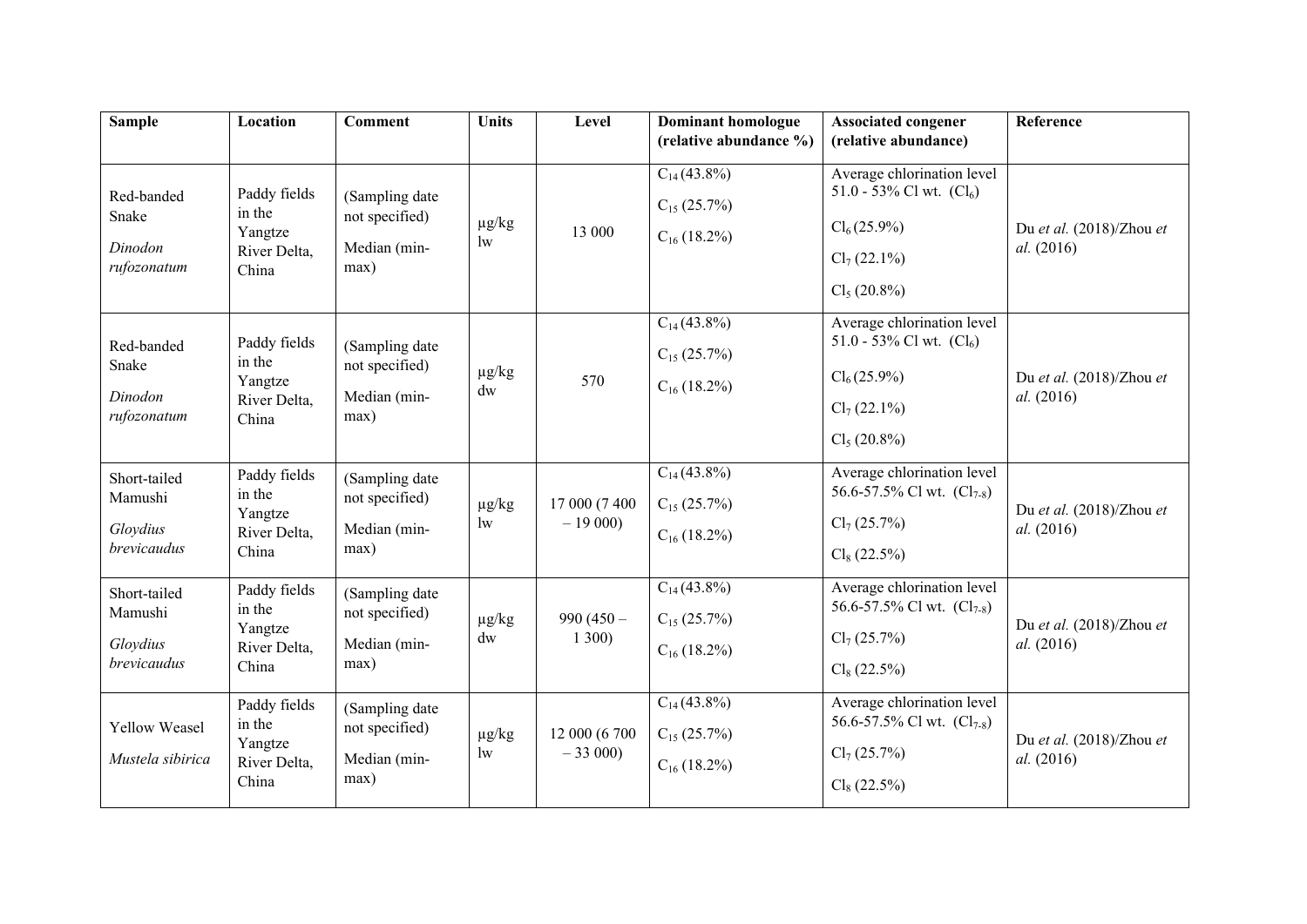| Sample | Location | Comment | Units | Level | Dominant homologue (relative abundance %) | Associated congener (relative abundance) | Reference |
|---|---|---|---|---|---|---|---|
| Red-banded Snake *Dinodon rufozonatum* | Paddy fields in the Yangtze River Delta, China | (Sampling date not specified) Median (min-max) | µg/kg lw | 13 000 | $C_{14}$ (43.8%) $C_{15}$ (25.7%) $C_{16}$ (18.2%) | Average chlorination level 51.0 - 53% Cl wt. ($Cl_6$) $Cl_6$ (25.9%) $Cl_7$ (22.1%) $Cl_5$ (20.8%) | Du *et al.* (2018)/Zhou *et al.* (2016) |
| Red-banded Snake *Dinodon rufozonatum* | Paddy fields in the Yangtze River Delta, China | (Sampling date not specified) Median (min-max) | µg/kg dw | 570 | $C_{14}$ (43.8%) $C_{15}$ (25.7%) $C_{16}$ (18.2%) | Average chlorination level 51.0 - 53% Cl wt. ($Cl_6$) $Cl_6$ (25.9%) $Cl_7$ (22.1%) $Cl_5$ (20.8%) | Du *et al.* (2018)/Zhou *et al.* (2016) |
| Short-tailed Mamushi *Gloydius brevicaudus* | Paddy fields in the Yangtze River Delta, China | (Sampling date not specified) Median (min-max) | µg/kg lw | 17 000 (7 400 – 19 000) | $C_{14}$ (43.8%) $C_{15}$ (25.7%) $C_{16}$ (18.2%) | Average chlorination level 56.6-57.5% Cl wt. ($Cl_{7\text{-}8}$) $Cl_7$ (25.7%) $Cl_8$ (22.5%) | Du *et al.* (2018)/Zhou *et al.* (2016) |
| Short-tailed Mamushi *Gloydius brevicaudus* | Paddy fields in the Yangtze River Delta, China | (Sampling date not specified) Median (min-max) | µg/kg dw | 990 (450 – 1 300) | $C_{14}$ (43.8%) $C_{15}$ (25.7%) $C_{16}$ (18.2%) | Average chlorination level 56.6-57.5% Cl wt. ($Cl_{7\text{-}8}$) $Cl_7$ (25.7%) $Cl_8$ (22.5%) | Du *et al.* (2018)/Zhou *et al.* (2016) |
| Yellow Weasel *Mustela sibirica* | Paddy fields in the Yangtze River Delta, China | (Sampling date not specified) Median (min-max) | µg/kg lw | 12 000 (6 700 – 33 000) | $C_{14}$ (43.8%) $C_{15}$ (25.7%) $C_{16}$ (18.2%) | Average chlorination level 56.6-57.5% Cl wt. ($Cl_{7\text{-}8}$) $Cl_7$ (25.7%) $Cl_8$ (22.5%) | Du *et al.* (2018)/Zhou *et al.* (2016) |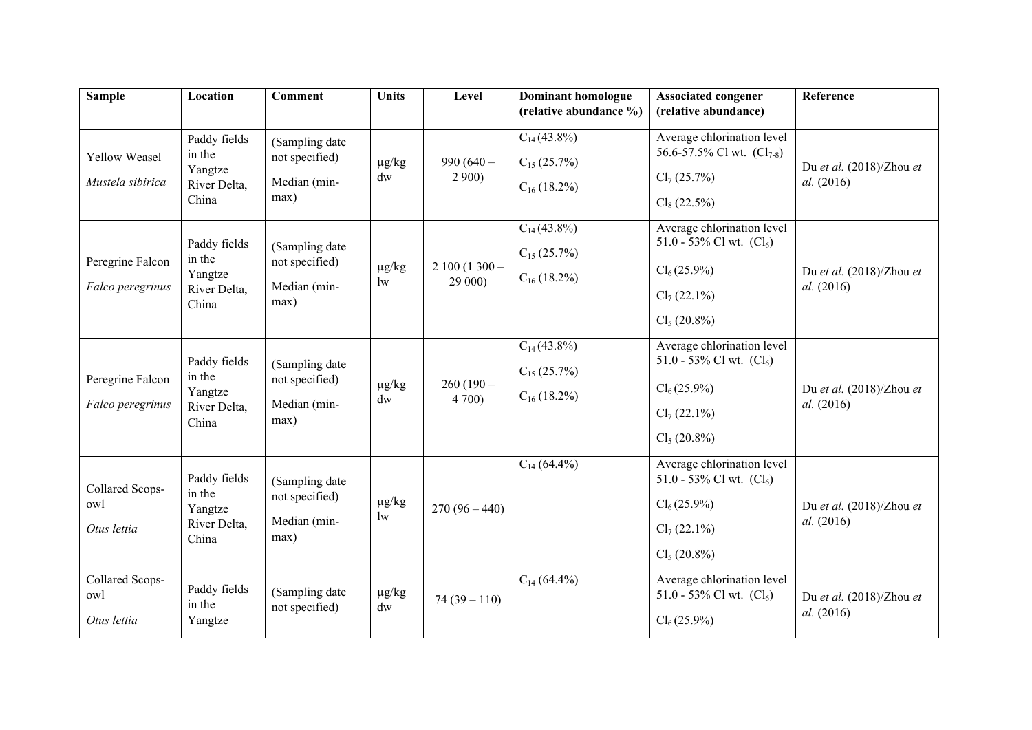| Sample | Location | Comment | Units | Level | Dominant homologue (relative abundance %) | Associated congener (relative abundance) | Reference |
|---|---|---|---|---|---|---|---|
| Yellow Weasel *Mustela sibirica* | Paddy fields in the Yangtze River Delta, China | (Sampling date not specified) Median (min-max) | µg/kg dw | 990 (640 – 2 900) | $C_{14}$ (43.8%) $C_{15}$ (25.7%) $C_{16}$ (18.2%) | Average chlorination level 56.6-57.5% Cl wt. ($Cl_{7-8}$) $Cl_7$ (25.7%) $Cl_8$ (22.5%) | Du *et al.* (2018)/Zhou *et al.* (2016) |
| Peregrine Falcon *Falco peregrinus* | Paddy fields in the Yangtze River Delta, China | (Sampling date not specified) Median (min-max) | µg/kg lw | 2 100 (1 300 – 29 000) | $C_{14}$ (43.8%) $C_{15}$ (25.7%) $C_{16}$ (18.2%) | Average chlorination level 51.0 - 53% Cl wt. ($Cl_6$) $Cl_6$ (25.9%) $Cl_7$ (22.1%) $Cl_5$ (20.8%) | Du *et al.* (2018)/Zhou *et al.* (2016) |
| Peregrine Falcon *Falco peregrinus* | Paddy fields in the Yangtze River Delta, China | (Sampling date not specified) Median (min-max) | µg/kg dw | 260 (190 – 4 700) | $C_{14}$ (43.8%) $C_{15}$ (25.7%) $C_{16}$ (18.2%) | Average chlorination level 51.0 - 53% Cl wt. ($Cl_6$) $Cl_6$ (25.9%) $Cl_7$ (22.1%) $Cl_5$ (20.8%) | Du *et al.* (2018)/Zhou *et al.* (2016) |
| Collared Scops-owl *Otus lettia* | Paddy fields in the Yangtze River Delta, China | (Sampling date not specified) Median (min-max) | µg/kg lw | 270 (96 – 440) | $C_{14}$ (64.4%) | Average chlorination level 51.0 - 53% Cl wt. ($Cl_6$) $Cl_6$ (25.9%) $Cl_7$ (22.1%) $Cl_5$ (20.8%) | Du *et al.* (2018)/Zhou *et al.* (2016) |
| Collared Scops-owl *Otus lettia* | Paddy fields in the Yangtze | (Sampling date not specified) | µg/kg dw | 74 (39 – 110) | $C_{14}$ (64.4%) | Average chlorination level 51.0 - 53% Cl wt. ($Cl_6$) $Cl_6$ (25.9%) | Du *et al.* (2018)/Zhou *et al.* (2016) |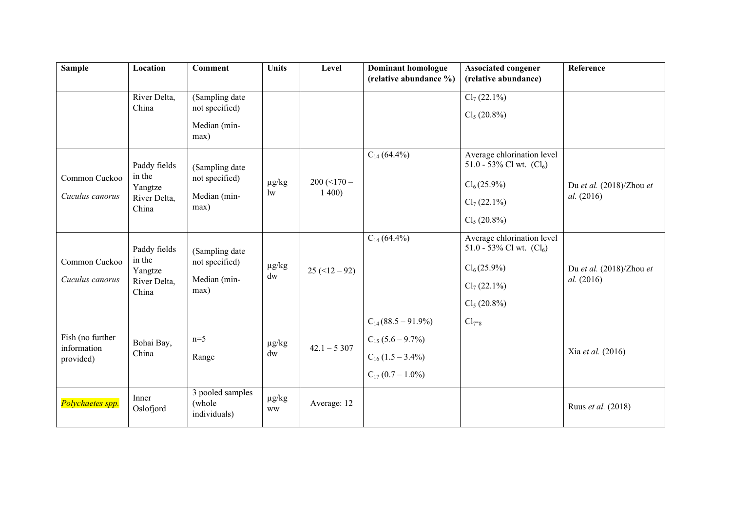| Sample | Location | Comment | Units | Level | Dominant homologue (relative abundance %) | Associated congener (relative abundance) | Reference |
|---|---|---|---|---|---|---|---|
| | River Delta, China | (Sampling date not specified)<br>Median (min-max) | | | | $Cl_7$ (22.1%)<br>$Cl_5$ (20.8%) | |
| Common Cuckoo<br>*Cuculus canorus* | Paddy fields in the Yangtze River Delta, China | (Sampling date not specified)<br>Median (min-max) | µg/kg lw | 200 (<170 – 1 400) | $C_{14}$ (64.4%) | Average chlorination level 51.0 - 53% Cl wt. ($Cl_6$)<br>$Cl_6$ (25.9%)<br>$Cl_7$ (22.1%)<br>$Cl_5$ (20.8%) | Du *et al.* (2018)/Zhou *et al.* (2016) |
| Common Cuckoo<br>*Cuculus canorus* | Paddy fields in the Yangtze River Delta, China | (Sampling date not specified)<br>Median (min-max) | µg/kg dw | 25 (<12 – 92) | $C_{14}$ (64.4%) | Average chlorination level 51.0 - 53% Cl wt. ($Cl_6$)<br>$Cl_6$ (25.9%)<br>$Cl_7$ (22.1%)<br>$Cl_5$ (20.8%) | Du *et al.* (2018)/Zhou *et al.* (2016) |
| Fish (no further information provided) | Bohai Bay, China | n=5<br>Range | µg/kg dw | 42.1 – 5 307 | $C_{14}$ (88.5 – 91.9%)<br>$C_{15}$ (5.6 – 9.7%)<br>$C_{16}$ (1.5 – 3.4%)<br>$C_{17}$ (0.7 – 1.0%) | $Cl_{7-8}$ | Xia *et al.* (2016) |
| *Polychaetes spp.* | Inner Oslofjord | 3 pooled samples (whole individuals) | µg/kg ww | Average: 12 | | | Ruus *et al.* (2018) |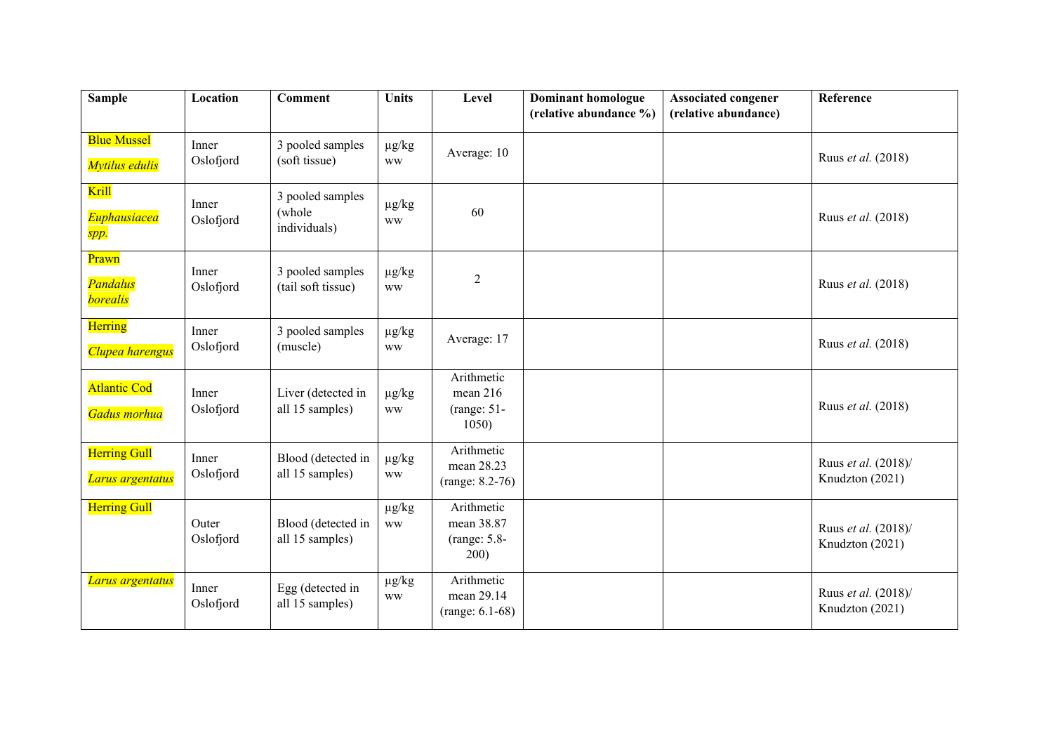| Sample | Location | Comment | Units | Level | Dominant homologue (relative abundance %) | Associated congener (relative abundance) | Reference |
|---|---|---|---|---|---|---|---|
| Blue Mussel *Mytilus edulis* | Inner Oslofjord | 3 pooled samples (soft tissue) | µg/kg ww | Average: 10 | | | Ruus *et al.* (2018) |
| Krill *Euphausiacea spp.* | Inner Oslofjord | 3 pooled samples (whole individuals) | µg/kg ww | 60 | | | Ruus *et al.* (2018) |
| Prawn *Pandalus borealis* | Inner Oslofjord | 3 pooled samples (tail soft tissue) | µg/kg ww | 2 | | | Ruus *et al.* (2018) |
| Herring *Clupea harengus* | Inner Oslofjord | 3 pooled samples (muscle) | µg/kg ww | Average: 17 | | | Ruus *et al.* (2018) |
| Atlantic Cod *Gadus morhua* | Inner Oslofjord | Liver (detected in all 15 samples) | µg/kg ww | Arithmetic mean 216 (range: 51-1050) | | | Ruus *et al.* (2018) |
| Herring Gull *Larus argentatus* | Inner Oslofjord | Blood (detected in all 15 samples) | µg/kg ww | Arithmetic mean 28.23 (range: 8.2-76) | | | Ruus *et al.* (2018)/ Knudzton (2021) |
| Herring Gull | Outer Oslofjord | Blood (detected in all 15 samples) | µg/kg ww | Arithmetic mean 38.87 (range: 5.8-200) | | | Ruus *et al.* (2018)/ Knudzton (2021) |
| *Larus argentatus* | Inner Oslofjord | Egg (detected in all 15 samples) | µg/kg ww | Arithmetic mean 29.14 (range: 6.1-68) | | | Ruus *et al.* (2018)/ Knudzton (2021) |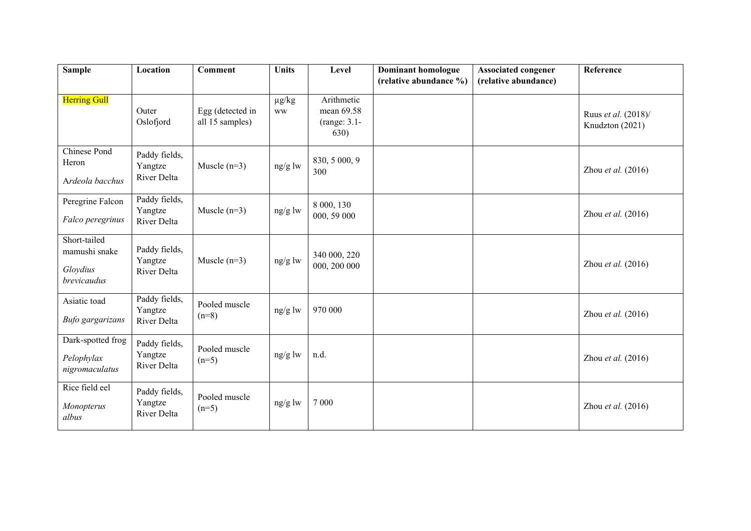| Sample | Location | Comment | Units | Level | Dominant homologue (relative abundance %) | Associated congener (relative abundance) | Reference |
|---|---|---|---|---|---|---|---|
| Herring Gull | Outer Oslofjord | Egg (detected in all 15 samples) | µg/kg ww | Arithmetic mean 69.58 (range: 3.1-630) | | | Ruus *et al.* (2018)/ Knudzton (2021) |
| Chinese Pond Heron *Ardeola bacchus* | Paddy fields, Yangtze River Delta | Muscle (n=3) | ng/g lw | 830, 5 000, 9 300 | | | Zhou *et al.* (2016) |
| Peregrine Falcon *Falco peregrinus* | Paddy fields, Yangtze River Delta | Muscle (n=3) | ng/g lw | 8 000, 130 000, 59 000 | | | Zhou *et al.* (2016) |
| Short-tailed mamushi snake *Gloydius brevicaudus* | Paddy fields, Yangtze River Delta | Muscle (n=3) | ng/g lw | 340 000, 220 000, 200 000 | | | Zhou *et al.* (2016) |
| Asiatic toad *Bufo gargarizans* | Paddy fields, Yangtze River Delta | Pooled muscle (n=8) | ng/g lw | 970 000 | | | Zhou *et al.* (2016) |
| Dark-spotted frog *Pelophylax nigromaculatus* | Paddy fields, Yangtze River Delta | Pooled muscle (n=5) | ng/g lw | n.d. | | | Zhou *et al.* (2016) |
| Rice field eel *Monopterus albus* | Paddy fields, Yangtze River Delta | Pooled muscle (n=5) | ng/g lw | 7 000 | | | Zhou *et al.* (2016) |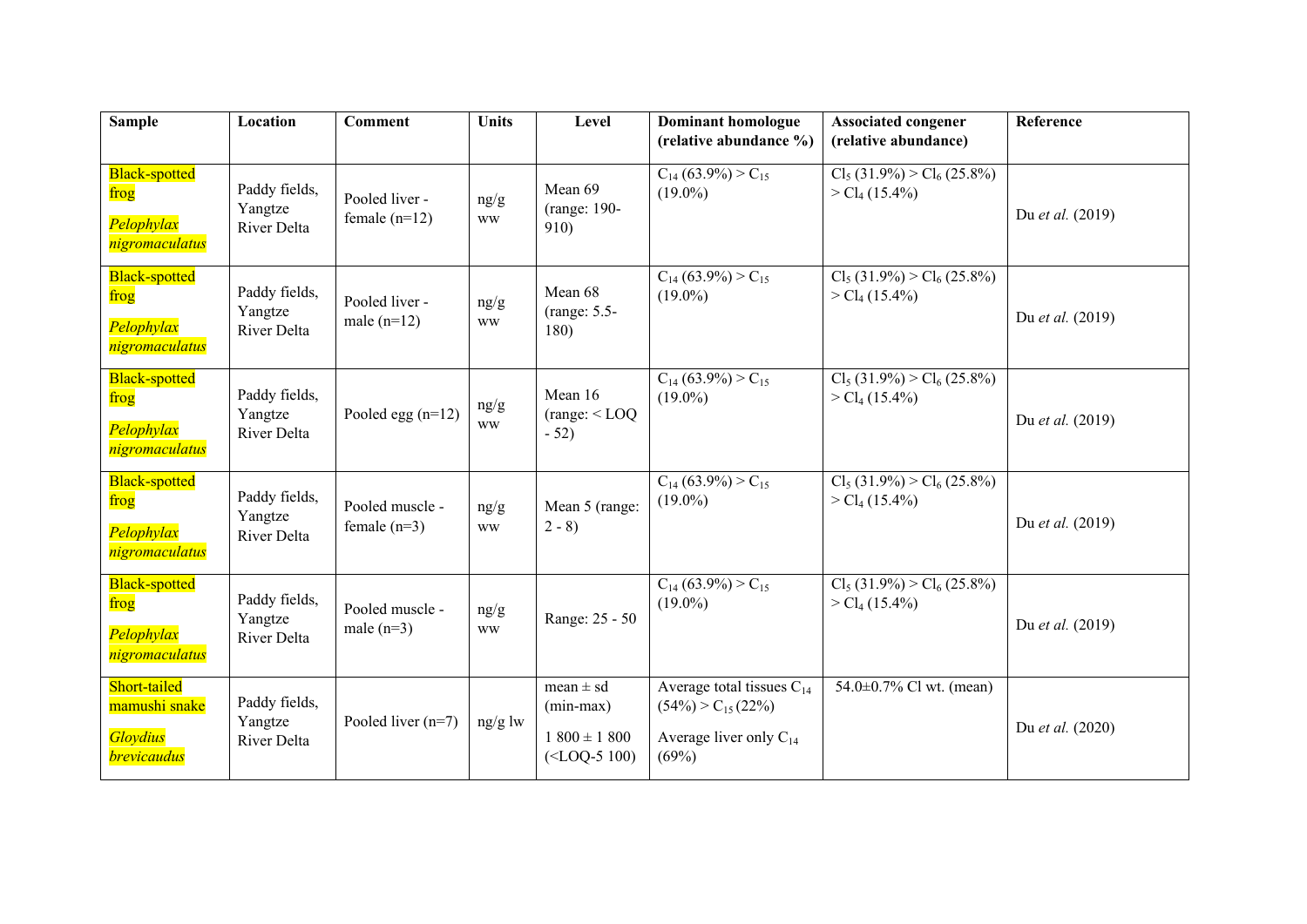| Sample | Location | Comment | Units | Level | Dominant homologue (relative abundance %) | Associated congener (relative abundance) | Reference |
|---|---|---|---|---|---|---|---|
| Black-spotted frog *Pelophylax nigromaculatus* | Paddy fields, Yangtze River Delta | Pooled liver - female (n=12) | ng/g ww | Mean 69 (range: 190-910) | $C_{14}$ (63.9%) > $C_{15}$ (19.0%) | $Cl_5$ (31.9%) > $Cl_6$ (25.8%) > $Cl_4$ (15.4%) | Du *et al.* (2019) |
| Black-spotted frog *Pelophylax nigromaculatus* | Paddy fields, Yangtze River Delta | Pooled liver - male (n=12) | ng/g ww | Mean 68 (range: 5.5-180) | $C_{14}$ (63.9%) > $C_{15}$ (19.0%) | $Cl_5$ (31.9%) > $Cl_6$ (25.8%) > $Cl_4$ (15.4%) | Du *et al.* (2019) |
| Black-spotted frog *Pelophylax nigromaculatus* | Paddy fields, Yangtze River Delta | Pooled egg (n=12) | ng/g ww | Mean 16 (range: < LOQ - 52) | $C_{14}$ (63.9%) > $C_{15}$ (19.0%) | $Cl_5$ (31.9%) > $Cl_6$ (25.8%) > $Cl_4$ (15.4%) | Du *et al.* (2019) |
| Black-spotted frog *Pelophylax nigromaculatus* | Paddy fields, Yangtze River Delta | Pooled muscle - female (n=3) | ng/g ww | Mean 5 (range: 2 - 8) | $C_{14}$ (63.9%) > $C_{15}$ (19.0%) | $Cl_5$ (31.9%) > $Cl_6$ (25.8%) > $Cl_4$ (15.4%) | Du *et al.* (2019) |
| Black-spotted frog *Pelophylax nigromaculatus* | Paddy fields, Yangtze River Delta | Pooled muscle - male (n=3) | ng/g ww | Range: 25 - 50 | $C_{14}$ (63.9%) > $C_{15}$ (19.0%) | $Cl_5$ (31.9%) > $Cl_6$ (25.8%) > $Cl_4$ (15.4%) | Du *et al.* (2019) |
| Short-tailed mamushi snake *Gloydius brevicaudus* | Paddy fields, Yangtze River Delta | Pooled liver (n=7) | ng/g lw | mean ± sd (min-max) 1 800 ± 1 800 (<LOQ-5 100) | Average total tissues $C_{14}$ (54%) > $C_{15}$ (22%) Average liver only $C_{14}$ (69%) | 54.0±0.7% Cl wt. (mean) | Du *et al.* (2020) |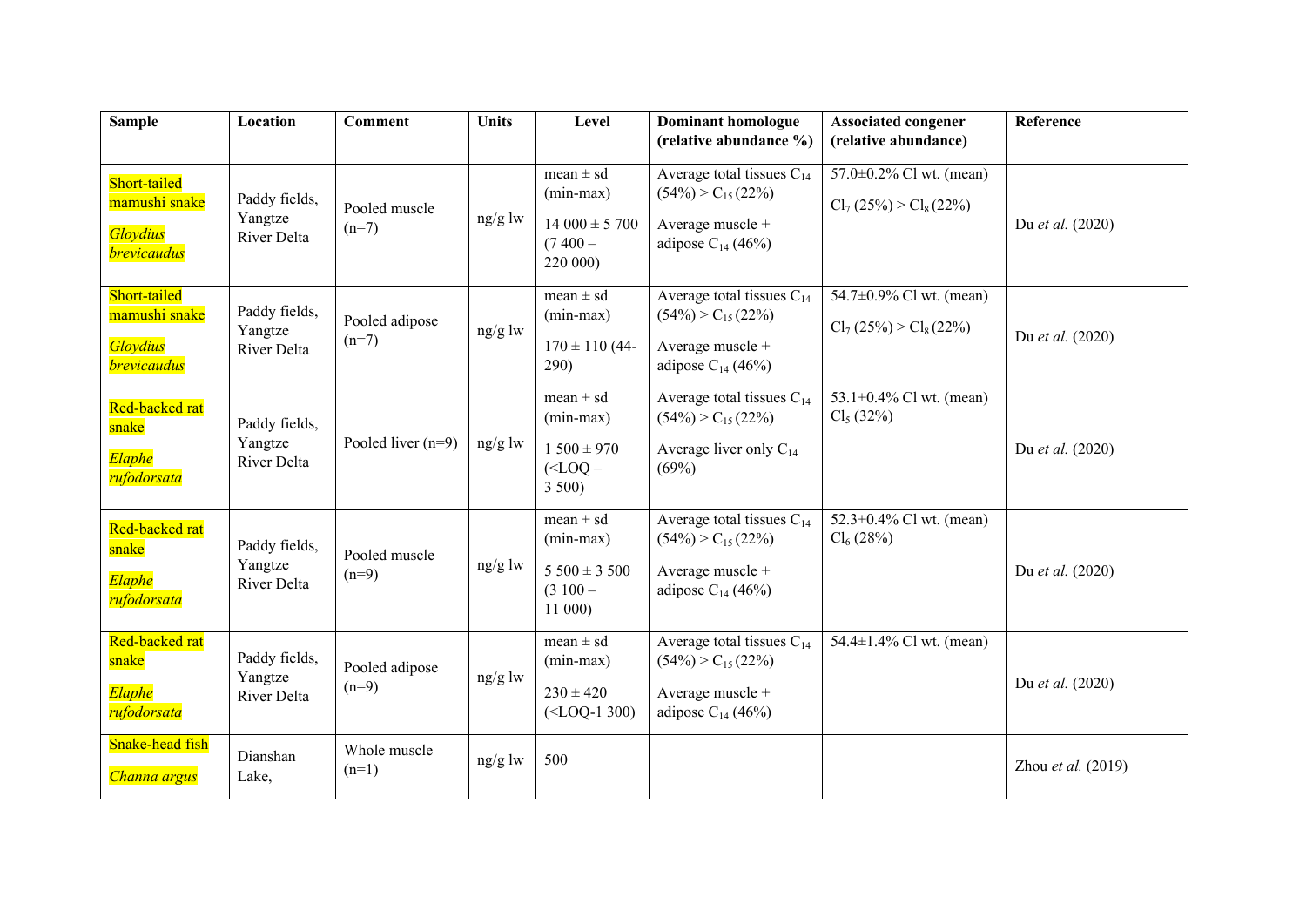| Sample | Location | Comment | Units | Level | Dominant homologue (relative abundance %) | Associated congener (relative abundance) | Reference |
|---|---|---|---|---|---|---|---|
| Short-tailed mamushi snake *Gloydius brevicaudus* | Paddy fields, Yangtze River Delta | Pooled muscle (n=7) | ng/g lw | mean ± sd (min-max) 14 000 ± 5 700 (7 400 – 220 000) | Average total tissues $C_{14}$ (54%) > $C_{15}$ (22%) Average muscle + adipose $C_{14}$ (46%) | 57.0±0.2% Cl wt. (mean) $Cl_7$ (25%) > $Cl_8$ (22%) | Du *et al.* (2020) |
| Short-tailed mamushi snake *Gloydius brevicaudus* | Paddy fields, Yangtze River Delta | Pooled adipose (n=7) | ng/g lw | mean ± sd (min-max) 170 ± 110 (44-290) | Average total tissues $C_{14}$ (54%) > $C_{15}$ (22%) Average muscle + adipose $C_{14}$ (46%) | 54.7±0.9% Cl wt. (mean) $Cl_7$ (25%) > $Cl_8$ (22%) | Du *et al.* (2020) |
| Red-backed rat snake *Elaphe rufodorsata* | Paddy fields, Yangtze River Delta | Pooled liver (n=9) | ng/g lw | mean ± sd (min-max) 1 500 ± 970 (<LOQ – 3 500) | Average total tissues $C_{14}$ (54%) > $C_{15}$ (22%) Average liver only $C_{14}$ (69%) | 53.1±0.4% Cl wt. (mean) $Cl_5$ (32%) | Du *et al.* (2020) |
| Red-backed rat snake *Elaphe rufodorsata* | Paddy fields, Yangtze River Delta | Pooled muscle (n=9) | ng/g lw | mean ± sd (min-max) 5 500 ± 3 500 (3 100 – 11 000) | Average total tissues $C_{14}$ (54%) > $C_{15}$ (22%) Average muscle + adipose $C_{14}$ (46%) | 52.3±0.4% Cl wt. (mean) $Cl_6$ (28%) | Du *et al.* (2020) |
| Red-backed rat snake *Elaphe rufodorsata* | Paddy fields, Yangtze River Delta | Pooled adipose (n=9) | ng/g lw | mean ± sd (min-max) 230 ± 420 (<LOQ-1 300) | Average total tissues $C_{14}$ (54%) > $C_{15}$ (22%) Average muscle + adipose $C_{14}$ (46%) | 54.4±1.4% Cl wt. (mean) | Du *et al.* (2020) |
| Snake-head fish *Channa argus* | Dianshan Lake, | Whole muscle (n=1) | ng/g lw | 500 | | | Zhou *et al.* (2019) |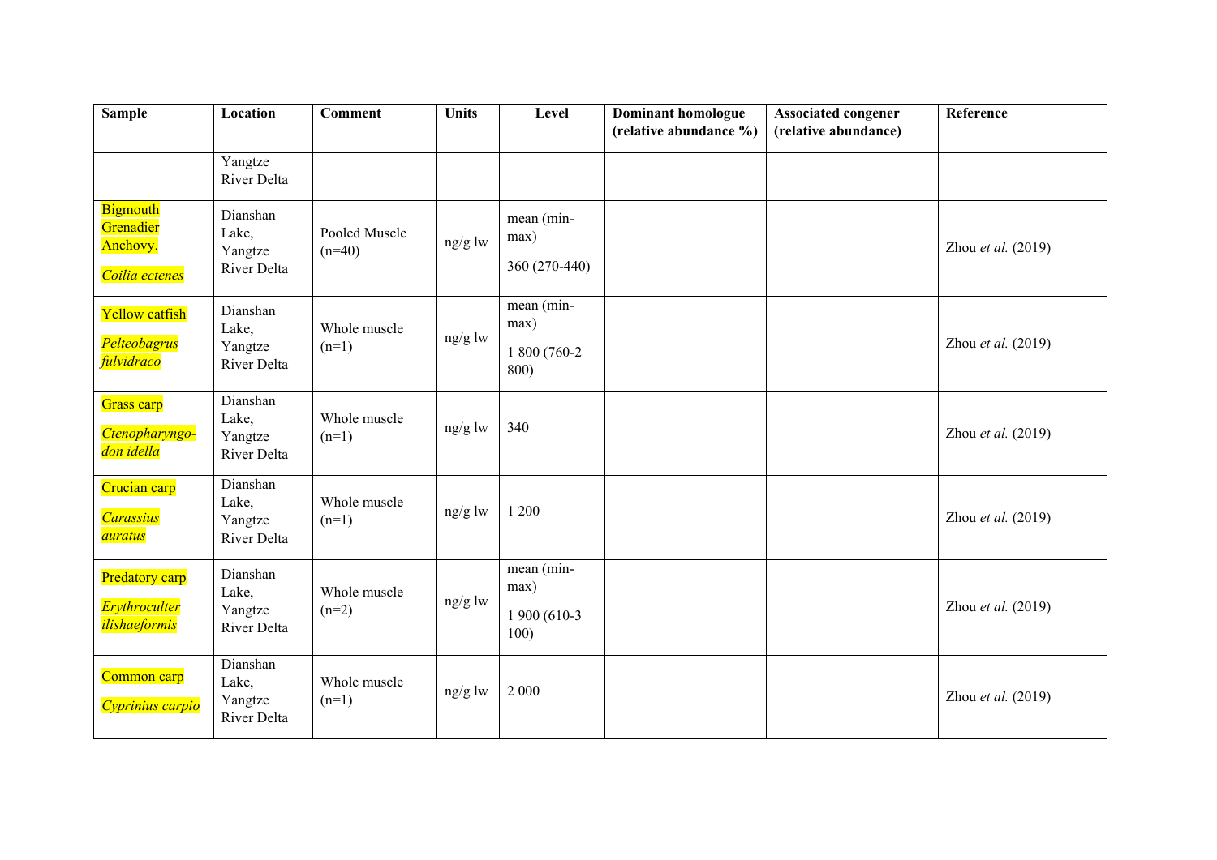| Sample | Location | Comment | Units | Level | Dominant homologue (relative abundance %) | Associated congener (relative abundance) | Reference |
|---|---|---|---|---|---|---|---|
| | Yangtze River Delta | | | | | | |
| Bigmouth Grenadier Anchovy. *Coilia ectenes* | Dianshan Lake, Yangtze River Delta | Pooled Muscle (n=40) | ng/g lw | mean (min-max) 360 (270-440) | | | Zhou *et al.* (2019) |
| Yellow catfish *Pelteobagrus fulvidraco* | Dianshan Lake, Yangtze River Delta | Whole muscle (n=1) | ng/g lw | mean (min-max) 1 800 (760-2 800) | | | Zhou *et al.* (2019) |
| Grass carp *Ctenopharyngo-don idella* | Dianshan Lake, Yangtze River Delta | Whole muscle (n=1) | ng/g lw | 340 | | | Zhou *et al.* (2019) |
| Crucian carp *Carassius auratus* | Dianshan Lake, Yangtze River Delta | Whole muscle (n=1) | ng/g lw | 1 200 | | | Zhou *et al.* (2019) |
| Predatory carp *Erythroculter ilishaeformis* | Dianshan Lake, Yangtze River Delta | Whole muscle (n=2) | ng/g lw | mean (min-max) 1 900 (610-3 100) | | | Zhou *et al.* (2019) |
| Common carp *Cyprinius carpio* | Dianshan Lake, Yangtze River Delta | Whole muscle (n=1) | ng/g lw | 2 000 | | | Zhou *et al.* (2019) |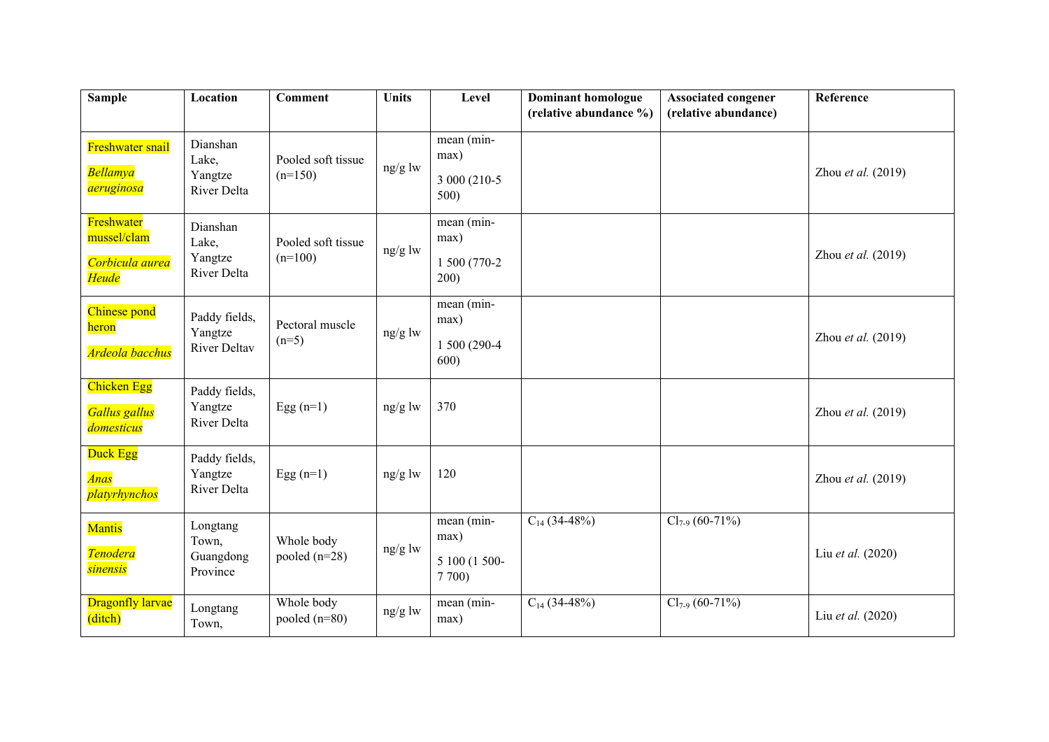| Sample | Location | Comment | Units | Level | Dominant homologue (relative abundance %) | Associated congener (relative abundance) | Reference |
|---|---|---|---|---|---|---|---|
| Freshwater snail *Bellamya aeruginosa* | Dianshan Lake, Yangtze River Delta | Pooled soft tissue (n=150) | ng/g lw | mean (min-max) 3 000 (210-5 500) | | | Zhou *et al.* (2019) |
| Freshwater mussel/clam *Corbicula aurea Heude* | Dianshan Lake, Yangtze River Delta | Pooled soft tissue (n=100) | ng/g lw | mean (min-max) 1 500 (770-2 200) | | | Zhou *et al.* (2019) |
| Chinese pond heron *Ardeola bacchus* | Paddy fields, Yangtze River Deltav | Pectoral muscle (n=5) | ng/g lw | mean (min-max) 1 500 (290-4 600) | | | Zhou *et al.* (2019) |
| Chicken Egg *Gallus gallus domesticus* | Paddy fields, Yangtze River Delta | Egg (n=1) | ng/g lw | 370 | | | Zhou *et al.* (2019) |
| Duck Egg *Anas platyrhynchos* | Paddy fields, Yangtze River Delta | Egg (n=1) | ng/g lw | 120 | | | Zhou *et al.* (2019) |
| Mantis *Tenodera sinensis* | Longtang Town, Guangdong Province | Whole body pooled (n=28) | ng/g lw | mean (min-max) 5 100 (1 500-7 700) | $C_{14}$ (34-48%) | $Cl_{7\text{-}9}$ (60-71%) | Liu *et al.* (2020) |
| Dragonfly larvae (ditch) | Longtang Town, | Whole body pooled (n=80) | ng/g lw | mean (min-max) | $C_{14}$ (34-48%) | $Cl_{7\text{-}9}$ (60-71%) | Liu *et al.* (2020) |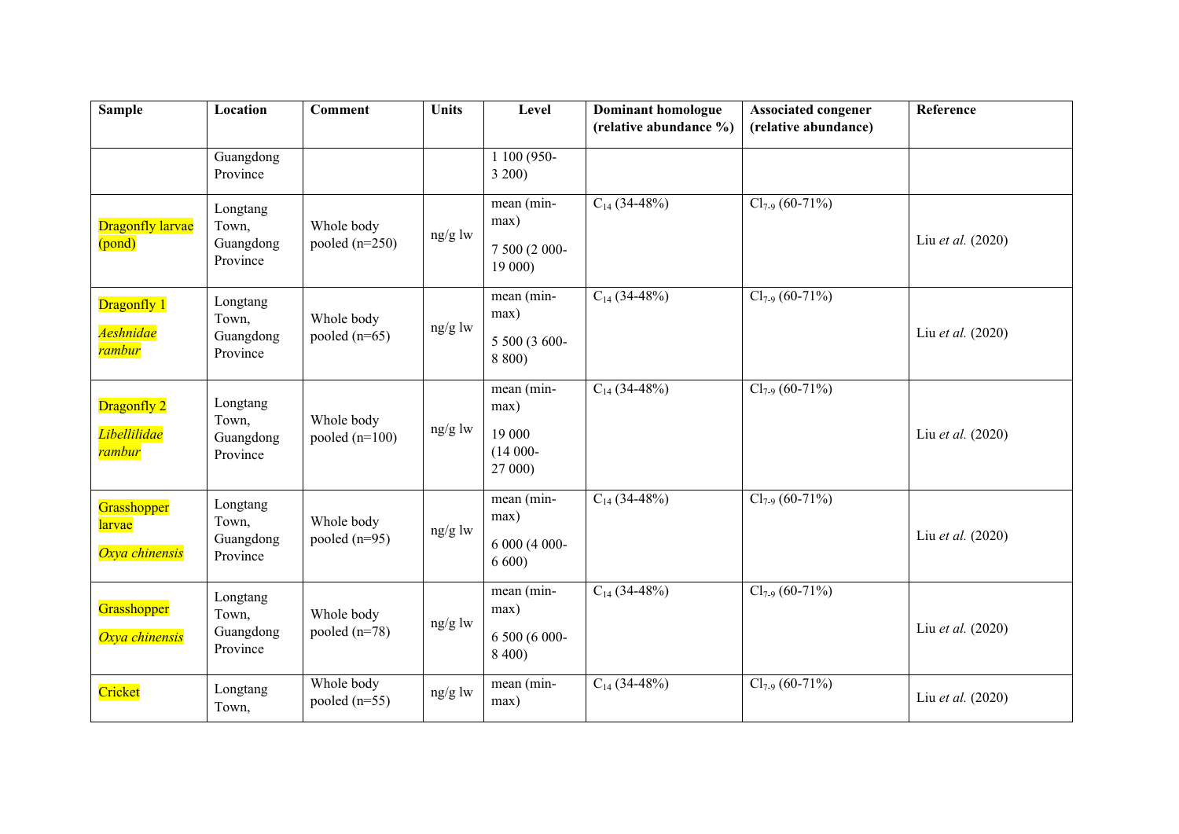| Sample | Location | Comment | Units | Level | Dominant homologue (relative abundance %) | Associated congener (relative abundance) | Reference |
|---|---|---|---|---|---|---|---|
| | Guangdong Province | | | 1 100 (950-3 200) | | | |
| Dragonfly larvae (pond) | Longtang Town, Guangdong Province | Whole body pooled (n=250) | ng/g lw | mean (min-max) 7 500 (2 000-19 000) | $C_{14}$ (34-48%) | $Cl_{7-9}$ (60-71%) | Liu *et al.* (2020) |
| Dragonfly 1 *Aeshnidae rambur* | Longtang Town, Guangdong Province | Whole body pooled (n=65) | ng/g lw | mean (min-max) 5 500 (3 600-8 800) | $C_{14}$ (34-48%) | $Cl_{7-9}$ (60-71%) | Liu *et al.* (2020) |
| Dragonfly 2 *Libellilidae rambur* | Longtang Town, Guangdong Province | Whole body pooled (n=100) | ng/g lw | mean (min-max) 19 000 (14 000-27 000) | $C_{14}$ (34-48%) | $Cl_{7-9}$ (60-71%) | Liu *et al.* (2020) |
| Grasshopper larvae *Oxya chinensis* | Longtang Town, Guangdong Province | Whole body pooled (n=95) | ng/g lw | mean (min-max) 6 000 (4 000-6 600) | $C_{14}$ (34-48%) | $Cl_{7-9}$ (60-71%) | Liu *et al.* (2020) |
| Grasshopper *Oxya chinensis* | Longtang Town, Guangdong Province | Whole body pooled (n=78) | ng/g lw | mean (min-max) 6 500 (6 000-8 400) | $C_{14}$ (34-48%) | $Cl_{7-9}$ (60-71%) | Liu *et al.* (2020) |
| Cricket | Longtang Town, | Whole body pooled (n=55) | ng/g lw | mean (min-max) | $C_{14}$ (34-48%) | $Cl_{7-9}$ (60-71%) | Liu *et al.* (2020) |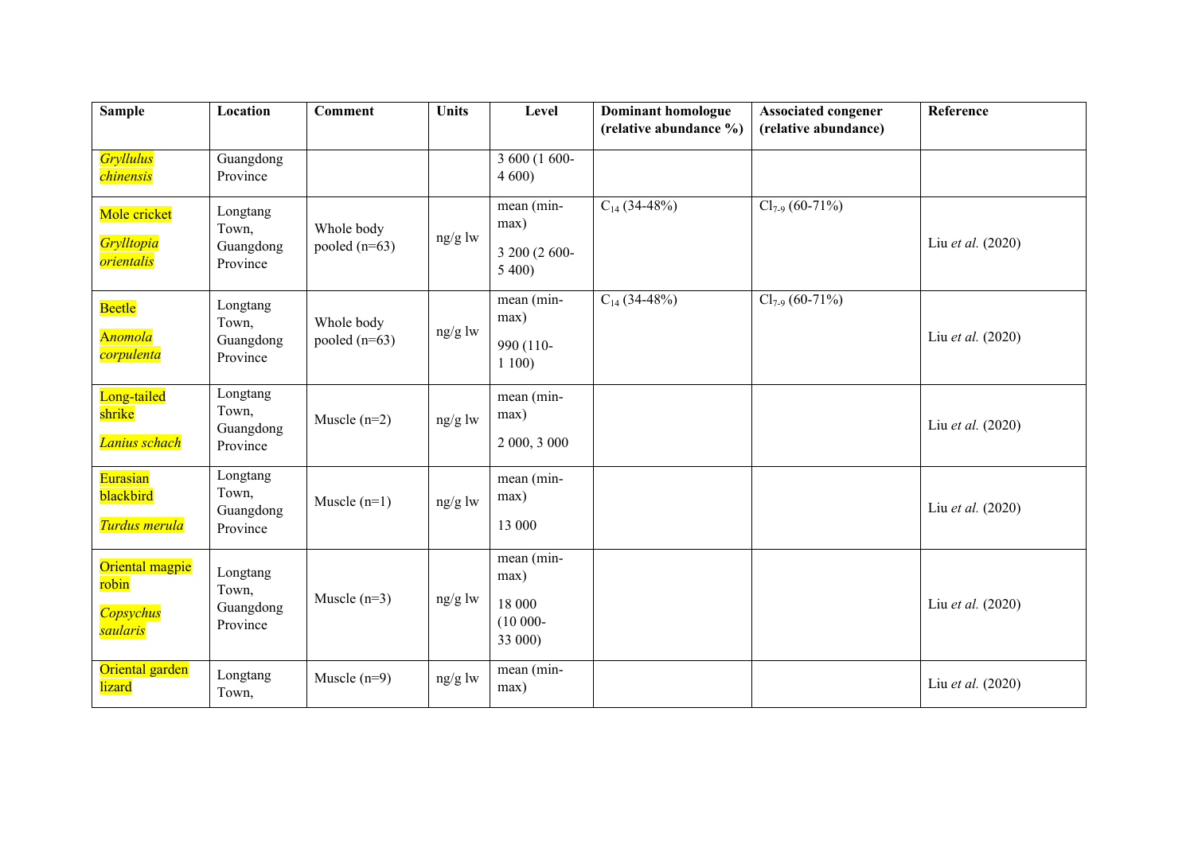| Sample | Location | Comment | Units | Level | Dominant homologue (relative abundance %) | Associated congener (relative abundance) | Reference |
|---|---|---|---|---|---|---|---|
| *Gryllulus chinensis* | Guangdong Province | | | 3 600 (1 600-4 600) | | | |
| Mole cricket *Grylltopia orientalis* | Longtang Town, Guangdong Province | Whole body pooled (n=63) | ng/g lw | mean (min-max) 3 200 (2 600-5 400) | $C_{14}$ (34-48%) | $Cl_{7-9}$ (60-71%) | Liu *et al.* (2020) |
| Beetle *Anomola corpulenta* | Longtang Town, Guangdong Province | Whole body pooled (n=63) | ng/g lw | mean (min-max) 990 (110-1 100) | $C_{14}$ (34-48%) | $Cl_{7-9}$ (60-71%) | Liu *et al.* (2020) |
| Long-tailed shrike *Lanius schach* | Longtang Town, Guangdong Province | Muscle (n=2) | ng/g lw | mean (min-max) 2 000, 3 000 | | | Liu *et al.* (2020) |
| Eurasian blackbird *Turdus merula* | Longtang Town, Guangdong Province | Muscle (n=1) | ng/g lw | mean (min-max) 13 000 | | | Liu *et al.* (2020) |
| Oriental magpie robin *Copsychus saularis* | Longtang Town, Guangdong Province | Muscle (n=3) | ng/g lw | mean (min-max) 18 000 (10 000-33 000) | | | Liu *et al.* (2020) |
| Oriental garden lizard | Longtang Town, | Muscle (n=9) | ng/g lw | mean (min-max) | | | Liu *et al.* (2020) |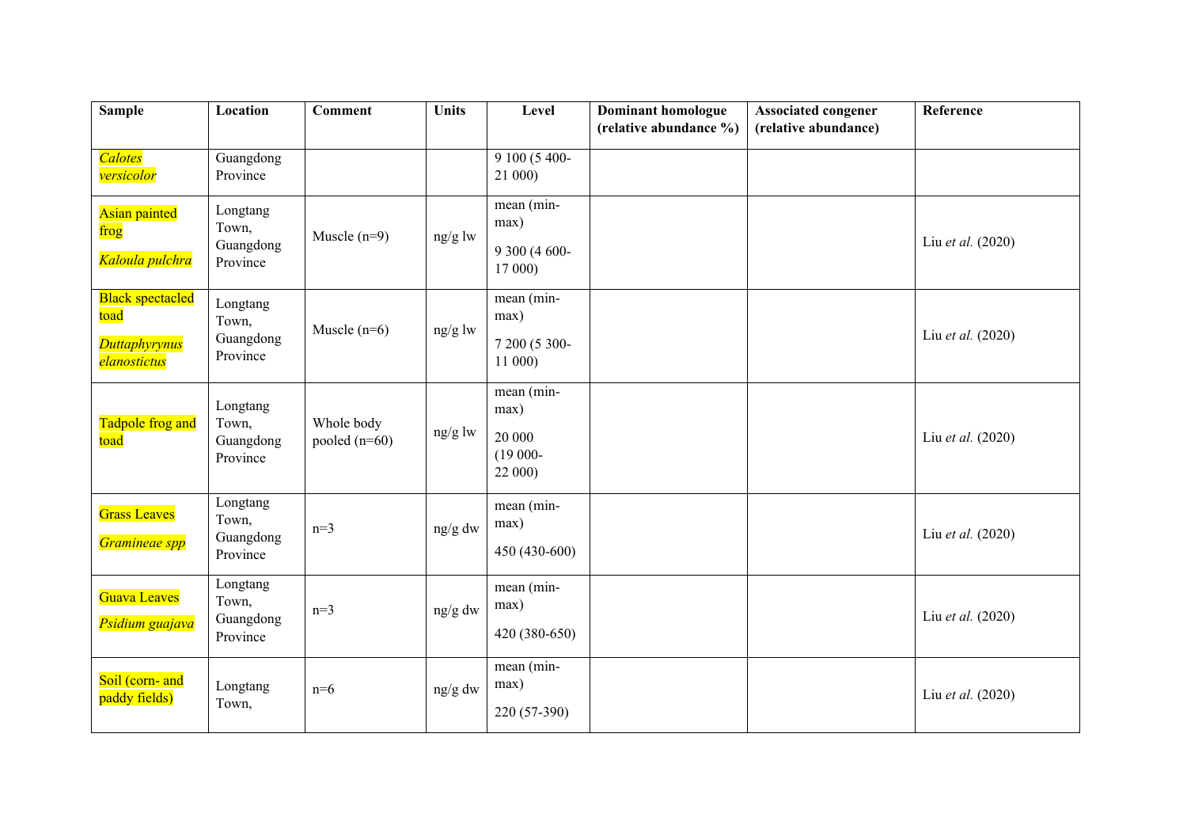| Sample | Location | Comment | Units | Level | Dominant homologue (relative abundance %) | Associated congener (relative abundance) | Reference |
|---|---|---|---|---|---|---|---|
| *Calotes versicolor* | Guangdong Province | | | 9 100 (5 400-21 000) | | | |
| Asian painted frog *Kaloula pulchra* | Longtang Town, Guangdong Province | Muscle (n=9) | ng/g lw | mean (min-max) 9 300 (4 600-17 000) | | | Liu *et al.* (2020) |
| Black spectacled toad *Duttaphyrynus elanostictus* | Longtang Town, Guangdong Province | Muscle (n=6) | ng/g lw | mean (min-max) 7 200 (5 300-11 000) | | | Liu *et al.* (2020) |
| Tadpole frog and toad | Longtang Town, Guangdong Province | Whole body pooled (n=60) | ng/g lw | mean (min-max) 20 000 (19 000-22 000) | | | Liu *et al.* (2020) |
| Grass Leaves *Gramineae spp* | Longtang Town, Guangdong Province | n=3 | ng/g dw | mean (min-max) 450 (430-600) | | | Liu *et al.* (2020) |
| Guava Leaves *Psidium guajava* | Longtang Town, Guangdong Province | n=3 | ng/g dw | mean (min-max) 420 (380-650) | | | Liu *et al.* (2020) |
| Soil (corn- and paddy fields) | Longtang Town, | n=6 | ng/g dw | mean (min-max) 220 (57-390) | | | Liu *et al.* (2020) |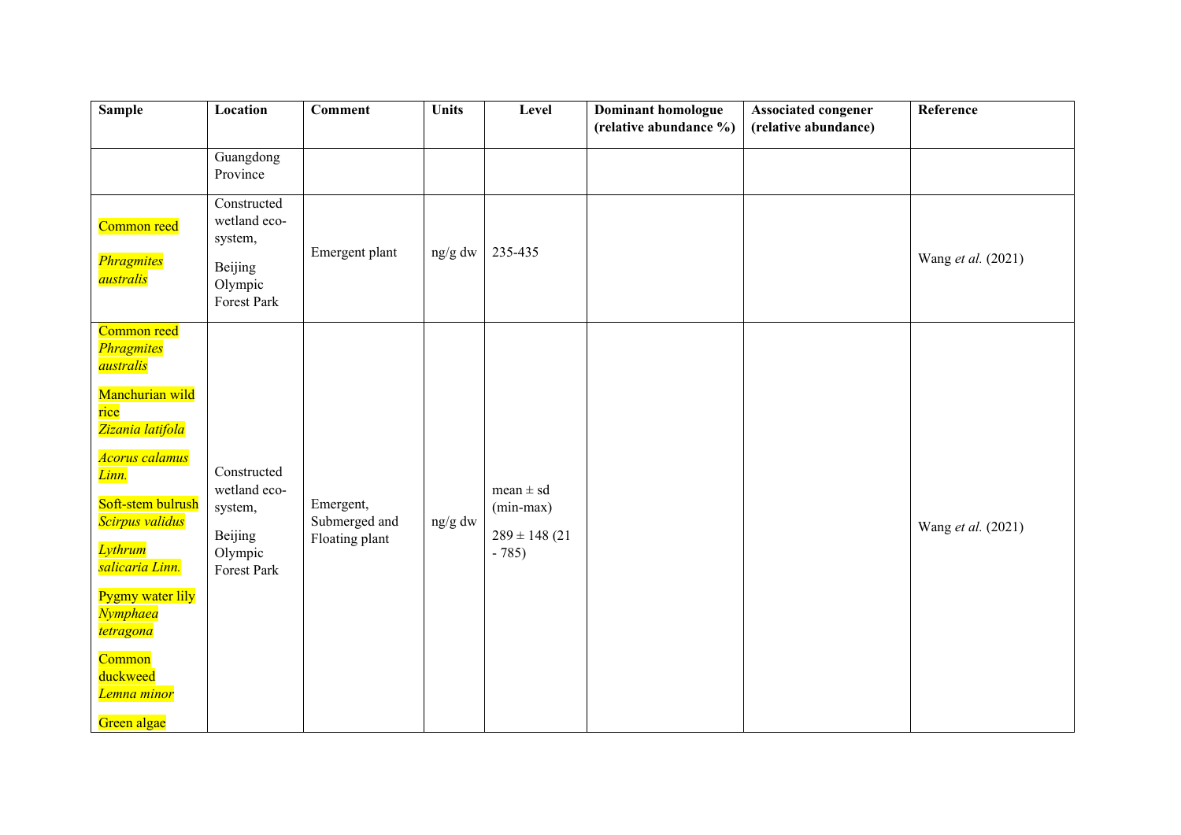| Sample | Location | Comment | Units | Level | Dominant homologue (relative abundance %) | Associated congener (relative abundance) | Reference |
|---|---|---|---|---|---|---|---|
| | Guangdong Province | | | | | | |
| Common reed *Phragmites australis* | Constructed wetland eco-system, Beijing Olympic Forest Park | Emergent plant | ng/g dw | 235-435 | | | Wang *et al.* (2021) |
| Common reed *Phragmites australis*<br><br>Manchurian wild rice *Zizania latifola*<br><br>*Acorus calamus Linn.*<br><br>Soft-stem bulrush *Scirpus validus*<br><br>*Lythrum salicaria Linn.*<br><br>Pygmy water lily *Nymphaea tetragona*<br><br>Common duckweed *Lemna minor*<br><br>Green algae | Constructed wetland eco-system, Beijing Olympic Forest Park | Emergent, Submerged and Floating plant | ng/g dw | mean ± sd (min-max)<br><br>289 ± 148 (21 - 785) | | | Wang *et al.* (2021) |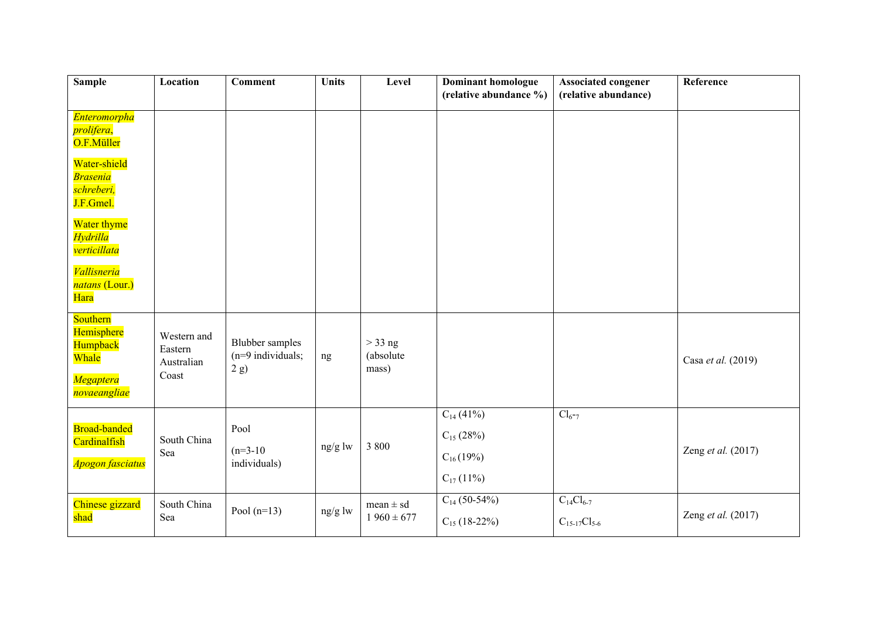| Sample | Location | Comment | Units | Level | Dominant homologue (relative abundance %) | Associated congener (relative abundance) | Reference |
|---|---|---|---|---|---|---|---|
| *Enteromorpha prolifera*, O.F.Müller<br><br>Water-shield *Brasenia schreberi,* J.F.Gmel.<br><br>Water thyme *Hydrilla verticillata*<br><br>*Vallisneria natans* (Lour.) Hara | | | | | | | |
| Southern Hemisphere Humpback Whale<br><br>*Megaptera novaeangliae* | Western and Eastern Australian Coast | Blubber samples (n=9 individuals; 2 g) | ng | > 33 ng (absolute mass) | | | Casa *et al.* (2019) |
| Broad-banded Cardinalfish<br><br>*Apogon fasciatus* | South China Sea | Pool<br><br>(n=3-10 individuals) | ng/g lw | 3 800 | $C_{14}$ (41%)<br><br>$C_{15}$ (28%)<br><br>$C_{16}$ (19%)<br><br>$C_{17}$ (11%) | $Cl_{6-7}$ | Zeng *et al.* (2017) |
| Chinese gizzard shad | South China Sea | Pool (n=13) | ng/g lw | mean ± sd<br>1 960 ± 677 | $C_{14}$ (50-54%)<br><br>$C_{15}$ (18-22%) | $C_{14}Cl_{6-7}$<br><br>$C_{15-17}Cl_{5-6}$ | Zeng *et al.* (2017) |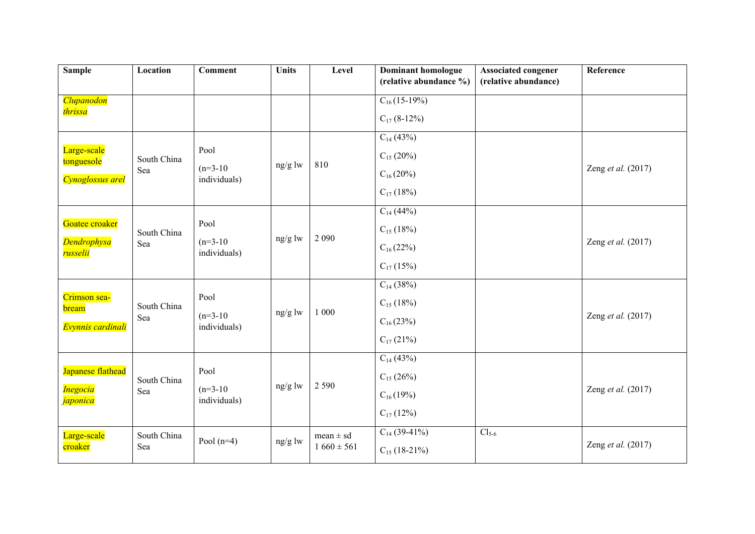| Sample | Location | Comment | Units | Level | Dominant homologue (relative abundance %) | Associated congener (relative abundance) | Reference |
|---|---|---|---|---|---|---|---|
| *Clupanodon thrissa* | | | | | $C_{16}$ (15-19%)<br>$C_{17}$ (8-12%) | | |
| Large-scale tonguesole<br>*Cynoglossus arel* | South China Sea | Pool<br>(n=3-10 individuals) | ng/g lw | 810 | $C_{14}$ (43%)<br>$C_{15}$ (20%)<br>$C_{16}$ (20%)<br>$C_{17}$ (18%) | | Zeng *et al.* (2017) |
| Goatee croaker<br>*Dendrophysa russelii* | South China Sea | Pool<br>(n=3-10 individuals) | ng/g lw | 2 090 | $C_{14}$ (44%)<br>$C_{15}$ (18%)<br>$C_{16}$ (22%)<br>$C_{17}$ (15%) | | Zeng *et al.* (2017) |
| Crimson sea-bream<br>*Evynnis cardinali* | South China Sea | Pool<br>(n=3-10 individuals) | ng/g lw | 1 000 | $C_{14}$ (38%)<br>$C_{15}$ (18%)<br>$C_{16}$ (23%)<br>$C_{17}$ (21%) | | Zeng *et al.* (2017) |
| Japanese flathead<br>*Inegocia japonica* | South China Sea | Pool<br>(n=3-10 individuals) | ng/g lw | 2 590 | $C_{14}$ (43%)<br>$C_{15}$ (26%)<br>$C_{16}$ (19%)<br>$C_{17}$ (12%) | | Zeng *et al.* (2017) |
| Large-scale croaker | South China Sea | Pool (n=4) | ng/g lw | mean ± sd<br>1 660 ± 561 | $C_{14}$ (39-41%)<br>$C_{15}$ (18-21%) | $Cl_{5-6}$ | Zeng *et al.* (2017) |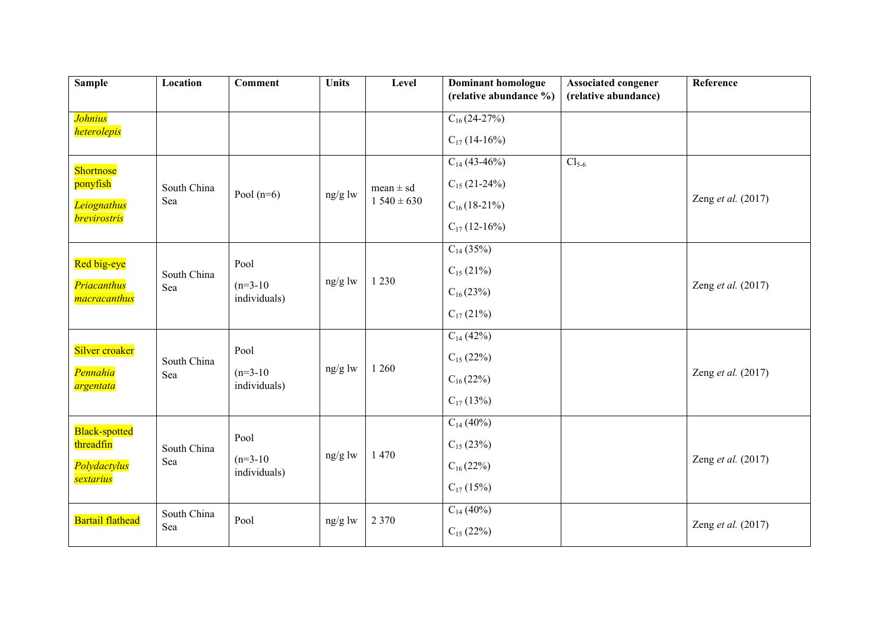| Sample | Location | Comment | Units | Level | Dominant homologue (relative abundance %) | Associated congener (relative abundance) | Reference |
|---|---|---|---|---|---|---|---|
| *Johnius heterolepis* | | | | | $C_{16}$ (24-27%)<br>$C_{17}$ (14-16%) | | |
| Shortnose ponyfish<br>*Leiognathus brevirostris* | South China Sea | Pool (n=6) | ng/g lw | mean ± sd<br>1 540 ± 630 | $C_{14}$ (43-46%)<br>$C_{15}$ (21-24%)<br>$C_{16}$ (18-21%)<br>$C_{17}$ (12-16%) | $Cl_{5-6}$ | Zeng *et al.* (2017) |
| Red big-eye<br>*Priacanthus macracanthus* | South China Sea | Pool<br>(n=3-10 individuals) | ng/g lw | 1 230 | $C_{14}$ (35%)<br>$C_{15}$ (21%)<br>$C_{16}$ (23%)<br>$C_{17}$ (21%) | | Zeng *et al.* (2017) |
| Silver croaker<br>*Pennahia argentata* | South China Sea | Pool<br>(n=3-10 individuals) | ng/g lw | 1 260 | $C_{14}$ (42%)<br>$C_{15}$ (22%)<br>$C_{16}$ (22%)<br>$C_{17}$ (13%) | | Zeng *et al.* (2017) |
| Black-spotted threadfin<br>*Polydactylus sextarius* | South China Sea | Pool<br>(n=3-10 individuals) | ng/g lw | 1 470 | $C_{14}$ (40%)<br>$C_{15}$ (23%)<br>$C_{16}$ (22%)<br>$C_{17}$ (15%) | | Zeng *et al.* (2017) |
| Bartail flathead | South China Sea | Pool | ng/g lw | 2 370 | $C_{14}$ (40%)<br>$C_{15}$ (22%) | | Zeng *et al.* (2017) |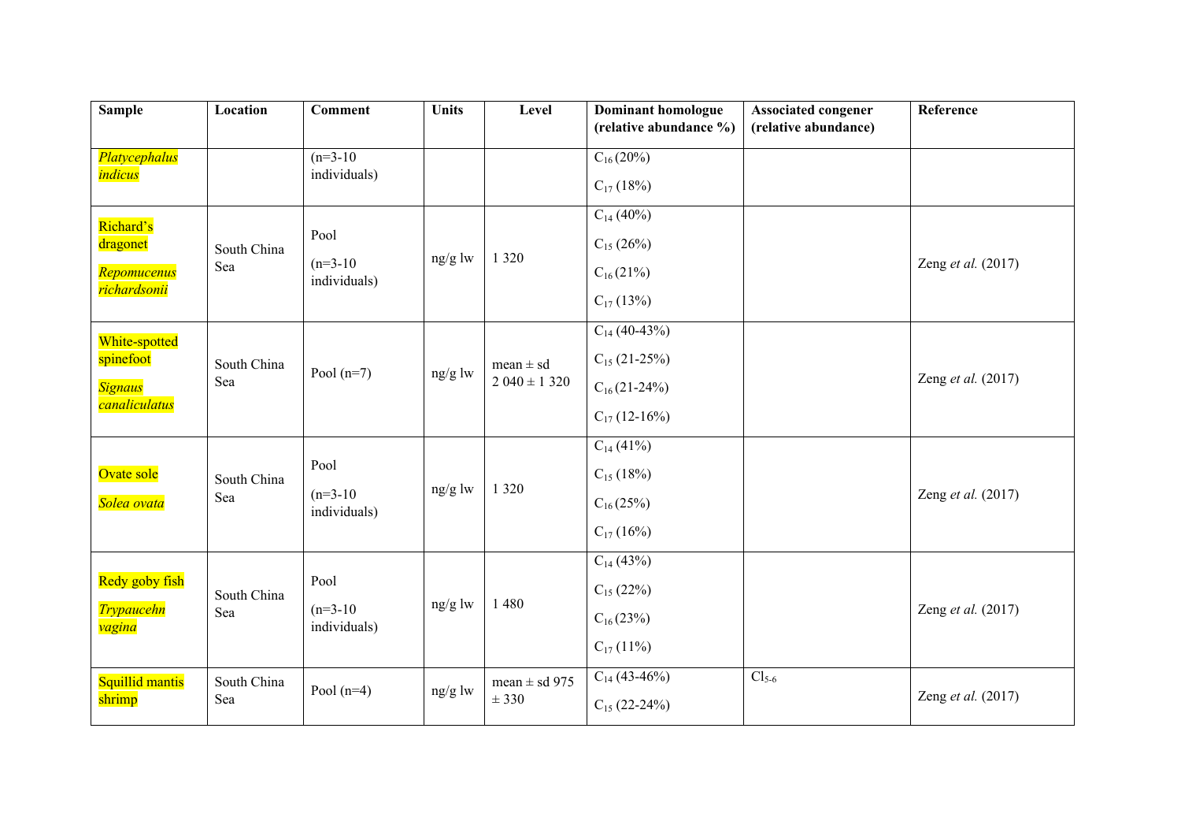| Sample | Location | Comment | Units | Level | Dominant homologue (relative abundance %) | Associated congener (relative abundance) | Reference |
|---|---|---|---|---|---|---|---|
| *Platycephalus indicus* | | (n=3-10 individuals) | | | $C_{16}$ (20%)<br>$C_{17}$ (18%) | | |
| Richard's dragonet *Repomucenus richardsonii* | South China Sea | Pool (n=3-10 individuals) | ng/g lw | 1 320 | $C_{14}$ (40%)<br>$C_{15}$ (26%)<br>$C_{16}$ (21%)<br>$C_{17}$ (13%) | | Zeng *et al.* (2017) |
| White-spotted spinefoot *Signaus canaliculatus* | South China Sea | Pool (n=7) | ng/g lw | mean ± sd 2 040 ± 1 320 | $C_{14}$ (40-43%)<br>$C_{15}$ (21-25%)<br>$C_{16}$ (21-24%)<br>$C_{17}$ (12-16%) | | Zeng *et al.* (2017) |
| Ovate sole *Solea ovata* | South China Sea | Pool (n=3-10 individuals) | ng/g lw | 1 320 | $C_{14}$ (41%)<br>$C_{15}$ (18%)<br>$C_{16}$ (25%)<br>$C_{17}$ (16%) | | Zeng *et al.* (2017) |
| Redy goby fish *Trypaucehn vagina* | South China Sea | Pool (n=3-10 individuals) | ng/g lw | 1 480 | $C_{14}$ (43%)<br>$C_{15}$ (22%)<br>$C_{16}$ (23%)<br>$C_{17}$ (11%) | | Zeng *et al.* (2017) |
| Squillid mantis shrimp | South China Sea | Pool (n=4) | ng/g lw | mean ± sd 975 ± 330 | $C_{14}$ (43-46%)<br>$C_{15}$ (22-24%) | $Cl_{5-6}$ | Zeng *et al.* (2017) |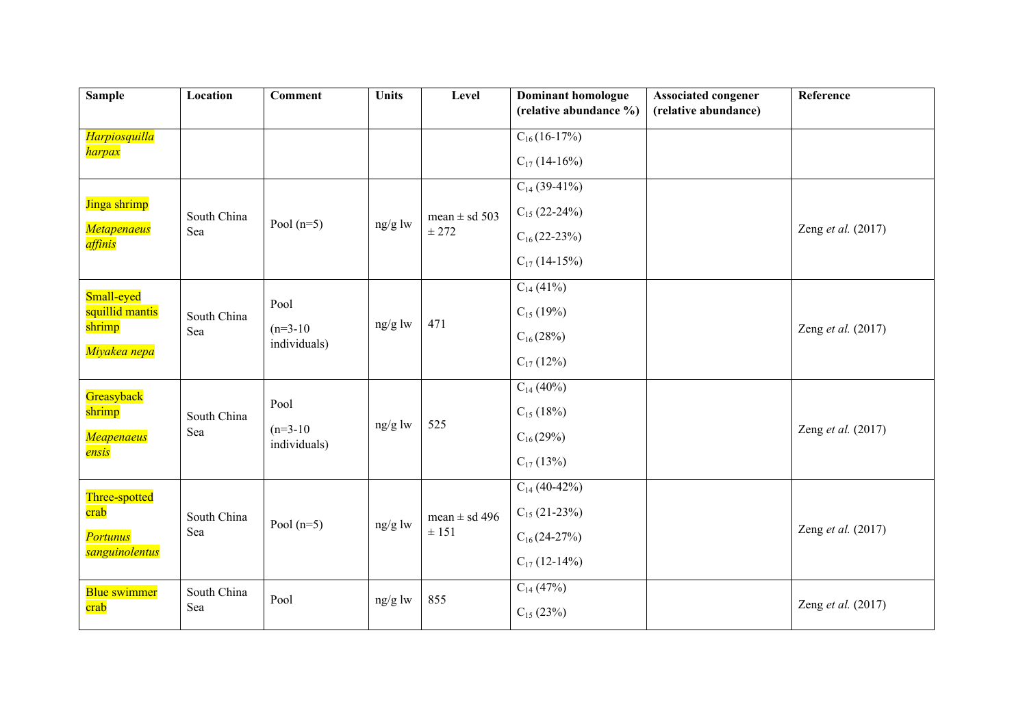| Sample | Location | Comment | Units | Level | Dominant homologue (relative abundance %) | Associated congener (relative abundance) | Reference |
|---|---|---|---|---|---|---|---|
| *Harpiosquilla harpax* | | | | | $C_{16}$ (16-17%) $C_{17}$ (14-16%) | | |
| Jinga shrimp *Metapenaeus affinis* | South China Sea | Pool (n=5) | ng/g lw | mean ± sd 503 ± 272 | $C_{14}$ (39-41%) $C_{15}$ (22-24%) $C_{16}$ (22-23%) $C_{17}$ (14-15%) | | Zeng *et al.* (2017) |
| Small-eyed squillid mantis shrimp *Miyakea nepa* | South China Sea | Pool (n=3-10 individuals) | ng/g lw | 471 | $C_{14}$ (41%) $C_{15}$ (19%) $C_{16}$ (28%) $C_{17}$ (12%) | | Zeng *et al.* (2017) |
| Greasyback shrimp *Meapenaeus ensis* | South China Sea | Pool (n=3-10 individuals) | ng/g lw | 525 | $C_{14}$ (40%) $C_{15}$ (18%) $C_{16}$ (29%) $C_{17}$ (13%) | | Zeng *et al.* (2017) |
| Three-spotted crab *Portunus sanguinolentus* | South China Sea | Pool (n=5) | ng/g lw | mean ± sd 496 ± 151 | $C_{14}$ (40-42%) $C_{15}$ (21-23%) $C_{16}$ (24-27%) $C_{17}$ (12-14%) | | Zeng *et al.* (2017) |
| Blue swimmer crab | South China Sea | Pool | ng/g lw | 855 | $C_{14}$ (47%) $C_{15}$ (23%) | | Zeng *et al.* (2017) |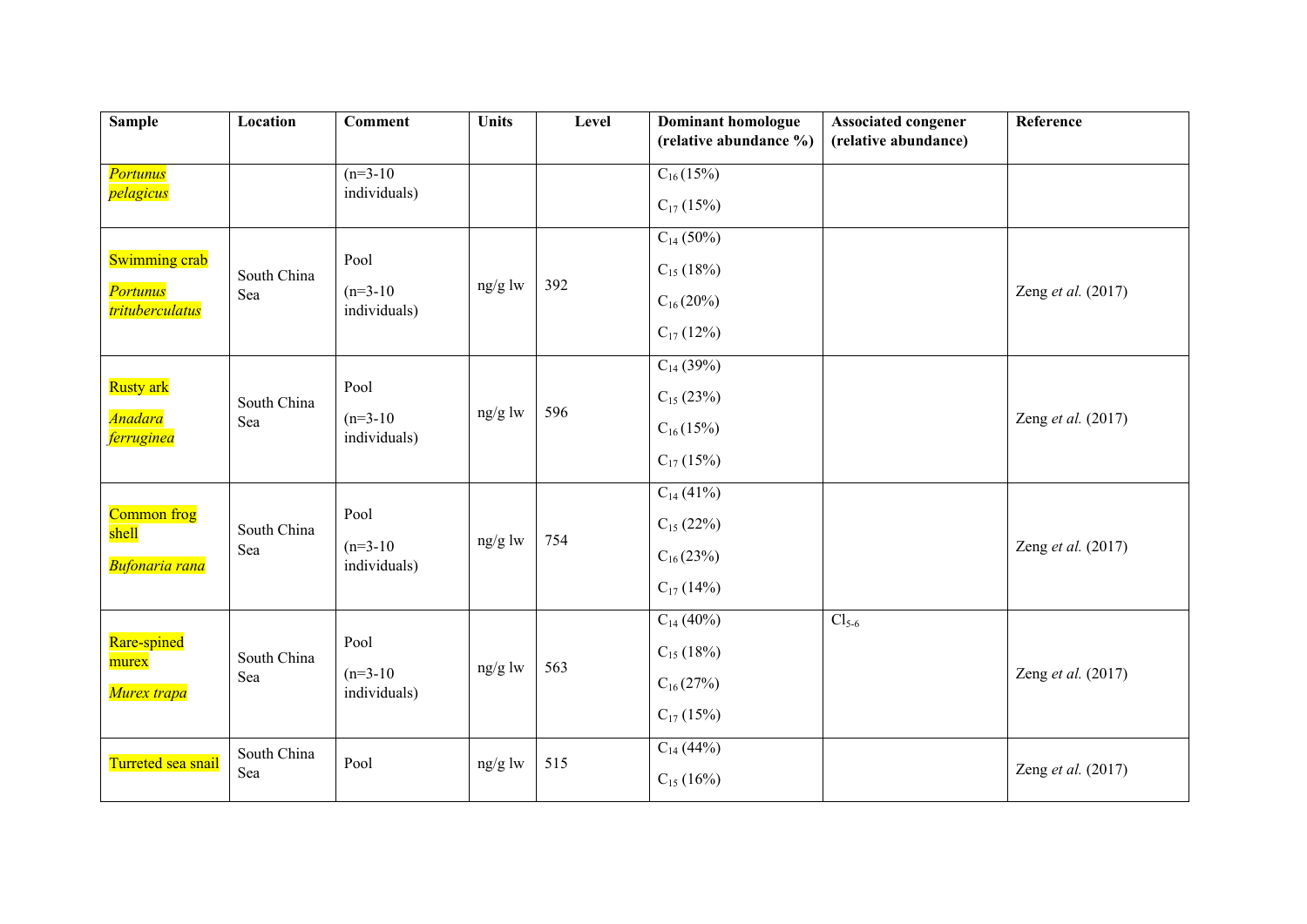| Sample | Location | Comment | Units | Level | Dominant homologue (relative abundance %) | Associated congener (relative abundance) | Reference |
|---|---|---|---|---|---|---|---|
| *Portunus pelagicus* | | (n=3-10 individuals) | | | $C_{16}$ (15%)<br>$C_{17}$ (15%) | | |
| Swimming crab<br>*Portunus trituberculatus* | South China Sea | Pool<br>(n=3-10 individuals) | ng/g lw | 392 | $C_{14}$ (50%)<br>$C_{15}$ (18%)<br>$C_{16}$ (20%)<br>$C_{17}$ (12%) | | Zeng *et al.* (2017) |
| Rusty ark<br>*Anadara ferruginea* | South China Sea | Pool<br>(n=3-10 individuals) | ng/g lw | 596 | $C_{14}$ (39%)<br>$C_{15}$ (23%)<br>$C_{16}$ (15%)<br>$C_{17}$ (15%) | | Zeng *et al.* (2017) |
| Common frog shell<br>*Bufonaria rana* | South China Sea | Pool<br>(n=3-10 individuals) | ng/g lw | 754 | $C_{14}$ (41%)<br>$C_{15}$ (22%)<br>$C_{16}$ (23%)<br>$C_{17}$ (14%) | | Zeng *et al.* (2017) |
| Rare-spined murex<br>*Murex trapa* | South China Sea | Pool<br>(n=3-10 individuals) | ng/g lw | 563 | $C_{14}$ (40%)<br>$C_{15}$ (18%)<br>$C_{16}$ (27%)<br>$C_{17}$ (15%) | $Cl_{5-6}$ | Zeng *et al.* (2017) |
| Turreted sea snail | South China Sea | Pool | ng/g lw | 515 | $C_{14}$ (44%)<br>$C_{15}$ (16%) | | Zeng *et al.* (2017) |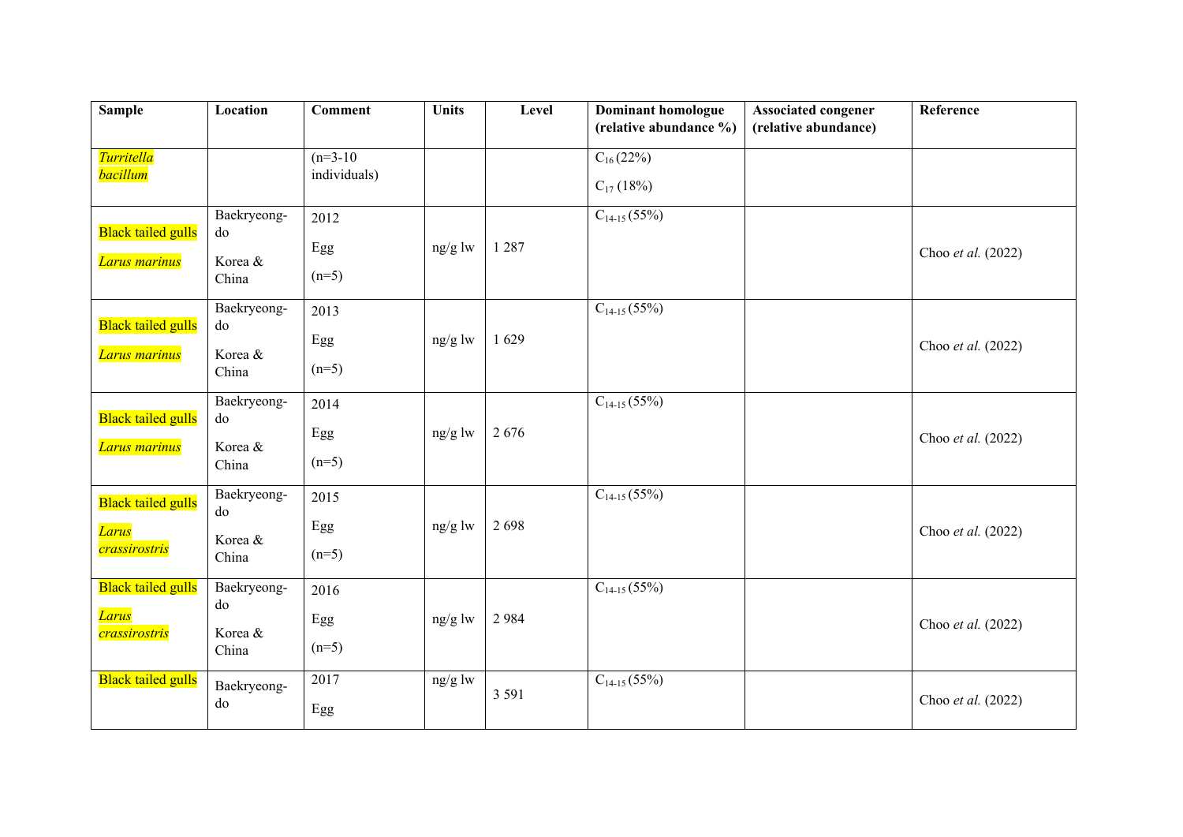| Sample | Location | Comment | Units | Level | Dominant homologue (relative abundance %) | Associated congener (relative abundance) | Reference |
|---|---|---|---|---|---|---|---|
| *Turritella bacillum* | | (n=3-10 individuals) | | | $C_{16}$ (22%) $C_{17}$ (18%) | | |
| Black tailed gulls *Larus marinus* | Baekryeong-do Korea & China | 2012 Egg (n=5) | ng/g lw | 1 287 | $C_{14-15}$ (55%) | | Choo *et al.* (2022) |
| Black tailed gulls *Larus marinus* | Baekryeong-do Korea & China | 2013 Egg (n=5) | ng/g lw | 1 629 | $C_{14-15}$ (55%) | | Choo *et al.* (2022) |
| Black tailed gulls *Larus marinus* | Baekryeong-do Korea & China | 2014 Egg (n=5) | ng/g lw | 2 676 | $C_{14-15}$ (55%) | | Choo *et al.* (2022) |
| Black tailed gulls *Larus crassirostris* | Baekryeong-do Korea & China | 2015 Egg (n=5) | ng/g lw | 2 698 | $C_{14-15}$ (55%) | | Choo *et al.* (2022) |
| Black tailed gulls *Larus crassirostris* | Baekryeong-do Korea & China | 2016 Egg (n=5) | ng/g lw | 2 984 | $C_{14-15}$ (55%) | | Choo *et al.* (2022) |
| Black tailed gulls | Baekryeong-do | 2017 Egg | ng/g lw | 3 591 | $C_{14-15}$ (55%) | | Choo *et al.* (2022) |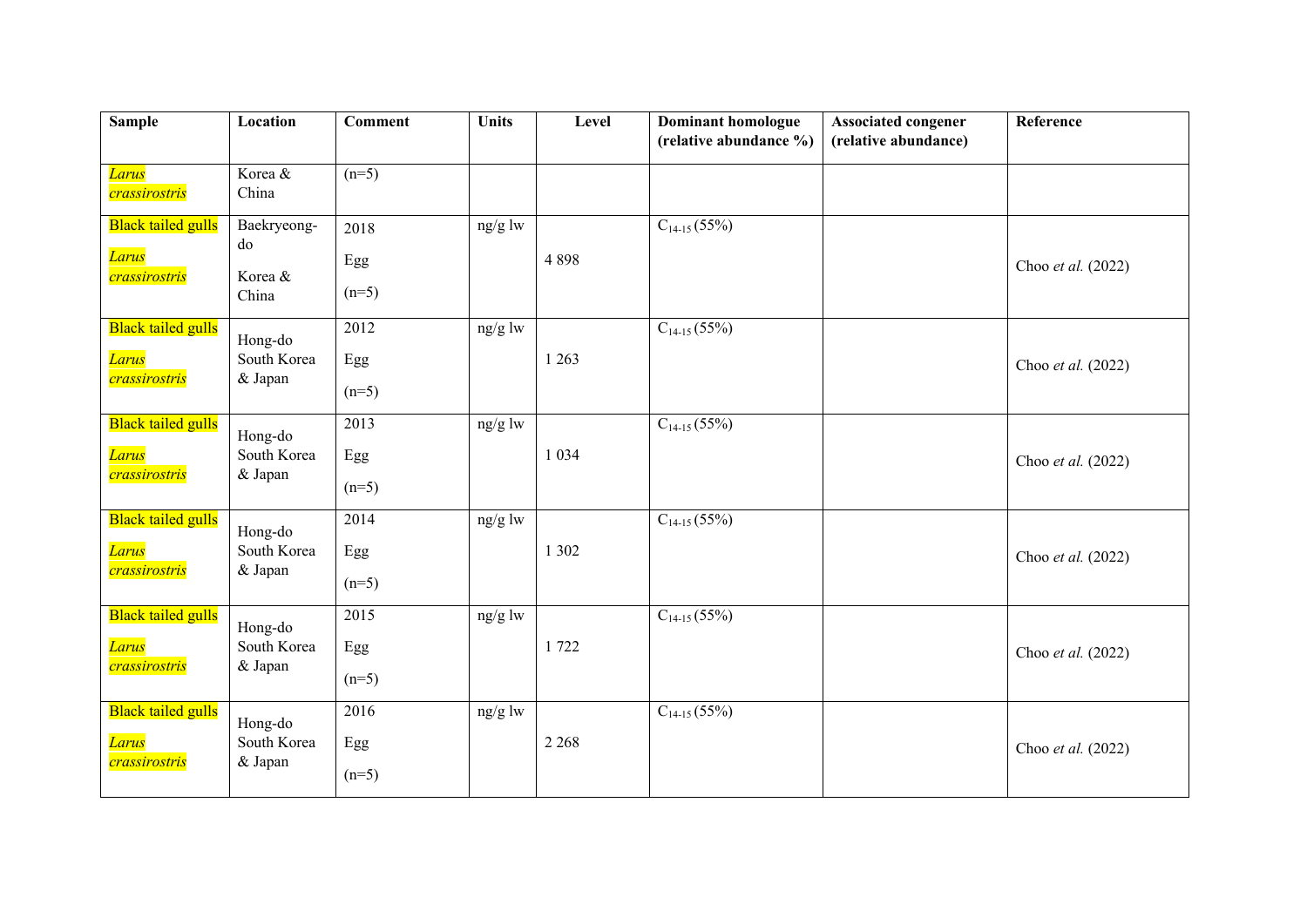| Sample | Location | Comment | Units | Level | Dominant homologue (relative abundance %) | Associated congener (relative abundance) | Reference |
|---|---|---|---|---|---|---|---|
| *Larus crassirostris* | Korea & China | (n=5) | | | | | |
| Black tailed gulls *Larus crassirostris* | Baekryeong-do Korea & China | 2018 Egg (n=5) | ng/g lw | 4 898 | $C_{14-15}$ (55%) | | Choo *et al.* (2022) |
| Black tailed gulls *Larus crassirostris* | Hong-do South Korea & Japan | 2012 Egg (n=5) | ng/g lw | 1 263 | $C_{14-15}$ (55%) | | Choo *et al.* (2022) |
| Black tailed gulls *Larus crassirostris* | Hong-do South Korea & Japan | 2013 Egg (n=5) | ng/g lw | 1 034 | $C_{14-15}$ (55%) | | Choo *et al.* (2022) |
| Black tailed gulls *Larus crassirostris* | Hong-do South Korea & Japan | 2014 Egg (n=5) | ng/g lw | 1 302 | $C_{14-15}$ (55%) | | Choo *et al.* (2022) |
| Black tailed gulls *Larus crassirostris* | Hong-do South Korea & Japan | 2015 Egg (n=5) | ng/g lw | 1 722 | $C_{14-15}$ (55%) | | Choo *et al.* (2022) |
| Black tailed gulls *Larus crassirostris* | Hong-do South Korea & Japan | 2016 Egg (n=5) | ng/g lw | 2 268 | $C_{14-15}$ (55%) | | Choo *et al.* (2022) |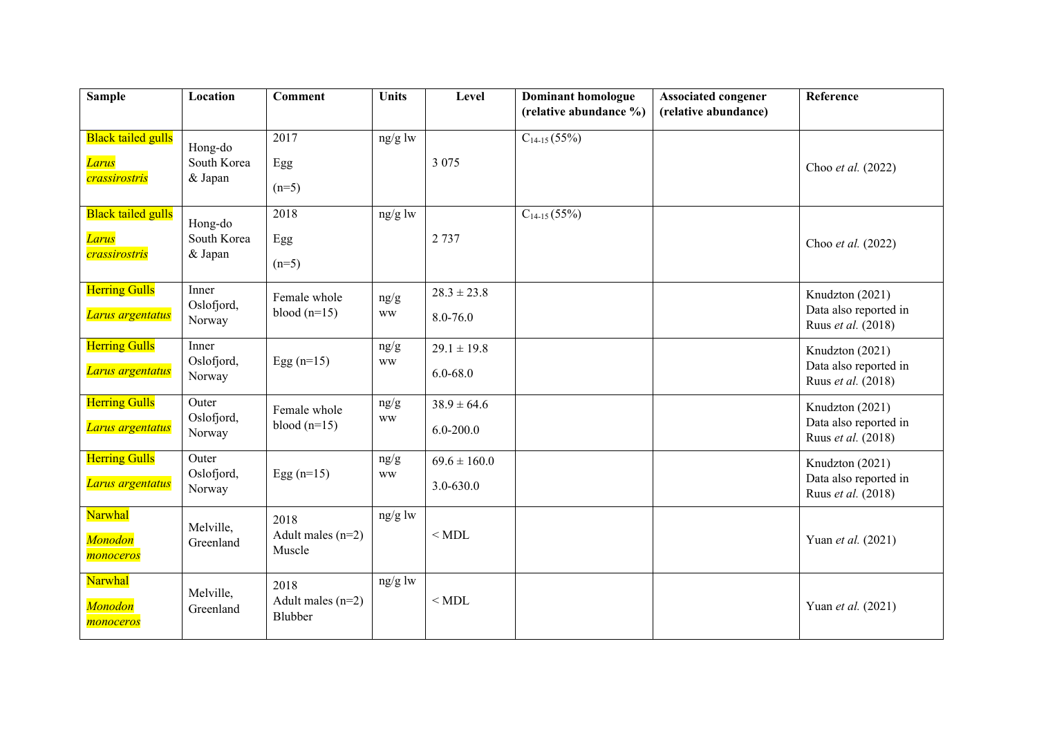| Sample | Location | Comment | Units | Level | Dominant homologue (relative abundance %) | Associated congener (relative abundance) | Reference |
|---|---|---|---|---|---|---|---|
| Black tailed gulls *Larus crassirostris* | Hong-do South Korea & Japan | 2017 Egg (n=5) | ng/g lw | 3 075 | $C_{14\text{-}15}$ (55%) | | Choo *et al.* (2022) |
| Black tailed gulls *Larus crassirostris* | Hong-do South Korea & Japan | 2018 Egg (n=5) | ng/g lw | 2 737 | $C_{14\text{-}15}$ (55%) | | Choo *et al.* (2022) |
| Herring Gulls *Larus argentatus* | Inner Oslofjord, Norway | Female whole blood (n=15) | ng/g ww | 28.3 ± 23.8 8.0-76.0 | | | Knudzton (2021) Data also reported in Ruus *et al.* (2018) |
| Herring Gulls *Larus argentatus* | Inner Oslofjord, Norway | Egg (n=15) | ng/g ww | 29.1 ± 19.8 6.0-68.0 | | | Knudzton (2021) Data also reported in Ruus *et al.* (2018) |
| Herring Gulls *Larus argentatus* | Outer Oslofjord, Norway | Female whole blood (n=15) | ng/g ww | 38.9 ± 64.6 6.0-200.0 | | | Knudzton (2021) Data also reported in Ruus *et al.* (2018) |
| Herring Gulls *Larus argentatus* | Outer Oslofjord, Norway | Egg (n=15) | ng/g ww | 69.6 ± 160.0 3.0-630.0 | | | Knudzton (2021) Data also reported in Ruus *et al.* (2018) |
| Narwhal *Monodon monoceros* | Melville, Greenland | 2018 Adult males (n=2) Muscle | ng/g lw | < MDL | | | Yuan *et al.* (2021) |
| Narwhal *Monodon monoceros* | Melville, Greenland | 2018 Adult males (n=2) Blubber | ng/g lw | < MDL | | | Yuan *et al.* (2021) |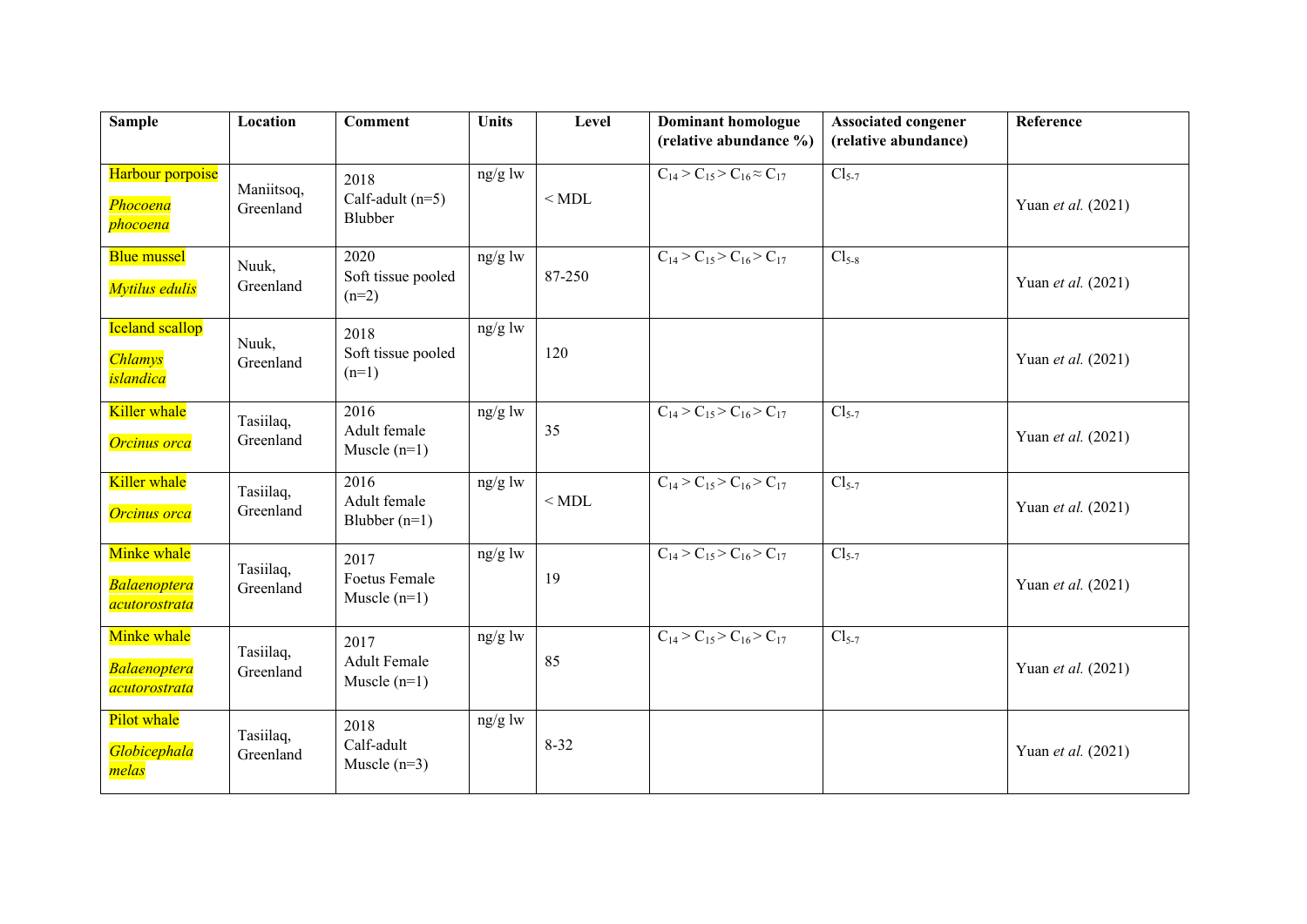| Sample | Location | Comment | Units | Level | Dominant homologue (relative abundance %) | Associated congener (relative abundance) | Reference |
|---|---|---|---|---|---|---|---|
| Harbour porpoise *Phocoena phocoena* | Maniitsoq, Greenland | 2018 Calf-adult (n=5) Blubber | ng/g lw | < MDL | $C_{14} > C_{15} > C_{16} \approx C_{17}$ | $Cl_{5-7}$ | Yuan *et al.* (2021) |
| Blue mussel *Mytilus edulis* | Nuuk, Greenland | 2020 Soft tissue pooled (n=2) | ng/g lw | 87-250 | $C_{14} > C_{15} > C_{16} > C_{17}$ | $Cl_{5-8}$ | Yuan *et al.* (2021) |
| Iceland scallop *Chlamys islandica* | Nuuk, Greenland | 2018 Soft tissue pooled (n=1) | ng/g lw | 120 | | | Yuan *et al.* (2021) |
| Killer whale *Orcinus orca* | Tasiilaq, Greenland | 2016 Adult female Muscle (n=1) | ng/g lw | 35 | $C_{14} > C_{15} > C_{16} > C_{17}$ | $Cl_{5-7}$ | Yuan *et al.* (2021) |
| Killer whale *Orcinus orca* | Tasiilaq, Greenland | 2016 Adult female Blubber (n=1) | ng/g lw | < MDL | $C_{14} > C_{15} > C_{16} > C_{17}$ | $Cl_{5-7}$ | Yuan *et al.* (2021) |
| Minke whale *Balaenoptera acutorostrata* | Tasiilaq, Greenland | 2017 Foetus Female Muscle (n=1) | ng/g lw | 19 | $C_{14} > C_{15} > C_{16} > C_{17}$ | $Cl_{5-7}$ | Yuan *et al.* (2021) |
| Minke whale *Balaenoptera acutorostrata* | Tasiilaq, Greenland | 2017 Adult Female Muscle (n=1) | ng/g lw | 85 | $C_{14} > C_{15} > C_{16} > C_{17}$ | $Cl_{5-7}$ | Yuan *et al.* (2021) |
| Pilot whale *Globicephala melas* | Tasiilaq, Greenland | 2018 Calf-adult Muscle (n=3) | ng/g lw | 8-32 | | | Yuan *et al.* (2021) |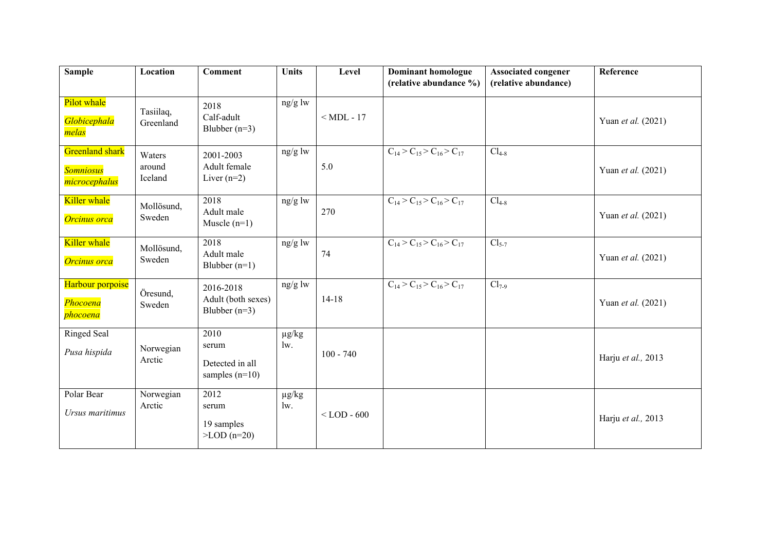| Sample | Location | Comment | Units | Level | Dominant homologue (relative abundance %) | Associated congener (relative abundance) | Reference |
|---|---|---|---|---|---|---|---|
| Pilot whale *Globicephala melas* | Tasiilaq, Greenland | 2018 Calf-adult Blubber (n=3) | ng/g lw | < MDL - 17 | | | Yuan *et al.* (2021) |
| Greenland shark *Somniosus microcephalus* | Waters around Iceland | 2001-2003 Adult female Liver (n=2) | ng/g lw | 5.0 | $C_{14} > C_{15} > C_{16} > C_{17}$ | $Cl_{4-8}$ | Yuan *et al.* (2021) |
| Killer whale *Orcinus orca* | Mollösund, Sweden | 2018 Adult male Muscle (n=1) | ng/g lw | 270 | $C_{14} > C_{15} > C_{16} > C_{17}$ | $Cl_{4-8}$ | Yuan *et al.* (2021) |
| Killer whale *Orcinus orca* | Mollösund, Sweden | 2018 Adult male Blubber (n=1) | ng/g lw | 74 | $C_{14} > C_{15} > C_{16} > C_{17}$ | $Cl_{5-7}$ | Yuan *et al.* (2021) |
| Harbour porpoise *Phocoena phocoena* | Öresund, Sweden | 2016-2018 Adult (both sexes) Blubber (n=3) | ng/g lw | 14-18 | $C_{14} > C_{15} > C_{16} > C_{17}$ | $Cl_{7-9}$ | Yuan *et al.* (2021) |
| Ringed Seal *Pusa hispida* | Norwegian Arctic | 2010 serum Detected in all samples (n=10) | µg/kg lw. | 100 - 740 | | | Harju *et al.,* 2013 |
| Polar Bear *Ursus maritimus* | Norwegian Arctic | 2012 serum 19 samples >LOD (n=20) | µg/kg lw. | < LOD - 600 | | | Harju *et al.,* 2013 |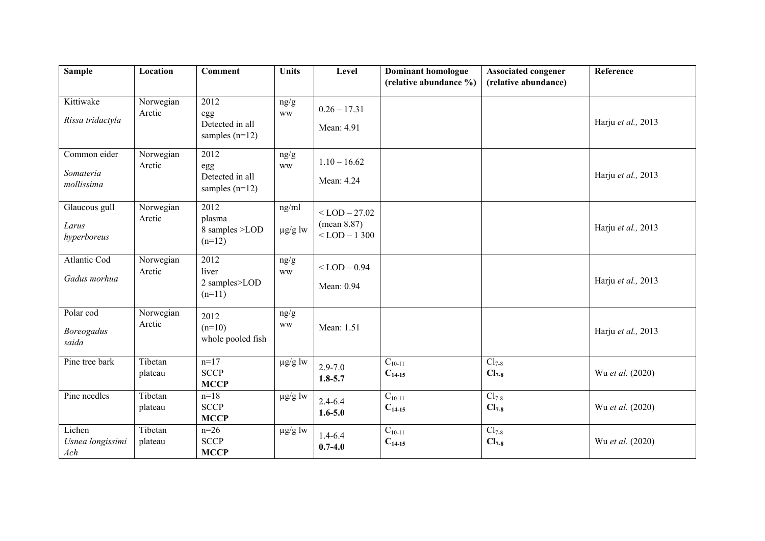| Sample | Location | Comment | Units | Level | Dominant homologue (relative abundance %) | Associated congener (relative abundance) | Reference |
|---|---|---|---|---|---|---|---|
| Kittiwake *Rissa tridactyla* | Norwegian Arctic | 2012 egg Detected in all samples (n=12) | ng/g ww | 0.26 – 17.31 Mean: 4.91 | | | Harju *et al.,* 2013 |
| Common eider *Somateria mollissima* | Norwegian Arctic | 2012 egg Detected in all samples (n=12) | ng/g ww | 1.10 – 16.62 Mean: 4.24 | | | Harju *et al.,* 2013 |
| Glaucous gull *Larus hyperboreus* | Norwegian Arctic | 2012 plasma 8 samples >LOD (n=12) | ng/ml µg/g lw | < LOD – 27.02 (mean 8.87) < LOD – 1 300 | | | Harju *et al.,* 2013 |
| Atlantic Cod *Gadus morhua* | Norwegian Arctic | 2012 liver 2 samples>LOD (n=11) | ng/g ww | < LOD – 0.94 Mean: 0.94 | | | Harju *et al.,* 2013 |
| Polar cod *Boreogadus saida* | Norwegian Arctic | 2012 (n=10) whole pooled fish | ng/g ww | Mean: 1.51 | | | Harju *et al.,* 2013 |
| Pine tree bark | Tibetan plateau | n=17 SCCP **MCCP** | µg/g lw | 2.9-7.0 **1.8-5.7** | $C_{10-11}$ $\mathbf{C_{14-15}}$ | $Cl_{7-8}$ $\mathbf{Cl_{7-8}}$ | Wu *et al.* (2020) |
| Pine needles | Tibetan plateau | n=18 SCCP **MCCP** | µg/g lw | 2.4-6.4 **1.6-5.0** | $C_{10-11}$ $\mathbf{C_{14-15}}$ | $Cl_{7-8}$ $\mathbf{Cl_{7-8}}$ | Wu *et al.* (2020) |
| Lichen *Usnea longissimi Ach* | Tibetan plateau | n=26 SCCP **MCCP** | µg/g lw | 1.4-6.4 **0.7-4.0** | $C_{10-11}$ $\mathbf{C_{14-15}}$ | $Cl_{7-8}$ $\mathbf{Cl_{7-8}}$ | Wu *et al.* (2020) |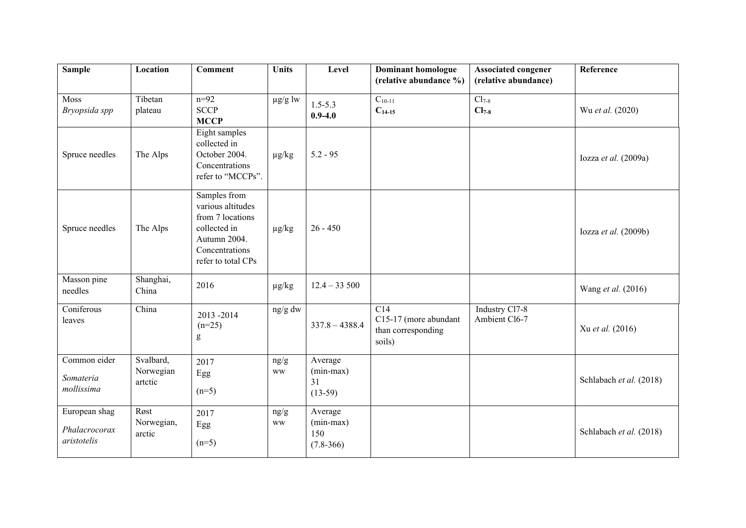| Sample | Location | Comment | Units | Level | Dominant homologue (relative abundance %) | Associated congener (relative abundance) | Reference |
|---|---|---|---|---|---|---|---|
| Moss *Bryopsida spp* | Tibetan plateau | n=92<br>SCCP<br>**MCCP** | µg/g lw | 1.5-5.3<br>**0.9-4.0** | $C_{10-11}$<br>$\mathbf{C_{14-15}}$ | $Cl_{7-8}$<br>$\mathbf{Cl_{7-8}}$ | Wu *et al.* (2020) |
| Spruce needles | The Alps | Eight samples collected in October 2004. Concentrations refer to "MCCPs". | µg/kg | 5.2 - 95 | | | Iozza *et al.* (2009a) |
| Spruce needles | The Alps | Samples from various altitudes from 7 locations collected in Autumn 2004. Concentrations refer to total CPs | µg/kg | 26 - 450 | | | Iozza *et al.* (2009b) |
| Masson pine needles | Shanghai, China | 2016 | µg/kg | 12.4 – 33 500 | | | Wang *et al.* (2016) |
| Coniferous leaves | China | 2013 -2014<br>(n=25)<br>g | ng/g dw | 337.8 – 4388.4 | C14<br>C15-17 (more abundant than corresponding soils) | Industry Cl7-8<br>Ambient Cl6-7 | Xu *et al.* (2016) |
| Common eider *Somateria mollissima* | Svalbard, Norwegian artctic | 2017<br>Egg<br>(n=5) | ng/g ww | Average (min-max)<br>31<br>(13-59) | | | Schlabach *et al.* (2018) |
| European shag *Phalacrocorax aristotelis* | Røst Norwegian, arctic | 2017<br>Egg<br>(n=5) | ng/g ww | Average (min-max)<br>150<br>(7.8-366) | | | Schlabach *et al.* (2018) |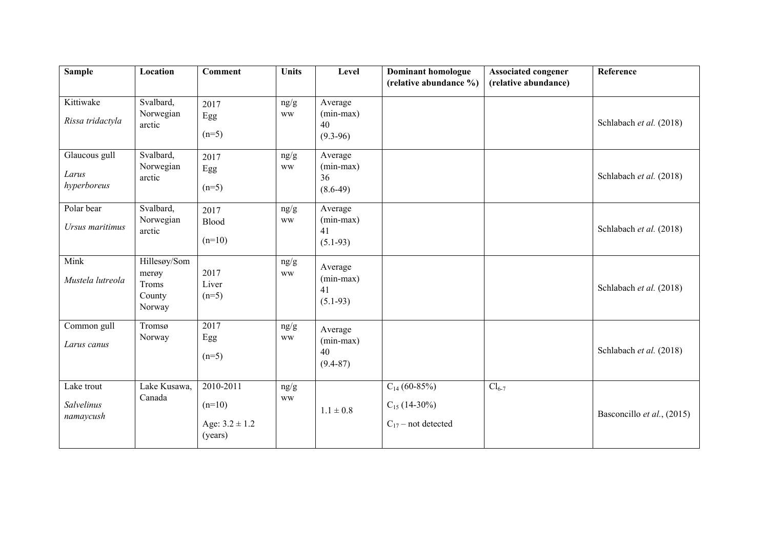| Sample | Location | Comment | Units | Level | Dominant homologue (relative abundance %) | Associated congener (relative abundance) | Reference |
|---|---|---|---|---|---|---|---|
| Kittiwake *Rissa tridactyla* | Svalbard, Norwegian arctic | 2017 Egg (n=5) | ng/g ww | Average (min-max) 40 (9.3-96) | | | Schlabach *et al.* (2018) |
| Glaucous gull *Larus hyperboreus* | Svalbard, Norwegian arctic | 2017 Egg (n=5) | ng/g ww | Average (min-max) 36 (8.6-49) | | | Schlabach *et al.* (2018) |
| Polar bear *Ursus maritimus* | Svalbard, Norwegian arctic | 2017 Blood (n=10) | ng/g ww | Average (min-max) 41 (5.1-93) | | | Schlabach *et al.* (2018) |
| Mink *Mustela lutreola* | Hillesøy/Sommerøy Troms County Norway | 2017 Liver (n=5) | ng/g ww | Average (min-max) 41 (5.1-93) | | | Schlabach *et al.* (2018) |
| Common gull *Larus canus* | Tromsø Norway | 2017 Egg (n=5) | ng/g ww | Average (min-max) 40 (9.4-87) | | | Schlabach *et al.* (2018) |
| Lake trout *Salvelinus namaycush* | Lake Kusawa, Canada | 2010-2011 (n=10) Age: 3.2 ± 1.2 (years) | ng/g ww | 1.1 ± 0.8 | $C_{14}$ (60-85%) $C_{15}$ (14-30%) $C_{17}$ – not detected | $Cl_{6-7}$ | Basconcillo *et al.*, (2015) |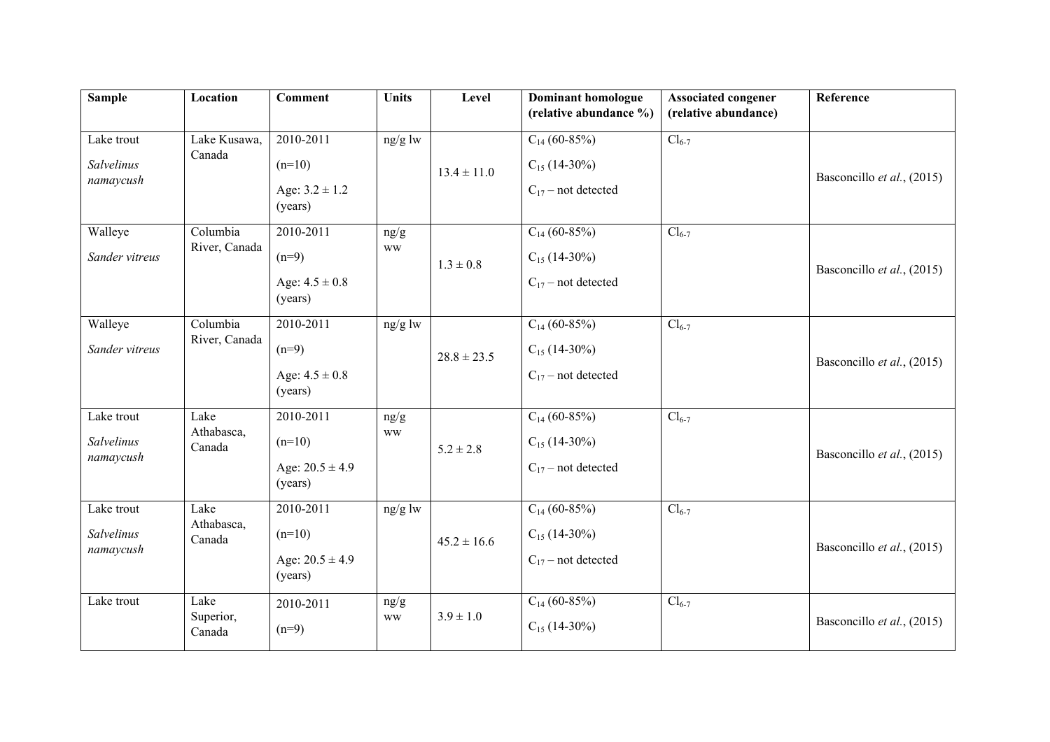| Sample | Location | Comment | Units | Level | Dominant homologue (relative abundance %) | Associated congener (relative abundance) | Reference |
|---|---|---|---|---|---|---|---|
| Lake trout *Salvelinus namaycush* | Lake Kusawa, Canada | 2010-2011 (n=10) Age: 3.2 ± 1.2 (years) | ng/g lw | 13.4 ± 11.0 | $C_{14}$ (60-85%) $C_{15}$ (14-30%) $C_{17}$ – not detected | $Cl_{6-7}$ | Basconcillo *et al.*, (2015) |
| Walleye *Sander vitreus* | Columbia River, Canada | 2010-2011 (n=9) Age: 4.5 ± 0.8 (years) | ng/g ww | 1.3 ± 0.8 | $C_{14}$ (60-85%) $C_{15}$ (14-30%) $C_{17}$ – not detected | $Cl_{6-7}$ | Basconcillo *et al.*, (2015) |
| Walleye *Sander vitreus* | Columbia River, Canada | 2010-2011 (n=9) Age: 4.5 ± 0.8 (years) | ng/g lw | 28.8 ± 23.5 | $C_{14}$ (60-85%) $C_{15}$ (14-30%) $C_{17}$ – not detected | $Cl_{6-7}$ | Basconcillo *et al.*, (2015) |
| Lake trout *Salvelinus namaycush* | Lake Athabasca, Canada | 2010-2011 (n=10) Age: 20.5 ± 4.9 (years) | ng/g ww | 5.2 ± 2.8 | $C_{14}$ (60-85%) $C_{15}$ (14-30%) $C_{17}$ – not detected | $Cl_{6-7}$ | Basconcillo *et al.*, (2015) |
| Lake trout *Salvelinus namaycush* | Lake Athabasca, Canada | 2010-2011 (n=10) Age: 20.5 ± 4.9 (years) | ng/g lw | 45.2 ± 16.6 | $C_{14}$ (60-85%) $C_{15}$ (14-30%) $C_{17}$ – not detected | $Cl_{6-7}$ | Basconcillo *et al.*, (2015) |
| Lake trout | Lake Superior, Canada | 2010-2011 (n=9) | ng/g ww | 3.9 ± 1.0 | $C_{14}$ (60-85%) $C_{15}$ (14-30%) | $Cl_{6-7}$ | Basconcillo *et al.*, (2015) |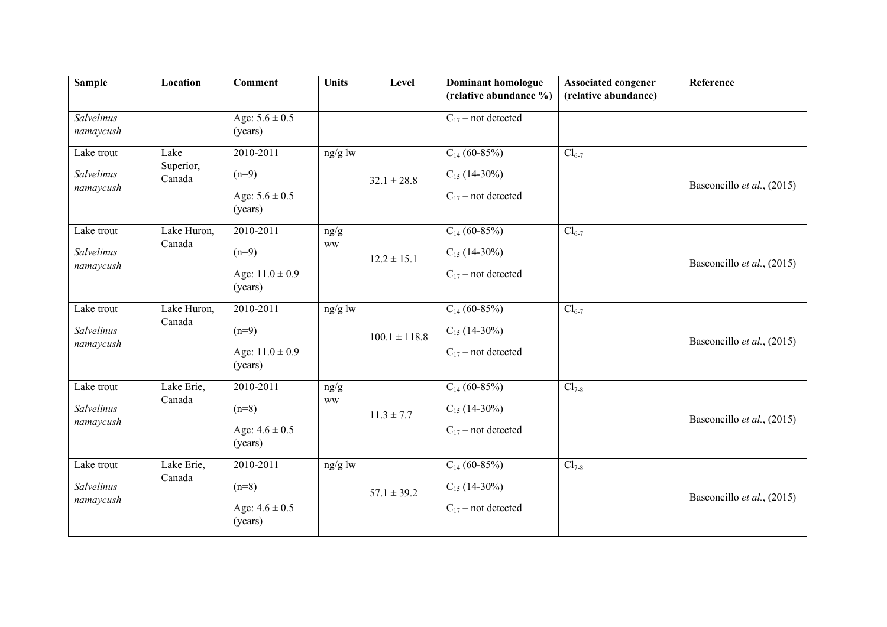| Sample | Location | Comment | Units | Level | Dominant homologue (relative abundance %) | Associated congener (relative abundance) | Reference |
|---|---|---|---|---|---|---|---|
| *Salvelinus namaycush* | | Age: 5.6 ± 0.5 (years) | | | $C_{17}$ – not detected | | |
| Lake trout *Salvelinus namaycush* | Lake Superior, Canada | 2010-2011 (n=9) Age: 5.6 ± 0.5 (years) | ng/g lw | 32.1 ± 28.8 | $C_{14}$ (60-85%) $C_{15}$ (14-30%) $C_{17}$ – not detected | $Cl_{6-7}$ | Basconcillo *et al.*, (2015) |
| Lake trout *Salvelinus namaycush* | Lake Huron, Canada | 2010-2011 (n=9) Age: 11.0 ± 0.9 (years) | ng/g ww | 12.2 ± 15.1 | $C_{14}$ (60-85%) $C_{15}$ (14-30%) $C_{17}$ – not detected | $Cl_{6-7}$ | Basconcillo *et al.*, (2015) |
| Lake trout *Salvelinus namaycush* | Lake Huron, Canada | 2010-2011 (n=9) Age: 11.0 ± 0.9 (years) | ng/g lw | 100.1 ± 118.8 | $C_{14}$ (60-85%) $C_{15}$ (14-30%) $C_{17}$ – not detected | $Cl_{6-7}$ | Basconcillo *et al.*, (2015) |
| Lake trout *Salvelinus namaycush* | Lake Erie, Canada | 2010-2011 (n=8) Age: 4.6 ± 0.5 (years) | ng/g ww | 11.3 ± 7.7 | $C_{14}$ (60-85%) $C_{15}$ (14-30%) $C_{17}$ – not detected | $Cl_{7-8}$ | Basconcillo *et al.*, (2015) |
| Lake trout *Salvelinus namaycush* | Lake Erie, Canada | 2010-2011 (n=8) Age: 4.6 ± 0.5 (years) | ng/g lw | 57.1 ± 39.2 | $C_{14}$ (60-85%) $C_{15}$ (14-30%) $C_{17}$ – not detected | $Cl_{7-8}$ | Basconcillo *et al.*, (2015) |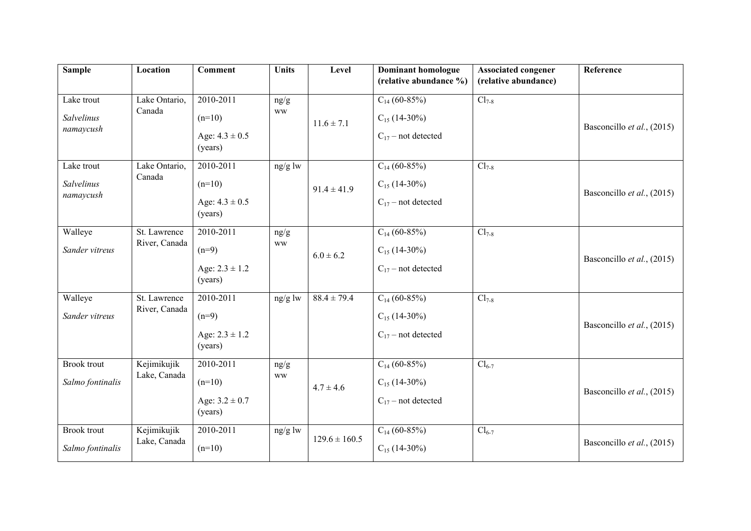| Sample | Location | Comment | Units | Level | Dominant homologue (relative abundance %) | Associated congener (relative abundance) | Reference |
|---|---|---|---|---|---|---|---|
| Lake trout *Salvelinus namaycush* | Lake Ontario, Canada | 2010-2011 (n=10) Age: 4.3 ± 0.5 (years) | ng/g ww | 11.6 ± 7.1 | $C_{14}$ (60-85%) $C_{15}$ (14-30%) $C_{17}$ – not detected | $Cl_{7-8}$ | Basconcillo *et al.*, (2015) |
| Lake trout *Salvelinus namaycush* | Lake Ontario, Canada | 2010-2011 (n=10) Age: 4.3 ± 0.5 (years) | ng/g lw | 91.4 ± 41.9 | $C_{14}$ (60-85%) $C_{15}$ (14-30%) $C_{17}$ – not detected | $Cl_{7-8}$ | Basconcillo *et al.*, (2015) |
| Walleye *Sander vitreus* | St. Lawrence River, Canada | 2010-2011 (n=9) Age: 2.3 ± 1.2 (years) | ng/g ww | 6.0 ± 6.2 | $C_{14}$ (60-85%) $C_{15}$ (14-30%) $C_{17}$ – not detected | $Cl_{7-8}$ | Basconcillo *et al.*, (2015) |
| Walleye *Sander vitreus* | St. Lawrence River, Canada | 2010-2011 (n=9) Age: 2.3 ± 1.2 (years) | ng/g lw | 88.4 ± 79.4 | $C_{14}$ (60-85%) $C_{15}$ (14-30%) $C_{17}$ – not detected | $Cl_{7-8}$ | Basconcillo *et al.*, (2015) |
| Brook trout *Salmo fontinalis* | Kejimikujik Lake, Canada | 2010-2011 (n=10) Age: 3.2 ± 0.7 (years) | ng/g ww | 4.7 ± 4.6 | $C_{14}$ (60-85%) $C_{15}$ (14-30%) $C_{17}$ – not detected | $Cl_{6-7}$ | Basconcillo *et al.*, (2015) |
| Brook trout *Salmo fontinalis* | Kejimikujik Lake, Canada | 2010-2011 (n=10) | ng/g lw | 129.6 ± 160.5 | $C_{14}$ (60-85%) $C_{15}$ (14-30%) | $Cl_{6-7}$ | Basconcillo *et al.*, (2015) |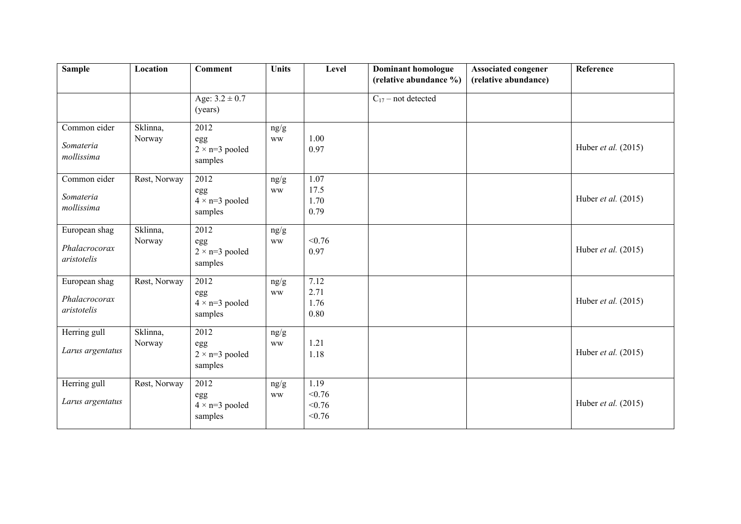| Sample | Location | Comment | Units | Level | Dominant homologue (relative abundance %) | Associated congener (relative abundance) | Reference |
|---|---|---|---|---|---|---|---|
| | | Age: 3.2 ± 0.7 (years) | | | $C_{17}$ – not detected | | |
| Common eider *Somateria mollissima* | Sklinna, Norway | 2012 egg 2 × n=3 pooled samples | ng/g ww | 1.00 0.97 | | | Huber *et al.* (2015) |
| Common eider *Somateria mollissima* | Røst, Norway | 2012 egg 4 × n=3 pooled samples | ng/g ww | 1.07 17.5 1.70 0.79 | | | Huber *et al.* (2015) |
| European shag *Phalacrocorax aristotelis* | Sklinna, Norway | 2012 egg 2 × n=3 pooled samples | ng/g ww | <0.76 0.97 | | | Huber *et al.* (2015) |
| European shag *Phalacrocorax aristotelis* | Røst, Norway | 2012 egg 4 × n=3 pooled samples | ng/g ww | 7.12 2.71 1.76 0.80 | | | Huber *et al.* (2015) |
| Herring gull *Larus argentatus* | Sklinna, Norway | 2012 egg 2 × n=3 pooled samples | ng/g ww | 1.21 1.18 | | | Huber *et al.* (2015) |
| Herring gull *Larus argentatus* | Røst, Norway | 2012 egg 4 × n=3 pooled samples | ng/g ww | 1.19 <0.76 <0.76 <0.76 | | | Huber *et al.* (2015) |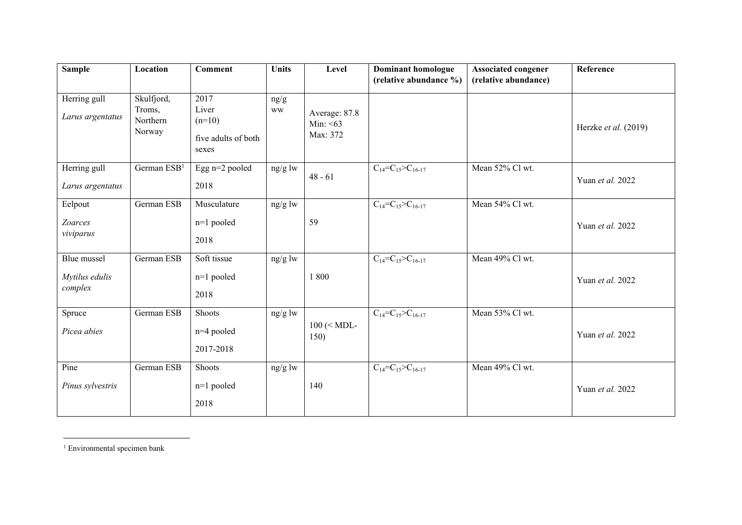| Sample | Location | Comment | Units | Level | Dominant homologue (relative abundance %) | Associated congener (relative abundance) | Reference |
|---|---|---|---|---|---|---|---|
| Herring gull *Larus argentatus* | Skulfjord, Troms, Northern Norway | 2017 Liver (n=10) five adults of both sexes | ng/g ww | Average: 87.8 Min: <63 Max: 372 | | | Herzke *et al.* (2019) |
| Herring gull *Larus argentatus* | German ESB[1] | Egg n=2 pooled 2018 | ng/g lw | 48 - 61 | $C_{14}$=$C_{15}$>$C_{16-17}$ | Mean 52% Cl wt. | Yuan *et al.* 2022 |
| Eelpout *Zoarces viviparus* | German ESB | Musculature n=1 pooled 2018 | ng/g lw | 59 | $C_{14}$=$C_{15}$>$C_{16-17}$ | Mean 54% Cl wt. | Yuan *et al.* 2022 |
| Blue mussel *Mytilus edulis complex* | German ESB | Soft tissue n=1 pooled 2018 | ng/g lw | 1 800 | $C_{14}$=$C_{15}$>$C_{16-17}$ | Mean 49% Cl wt. | Yuan *et al.* 2022 |
| Spruce *Picea abies* | German ESB | Shoots n=4 pooled 2017-2018 | ng/g lw | 100 (< MDL-150) | $C_{14}$=$C_{15}$>$C_{16-17}$ | Mean 53% Cl wt. | Yuan *et al.* 2022 |
| Pine *Pinus sylvestris* | German ESB | Shoots n=1 pooled 2018 | ng/g lw | 140 | $C_{14}$=$C_{15}$>$C_{16-17}$ | Mean 49% Cl wt. | Yuan *et al.* 2022 |

[1] Environmental specimen bank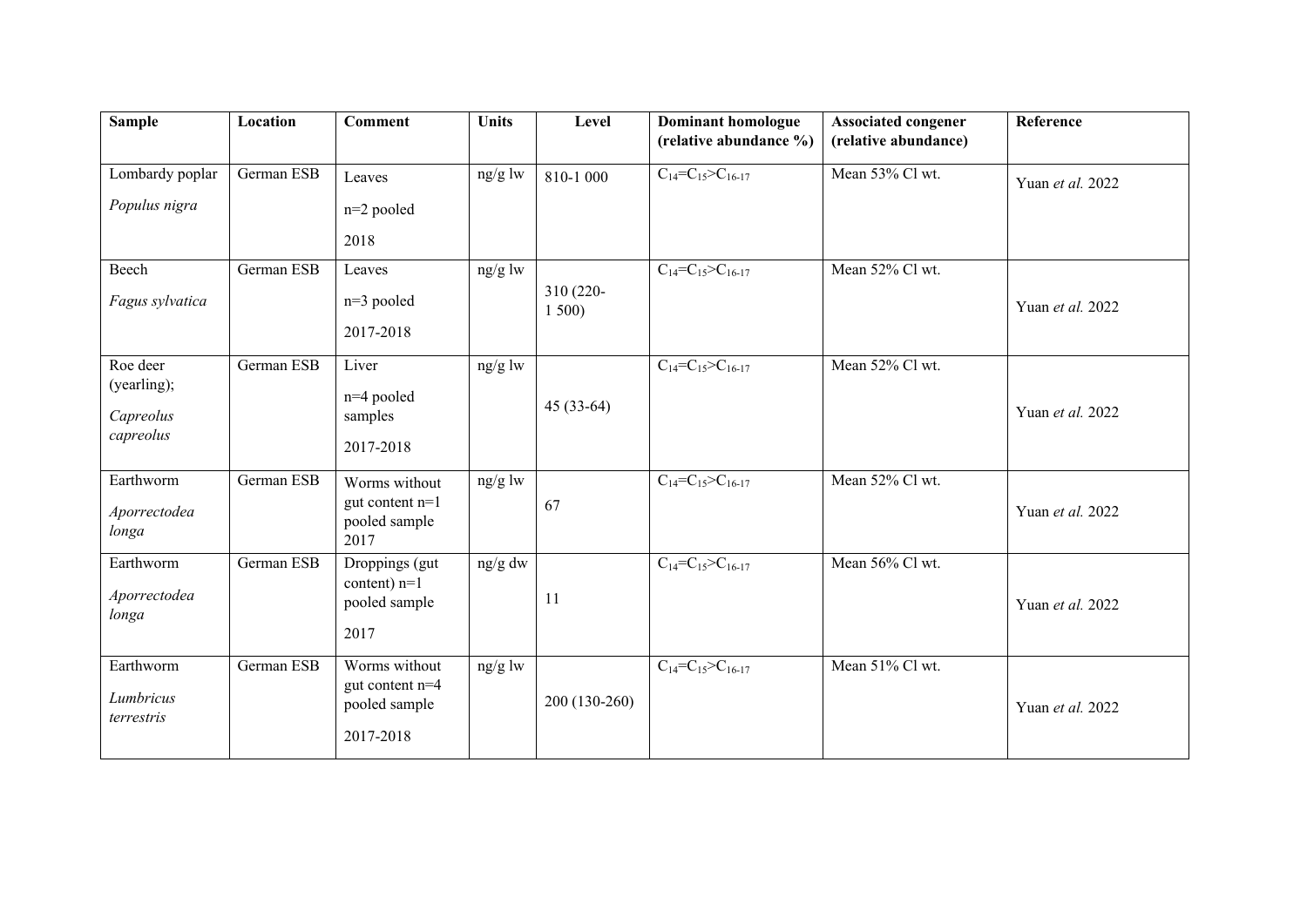| Sample | Location | Comment | Units | Level | Dominant homologue (relative abundance %) | Associated congener (relative abundance) | Reference |
|---|---|---|---|---|---|---|---|
| Lombardy poplar *Populus nigra* | German ESB | Leaves n=2 pooled 2018 | ng/g lw | 810-1 000 | $C_{14}$=$C_{15}$>$C_{16-17}$ | Mean 53% Cl wt. | Yuan *et al.* 2022 |
| Beech *Fagus sylvatica* | German ESB | Leaves n=3 pooled 2017-2018 | ng/g lw | 310 (220-1 500) | $C_{14}$=$C_{15}$>$C_{16-17}$ | Mean 52% Cl wt. | Yuan *et al.* 2022 |
| Roe deer (yearling); *Capreolus capreolus* | German ESB | Liver n=4 pooled samples 2017-2018 | ng/g lw | 45 (33-64) | $C_{14}$=$C_{15}$>$C_{16-17}$ | Mean 52% Cl wt. | Yuan *et al.* 2022 |
| Earthworm *Aporrectodea longa* | German ESB | Worms without gut content n=1 pooled sample 2017 | ng/g lw | 67 | $C_{14}$=$C_{15}$>$C_{16-17}$ | Mean 52% Cl wt. | Yuan *et al.* 2022 |
| Earthworm *Aporrectodea longa* | German ESB | Droppings (gut content) n=1 pooled sample 2017 | ng/g dw | 11 | $C_{14}$=$C_{15}$>$C_{16-17}$ | Mean 56% Cl wt. | Yuan *et al.* 2022 |
| Earthworm *Lumbricus terrestris* | German ESB | Worms without gut content n=4 pooled sample 2017-2018 | ng/g lw | 200 (130-260) | $C_{14}$=$C_{15}$>$C_{16-17}$ | Mean 51% Cl wt. | Yuan *et al.* 2022 |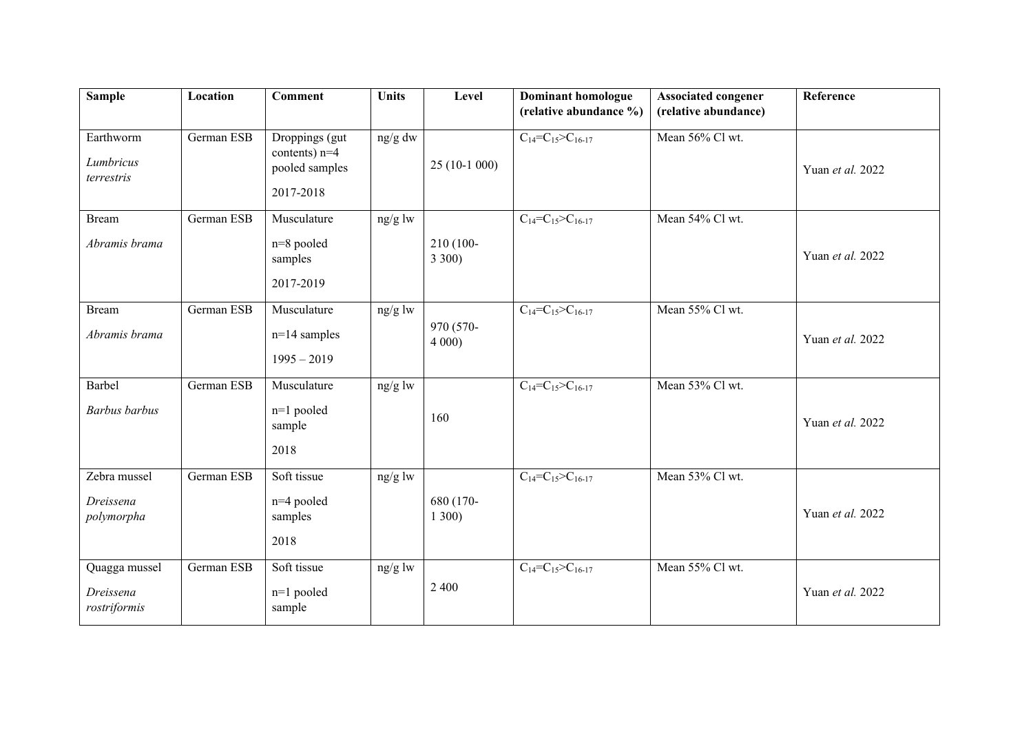| Sample | Location | Comment | Units | Level | Dominant homologue (relative abundance %) | Associated congener (relative abundance) | Reference |
|---|---|---|---|---|---|---|---|
| Earthworm *Lumbricus terrestris* | German ESB | Droppings (gut contents) n=4 pooled samples 2017-2018 | ng/g dw | 25 (10-1 000) | $C_{14}$=$C_{15}$>$C_{16-17}$ | Mean 56% Cl wt. | Yuan *et al.* 2022 |
| Bream *Abramis brama* | German ESB | Musculature n=8 pooled samples 2017-2019 | ng/g lw | 210 (100-3 300) | $C_{14}$=$C_{15}$>$C_{16-17}$ | Mean 54% Cl wt. | Yuan *et al.* 2022 |
| Bream *Abramis brama* | German ESB | Musculature n=14 samples 1995 – 2019 | ng/g lw | 970 (570-4 000) | $C_{14}$=$C_{15}$>$C_{16-17}$ | Mean 55% Cl wt. | Yuan *et al.* 2022 |
| Barbel *Barbus barbus* | German ESB | Musculature n=1 pooled sample 2018 | ng/g lw | 160 | $C_{14}$=$C_{15}$>$C_{16-17}$ | Mean 53% Cl wt. | Yuan *et al.* 2022 |
| Zebra mussel *Dreissena polymorpha* | German ESB | Soft tissue n=4 pooled samples 2018 | ng/g lw | 680 (170-1 300) | $C_{14}$=$C_{15}$>$C_{16-17}$ | Mean 53% Cl wt. | Yuan *et al.* 2022 |
| Quagga mussel *Dreissena rostriformis* | German ESB | Soft tissue n=1 pooled sample | ng/g lw | 2 400 | $C_{14}$=$C_{15}$>$C_{16-17}$ | Mean 55% Cl wt. | Yuan *et al.* 2022 |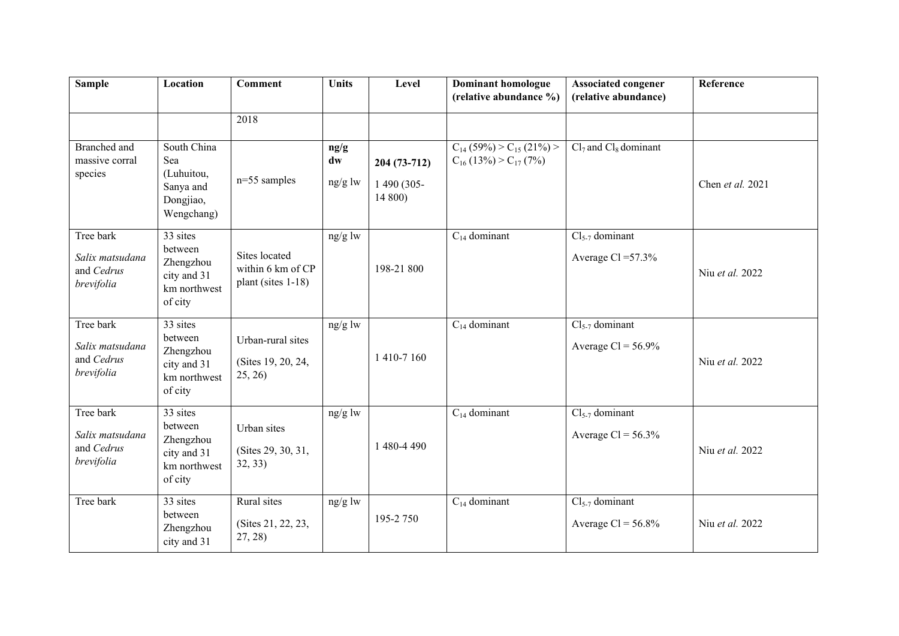| Sample | Location | Comment | Units | Level | Dominant homologue (relative abundance %) | Associated congener (relative abundance) | Reference |
|---|---|---|---|---|---|---|---|
| | | 2018 | | | | | |
| Branched and massive corral species | South China Sea (Luhuitou, Sanya and Dongjiao, Wengchang) | n=55 samples | **ng/g dw** ng/g lw | **204 (73-712)** 1 490 (305-14 800) | $C_{14}$ (59%) > $C_{15}$ (21%) > $C_{16}$ (13%) > $C_{17}$ (7%) | $Cl_7$ and $Cl_8$ dominant | Chen *et al.* 2021 |
| Tree bark *Salix matsudana* and *Cedrus brevifolia* | 33 sites between Zhengzhou city and 31 km northwest of city | Sites located within 6 km of CP plant (sites 1-18) | ng/g lw | 198-21 800 | $C_{14}$ dominant | $Cl_{5-7}$ dominant Average Cl =57.3% | Niu *et al.* 2022 |
| Tree bark *Salix matsudana* and *Cedrus brevifolia* | 33 sites between Zhengzhou city and 31 km northwest of city | Urban-rural sites (Sites 19, 20, 24, 25, 26) | ng/g lw | 1 410-7 160 | $C_{14}$ dominant | $Cl_{5-7}$ dominant Average Cl = 56.9% | Niu *et al.* 2022 |
| Tree bark *Salix matsudana* and *Cedrus brevifolia* | 33 sites between Zhengzhou city and 31 km northwest of city | Urban sites (Sites 29, 30, 31, 32, 33) | ng/g lw | 1 480-4 490 | $C_{14}$ dominant | $Cl_{5-7}$ dominant Average Cl = 56.3% | Niu *et al.* 2022 |
| Tree bark | 33 sites between Zhengzhou city and 31 | Rural sites (Sites 21, 22, 23, 27, 28) | ng/g lw | 195-2 750 | $C_{14}$ dominant | $Cl_{5-7}$ dominant Average Cl = 56.8% | Niu *et al.* 2022 |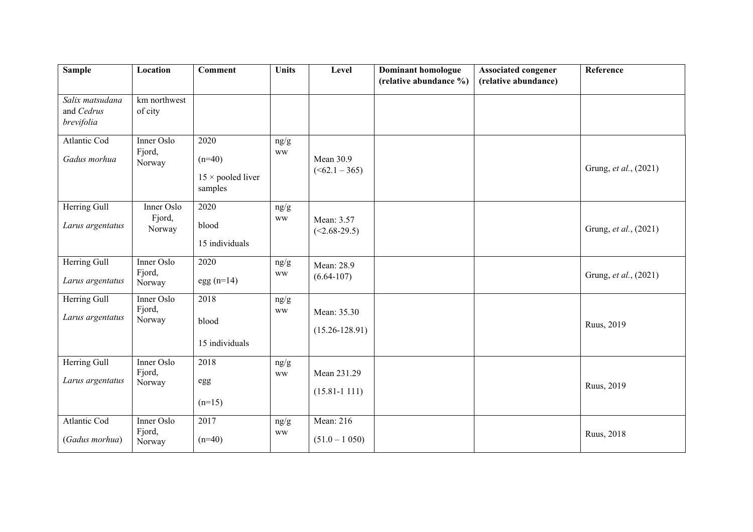| Sample | Location | Comment | Units | Level | Dominant homologue (relative abundance %) | Associated congener (relative abundance) | Reference |
|---|---|---|---|---|---|---|---|
| *Salix matsudana* and *Cedrus brevifolia* | km northwest of city | | | | | | |
| Atlantic Cod *Gadus morhua* | Inner Oslo Fjord, Norway | 2020 (n=40) 15 × pooled liver samples | ng/g ww | Mean 30.9 (<62.1 – 365) | | | Grung, *et al.*, (2021) |
| Herring Gull *Larus argentatus* | Inner Oslo Fjord, Norway | 2020 blood 15 individuals | ng/g ww | Mean: 3.57 (<2.68-29.5) | | | Grung, *et al.*, (2021) |
| Herring Gull *Larus argentatus* | Inner Oslo Fjord, Norway | 2020 egg (n=14) | ng/g ww | Mean: 28.9 (6.64-107) | | | Grung, *et al.*, (2021) |
| Herring Gull *Larus argentatus* | Inner Oslo Fjord, Norway | 2018 blood 15 individuals | ng/g ww | Mean: 35.30 (15.26-128.91) | | | Ruus, 2019 |
| Herring Gull *Larus argentatus* | Inner Oslo Fjord, Norway | 2018 egg (n=15) | ng/g ww | Mean 231.29 (15.81-1 111) | | | Ruus, 2019 |
| Atlantic Cod (*Gadus morhua*) | Inner Oslo Fjord, Norway | 2017 (n=40) | ng/g ww | Mean: 216 (51.0 – 1 050) | | | Ruus, 2018 |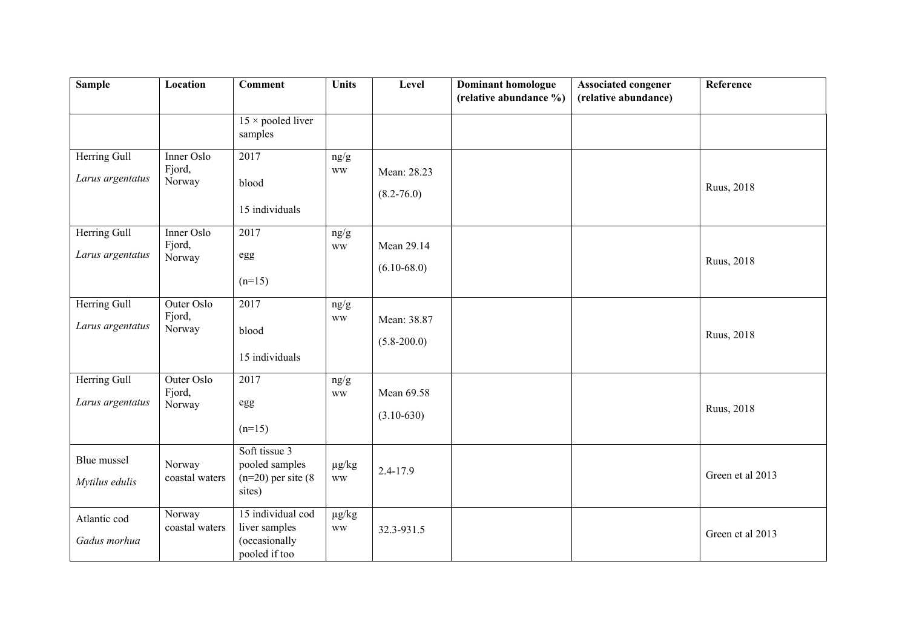| Sample | Location | Comment | Units | Level | Dominant homologue (relative abundance %) | Associated congener (relative abundance) | Reference |
|---|---|---|---|---|---|---|---|
| | | 15 × pooled liver samples | | | | | |
| Herring Gull *Larus argentatus* | Inner Oslo Fjord, Norway | 2017 blood 15 individuals | ng/g ww | Mean: 28.23 (8.2-76.0) | | | Ruus, 2018 |
| Herring Gull *Larus argentatus* | Inner Oslo Fjord, Norway | 2017 egg (n=15) | ng/g ww | Mean 29.14 (6.10-68.0) | | | Ruus, 2018 |
| Herring Gull *Larus argentatus* | Outer Oslo Fjord, Norway | 2017 blood 15 individuals | ng/g ww | Mean: 38.87 (5.8-200.0) | | | Ruus, 2018 |
| Herring Gull *Larus argentatus* | Outer Oslo Fjord, Norway | 2017 egg (n=15) | ng/g ww | Mean 69.58 (3.10-630) | | | Ruus, 2018 |
| Blue mussel *Mytilus edulis* | Norway coastal waters | Soft tissue 3 pooled samples (n=20) per site (8 sites) | µg/kg ww | 2.4-17.9 | | | Green et al 2013 |
| Atlantic cod *Gadus morhua* | Norway coastal waters | 15 individual cod liver samples (occasionally pooled if too | µg/kg ww | 32.3-931.5 | | | Green et al 2013 |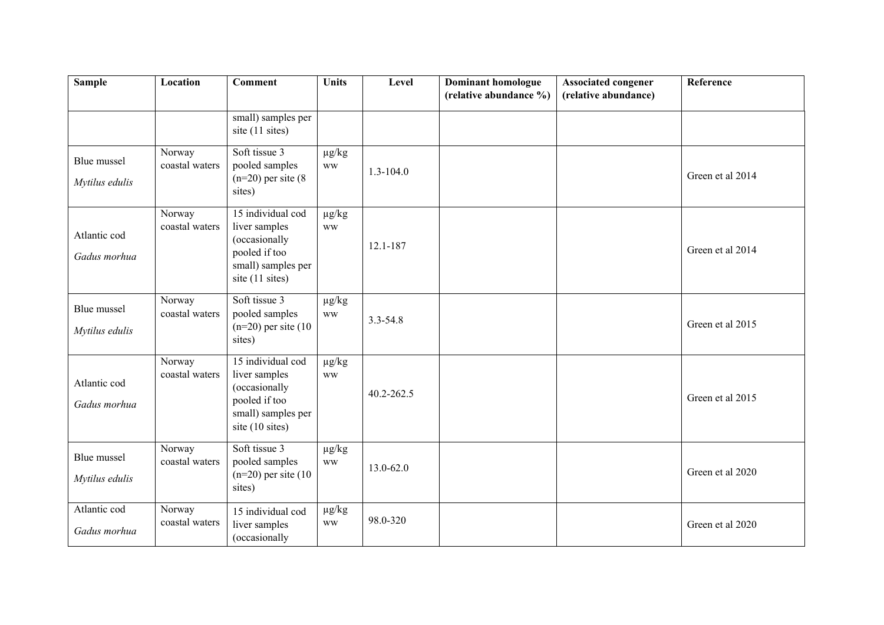| Sample | Location | Comment | Units | Level | Dominant homologue (relative abundance %) | Associated congener (relative abundance) | Reference |
|---|---|---|---|---|---|---|---|
| | | small) samples per site (11 sites) | | | | | |
| Blue mussel *Mytilus edulis* | Norway coastal waters | Soft tissue 3 pooled samples (n=20) per site (8 sites) | µg/kg ww | 1.3-104.0 | | | Green et al 2014 |
| Atlantic cod *Gadus morhua* | Norway coastal waters | 15 individual cod liver samples (occasionally pooled if too small) samples per site (11 sites) | µg/kg ww | 12.1-187 | | | Green et al 2014 |
| Blue mussel *Mytilus edulis* | Norway coastal waters | Soft tissue 3 pooled samples (n=20) per site (10 sites) | µg/kg ww | 3.3-54.8 | | | Green et al 2015 |
| Atlantic cod *Gadus morhua* | Norway coastal waters | 15 individual cod liver samples (occasionally pooled if too small) samples per site (10 sites) | µg/kg ww | 40.2-262.5 | | | Green et al 2015 |
| Blue mussel *Mytilus edulis* | Norway coastal waters | Soft tissue 3 pooled samples (n=20) per site (10 sites) | µg/kg ww | 13.0-62.0 | | | Green et al 2020 |
| Atlantic cod *Gadus morhua* | Norway coastal waters | 15 individual cod liver samples (occasionally | µg/kg ww | 98.0-320 | | | Green et al 2020 |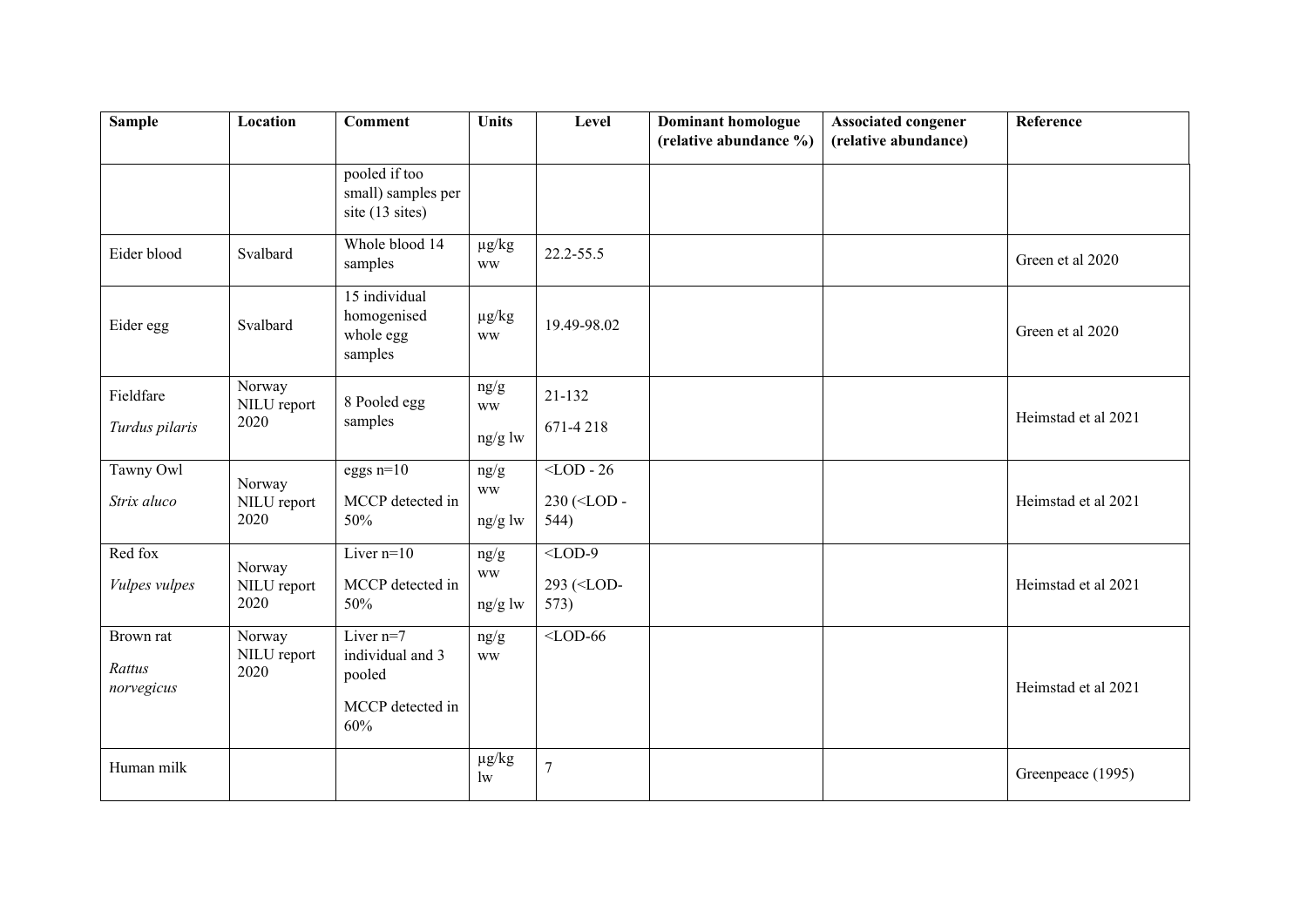| Sample | Location | Comment | Units | Level | Dominant homologue (relative abundance %) | Associated congener (relative abundance) | Reference |
|---|---|---|---|---|---|---|---|
| | | pooled if too small) samples per site (13 sites) | | | | | |
| Eider blood | Svalbard | Whole blood 14 samples | µg/kg ww | 22.2-55.5 | | | Green et al 2020 |
| Eider egg | Svalbard | 15 individual homogenised whole egg samples | µg/kg ww | 19.49-98.02 | | | Green et al 2020 |
| Fieldfare *Turdus pilaris* | Norway NILU report 2020 | 8 Pooled egg samples | ng/g ww<br>ng/g lw | 21-132<br>671-4 218 | | | Heimstad et al 2021 |
| Tawny Owl *Strix aluco* | Norway NILU report 2020 | eggs n=10<br>MCCP detected in 50% | ng/g ww<br>ng/g lw | <LOD - 26<br>230 (<LOD - 544) | | | Heimstad et al 2021 |
| Red fox *Vulpes vulpes* | Norway NILU report 2020 | Liver n=10<br>MCCP detected in 50% | ng/g ww<br>ng/g lw | <LOD-9<br>293 (<LOD-573) | | | Heimstad et al 2021 |
| Brown rat *Rattus norvegicus* | Norway NILU report 2020 | Liver n=7 individual and 3 pooled<br>MCCP detected in 60% | ng/g ww | <LOD-66 | | | Heimstad et al 2021 |
| Human milk | | | µg/kg lw | 7 | | | Greenpeace (1995) |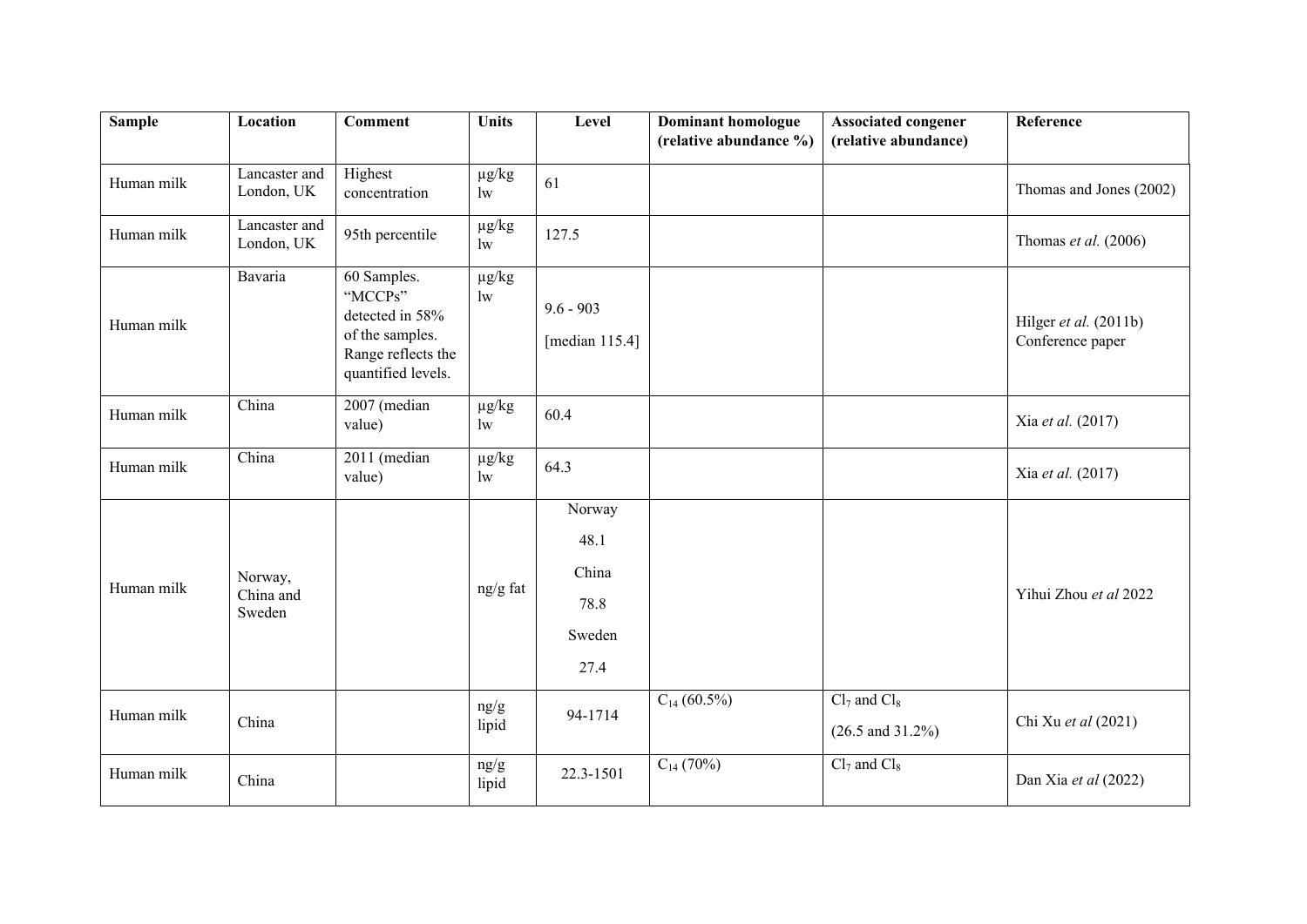| Sample | Location | Comment | Units | Level | Dominant homologue (relative abundance %) | Associated congener (relative abundance) | Reference |
|---|---|---|---|---|---|---|---|
| Human milk | Lancaster and London, UK | Highest concentration | µg/kg lw | 61 | | | Thomas and Jones (2002) |
| Human milk | Lancaster and London, UK | 95th percentile | µg/kg lw | 127.5 | | | Thomas *et al.* (2006) |
| Human milk | Bavaria | 60 Samples. "MCCPs" detected in 58% of the samples. Range reflects the quantified levels. | µg/kg lw | 9.6 - 903 [median 115.4] | | | Hilger *et al.* (2011b) Conference paper |
| Human milk | China | 2007 (median value) | µg/kg lw | 60.4 | | | Xia *et al.* (2017) |
| Human milk | China | 2011 (median value) | µg/kg lw | 64.3 | | | Xia *et al.* (2017) |
| Human milk | Norway, China and Sweden | | ng/g fat | Norway 48.1 China 78.8 Sweden 27.4 | | | Yihui Zhou *et al* 2022 |
| Human milk | China | | ng/g lipid | 94-1714 | $C_{14}$ (60.5%) | $Cl_7$ and $Cl_8$ (26.5 and 31.2%) | Chi Xu *et al* (2021) |
| Human milk | China | | ng/g lipid | 22.3-1501 | $C_{14}$ (70%) | $Cl_7$ and $Cl_8$ | Dan Xia *et al* (2022) |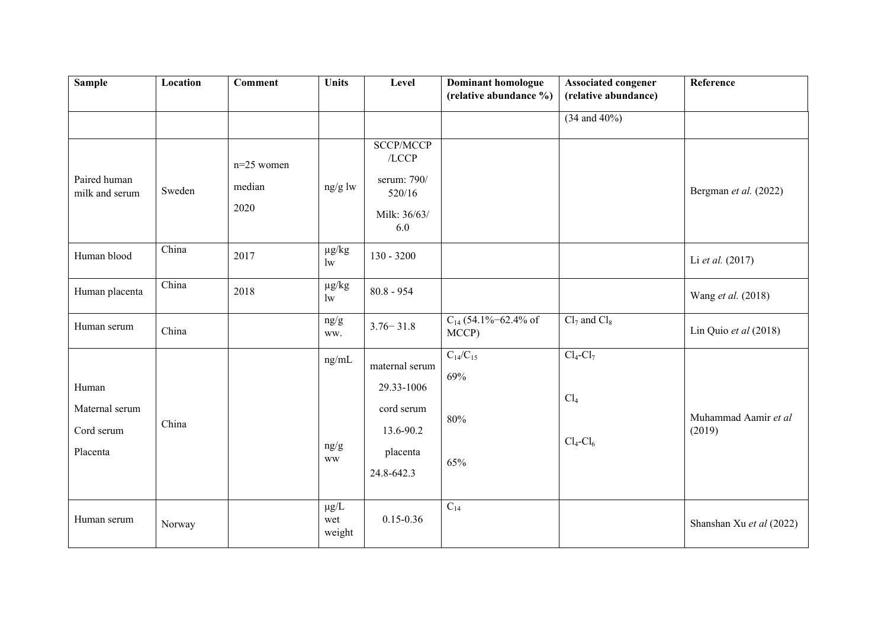| Sample | Location | Comment | Units | Level | Dominant homologue (relative abundance %) | Associated congener (relative abundance) | Reference |
|---|---|---|---|---|---|---|---|
| | | | | | | (34 and 40%) | |
| Paired human milk and serum | Sweden | n=25 women<br>median<br>2020 | ng/g lw | SCCP/MCCP/LCCP<br>serum: 790/520/16<br>Milk: 36/63/6.0 | | | Bergman *et al.* (2022) |
| Human blood | China | 2017 | µg/kg lw | 130 - 3200 | | | Li *et al.* (2017) |
| Human placenta | China | 2018 | µg/kg lw | 80.8 - 954 | | | Wang *et al.* (2018) |
| Human serum | China | | ng/g ww. | 3.76− 31.8 | $C_{14}$ (54.1%–62.4% of MCCP) | $Cl_7$ and $Cl_8$ | Lin Quio *et al* (2018) |
| Human<br>Maternal serum<br>Cord serum<br>Placenta | China | | ng/mL<br><br>ng/g ww | maternal serum 29.33-1006<br>cord serum 13.6-90.2<br>placenta 24.8-642.3 | $C_{14}$/$C_{15}$<br>69%<br>80%<br>65% | $Cl_4$-$Cl_7$<br>$Cl_4$<br>$Cl_4$-$Cl_6$ | Muhammad Aamir *et al* (2019) |
| Human serum | Norway | | µg/L wet weight | 0.15-0.36 | $C_{14}$ | | Shanshan Xu *et al* (2022) |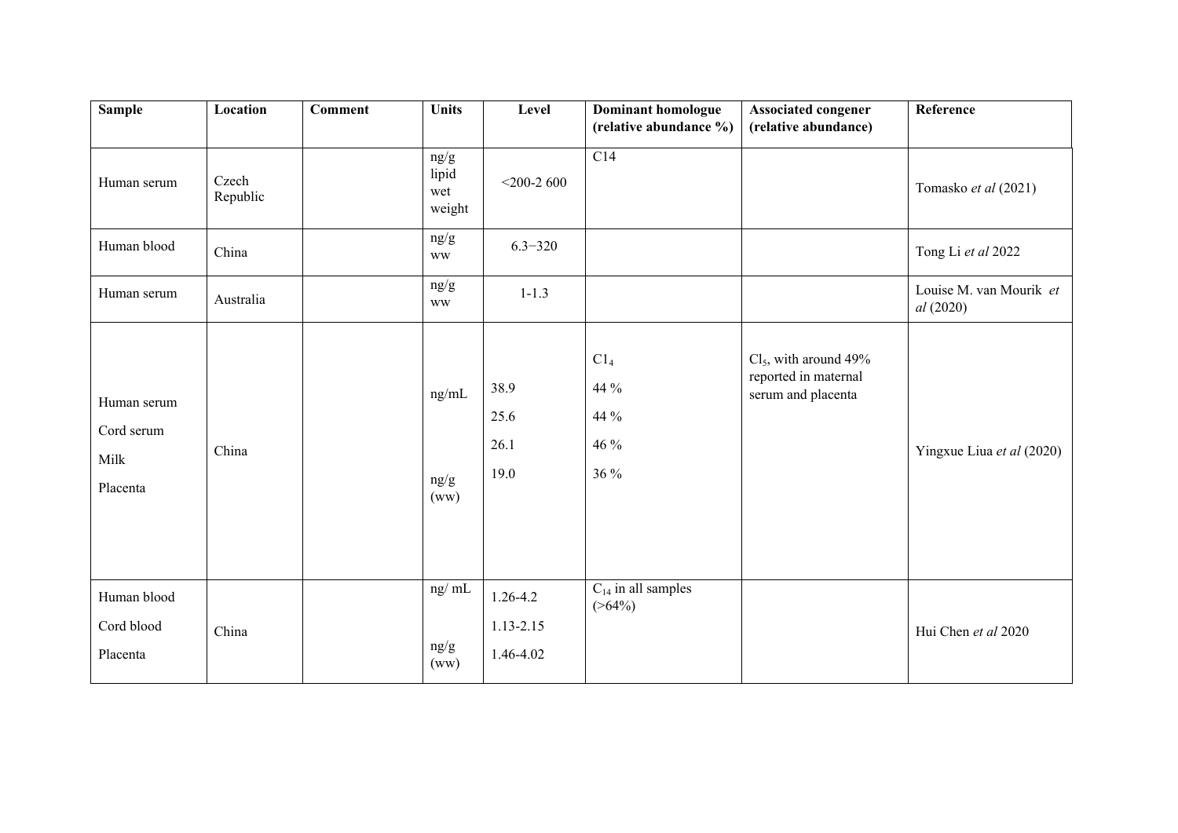| Sample | Location | Comment | Units | Level | Dominant homologue (relative abundance %) | Associated congener (relative abundance) | Reference |
|---|---|---|---|---|---|---|---|
| Human serum | Czech Republic | | ng/g lipid wet weight | <200-2 600 | C14 | | Tomasko *et al* (2021) |
| Human blood | China | | ng/g ww | 6.3−320 | | | Tong Li *et al* 2022 |
| Human serum | Australia | | ng/g ww | 1-1.3 | | | Louise M. van Mourik *et al* (2020) |
| Human serum<br>Cord serum<br>Milk<br>Placenta | China | | ng/mL<br><br>ng/g (ww) | 38.9<br>25.6<br>26.1<br>19.0 | $C1_4$<br>44 %<br>44 %<br>46 %<br>36 % | $Cl_5$, with around 49% reported in maternal serum and placenta | Yingxue Liua *et al* (2020) |
| Human blood<br>Cord blood<br>Placenta | China | | ng/ mL<br><br>ng/g (ww) | 1.26-4.2<br>1.13-2.15<br>1.46-4.02 | $C_{14}$ in all samples (>64%) | | Hui Chen *et al* 2020 |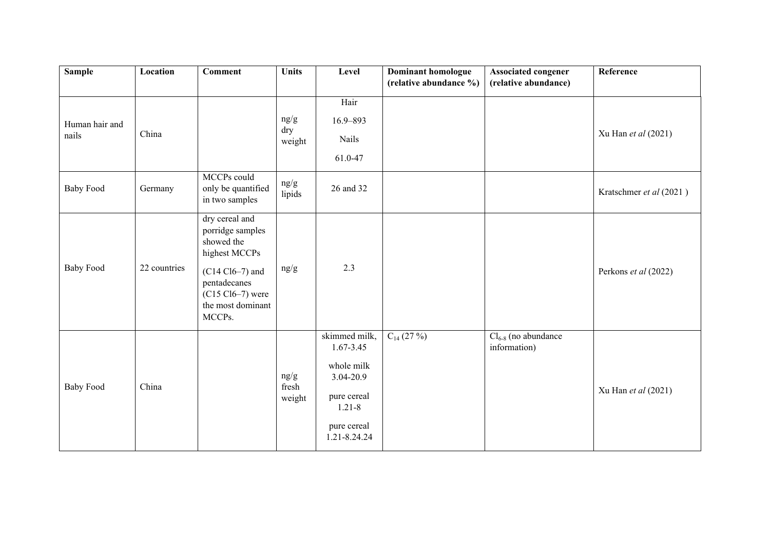| Sample | Location | Comment | Units | Level | Dominant homologue (relative abundance %) | Associated congener (relative abundance) | Reference |
|---|---|---|---|---|---|---|---|
| Human hair and nails | China | | ng/g dry weight | Hair<br>16.9–893<br>Nails<br>61.0-47 | | | Xu Han *et al* (2021) |
| Baby Food | Germany | MCCPs could only be quantified in two samples | ng/g lipids | 26 and 32 | | | Kratschmer *et al* (2021 ) |
| Baby Food | 22 countries | dry cereal and porridge samples showed the highest MCCPs<br>(C14 Cl6–7) and pentadecanes (C15 Cl6–7) were the most dominant MCCPs. | ng/g | 2.3 | | | Perkons *et al* (2022) |
| Baby Food | China | | ng/g fresh weight | skimmed milk, 1.67-3.45<br>whole milk 3.04-20.9<br>pure cereal 1.21-8<br>pure cereal 1.21-8.24.24 | $C_{14}$ (27 %) | $Cl_{6-8}$ (no abundance information) | Xu Han *et al* (2021) |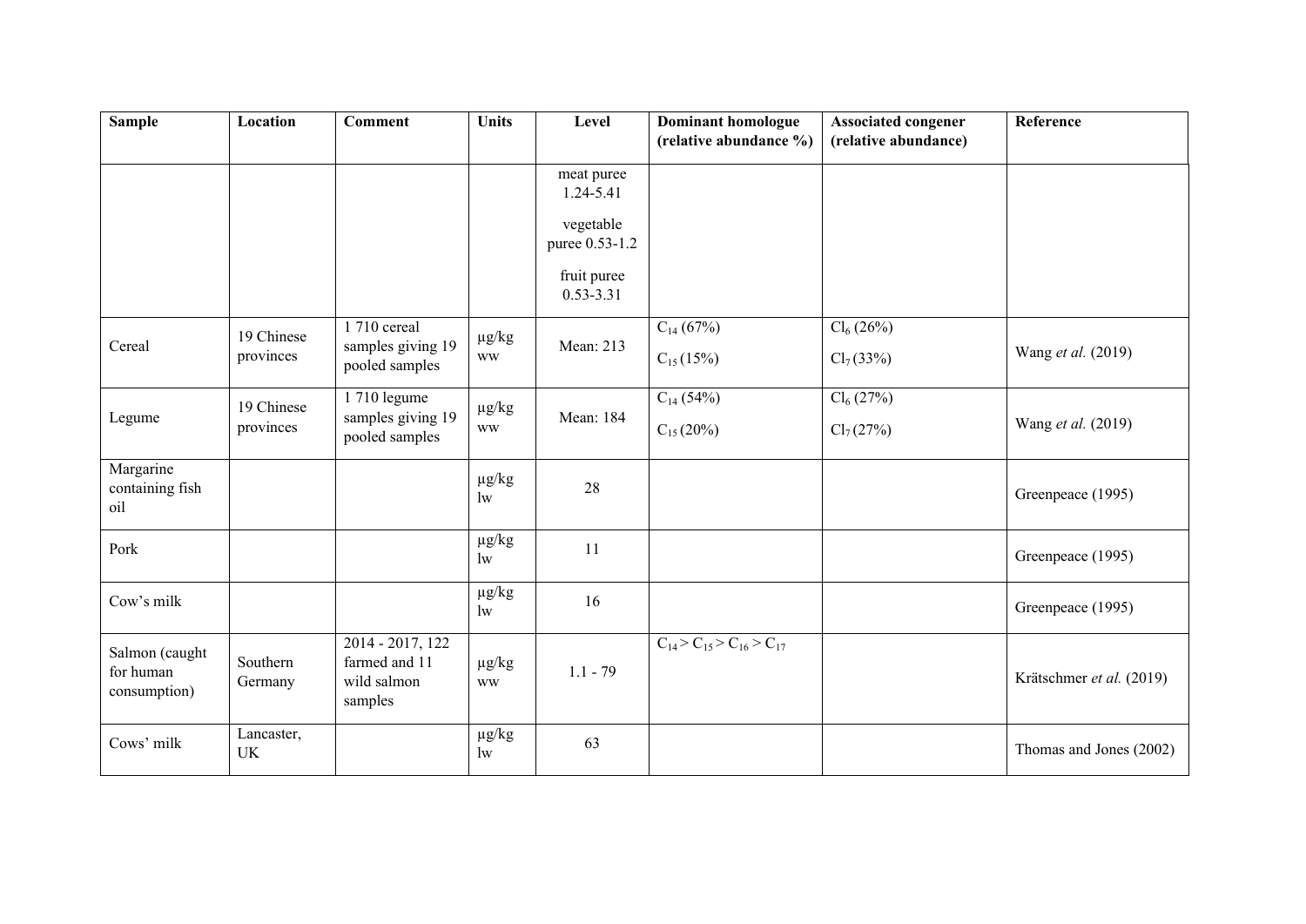| Sample | Location | Comment | Units | Level | Dominant homologue (relative abundance %) | Associated congener (relative abundance) | Reference |
|---|---|---|---|---|---|---|---|
| | | | | meat puree 1.24-5.41<br><br>vegetable puree 0.53-1.2<br><br>fruit puree 0.53-3.31 | | | |
| Cereal | 19 Chinese provinces | 1 710 cereal samples giving 19 pooled samples | µg/kg ww | Mean: 213 | $C_{14}$ (67%)<br><br>$C_{15}$ (15%) | $Cl_6$ (26%)<br><br>$Cl_7$ (33%) | Wang *et al.* (2019) |
| Legume | 19 Chinese provinces | 1 710 legume samples giving 19 pooled samples | µg/kg ww | Mean: 184 | $C_{14}$ (54%)<br><br>$C_{15}$ (20%) | $Cl_6$ (27%)<br><br>$Cl_7$ (27%) | Wang *et al.* (2019) |
| Margarine containing fish oil | | | µg/kg lw | 28 | | | Greenpeace (1995) |
| Pork | | | µg/kg lw | 11 | | | Greenpeace (1995) |
| Cow's milk | | | µg/kg lw | 16 | | | Greenpeace (1995) |
| Salmon (caught for human consumption) | Southern Germany | 2014 - 2017, 122 farmed and 11 wild salmon samples | µg/kg ww | 1.1 - 79 | $C_{14} > C_{15} > C_{16} > C_{17}$ | | Krätschmer *et al.* (2019) |
| Cows' milk | Lancaster, UK | | µg/kg lw | 63 | | | Thomas and Jones (2002) |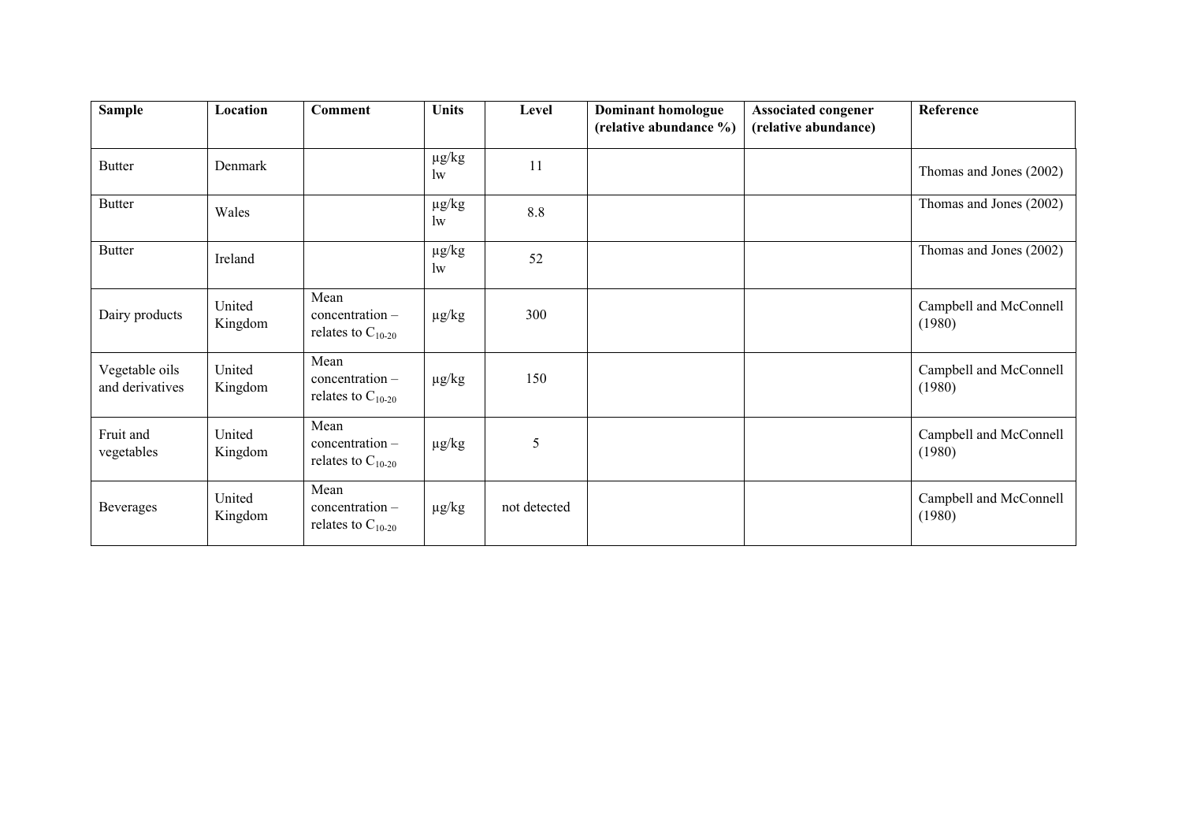| Sample | Location | Comment | Units | Level | Dominant homologue (relative abundance %) | Associated congener (relative abundance) | Reference |
|---|---|---|---|---|---|---|---|
| Butter | Denmark | | µg/kg lw | 11 | | | Thomas and Jones (2002) |
| Butter | Wales | | µg/kg lw | 8.8 | | | Thomas and Jones (2002) |
| Butter | Ireland | | µg/kg lw | 52 | | | Thomas and Jones (2002) |
| Dairy products | United Kingdom | Mean concentration – relates to $C_{10-20}$ | µg/kg | 300 | | | Campbell and McConnell (1980) |
| Vegetable oils and derivatives | United Kingdom | Mean concentration – relates to $C_{10-20}$ | µg/kg | 150 | | | Campbell and McConnell (1980) |
| Fruit and vegetables | United Kingdom | Mean concentration – relates to $C_{10-20}$ | µg/kg | 5 | | | Campbell and McConnell (1980) |
| Beverages | United Kingdom | Mean concentration – relates to $C_{10-20}$ | µg/kg | not detected | | | Campbell and McConnell (1980) |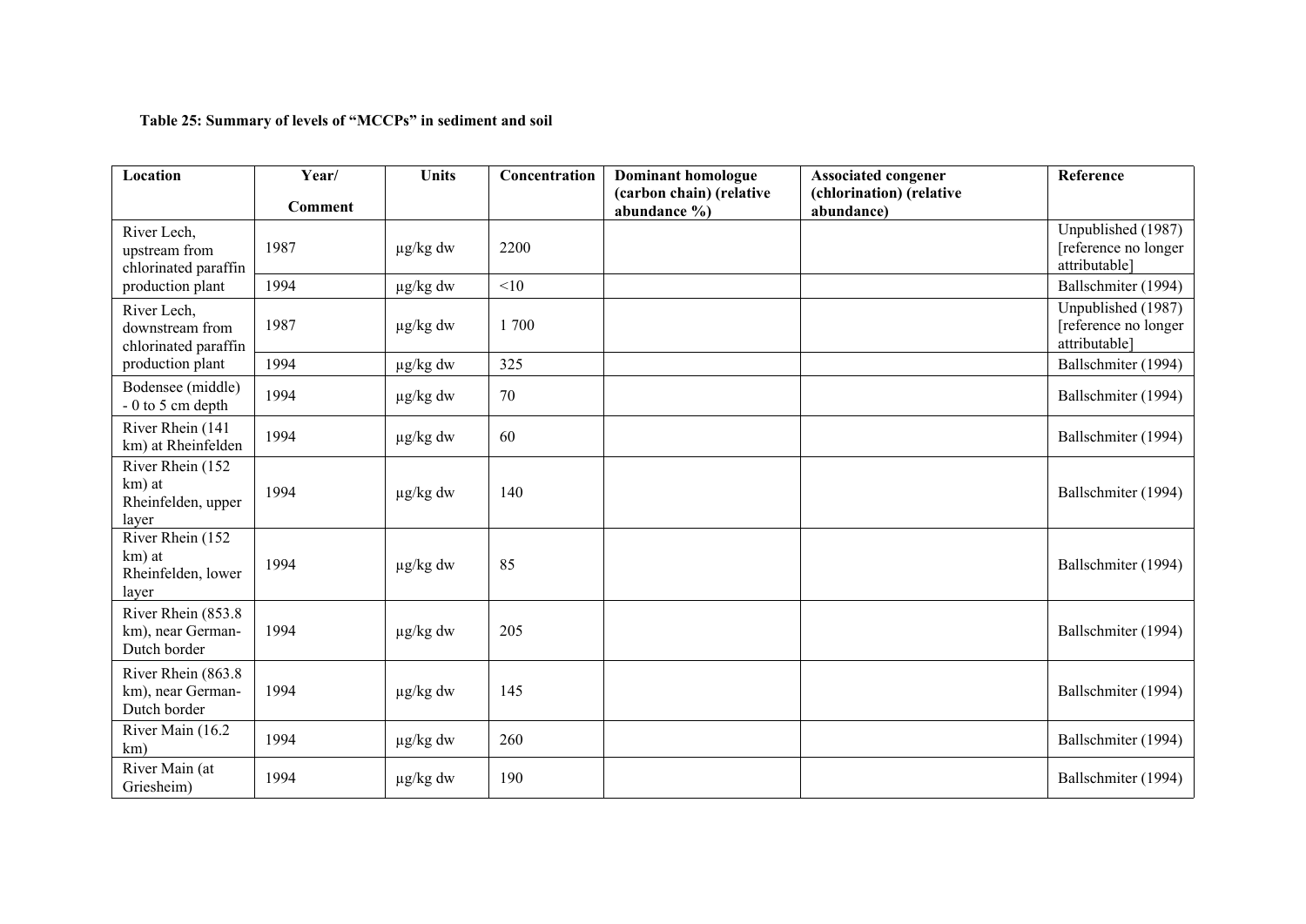**Table 25: Summary of levels of "MCCPs" in sediment and soil**

| Location | Year/ Comment | Units | Concentration | Dominant homologue (carbon chain) (relative abundance %) | Associated congener (chlorination) (relative abundance) | Reference |
|---|---|---|---|---|---|---|
| River Lech, upstream from chlorinated paraffin production plant | 1987 | μg/kg dw | 2200 | | | Unpublished (1987) [reference no longer attributable] |
| | 1994 | μg/kg dw | <10 | | | Ballschmiter (1994) |
| River Lech, downstream from chlorinated paraffin production plant | 1987 | μg/kg dw | 1 700 | | | Unpublished (1987) [reference no longer attributable] |
| | 1994 | μg/kg dw | 325 | | | Ballschmiter (1994) |
| Bodensee (middle) - 0 to 5 cm depth | 1994 | μg/kg dw | 70 | | | Ballschmiter (1994) |
| River Rhein (141 km) at Rheinfelden | 1994 | μg/kg dw | 60 | | | Ballschmiter (1994) |
| River Rhein (152 km) at Rheinfelden, upper layer | 1994 | μg/kg dw | 140 | | | Ballschmiter (1994) |
| River Rhein (152 km) at Rheinfelden, lower layer | 1994 | μg/kg dw | 85 | | | Ballschmiter (1994) |
| River Rhein (853.8 km), near German-Dutch border | 1994 | μg/kg dw | 205 | | | Ballschmiter (1994) |
| River Rhein (863.8 km), near German-Dutch border | 1994 | μg/kg dw | 145 | | | Ballschmiter (1994) |
| River Main (16.2 km) | 1994 | μg/kg dw | 260 | | | Ballschmiter (1994) |
| River Main (at Griesheim) | 1994 | μg/kg dw | 190 | | | Ballschmiter (1994) |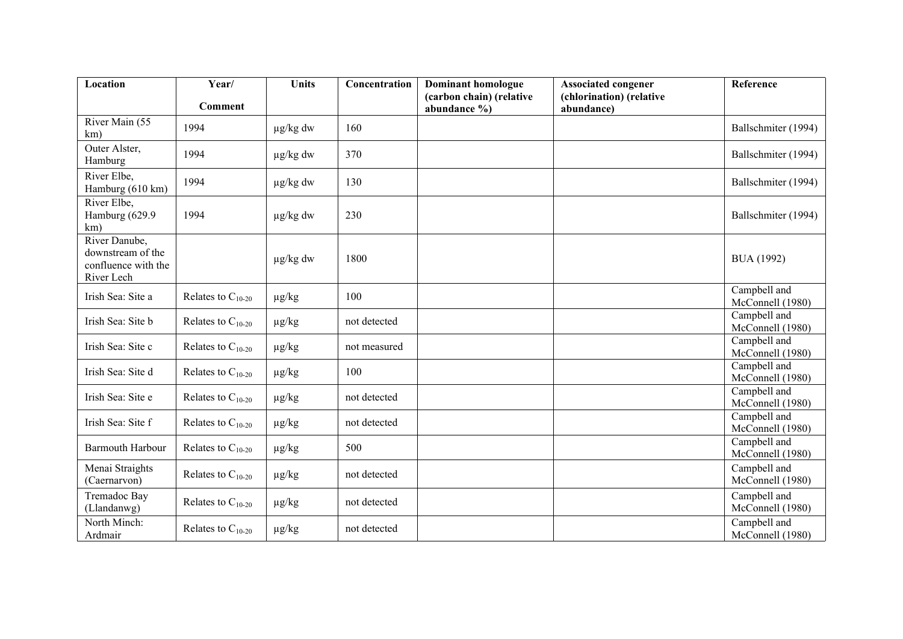| Location | Year/<br>Comment | Units | Concentration | Dominant homologue (carbon chain) (relative abundance %) | Associated congener (chlorination) (relative abundance) | Reference |
|---|---|---|---|---|---|---|
| River Main (55 km) | 1994 | µg/kg dw | 160 | | | Ballschmiter (1994) |
| Outer Alster, Hamburg | 1994 | µg/kg dw | 370 | | | Ballschmiter (1994) |
| River Elbe, Hamburg (610 km) | 1994 | µg/kg dw | 130 | | | Ballschmiter (1994) |
| River Elbe, Hamburg (629.9 km) | 1994 | µg/kg dw | 230 | | | Ballschmiter (1994) |
| River Danube, downstream of the confluence with the River Lech | | µg/kg dw | 1800 | | | BUA (1992) |
| Irish Sea: Site a | Relates to $C_{10-20}$ | µg/kg | 100 | | | Campbell and McConnell (1980) |
| Irish Sea: Site b | Relates to $C_{10-20}$ | µg/kg | not detected | | | Campbell and McConnell (1980) |
| Irish Sea: Site c | Relates to $C_{10-20}$ | µg/kg | not measured | | | Campbell and McConnell (1980) |
| Irish Sea: Site d | Relates to $C_{10-20}$ | µg/kg | 100 | | | Campbell and McConnell (1980) |
| Irish Sea: Site e | Relates to $C_{10-20}$ | µg/kg | not detected | | | Campbell and McConnell (1980) |
| Irish Sea: Site f | Relates to $C_{10-20}$ | µg/kg | not detected | | | Campbell and McConnell (1980) |
| Barmouth Harbour | Relates to $C_{10-20}$ | µg/kg | 500 | | | Campbell and McConnell (1980) |
| Menai Straights (Caernarvon) | Relates to $C_{10-20}$ | µg/kg | not detected | | | Campbell and McConnell (1980) |
| Tremadoc Bay (Llandanwg) | Relates to $C_{10-20}$ | µg/kg | not detected | | | Campbell and McConnell (1980) |
| North Minch: Ardmair | Relates to $C_{10-20}$ | µg/kg | not detected | | | Campbell and McConnell (1980) |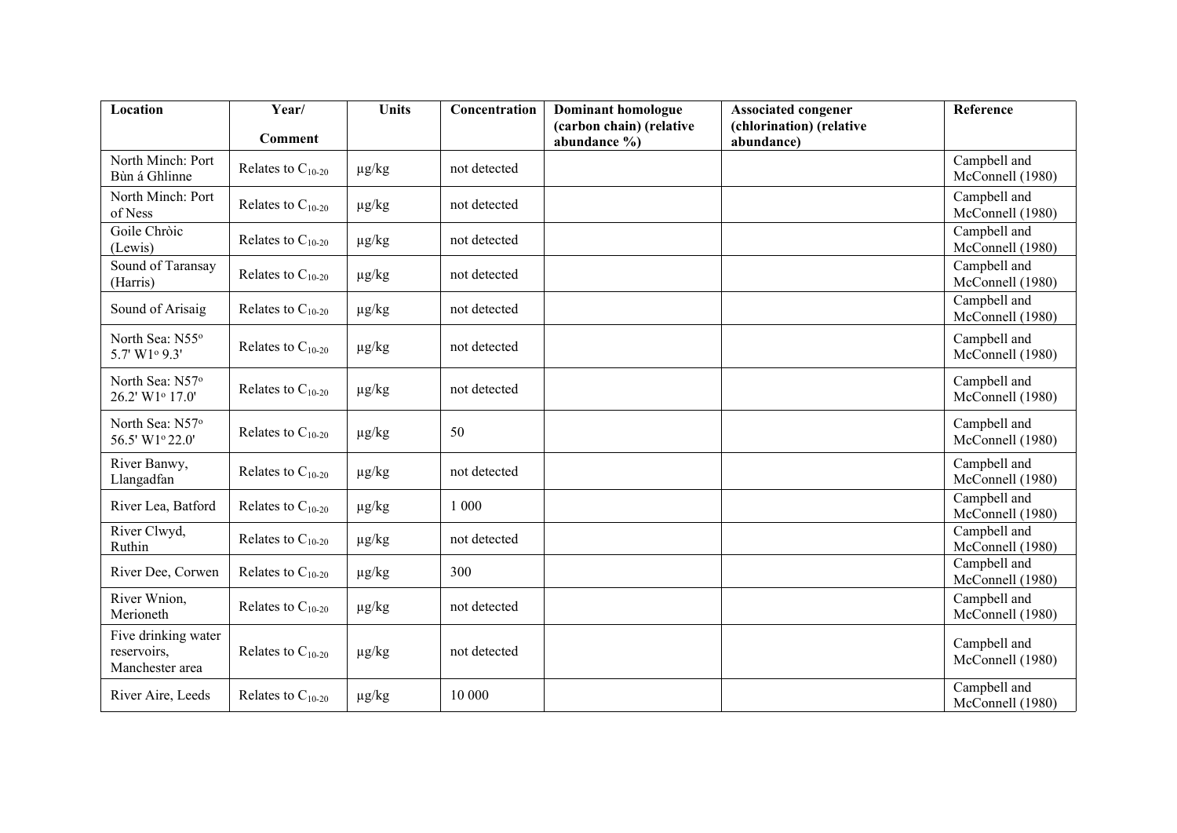| Location | Year/ Comment | Units | Concentration | Dominant homologue (carbon chain) (relative abundance %) | Associated congener (chlorination) (relative abundance) | Reference |
|---|---|---|---|---|---|---|
| North Minch: Port Bùn á Ghlinne | Relates to $C_{10-20}$ | µg/kg | not detected | | | Campbell and McConnell (1980) |
| North Minch: Port of Ness | Relates to $C_{10-20}$ | µg/kg | not detected | | | Campbell and McConnell (1980) |
| Goile Chròic (Lewis) | Relates to $C_{10-20}$ | µg/kg | not detected | | | Campbell and McConnell (1980) |
| Sound of Taransay (Harris) | Relates to $C_{10-20}$ | µg/kg | not detected | | | Campbell and McConnell (1980) |
| Sound of Arisaig | Relates to $C_{10-20}$ | µg/kg | not detected | | | Campbell and McConnell (1980) |
| North Sea: N55° 5.7' W1° 9.3' | Relates to $C_{10-20}$ | µg/kg | not detected | | | Campbell and McConnell (1980) |
| North Sea: N57° 26.2' W1° 17.0' | Relates to $C_{10-20}$ | µg/kg | not detected | | | Campbell and McConnell (1980) |
| North Sea: N57° 56.5' W1° 22.0' | Relates to $C_{10-20}$ | µg/kg | 50 | | | Campbell and McConnell (1980) |
| River Banwy, Llangadfan | Relates to $C_{10-20}$ | µg/kg | not detected | | | Campbell and McConnell (1980) |
| River Lea, Batford | Relates to $C_{10-20}$ | µg/kg | 1 000 | | | Campbell and McConnell (1980) |
| River Clwyd, Ruthin | Relates to $C_{10-20}$ | µg/kg | not detected | | | Campbell and McConnell (1980) |
| River Dee, Corwen | Relates to $C_{10-20}$ | µg/kg | 300 | | | Campbell and McConnell (1980) |
| River Wnion, Merioneth | Relates to $C_{10-20}$ | µg/kg | not detected | | | Campbell and McConnell (1980) |
| Five drinking water reservoirs, Manchester area | Relates to $C_{10-20}$ | µg/kg | not detected | | | Campbell and McConnell (1980) |
| River Aire, Leeds | Relates to $C_{10-20}$ | µg/kg | 10 000 | | | Campbell and McConnell (1980) |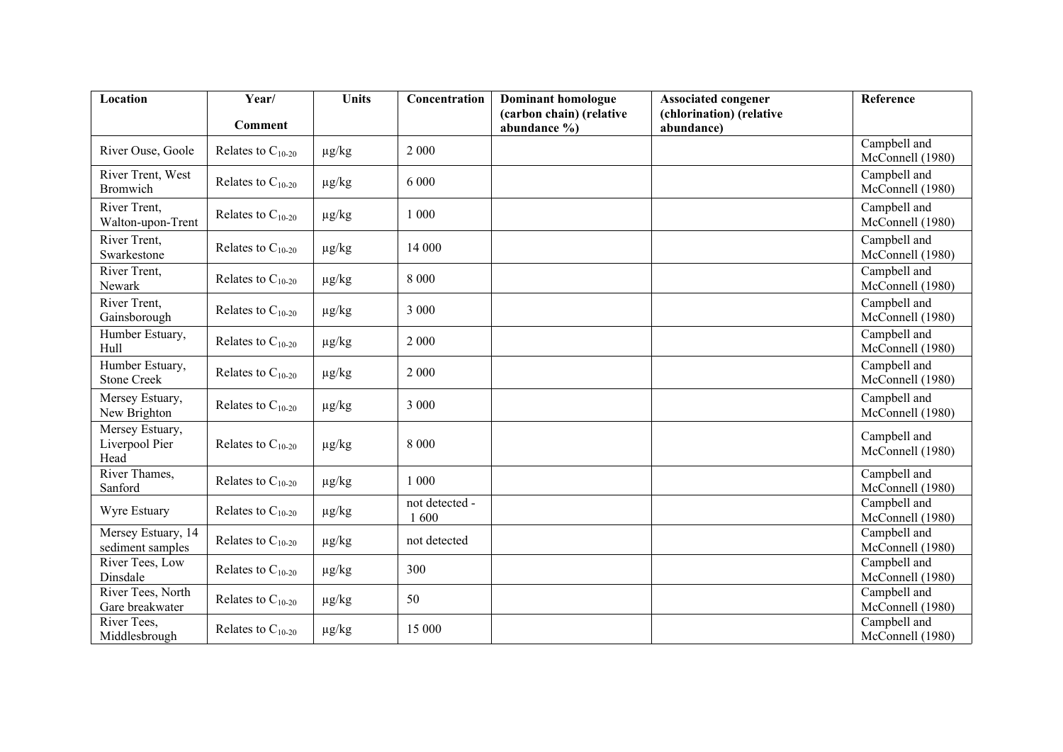| Location | Year/ Comment | Units | Concentration | Dominant homologue (carbon chain) (relative abundance %) | Associated congener (chlorination) (relative abundance) | Reference |
|---|---|---|---|---|---|---|
| River Ouse, Goole | Relates to $C_{10-20}$ | µg/kg | 2 000 | | | Campbell and McConnell (1980) |
| River Trent, West Bromwich | Relates to $C_{10-20}$ | µg/kg | 6 000 | | | Campbell and McConnell (1980) |
| River Trent, Walton-upon-Trent | Relates to $C_{10-20}$ | µg/kg | 1 000 | | | Campbell and McConnell (1980) |
| River Trent, Swarkestone | Relates to $C_{10-20}$ | µg/kg | 14 000 | | | Campbell and McConnell (1980) |
| River Trent, Newark | Relates to $C_{10-20}$ | µg/kg | 8 000 | | | Campbell and McConnell (1980) |
| River Trent, Gainsborough | Relates to $C_{10-20}$ | µg/kg | 3 000 | | | Campbell and McConnell (1980) |
| Humber Estuary, Hull | Relates to $C_{10-20}$ | µg/kg | 2 000 | | | Campbell and McConnell (1980) |
| Humber Estuary, Stone Creek | Relates to $C_{10-20}$ | µg/kg | 2 000 | | | Campbell and McConnell (1980) |
| Mersey Estuary, New Brighton | Relates to $C_{10-20}$ | µg/kg | 3 000 | | | Campbell and McConnell (1980) |
| Mersey Estuary, Liverpool Pier Head | Relates to $C_{10-20}$ | µg/kg | 8 000 | | | Campbell and McConnell (1980) |
| River Thames, Sanford | Relates to $C_{10-20}$ | µg/kg | 1 000 | | | Campbell and McConnell (1980) |
| Wyre Estuary | Relates to $C_{10-20}$ | µg/kg | not detected - 1 600 | | | Campbell and McConnell (1980) |
| Mersey Estuary, 14 sediment samples | Relates to $C_{10-20}$ | µg/kg | not detected | | | Campbell and McConnell (1980) |
| River Tees, Low Dinsdale | Relates to $C_{10-20}$ | µg/kg | 300 | | | Campbell and McConnell (1980) |
| River Tees, North Gare breakwater | Relates to $C_{10-20}$ | µg/kg | 50 | | | Campbell and McConnell (1980) |
| River Tees, Middlesbrough | Relates to $C_{10-20}$ | µg/kg | 15 000 | | | Campbell and McConnell (1980) |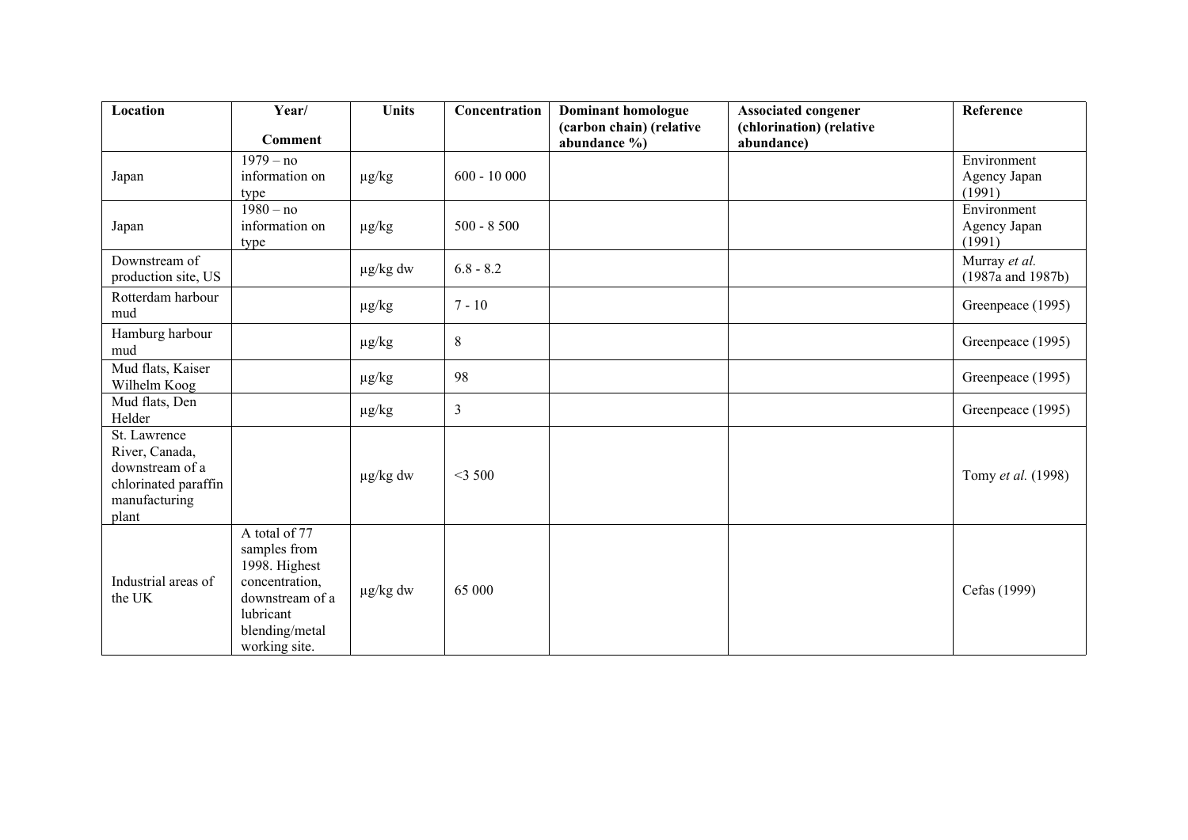| Location | Year/<br><br>Comment | Units | Concentration | Dominant homologue (carbon chain) (relative abundance %) | Associated congener (chlorination) (relative abundance) | Reference |
|---|---|---|---|---|---|---|
| Japan | 1979 – no information on type | µg/kg | 600 - 10 000 | | | Environment Agency Japan (1991) |
| Japan | 1980 – no information on type | µg/kg | 500 - 8 500 | | | Environment Agency Japan (1991) |
| Downstream of production site, US | | µg/kg dw | 6.8 - 8.2 | | | Murray *et al.* (1987a and 1987b) |
| Rotterdam harbour mud | | µg/kg | 7 - 10 | | | Greenpeace (1995) |
| Hamburg harbour mud | | µg/kg | 8 | | | Greenpeace (1995) |
| Mud flats, Kaiser Wilhelm Koog | | µg/kg | 98 | | | Greenpeace (1995) |
| Mud flats, Den Helder | | µg/kg | 3 | | | Greenpeace (1995) |
| St. Lawrence River, Canada, downstream of a chlorinated paraffin manufacturing plant | | µg/kg dw | <3 500 | | | Tomy *et al.* (1998) |
| Industrial areas of the UK | A total of 77 samples from 1998. Highest concentration, downstream of a lubricant blending/metal working site. | µg/kg dw | 65 000 | | | Cefas (1999) |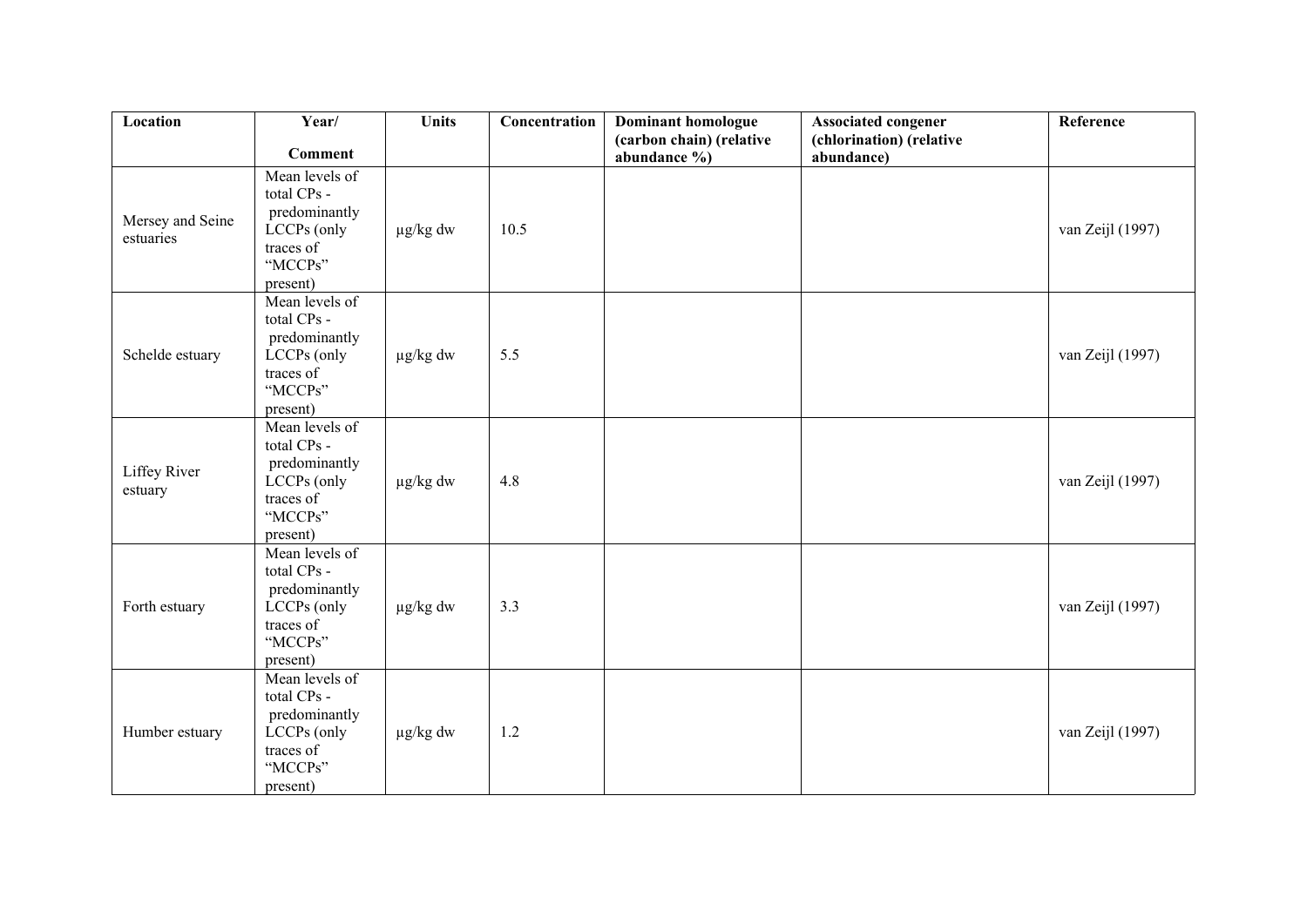| Location | Year/ Comment | Units | Concentration | Dominant homologue (carbon chain) (relative abundance %) | Associated congener (chlorination) (relative abundance) | Reference |
|---|---|---|---|---|---|---|
| Mersey and Seine estuaries | Mean levels of total CPs - predominantly LCCPs (only traces of "MCCPs" present) | µg/kg dw | 10.5 | | | van Zeijl (1997) |
| Schelde estuary | Mean levels of total CPs - predominantly LCCPs (only traces of "MCCPs" present) | µg/kg dw | 5.5 | | | van Zeijl (1997) |
| Liffey River estuary | Mean levels of total CPs - predominantly LCCPs (only traces of "MCCPs" present) | µg/kg dw | 4.8 | | | van Zeijl (1997) |
| Forth estuary | Mean levels of total CPs - predominantly LCCPs (only traces of "MCCPs" present) | µg/kg dw | 3.3 | | | van Zeijl (1997) |
| Humber estuary | Mean levels of total CPs - predominantly LCCPs (only traces of "MCCPs" present) | µg/kg dw | 1.2 | | | van Zeijl (1997) |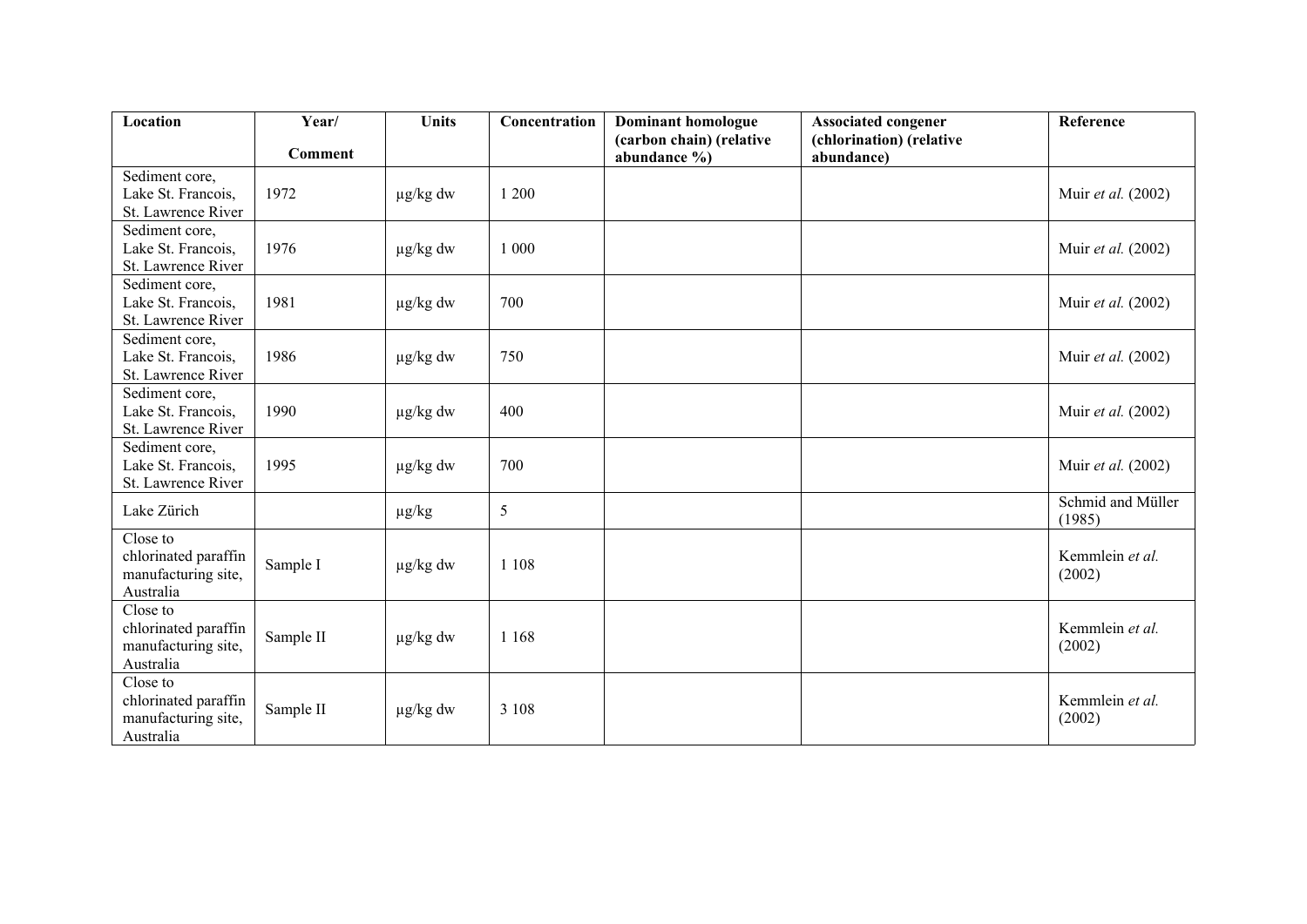| Location | Year/ Comment | Units | Concentration | Dominant homologue (carbon chain) (relative abundance %) | Associated congener (chlorination) (relative abundance) | Reference |
|---|---|---|---|---|---|---|
| Sediment core, Lake St. Francois, St. Lawrence River | 1972 | µg/kg dw | 1 200 | | | Muir *et al.* (2002) |
| Sediment core, Lake St. Francois, St. Lawrence River | 1976 | µg/kg dw | 1 000 | | | Muir *et al.* (2002) |
| Sediment core, Lake St. Francois, St. Lawrence River | 1981 | µg/kg dw | 700 | | | Muir *et al.* (2002) |
| Sediment core, Lake St. Francois, St. Lawrence River | 1986 | µg/kg dw | 750 | | | Muir *et al.* (2002) |
| Sediment core, Lake St. Francois, St. Lawrence River | 1990 | µg/kg dw | 400 | | | Muir *et al.* (2002) |
| Sediment core, Lake St. Francois, St. Lawrence River | 1995 | µg/kg dw | 700 | | | Muir *et al.* (2002) |
| Lake Zürich | | µg/kg | 5 | | | Schmid and Müller (1985) |
| Close to chlorinated paraffin manufacturing site, Australia | Sample I | µg/kg dw | 1 108 | | | Kemmlein *et al.* (2002) |
| Close to chlorinated paraffin manufacturing site, Australia | Sample II | µg/kg dw | 1 168 | | | Kemmlein *et al.* (2002) |
| Close to chlorinated paraffin manufacturing site, Australia | Sample II | µg/kg dw | 3 108 | | | Kemmlein *et al.* (2002) |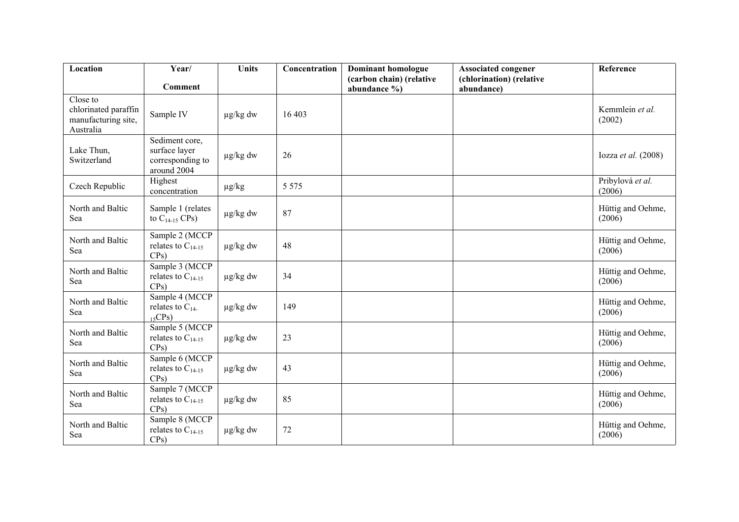| Location | Year/ Comment | Units | Concentration | Dominant homologue (carbon chain) (relative abundance %) | Associated congener (chlorination) (relative abundance) | Reference |
|---|---|---|---|---|---|---|
| Close to chlorinated paraffin manufacturing site, Australia | Sample IV | µg/kg dw | 16 403 | | | Kemmlein *et al.* (2002) |
| Lake Thun, Switzerland | Sediment core, surface layer corresponding to around 2004 | µg/kg dw | 26 | | | Iozza *et al.* (2008) |
| Czech Republic | Highest concentration | µg/kg | 5 575 | | | Pribylová *et al.* (2006) |
| North and Baltic Sea | Sample 1 (relates to $C_{14\text{-}15}$ CPs) | µg/kg dw | 87 | | | Hüttig and Oehme, (2006) |
| North and Baltic Sea | Sample 2 (MCCP relates to $C_{14\text{-}15}$ CPs) | µg/kg dw | 48 | | | Hüttig and Oehme, (2006) |
| North and Baltic Sea | Sample 3 (MCCP relates to $C_{14\text{-}15}$ CPs) | µg/kg dw | 34 | | | Hüttig and Oehme, (2006) |
| North and Baltic Sea | Sample 4 (MCCP relates to $C_{14\text{-}15}$CPs) | µg/kg dw | 149 | | | Hüttig and Oehme, (2006) |
| North and Baltic Sea | Sample 5 (MCCP relates to $C_{14\text{-}15}$ CPs) | µg/kg dw | 23 | | | Hüttig and Oehme, (2006) |
| North and Baltic Sea | Sample 6 (MCCP relates to $C_{14\text{-}15}$ CPs) | µg/kg dw | 43 | | | Hüttig and Oehme, (2006) |
| North and Baltic Sea | Sample 7 (MCCP relates to $C_{14\text{-}15}$ CPs) | µg/kg dw | 85 | | | Hüttig and Oehme, (2006) |
| North and Baltic Sea | Sample 8 (MCCP relates to $C_{14\text{-}15}$ CPs) | µg/kg dw | 72 | | | Hüttig and Oehme, (2006) |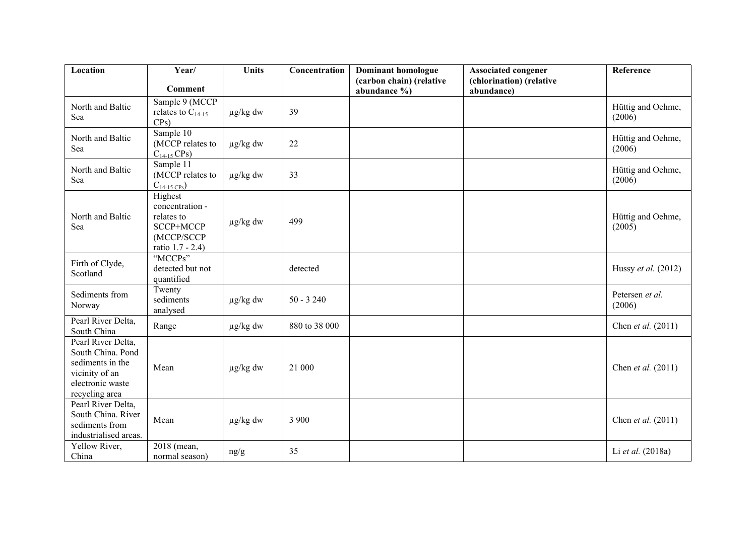| Location | Year/ Comment | Units | Concentration | Dominant homologue (carbon chain) (relative abundance %) | Associated congener (chlorination) (relative abundance) | Reference |
|---|---|---|---|---|---|---|
| North and Baltic Sea | Sample 9 (MCCP relates to $C_{14-15}$ CPs) | µg/kg dw | 39 | | | Hüttig and Oehme, (2006) |
| North and Baltic Sea | Sample 10 (MCCP relates to $C_{14-15}$ CPs) | µg/kg dw | 22 | | | Hüttig and Oehme, (2006) |
| North and Baltic Sea | Sample 11 (MCCP relates to $C_{14-15\ CPs}$) | µg/kg dw | 33 | | | Hüttig and Oehme, (2006) |
| North and Baltic Sea | Highest concentration - relates to SCCP+MCCP (MCCP/SCCP ratio 1.7 - 2.4) | µg/kg dw | 499 | | | Hüttig and Oehme, (2005) |
| Firth of Clyde, Scotland | "MCCPs" detected but not quantified | | detected | | | Hussy *et al.* (2012) |
| Sediments from Norway | Twenty sediments analysed | µg/kg dw | 50 - 3 240 | | | Petersen *et al.* (2006) |
| Pearl River Delta, South China | Range | µg/kg dw | 880 to 38 000 | | | Chen *et al.* (2011) |
| Pearl River Delta, South China. Pond sediments in the vicinity of an electronic waste recycling area | Mean | µg/kg dw | 21 000 | | | Chen *et al.* (2011) |
| Pearl River Delta, South China. River sediments from industrialised areas. | Mean | µg/kg dw | 3 900 | | | Chen *et al.* (2011) |
| Yellow River, China | 2018 (mean, normal season) | ng/g | 35 | | | Li *et al.* (2018a) |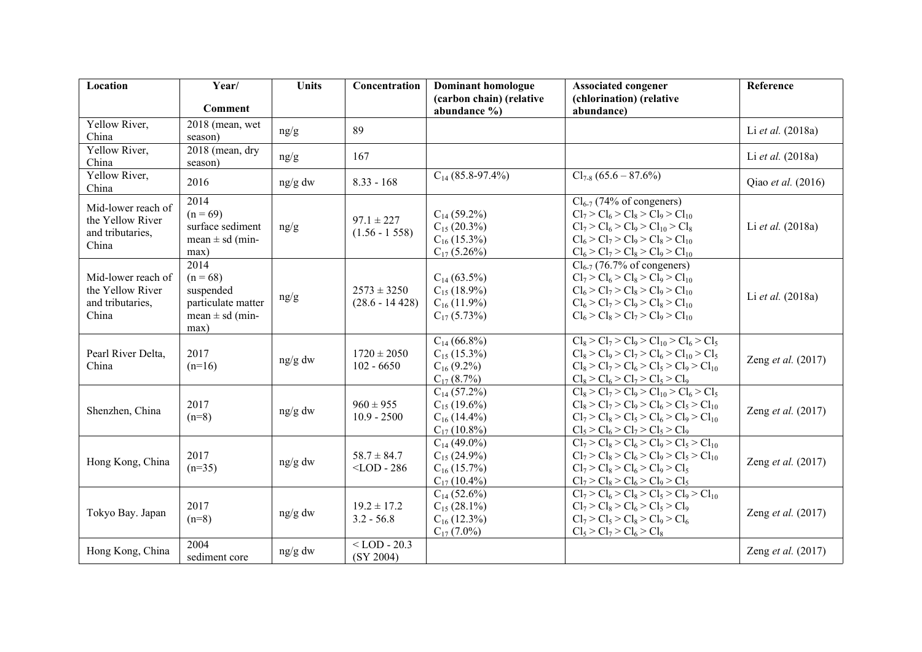| Location | Year/ Comment | Units | Concentration | Dominant homologue (carbon chain) (relative abundance %) | Associated congener (chlorination) (relative abundance) | Reference |
|---|---|---|---|---|---|---|
| Yellow River, China | 2018 (mean, wet season) | ng/g | 89 | | | Li *et al.* (2018a) |
| Yellow River, China | 2018 (mean, dry season) | ng/g | 167 | | | Li *et al.* (2018a) |
| Yellow River, China | 2016 | ng/g dw | 8.33 - 168 | $C_{14}$ (85.8-97.4%) | $Cl_{7-8}$ (65.6 – 87.6%) | Qiao *et al.* (2016) |
| Mid-lower reach of the Yellow River and tributaries, China | 2014 (n = 69) surface sediment mean ± sd (min-max) | ng/g | 97.1 ± 227 (1.56 - 1 558) | $C_{14}$ (59.2%) $C_{15}$ (20.3%) $C_{16}$ (15.3%) $C_{17}$ (5.26%) | $Cl_{6-7}$ (74% of congeners) $Cl_7 > Cl_6 > Cl_8 > Cl_9 > Cl_{10}$ $Cl_7 > Cl_6 > Cl_9 > Cl_{10} > Cl_8$ $Cl_6 > Cl_7 > Cl_9 > Cl_8 > Cl_{10}$ $Cl_6 > Cl_7 > Cl_8 > Cl_9 > Cl_{10}$ | Li *et al.* (2018a) |
| Mid-lower reach of the Yellow River and tributaries, China | 2014 (n = 68) suspended particulate matter mean ± sd (min-max) | ng/g | 2573 ± 3250 (28.6 - 14 428) | $C_{14}$ (63.5%) $C_{15}$ (18.9%) $C_{16}$ (11.9%) $C_{17}$ (5.73%) | $Cl_{6-7}$ (76.7% of congeners) $Cl_7 > Cl_6 > Cl_8 > Cl_9 > Cl_{10}$ $Cl_6 > Cl_7 > Cl_8 > Cl_9 > Cl_{10}$ $Cl_6 > Cl_7 > Cl_9 > Cl_8 > Cl_{10}$ $Cl_6 > Cl_8 > Cl_7 > Cl_9 > Cl_{10}$ | Li *et al.* (2018a) |
| Pearl River Delta, China | 2017 (n=16) | ng/g dw | 1720 ± 2050 102 - 6650 | $C_{14}$ (66.8%) $C_{15}$ (15.3%) $C_{16}$ (9.2%) $C_{17}$ (8.7%) | $Cl_8 > Cl_7 > Cl_9 > Cl_{10} > Cl_6 > Cl_5$ $Cl_8 > Cl_9 > Cl_7 > Cl_6 > Cl_{10} > Cl_5$ $Cl_8 > Cl_7 > Cl_6 > Cl_5 > Cl_9 > Cl_{10}$ $Cl_8 > Cl_6 > Cl_7 > Cl_5 > Cl_9$ | Zeng *et al.* (2017) |
| Shenzhen, China | 2017 (n=8) | ng/g dw | 960 ± 955 10.9 - 2500 | $C_{14}$ (57.2%) $C_{15}$ (19.6%) $C_{16}$ (14.4%) $C_{17}$ (10.8%) | $Cl_8 > Cl_7 > Cl_9 > Cl_{10} > Cl_6 > Cl_5$ $Cl_8 > Cl_7 > Cl_9 > Cl_6 > Cl_5 > Cl_{10}$ $Cl_7 > Cl_8 > Cl_5 > Cl_6 > Cl_9 > Cl_{10}$ $Cl_5 > Cl_6 > Cl_7 > Cl_5 > Cl_9$ | Zeng *et al.* (2017) |
| Hong Kong, China | 2017 (n=35) | ng/g dw | 58.7 ± 84.7 <LOD - 286 | $C_{14}$ (49.0%) $C_{15}$ (24.9%) $C_{16}$ (15.7%) $C_{17}$ (10.4%) | $Cl_7 > Cl_8 > Cl_6 > Cl_9 > Cl_5 > Cl_{10}$ $Cl_7 > Cl_8 > Cl_6 > Cl_9 > Cl_5 > Cl_{10}$ $Cl_7 > Cl_8 > Cl_6 > Cl_9 > Cl_5$ $Cl_7 > Cl_8 > Cl_6 > Cl_9 > Cl_5$ | Zeng *et al.* (2017) |
| Tokyo Bay. Japan | 2017 (n=8) | ng/g dw | 19.2 ± 17.2 3.2 - 56.8 | $C_{14}$ (52.6%) $C_{15}$ (28.1%) $C_{16}$ (12.3%) $C_{17}$ (7.0%) | $Cl_7 > Cl_6 > Cl_8 > Cl_5 > Cl_9 > Cl_{10}$ $Cl_7 > Cl_8 > Cl_6 > Cl_5 > Cl_9$ $Cl_7 > Cl_5 > Cl_8 > Cl_9 > Cl_6$ $Cl_5 > Cl_7 > Cl_6 > Cl_8$ | Zeng *et al.* (2017) |
| Hong Kong, China | 2004 sediment core | ng/g dw | < LOD - 20.3 (SY 2004) | | | Zeng *et al.* (2017) |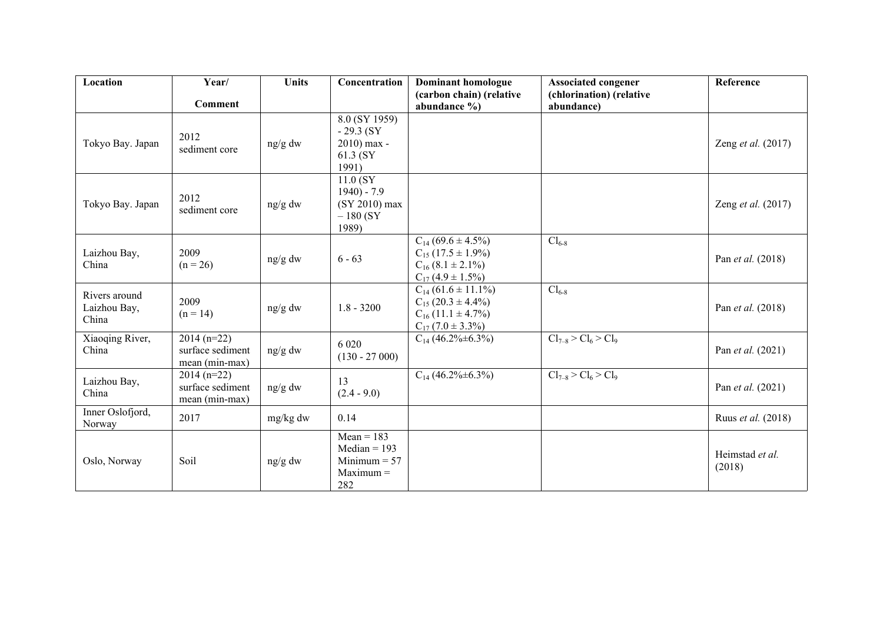| Location | Year/ Comment | Units | Concentration | Dominant homologue (carbon chain) (relative abundance %) | Associated congener (chlorination) (relative abundance) | Reference |
|---|---|---|---|---|---|---|
| Tokyo Bay. Japan | 2012 sediment core | ng/g dw | 8.0 (SY 1959) - 29.3 (SY 2010) max - 61.3 (SY 1991) | | | Zeng *et al.* (2017) |
| Tokyo Bay. Japan | 2012 sediment core | ng/g dw | 11.0 (SY 1940) - 7.9 (SY 2010) max – 180 (SY 1989) | | | Zeng *et al.* (2017) |
| Laizhou Bay, China | 2009 (n = 26) | ng/g dw | 6 - 63 | $C_{14}$ (69.6 ± 4.5%) $C_{15}$ (17.5 ± 1.9%) $C_{16}$ (8.1 ± 2.1%) $C_{17}$ (4.9 ± 1.5%) | $Cl_{6\text{-}8}$ | Pan *et al.* (2018) |
| Rivers around Laizhou Bay, China | 2009 (n = 14) | ng/g dw | 1.8 - 3200 | $C_{14}$ (61.6 ± 11.1%) $C_{15}$ (20.3 ± 4.4%) $C_{16}$ (11.1 ± 4.7%) $C_{17}$ (7.0 ± 3.3%) | $Cl_{6\text{-}8}$ | Pan *et al.* (2018) |
| Xiaoqing River, China | 2014 (n=22) surface sediment mean (min-max) | ng/g dw | 6 020 (130 - 27 000) | $C_{14}$ (46.2%±6.3%) | $Cl_{7\text{–}8} > Cl_6 > Cl_9$ | Pan *et al.* (2021) |
| Laizhou Bay, China | 2014 (n=22) surface sediment mean (min-max) | ng/g dw | 13 (2.4 - 9.0) | $C_{14}$ (46.2%±6.3%) | $Cl_{7\text{–}8} > Cl_6 > Cl_9$ | Pan *et al.* (2021) |
| Inner Oslofjord, Norway | 2017 | mg/kg dw | 0.14 | | | Ruus *et al.* (2018) |
| Oslo, Norway | Soil | ng/g dw | Mean = 183 Median = 193 Minimum = 57 Maximum = 282 | | | Heimstad *et al.* (2018) |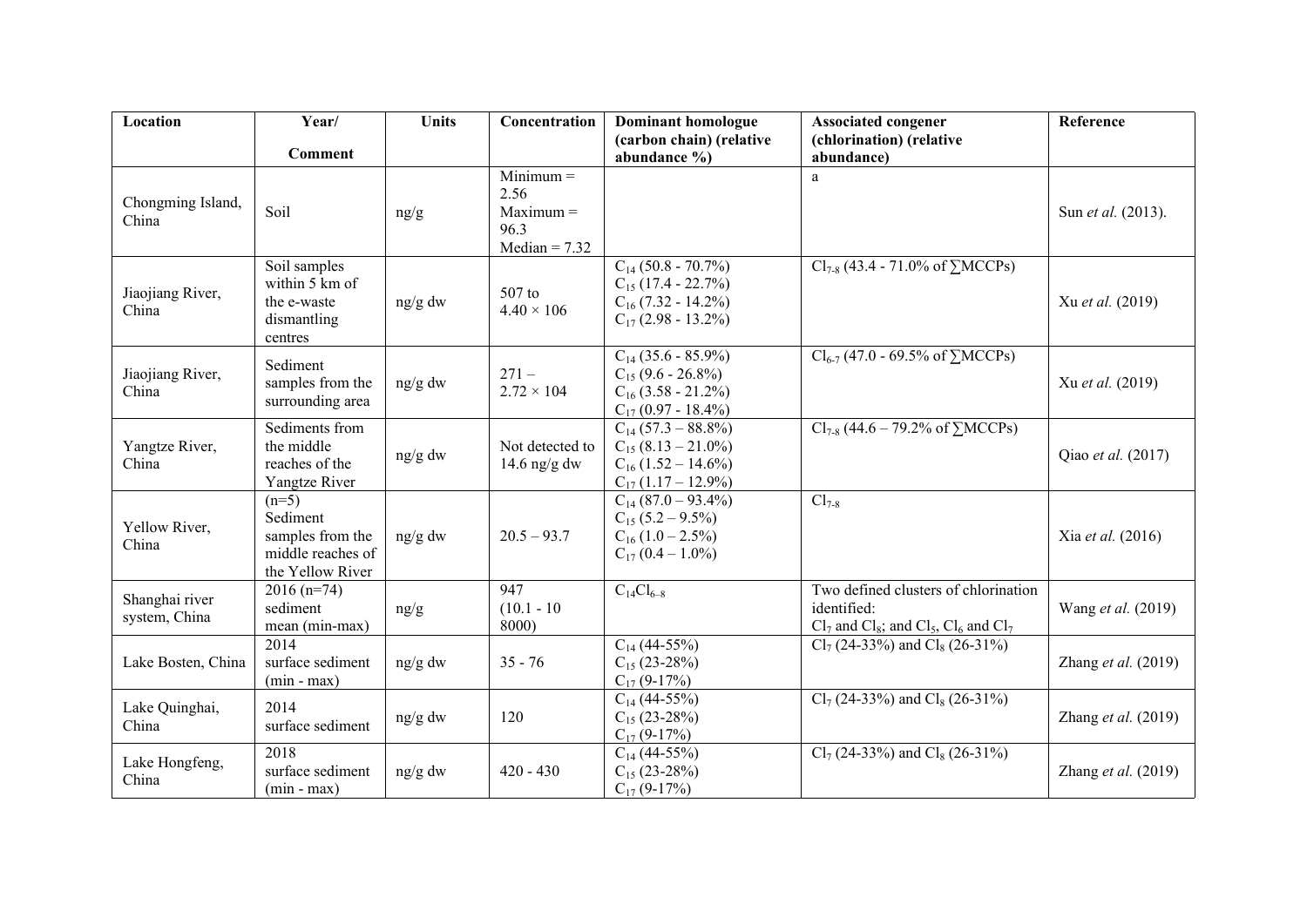| Location | Year/ Comment | Units | Concentration | Dominant homologue (carbon chain) (relative abundance %) | Associated congener (chlorination) (relative abundance) | Reference |
|---|---|---|---|---|---|---|
| Chongming Island, China | Soil | ng/g | Minimum = 2.56 Maximum = 96.3 Median = 7.32 | | a | Sun *et al.* (2013). |
| Jiaojiang River, China | Soil samples within 5 km of the e-waste dismantling centres | ng/g dw | 507 to $4.40 \times 106$ | $C_{14}$ (50.8 - 70.7%) $C_{15}$ (17.4 - 22.7%) $C_{16}$ (7.32 - 14.2%) $C_{17}$ (2.98 - 13.2%) | $Cl_{7\text{-}8}$ (43.4 - 71.0% of ∑MCCPs) | Xu *et al.* (2019) |
| Jiaojiang River, China | Sediment samples from the surrounding area | ng/g dw | 271 – $2.72 \times 104$ | $C_{14}$ (35.6 - 85.9%) $C_{15}$ (9.6 - 26.8%) $C_{16}$ (3.58 - 21.2%) $C_{17}$ (0.97 - 18.4%) | $Cl_{6\text{-}7}$ (47.0 - 69.5% of ∑MCCPs) | Xu *et al.* (2019) |
| Yangtze River, China | Sediments from the middle reaches of the Yangtze River | ng/g dw | Not detected to 14.6 ng/g dw | $C_{14}$ (57.3 – 88.8%) $C_{15}$ (8.13 – 21.0%) $C_{16}$ (1.52 – 14.6%) $C_{17}$ (1.17 – 12.9%) | $Cl_{7\text{-}8}$ (44.6 – 79.2% of ∑MCCPs) | Qiao *et al.* (2017) |
| Yellow River, China | (n=5) Sediment samples from the middle reaches of the Yellow River | ng/g dw | 20.5 – 93.7 | $C_{14}$ (87.0 – 93.4%) $C_{15}$ (5.2 – 9.5%) $C_{16}$ (1.0 – 2.5%) $C_{17}$ (0.4 – 1.0%) | $Cl_{7\text{-}8}$ | Xia *et al.* (2016) |
| Shanghai river system, China | 2016 (n=74) sediment mean (min-max) | ng/g | 947 (10.1 - 10 8000) | $C_{14}Cl_{6\text{–}8}$ | Two defined clusters of chlorination identified: $Cl_7$ and $Cl_8$; and $Cl_5$, $Cl_6$ and $Cl_7$ | Wang *et al.* (2019) |
| Lake Bosten, China | 2014 surface sediment (min - max) | ng/g dw | 35 - 76 | $C_{14}$ (44-55%) $C_{15}$ (23-28%) $C_{17}$ (9-17%) | $Cl_7$ (24-33%) and $Cl_8$ (26-31%) | Zhang *et al.* (2019) |
| Lake Quinghai, China | 2014 surface sediment | ng/g dw | 120 | $C_{14}$ (44-55%) $C_{15}$ (23-28%) $C_{17}$ (9-17%) | $Cl_7$ (24-33%) and $Cl_8$ (26-31%) | Zhang *et al.* (2019) |
| Lake Hongfeng, China | 2018 surface sediment (min - max) | ng/g dw | 420 - 430 | $C_{14}$ (44-55%) $C_{15}$ (23-28%) $C_{17}$ (9-17%) | $Cl_7$ (24-33%) and $Cl_8$ (26-31%) | Zhang *et al.* (2019) |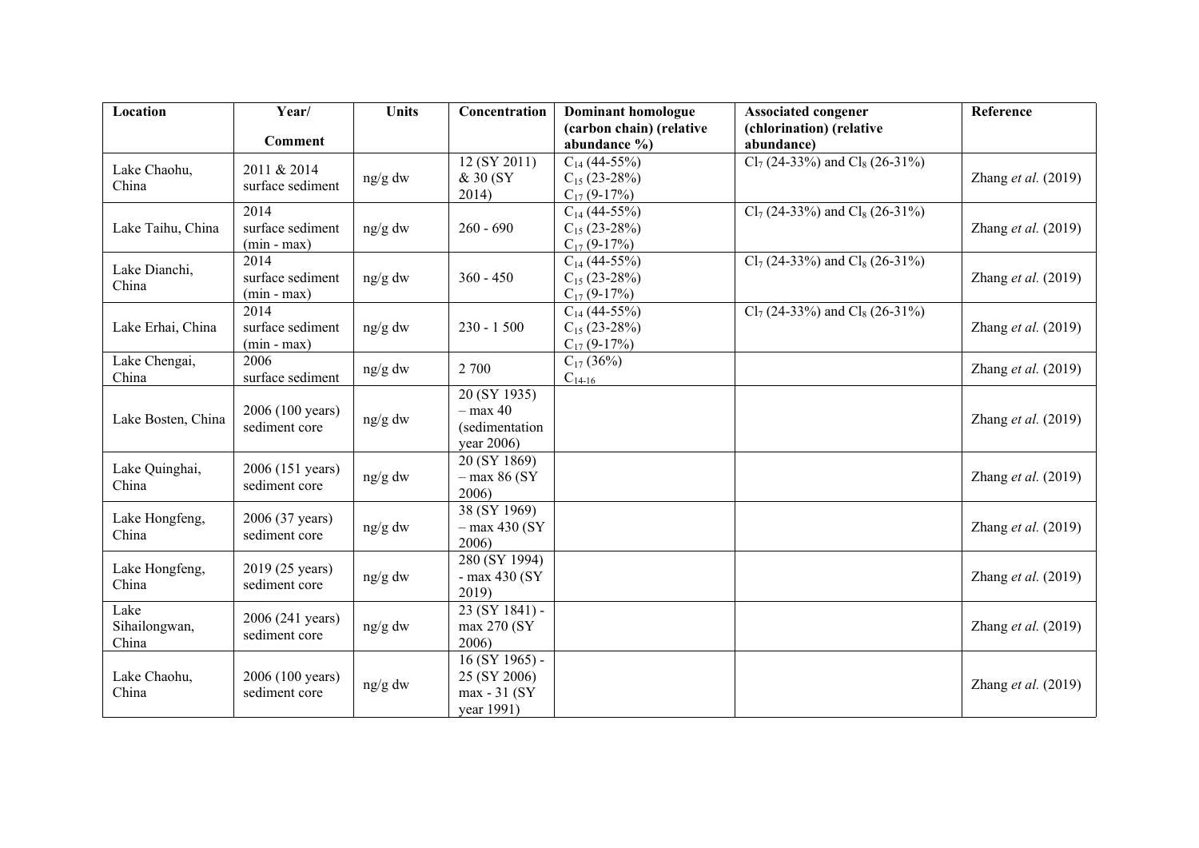| Location | Year/ Comment | Units | Concentration | Dominant homologue (carbon chain) (relative abundance %) | Associated congener (chlorination) (relative abundance) | Reference |
|---|---|---|---|---|---|---|
| Lake Chaohu, China | 2011 & 2014 surface sediment | ng/g dw | 12 (SY 2011) & 30 (SY 2014) | $C_{14}$ (44-55%) $C_{15}$ (23-28%) $C_{17}$ (9-17%) | $Cl_7$ (24-33%) and $Cl_8$ (26-31%) | Zhang *et al.* (2019) |
| Lake Taihu, China | 2014 surface sediment (min - max) | ng/g dw | 260 - 690 | $C_{14}$ (44-55%) $C_{15}$ (23-28%) $C_{17}$ (9-17%) | $Cl_7$ (24-33%) and $Cl_8$ (26-31%) | Zhang *et al.* (2019) |
| Lake Dianchi, China | 2014 surface sediment (min - max) | ng/g dw | 360 - 450 | $C_{14}$ (44-55%) $C_{15}$ (23-28%) $C_{17}$ (9-17%) | $Cl_7$ (24-33%) and $Cl_8$ (26-31%) | Zhang *et al.* (2019) |
| Lake Erhai, China | 2014 surface sediment (min - max) | ng/g dw | 230 - 1 500 | $C_{14}$ (44-55%) $C_{15}$ (23-28%) $C_{17}$ (9-17%) | $Cl_7$ (24-33%) and $Cl_8$ (26-31%) | Zhang *et al.* (2019) |
| Lake Chengai, China | 2006 surface sediment | ng/g dw | 2 700 | $C_{17}$ (36%) $C_{14-16}$ | | Zhang *et al.* (2019) |
| Lake Bosten, China | 2006 (100 years) sediment core | ng/g dw | 20 (SY 1935) – max 40 (sedimentation year 2006) | | | Zhang *et al.* (2019) |
| Lake Quinghai, China | 2006 (151 years) sediment core | ng/g dw | 20 (SY 1869) – max 86 (SY 2006) | | | Zhang *et al.* (2019) |
| Lake Hongfeng, China | 2006 (37 years) sediment core | ng/g dw | 38 (SY 1969) – max 430 (SY 2006) | | | Zhang *et al.* (2019) |
| Lake Hongfeng, China | 2019 (25 years) sediment core | ng/g dw | 280 (SY 1994) - max 430 (SY 2019) | | | Zhang *et al.* (2019) |
| Lake Sihailongwan, China | 2006 (241 years) sediment core | ng/g dw | 23 (SY 1841) - max 270 (SY 2006) | | | Zhang *et al.* (2019) |
| Lake Chaohu, China | 2006 (100 years) sediment core | ng/g dw | 16 (SY 1965) - 25 (SY 2006) max - 31 (SY year 1991) | | | Zhang *et al.* (2019) |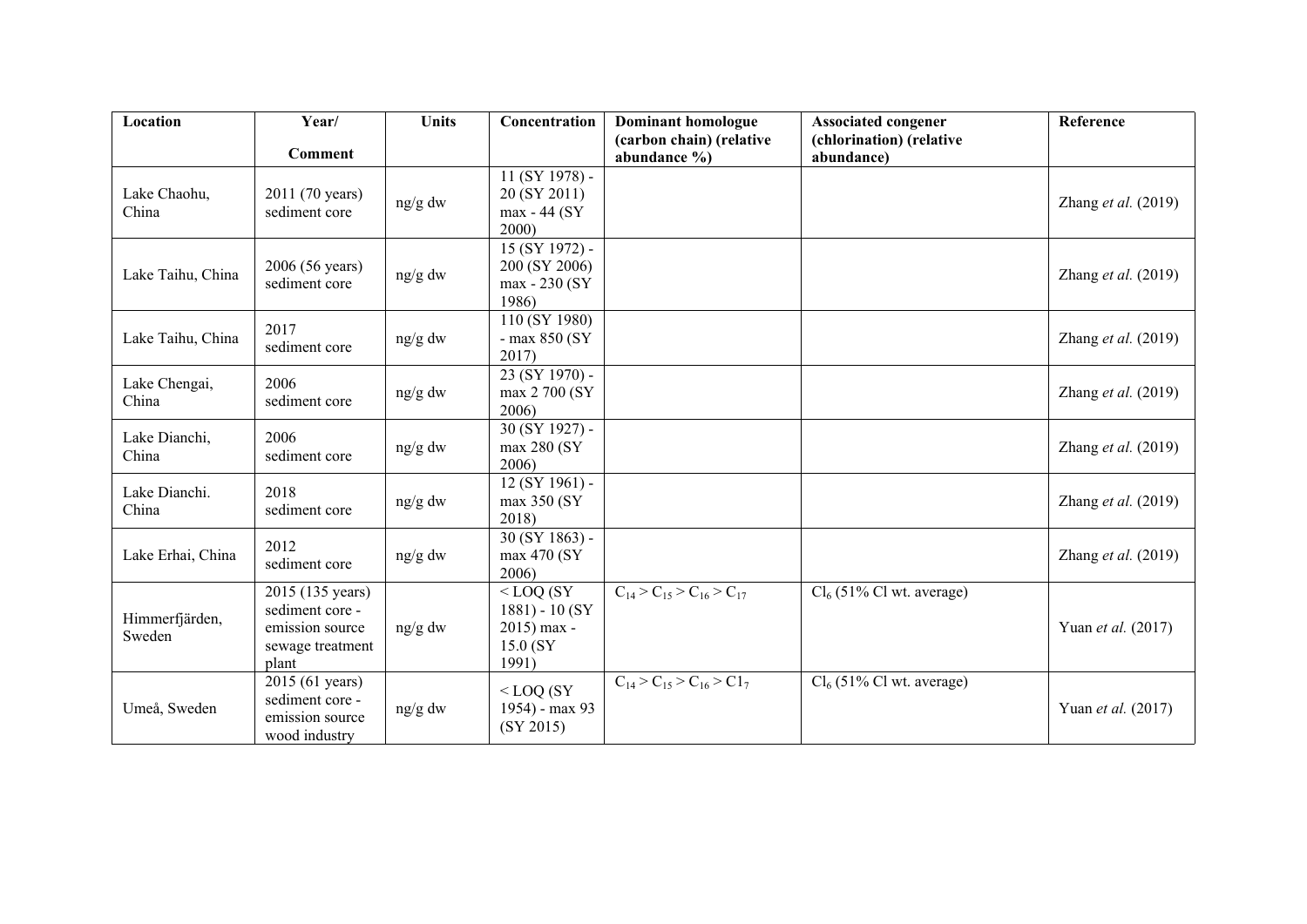| Location | Year/ Comment | Units | Concentration | Dominant homologue (carbon chain) (relative abundance %) | Associated congener (chlorination) (relative abundance) | Reference |
|---|---|---|---|---|---|---|
| Lake Chaohu, China | 2011 (70 years) sediment core | ng/g dw | 11 (SY 1978) - 20 (SY 2011) max - 44 (SY 2000) | | | Zhang *et al.* (2019) |
| Lake Taihu, China | 2006 (56 years) sediment core | ng/g dw | 15 (SY 1972) - 200 (SY 2006) max - 230 (SY 1986) | | | Zhang *et al.* (2019) |
| Lake Taihu, China | 2017 sediment core | ng/g dw | 110 (SY 1980) - max 850 (SY 2017) | | | Zhang *et al.* (2019) |
| Lake Chengai, China | 2006 sediment core | ng/g dw | 23 (SY 1970) - max 2 700 (SY 2006) | | | Zhang *et al.* (2019) |
| Lake Dianchi, China | 2006 sediment core | ng/g dw | 30 (SY 1927) - max 280 (SY 2006) | | | Zhang *et al.* (2019) |
| Lake Dianchi. China | 2018 sediment core | ng/g dw | 12 (SY 1961) - max 350 (SY 2018) | | | Zhang *et al.* (2019) |
| Lake Erhai, China | 2012 sediment core | ng/g dw | 30 (SY 1863) - max 470 (SY 2006) | | | Zhang *et al.* (2019) |
| Himmerfjärden, Sweden | 2015 (135 years) sediment core - emission source sewage treatment plant | ng/g dw | < LOQ (SY 1881) - 10 (SY 2015) max - 15.0 (SY 1991) | $C_{14} > C_{15} > C_{16} > C_{17}$ | $Cl_6$ (51% Cl wt. average) | Yuan *et al.* (2017) |
| Umeå, Sweden | 2015 (61 years) sediment core - emission source wood industry | ng/g dw | < LOQ (SY 1954) - max 93 (SY 2015) | $C_{14} > C_{15} > C_{16} > C1_7$ | $Cl_6$ (51% Cl wt. average) | Yuan *et al.* (2017) |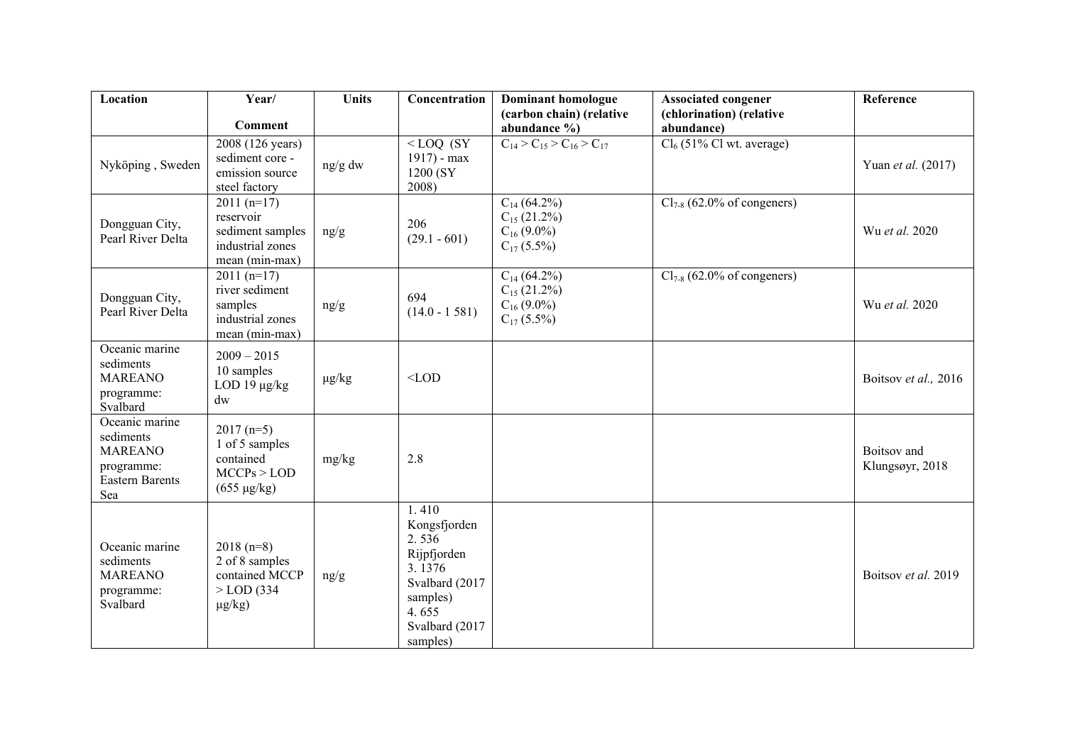| Location | Year/ Comment | Units | Concentration | Dominant homologue (carbon chain) (relative abundance %) | Associated congener (chlorination) (relative abundance) | Reference |
|---|---|---|---|---|---|---|
| Nyköping , Sweden | 2008 (126 years) sediment core - emission source steel factory | ng/g dw | < LOQ (SY 1917) - max 1200 (SY 2008) | $C_{14} > C_{15} > C_{16} > C_{17}$ | $Cl_6$ (51% Cl wt. average) | Yuan *et al.* (2017) |
| Dongguan City, Pearl River Delta | 2011 (n=17) reservoir sediment samples industrial zones mean (min-max) | ng/g | 206 (29.1 - 601) | $C_{14}$ (64.2%) $C_{15}$ (21.2%) $C_{16}$ (9.0%) $C_{17}$ (5.5%) | $Cl_{7\text{-}8}$ (62.0% of congeners) | Wu *et al.* 2020 |
| Dongguan City, Pearl River Delta | 2011 (n=17) river sediment samples industrial zones mean (min-max) | ng/g | 694 (14.0 - 1 581) | $C_{14}$ (64.2%) $C_{15}$ (21.2%) $C_{16}$ (9.0%) $C_{17}$ (5.5%) | $Cl_{7\text{-}8}$ (62.0% of congeners) | Wu *et al.* 2020 |
| Oceanic marine sediments MAREANO programme: Svalbard | 2009 – 2015 10 samples LOD 19 µg/kg dw | µg/kg | <LOD | | | Boitsov *et al.,* 2016 |
| Oceanic marine sediments MAREANO programme: Eastern Barents Sea | 2017 (n=5) 1 of 5 samples contained MCCPs > LOD (655 µg/kg) | mg/kg | 2.8 | | | Boitsov and Klungsøyr, 2018 |
| Oceanic marine sediments MAREANO programme: Svalbard | 2018 (n=8) 2 of 8 samples contained MCCP > LOD (334 µg/kg) | ng/g | 1. 410 Kongsfjorden 2. 536 Rijpfjorden 3. 1376 Svalbard (2017 samples) 4. 655 Svalbard (2017 samples) | | | Boitsov *et al.* 2019 |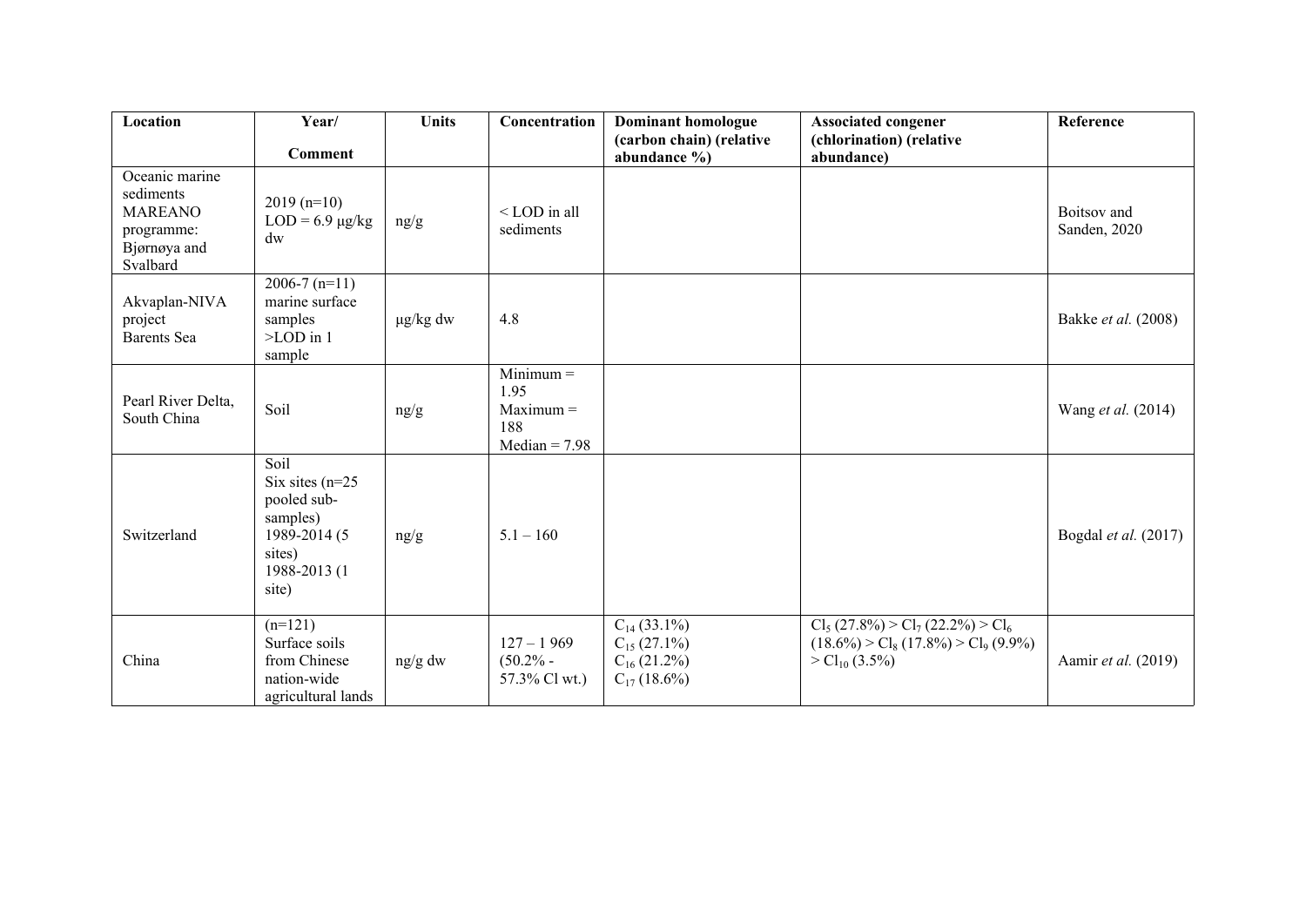| Location | Year/ Comment | Units | Concentration | Dominant homologue (carbon chain) (relative abundance %) | Associated congener (chlorination) (relative abundance) | Reference |
|---|---|---|---|---|---|---|
| Oceanic marine sediments MAREANO programme: Bjørnøya and Svalbard | 2019 (n=10) LOD = 6.9 µg/kg dw | ng/g | < LOD in all sediments | | | Boitsov and Sanden, 2020 |
| Akvaplan-NIVA project Barents Sea | 2006-7 (n=11) marine surface samples >LOD in 1 sample | µg/kg dw | 4.8 | | | Bakke *et al.* (2008) |
| Pearl River Delta, South China | Soil | ng/g | Minimum = 1.95 Maximum = 188 Median = 7.98 | | | Wang *et al.* (2014) |
| Switzerland | Soil Six sites (n=25 pooled sub-samples) 1989-2014 (5 sites) 1988-2013 (1 site) | ng/g | 5.1 – 160 | | | Bogdal *et al.* (2017) |
| China | (n=121) Surface soils from Chinese nation-wide agricultural lands | ng/g dw | 127 – 1 969 (50.2% - 57.3% Cl wt.) | $C_{14}$ (33.1%) $C_{15}$ (27.1%) $C_{16}$ (21.2%) $C_{17}$ (18.6%) | $Cl_5$ (27.8%) > $Cl_7$ (22.2%) > $Cl_6$ (18.6%) > $Cl_8$ (17.8%) > $Cl_9$ (9.9%) > $Cl_{10}$ (3.5%) | Aamir *et al.* (2019) |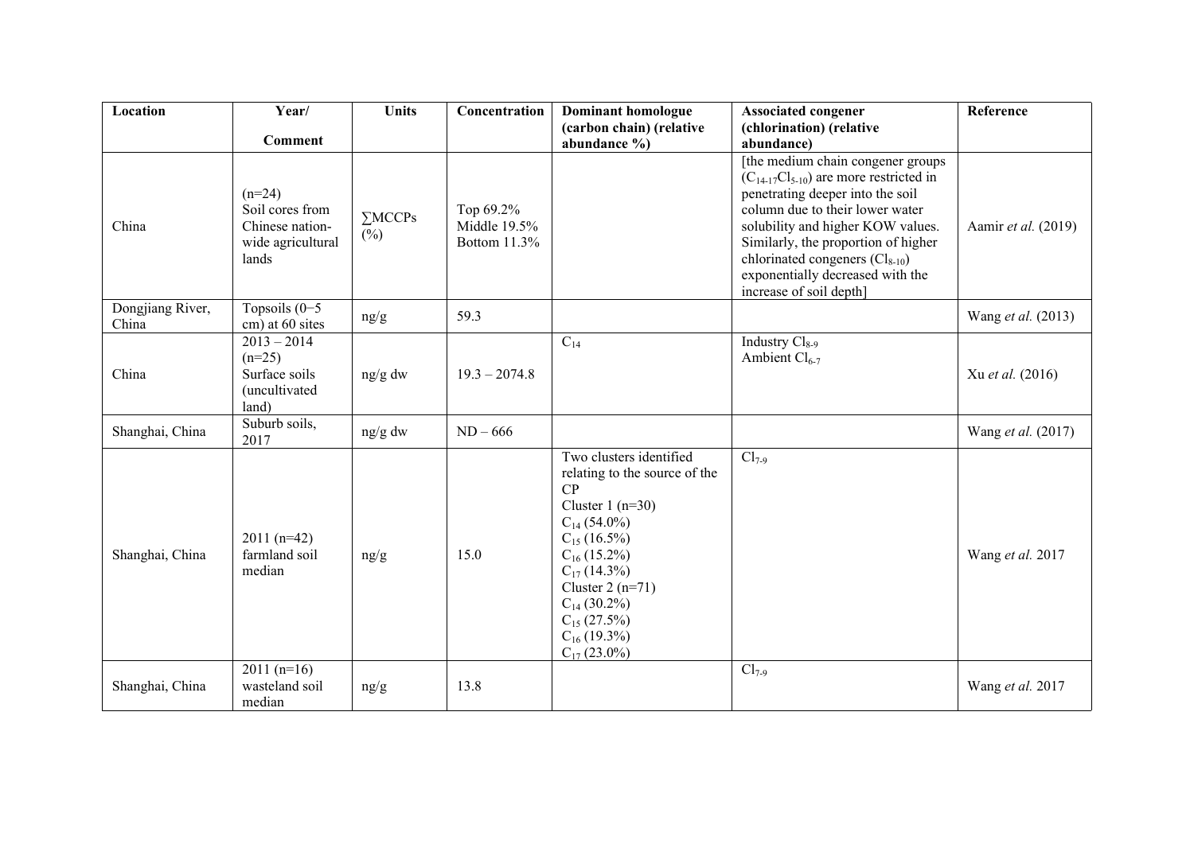| Location | Year/ Comment | Units | Concentration | Dominant homologue (carbon chain) (relative abundance %) | Associated congener (chlorination) (relative abundance) | Reference |
|---|---|---|---|---|---|---|
| China | (n=24) Soil cores from Chinese nation-wide agricultural lands | ∑MCCPs (%) | Top 69.2% Middle 19.5% Bottom 11.3% | | [the medium chain congener groups ($C_{14-17}Cl_{5-10}$) are more restricted in penetrating deeper into the soil column due to their lower water solubility and higher KOW values. Similarly, the proportion of higher chlorinated congeners ($Cl_{8-10}$) exponentially decreased with the increase of soil depth] | Aamir *et al.* (2019) |
| Dongjiang River, China | Topsoils (0−5 cm) at 60 sites | ng/g | 59.3 | | | Wang *et al.* (2013) |
| China | 2013 – 2014 (n=25) Surface soils (uncultivated land) | ng/g dw | 19.3 – 2074.8 | $C_{14}$ | Industry $Cl_{8-9}$ Ambient $Cl_{6-7}$ | Xu *et al.* (2016) |
| Shanghai, China | Suburb soils, 2017 | ng/g dw | ND – 666 | | | Wang *et al.* (2017) |
| Shanghai, China | 2011 (n=42) farmland soil median | ng/g | 15.0 | Two clusters identified relating to the source of the CP Cluster 1 (n=30) $C_{14}$ (54.0%) $C_{15}$ (16.5%) $C_{16}$ (15.2%) $C_{17}$ (14.3%) Cluster 2 (n=71) $C_{14}$ (30.2%) $C_{15}$ (27.5%) $C_{16}$ (19.3%) $C_{17}$ (23.0%) | $Cl_{7-9}$ | Wang *et al.* 2017 |
| Shanghai, China | 2011 (n=16) wasteland soil median | ng/g | 13.8 | | $Cl_{7-9}$ | Wang *et al.* 2017 |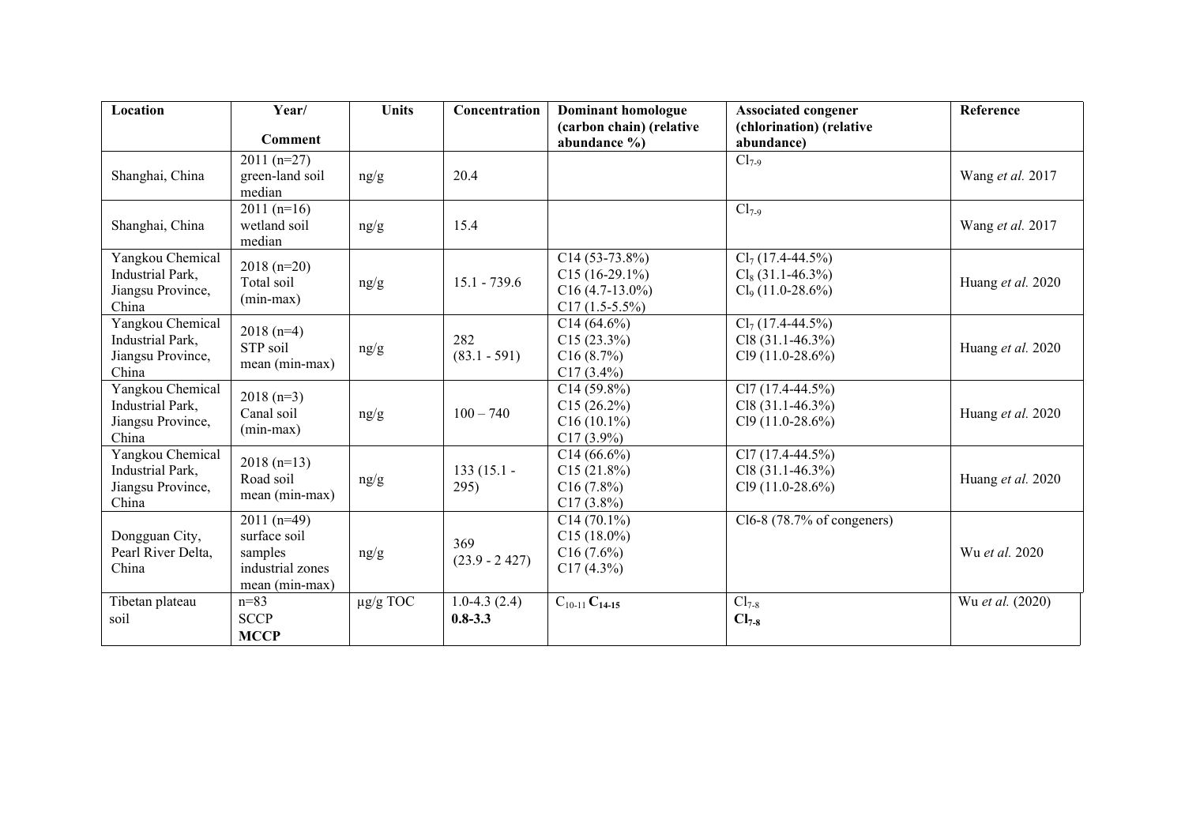| Location | Year/ Comment | Units | Concentration | Dominant homologue (carbon chain) (relative abundance %) | Associated congener (chlorination) (relative abundance) | Reference |
|---|---|---|---|---|---|---|
| Shanghai, China | 2011 (n=27) green-land soil median | ng/g | 20.4 | | $Cl_{7-9}$ | Wang *et al.* 2017 |
| Shanghai, China | 2011 (n=16) wetland soil median | ng/g | 15.4 | | $Cl_{7-9}$ | Wang *et al.* 2017 |
| Yangkou Chemical Industrial Park, Jiangsu Province, China | 2018 (n=20) Total soil (min-max) | ng/g | 15.1 - 739.6 | C14 (53-73.8%) C15 (16-29.1%) C16 (4.7-13.0%) C17 (1.5-5.5%) | $Cl_7$ (17.4-44.5%) $Cl_8$ (31.1-46.3%) $Cl_9$ (11.0-28.6%) | Huang *et al.* 2020 |
| Yangkou Chemical Industrial Park, Jiangsu Province, China | 2018 (n=4) STP soil mean (min-max) | ng/g | 282 (83.1 - 591) | C14 (64.6%) C15 (23.3%) C16 (8.7%) C17 (3.4%) | $Cl_7$ (17.4-44.5%) Cl8 (31.1-46.3%) Cl9 (11.0-28.6%) | Huang *et al.* 2020 |
| Yangkou Chemical Industrial Park, Jiangsu Province, China | 2018 (n=3) Canal soil (min-max) | ng/g | 100 – 740 | C14 (59.8%) C15 (26.2%) C16 (10.1%) C17 (3.9%) | Cl7 (17.4-44.5%) Cl8 (31.1-46.3%) Cl9 (11.0-28.6%) | Huang *et al.* 2020 |
| Yangkou Chemical Industrial Park, Jiangsu Province, China | 2018 (n=13) Road soil mean (min-max) | ng/g | 133 (15.1 - 295) | C14 (66.6%) C15 (21.8%) C16 (7.8%) C17 (3.8%) | Cl7 (17.4-44.5%) Cl8 (31.1-46.3%) Cl9 (11.0-28.6%) | Huang *et al.* 2020 |
| Dongguan City, Pearl River Delta, China | 2011 (n=49) surface soil samples industrial zones mean (min-max) | ng/g | 369 (23.9 - 2 427) | C14 (70.1%) C15 (18.0%) C16 (7.6%) C17 (4.3%) | Cl6-8 (78.7% of congeners) | Wu *et al.* 2020 |
| Tibetan plateau soil | n=83 SCCP **MCCP** | µg/g TOC | 1.0-4.3 (2.4) **0.8-3.3** | $C_{10-11}$ $\mathbf{C_{14-15}}$ | $Cl_{7-8}$ $\mathbf{Cl_{7-8}}$ | Wu *et al.* (2020) |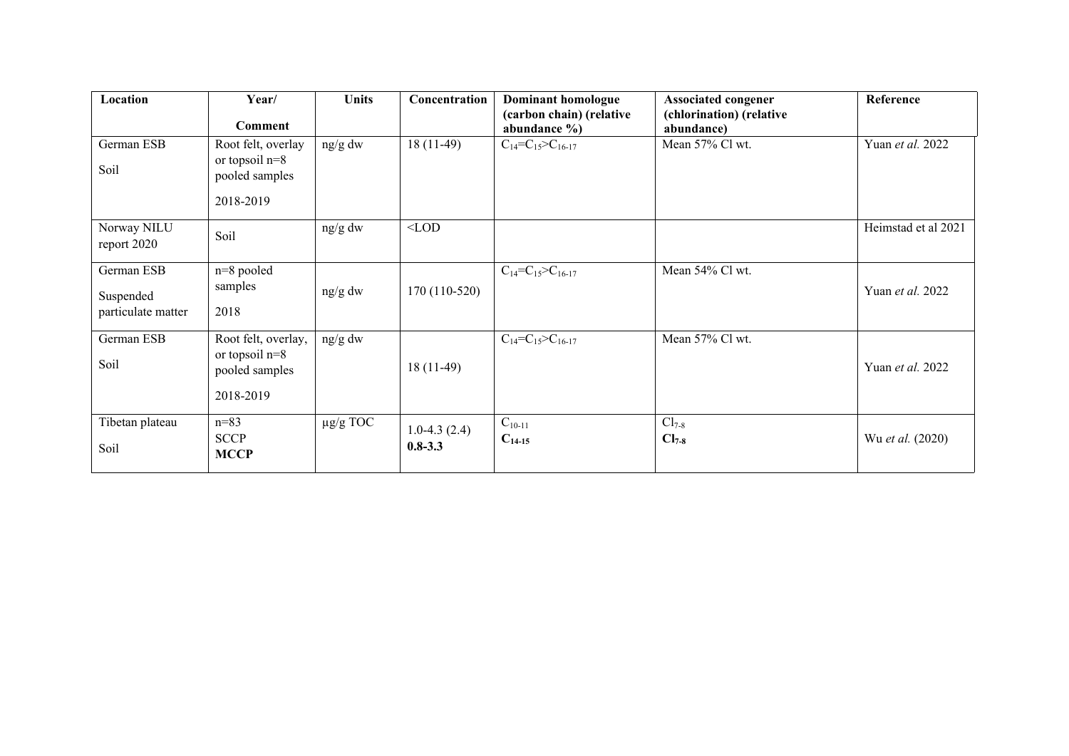| Location | Year/ Comment | Units | Concentration | Dominant homologue (carbon chain) (relative abundance %) | Associated congener (chlorination) (relative abundance) | Reference |
|---|---|---|---|---|---|---|
| German ESB Soil | Root felt, overlay or topsoil n=8 pooled samples 2018-2019 | ng/g dw | 18 (11-49) | $C_{14}$=$C_{15}$>$C_{16-17}$ | Mean 57% Cl wt. | Yuan *et al.* 2022 |
| Norway NILU report 2020 | Soil | ng/g dw | <LOD | | | Heimstad et al 2021 |
| German ESB Suspended particulate matter | n=8 pooled samples 2018 | ng/g dw | 170 (110-520) | $C_{14}$=$C_{15}$>$C_{16-17}$ | Mean 54% Cl wt. | Yuan *et al.* 2022 |
| German ESB Soil | Root felt, overlay, or topsoil n=8 pooled samples 2018-2019 | ng/g dw | 18 (11-49) | $C_{14}$=$C_{15}$>$C_{16-17}$ | Mean 57% Cl wt. | Yuan *et al.* 2022 |
| Tibetan plateau Soil | n=83 SCCP **MCCP** | µg/g TOC | 1.0-4.3 (2.4) **0.8-3.3** | $C_{10-11}$ $\mathbf{C_{14-15}}$ | $Cl_{7-8}$ $\mathbf{Cl_{7-8}}$ | Wu *et al.* (2020) |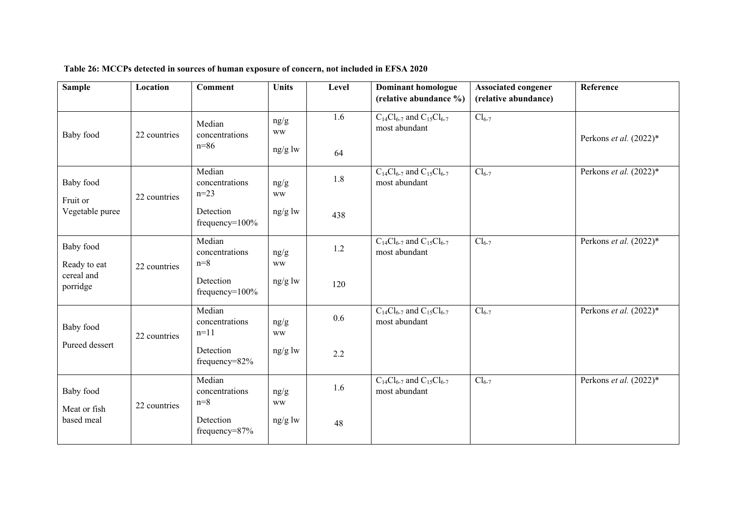**Table 26: MCCPs detected in sources of human exposure of concern, not included in EFSA 2020**

| Sample | Location | Comment | Units | Level | Dominant homologue (relative abundance %) | Associated congener (relative abundance) | Reference |
|---|---|---|---|---|---|---|---|
| Baby food | 22 countries | Median concentrations n=86 | ng/g ww<br>ng/g lw | 1.6<br>64 | $C_{14}Cl_{6-7}$ and $C_{15}Cl_{6-7}$ most abundant | $Cl_{6-7}$ | Perkons *et al.* (2022)* |
| Baby food<br>Fruit or Vegetable puree | 22 countries | Median concentrations n=23<br>Detection frequency=100% | ng/g ww<br>ng/g lw | 1.8<br>438 | $C_{14}Cl_{6-7}$ and $C_{15}Cl_{6-7}$ most abundant | $Cl_{6-7}$ | Perkons *et al.* (2022)* |
| Baby food<br>Ready to eat cereal and porridge | 22 countries | Median concentrations n=8<br>Detection frequency=100% | ng/g ww<br>ng/g lw | 1.2<br>120 | $C_{14}Cl_{6-7}$ and $C_{15}Cl_{6-7}$ most abundant | $Cl_{6-7}$ | Perkons *et al.* (2022)* |
| Baby food<br>Pureed dessert | 22 countries | Median concentrations n=11<br>Detection frequency=82% | ng/g ww<br>ng/g lw | 0.6<br>2.2 | $C_{14}Cl_{6-7}$ and $C_{15}Cl_{6-7}$ most abundant | $Cl_{6-7}$ | Perkons *et al.* (2022)* |
| Baby food<br>Meat or fish based meal | 22 countries | Median concentrations n=8<br>Detection frequency=87% | ng/g ww<br>ng/g lw | 1.6<br>48 | $C_{14}Cl_{6-7}$ and $C_{15}Cl_{6-7}$ most abundant | $Cl_{6-7}$ | Perkons *et al.* (2022)* |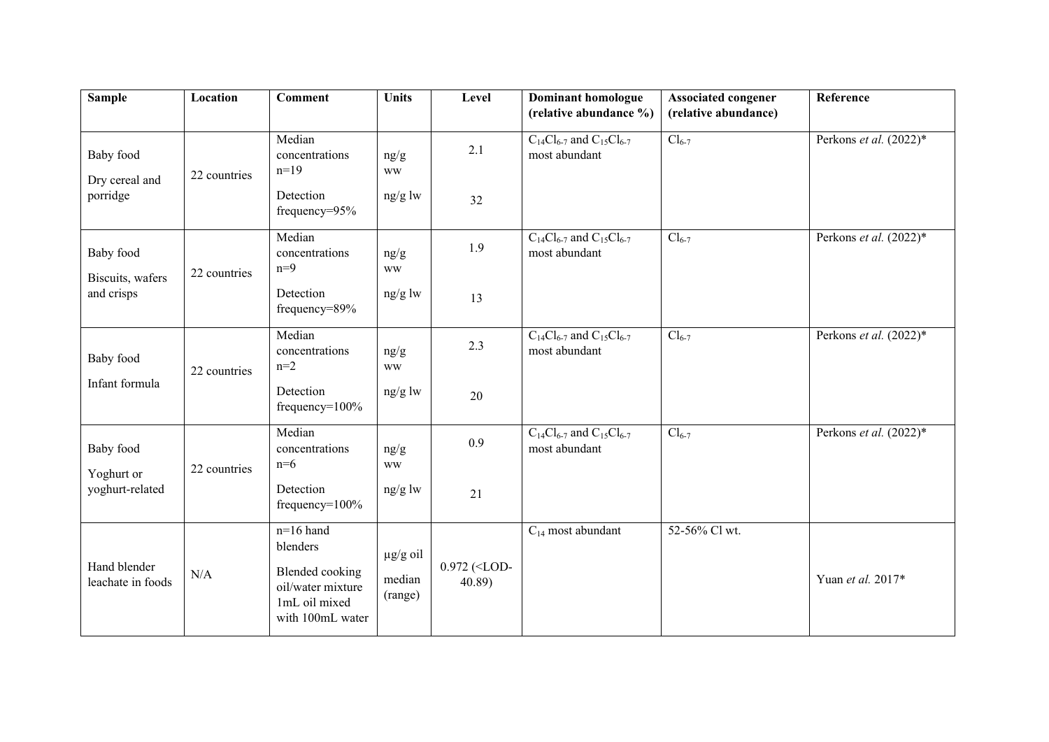| Sample | Location | Comment | Units | Level | Dominant homologue (relative abundance %) | Associated congener (relative abundance) | Reference |
|---|---|---|---|---|---|---|---|
| Baby food<br>Dry cereal and porridge | 22 countries | Median concentrations n=19<br>Detection frequency=95% | ng/g ww<br>ng/g lw | 2.1<br>32 | $C_{14}Cl_{6-7}$ and $C_{15}Cl_{6-7}$ most abundant | $Cl_{6-7}$ | Perkons *et al.* (2022)* |
| Baby food<br>Biscuits, wafers and crisps | 22 countries | Median concentrations n=9<br>Detection frequency=89% | ng/g ww<br>ng/g lw | 1.9<br>13 | $C_{14}Cl_{6-7}$ and $C_{15}Cl_{6-7}$ most abundant | $Cl_{6-7}$ | Perkons *et al.* (2022)* |
| Baby food<br>Infant formula | 22 countries | Median concentrations n=2<br>Detection frequency=100% | ng/g ww<br>ng/g lw | 2.3<br>20 | $C_{14}Cl_{6-7}$ and $C_{15}Cl_{6-7}$ most abundant | $Cl_{6-7}$ | Perkons *et al.* (2022)* |
| Baby food<br>Yoghurt or yoghurt-related | 22 countries | Median concentrations n=6<br>Detection frequency=100% | ng/g ww<br>ng/g lw | 0.9<br>21 | $C_{14}Cl_{6-7}$ and $C_{15}Cl_{6-7}$ most abundant | $Cl_{6-7}$ | Perkons *et al.* (2022)* |
| Hand blender leachate in foods | N/A | n=16 hand blenders<br>Blended cooking oil/water mixture 1mL oil mixed with 100mL water | µg/g oil<br>median (range) | 0.972 (<LOD-40.89) | $C_{14}$ most abundant | 52-56% Cl wt. | Yuan *et al.* 2017* |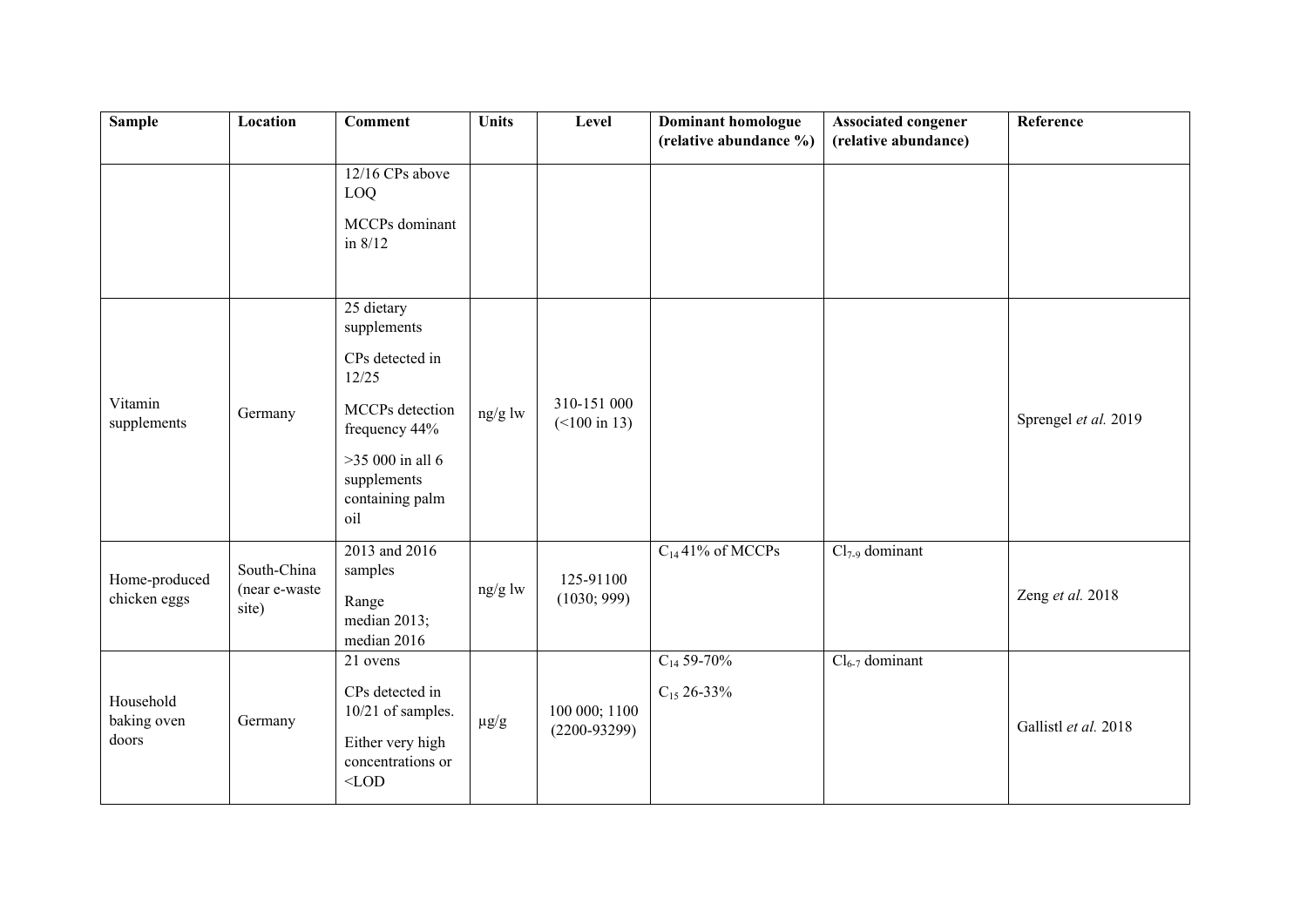| Sample | Location | Comment | Units | Level | Dominant homologue (relative abundance %) | Associated congener (relative abundance) | Reference |
|---|---|---|---|---|---|---|---|
| | | 12/16 CPs above LOQ<br>MCCPs dominant in 8/12 | | | | | |
| Vitamin supplements | Germany | 25 dietary supplements<br>CPs detected in 12/25<br>MCCPs detection frequency 44%<br>>35 000 in all 6 supplements containing palm oil | ng/g lw | 310-151 000 (<100 in 13) | | | Sprengel *et al.* 2019 |
| Home-produced chicken eggs | South-China (near e-waste site) | 2013 and 2016 samples<br>Range median 2013; median 2016 | ng/g lw | 125-91100 (1030; 999) | $C_{14}$ 41% of MCCPs | $Cl_{7\text{-}9}$ dominant | Zeng *et al.* 2018 |
| Household baking oven doors | Germany | 21 ovens<br>CPs detected in 10/21 of samples.<br>Either very high concentrations or <LOD | µg/g | 100 000; 1100 (2200-93299) | $C_{14}$ 59-70%<br>$C_{15}$ 26-33% | $Cl_{6\text{-}7}$ dominant | Gallistl *et al.* 2018 |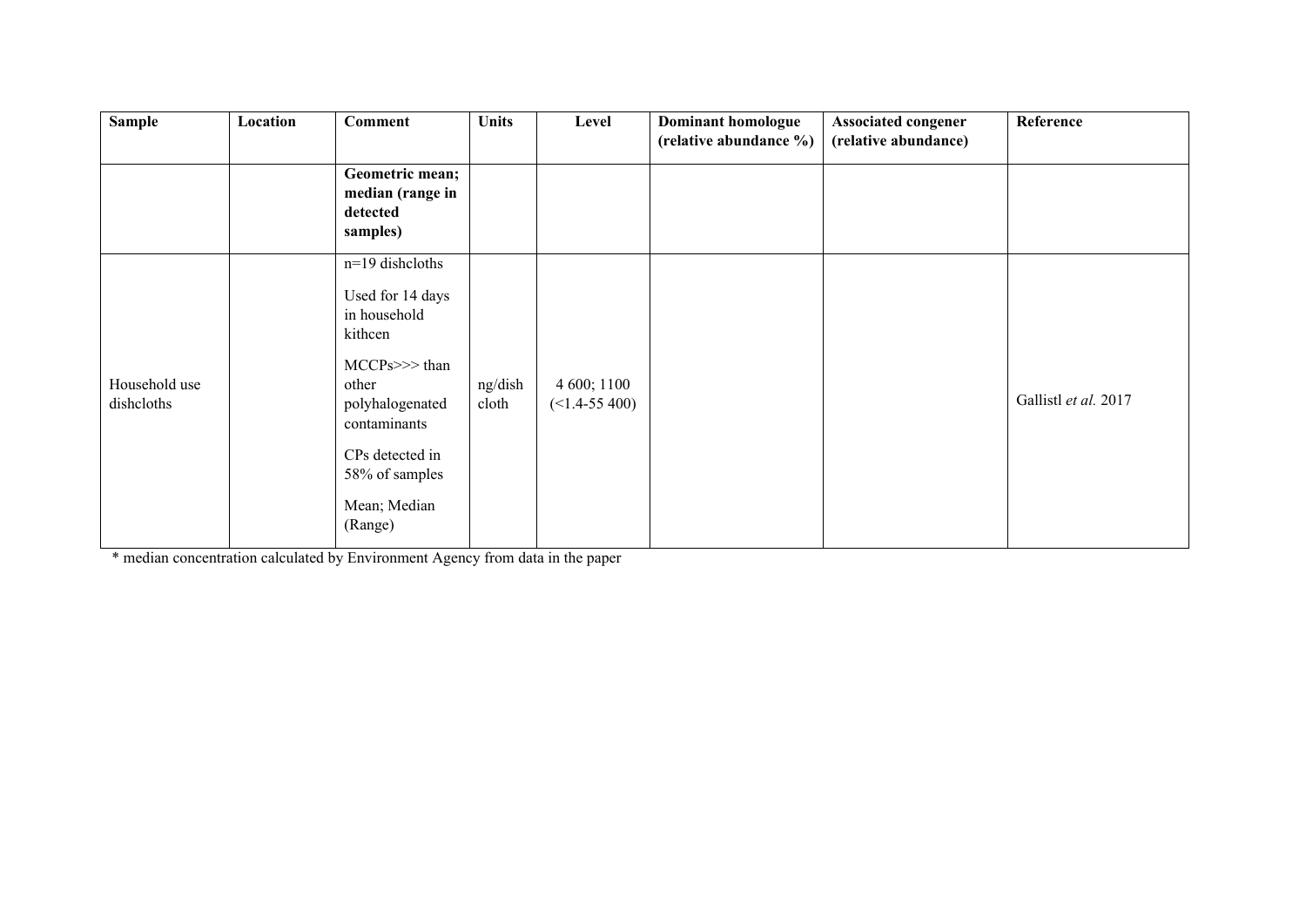| Sample | Location | Comment | Units | Level | Dominant homologue (relative abundance %) | Associated congener (relative abundance) | Reference |
|---|---|---|---|---|---|---|---|
| | | **Geometric mean; median (range in detected samples)** | | | | | |
| Household use dishcloths | | n=19 dishcloths<br><br>Used for 14 days in household kithcen<br><br>MCCPs>>> than other polyhalogenated contaminants<br><br>CPs detected in 58% of samples<br><br>Mean; Median (Range) | ng/dish cloth | 4 600; 1100 (<1.4-55 400) | | | Gallistl *et al.* 2017 |

* median concentration calculated by Environment Agency from data in the paper